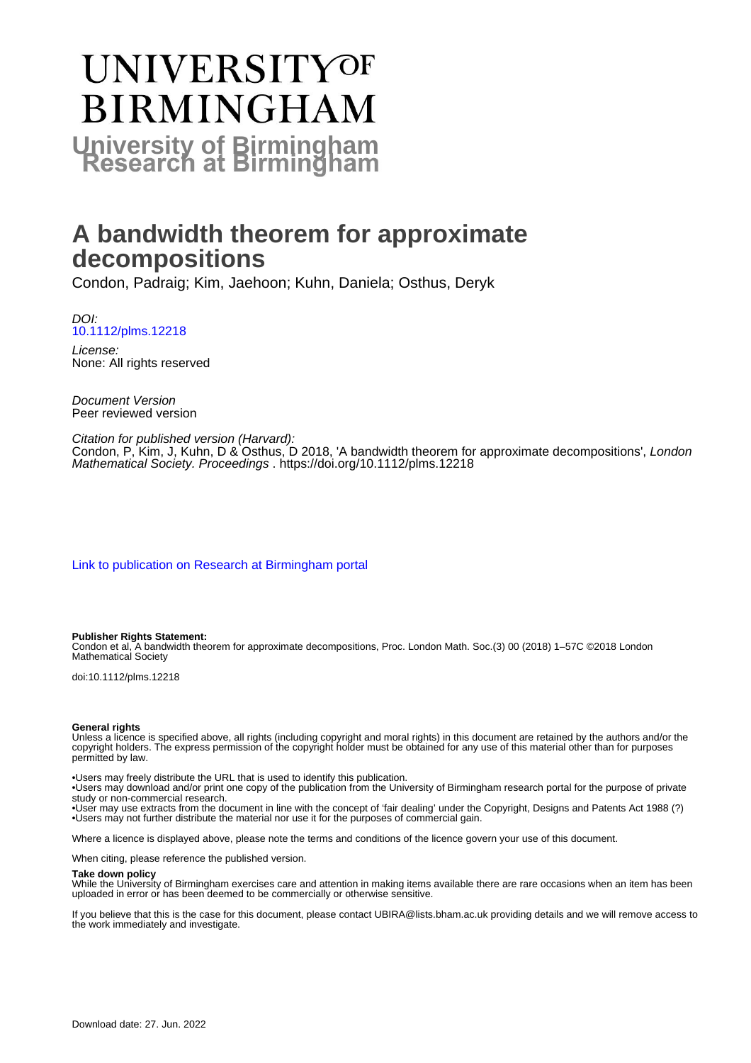# UNIVERSITY OF BIRMINGHAM

**University of Birmingham Research at Birmingham**

# A bandwidth theorem for approximate decompositions

Condon, Padraig; Kim, Jaehoon; Kuhn, Daniela; Osthus, Deryk

*DOI:*
10.1112/plms.12218

*License:*
None: All rights reserved

*Document Version*
Peer reviewed version

*Citation for published version (Harvard):*
Condon, P, Kim, J, Kuhn, D & Osthus, D 2018, 'A bandwidth theorem for approximate decompositions', *London Mathematical Society. Proceedings* . https://doi.org/10.1112/plms.12218

Link to publication on Research at Birmingham portal

**Publisher Rights Statement:**
Condon et al, A bandwidth theorem for approximate decompositions, Proc. London Math. Soc.(3) 00 (2018) 1–57C ©2018 London Mathematical Society

doi:10.1112/plms.12218

**General rights**
Unless a licence is specified above, all rights (including copyright and moral rights) in this document are retained by the authors and/or the copyright holders. The express permission of the copyright holder must be obtained for any use of this material other than for purposes permitted by law.

•Users may freely distribute the URL that is used to identify this publication.
•Users may download and/or print one copy of the publication from the University of Birmingham research portal for the purpose of private study or non-commercial research.
•User may use extracts from the document in line with the concept of 'fair dealing' under the Copyright, Designs and Patents Act 1988 (?)
•Users may not further distribute the material nor use it for the purposes of commercial gain.

Where a licence is displayed above, please note the terms and conditions of the licence govern your use of this document.

When citing, please reference the published version.

**Take down policy**
While the University of Birmingham exercises care and attention in making items available there are rare occasions when an item has been uploaded in error or has been deemed to be commercially or otherwise sensitive.

If you believe that this is the case for this document, please contact UBIRA@lists.bham.ac.uk providing details and we will remove access to the work immediately and investigate.

Download date: 27. Jun. 2022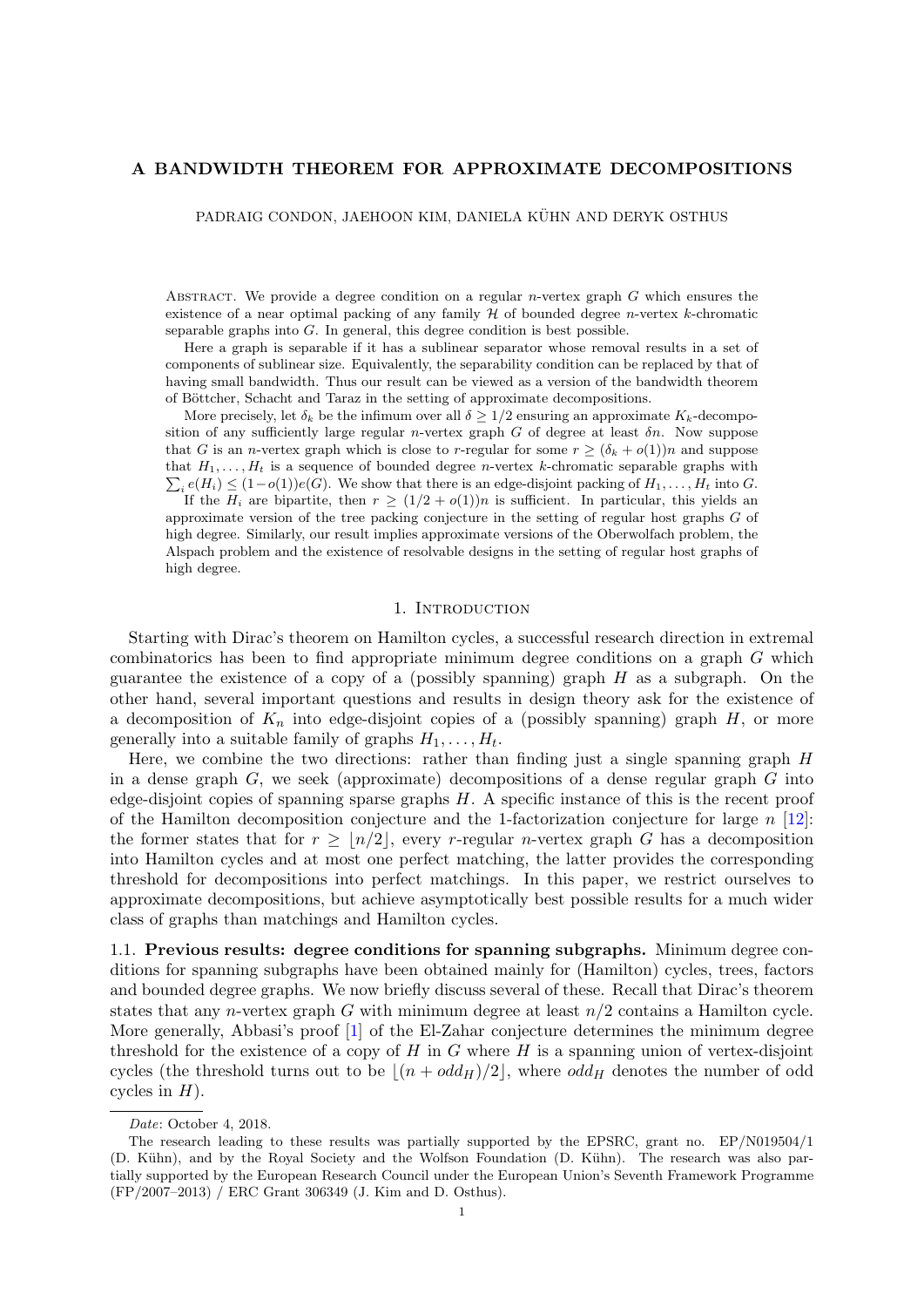# A BANDWIDTH THEOREM FOR APPROXIMATE DECOMPOSITIONS

PADRAIG CONDON, JAEHOON KIM, DANIELA KÜHN AND DERYK OSTHUS

ABSTRACT. We provide a degree condition on a regular $n$-vertex graph $G$ which ensures the existence of a near optimal packing of any family $\mathcal{H}$ of bounded degree $n$-vertex $k$-chromatic separable graphs into $G$. In general, this degree condition is best possible.

Here a graph is separable if it has a sublinear separator whose removal results in a set of components of sublinear size. Equivalently, the separability condition can be replaced by that of having small bandwidth. Thus our result can be viewed as a version of the bandwidth theorem of Böttcher, Schacht and Taraz in the setting of approximate decompositions.

More precisely, let $\delta_k$ be the infimum over all $\delta \geq 1/2$ ensuring an approximate $K_k$-decomposition of any sufficiently large regular $n$-vertex graph $G$ of degree at least $\delta n$. Now suppose that $G$ is an $n$-vertex graph which is close to $r$-regular for some $r \geq (\delta_k + o(1))n$ and suppose that $H_1, \dots, H_t$ is a sequence of bounded degree $n$-vertex $k$-chromatic separable graphs with $\sum_i e(H_i) \leq (1-o(1))e(G)$. We show that there is an edge-disjoint packing of $H_1, \dots, H_t$ into $G$.

If the $H_i$ are bipartite, then $r \geq (1/2 + o(1))n$ is sufficient. In particular, this yields an approximate version of the tree packing conjecture in the setting of regular host graphs $G$ of high degree. Similarly, our result implies approximate versions of the Oberwolfach problem, the Alspach problem and the existence of resolvable designs in the setting of regular host graphs of high degree.

## 1. Introduction

Starting with Dirac's theorem on Hamilton cycles, a successful research direction in extremal combinatorics has been to find appropriate minimum degree conditions on a graph $G$ which guarantee the existence of a copy of a (possibly spanning) graph $H$ as a subgraph. On the other hand, several important questions and results in design theory ask for the existence of a decomposition of $K_n$ into edge-disjoint copies of a (possibly spanning) graph $H$, or more generally into a suitable family of graphs $H_1, \dots, H_t$.

Here, we combine the two directions: rather than finding just a single spanning graph $H$ in a dense graph $G$, we seek (approximate) decompositions of a dense regular graph $G$ into edge-disjoint copies of spanning sparse graphs $H$. A specific instance of this is the recent proof of the Hamilton decomposition conjecture and the 1-factorization conjecture for large $n$ [12]: the former states that for $r \geq \lfloor n/2 \rfloor$, every $r$-regular $n$-vertex graph $G$ has a decomposition into Hamilton cycles and at most one perfect matching, the latter provides the corresponding threshold for decompositions into perfect matchings. In this paper, we restrict ourselves to approximate decompositions, but achieve asymptotically best possible results for a much wider class of graphs than matchings and Hamilton cycles.

**1.1. Previous results: degree conditions for spanning subgraphs.** Minimum degree conditions for spanning subgraphs have been obtained mainly for (Hamilton) cycles, trees, factors and bounded degree graphs. We now briefly discuss several of these. Recall that Dirac's theorem states that any $n$-vertex graph $G$ with minimum degree at least $n/2$ contains a Hamilton cycle. More generally, Abbasi's proof [1] of the El-Zahar conjecture determines the minimum degree threshold for the existence of a copy of $H$ in $G$ where $H$ is a spanning union of vertex-disjoint cycles (the threshold turns out to be $\lfloor (n + odd_H)/2 \rfloor$, where $odd_H$ denotes the number of odd cycles in $H$).

---

*Date*: October 4, 2018.

The research leading to these results was partially supported by the EPSRC, grant no. EP/N019504/1 (D. Kühn), and by the Royal Society and the Wolfson Foundation (D. Kühn). The research was also partially supported by the European Research Council under the European Union's Seventh Framework Programme (FP/2007–2013) / ERC Grant 306349 (J. Kim and D. Osthus).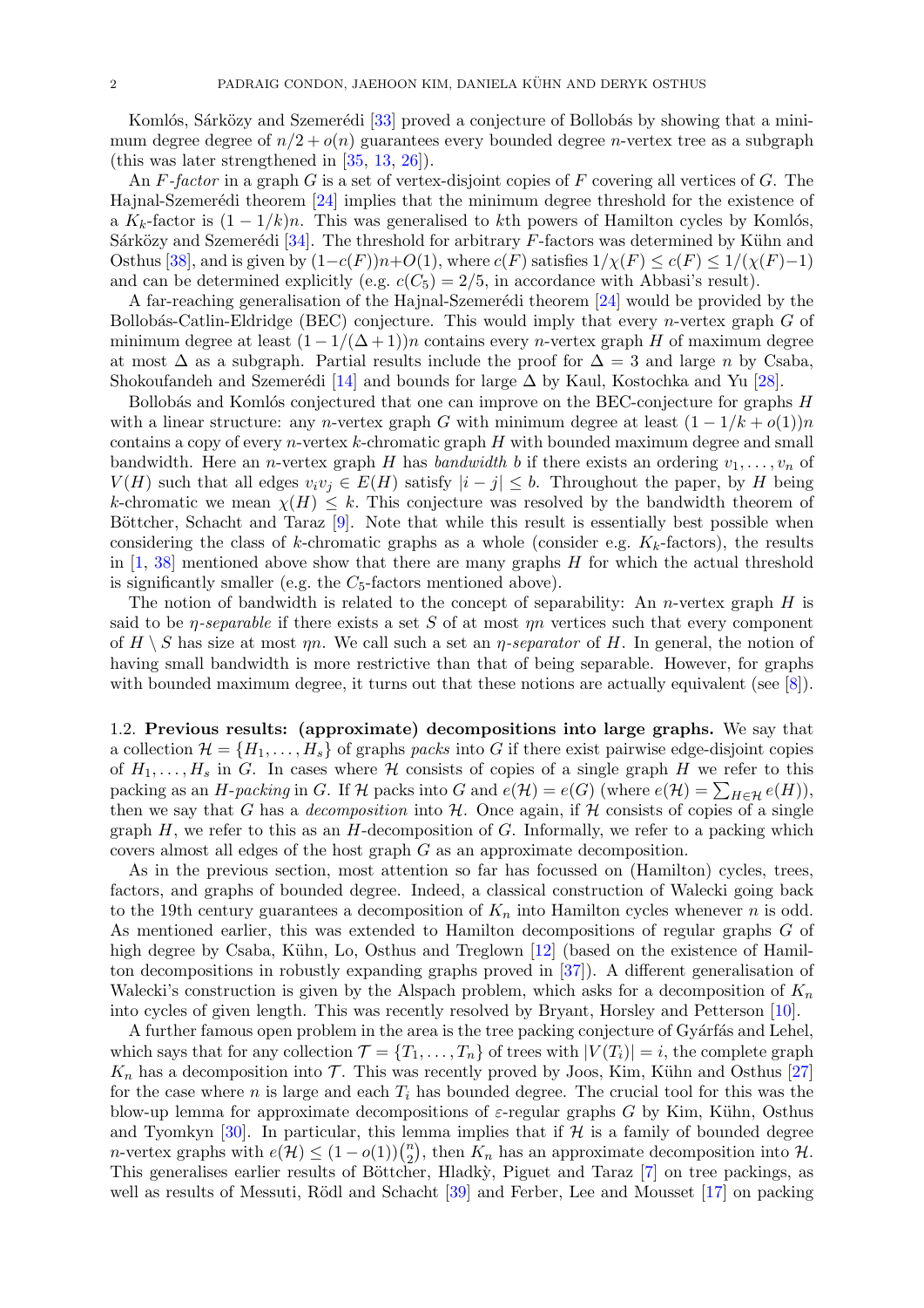Komlós, Sárközy and Szemerédi [33] proved a conjecture of Bollobás by showing that a minimum degree degree of $n/2 + o(n)$ guarantees every bounded degree $n$-vertex tree as a subgraph (this was later strengthened in [35, 13, 26]).

An $F$*-factor* in a graph $G$ is a set of vertex-disjoint copies of $F$ covering all vertices of $G$. The Hajnal-Szemerédi theorem [24] implies that the minimum degree threshold for the existence of a $K_k$-factor is $(1 - 1/k)n$. This was generalised to $k$th powers of Hamilton cycles by Komlós, Sárközy and Szemerédi [34]. The threshold for arbitrary $F$-factors was determined by Kühn and Osthus [38], and is given by $(1-c(F))n+O(1)$, where $c(F)$ satisfies $1/\chi(F) \leq c(F) \leq 1/(\chi(F)-1)$ and can be determined explicitly (e.g. $c(C_5) = 2/5$, in accordance with Abbasi's result).

A far-reaching generalisation of the Hajnal-Szemerédi theorem [24] would be provided by the Bollobás-Catlin-Eldridge (BEC) conjecture. This would imply that every $n$-vertex graph $G$ of minimum degree at least $(1 - 1/(\Delta + 1))n$ contains every $n$-vertex graph $H$ of maximum degree at most $\Delta$ as a subgraph. Partial results include the proof for $\Delta = 3$ and large $n$ by Csaba, Shokoufandeh and Szemerédi [14] and bounds for large $\Delta$ by Kaul, Kostochka and Yu [28].

Bollobás and Komlós conjectured that one can improve on the BEC-conjecture for graphs $H$ with a linear structure: any $n$-vertex graph $G$ with minimum degree at least $(1 - 1/k + o(1))n$ contains a copy of every $n$-vertex $k$-chromatic graph $H$ with bounded maximum degree and small bandwidth. Here an $n$-vertex graph $H$ has *bandwidth* $b$ if there exists an ordering $v_1, \dots, v_n$ of $V(H)$ such that all edges $v_iv_j \in E(H)$ satisfy $|i - j| \leq b$. Throughout the paper, by $H$ being $k$-chromatic we mean $\chi(H) \leq k$. This conjecture was resolved by the bandwidth theorem of Böttcher, Schacht and Taraz [9]. Note that while this result is essentially best possible when considering the class of $k$-chromatic graphs as a whole (consider e.g. $K_k$-factors), the results in [1, 38] mentioned above show that there are many graphs $H$ for which the actual threshold is significantly smaller (e.g. the $C_5$-factors mentioned above).

The notion of bandwidth is related to the concept of separability: An $n$-vertex graph $H$ is said to be $\eta$*-separable* if there exists a set $S$ of at most $\eta n$ vertices such that every component of $H \setminus S$ has size at most $\eta n$. We call such a set an $\eta$*-separator* of $H$. In general, the notion of having small bandwidth is more restrictive than that of being separable. However, for graphs with bounded maximum degree, it turns out that these notions are actually equivalent (see [8]).

**1.2. Previous results: (approximate) decompositions into large graphs.** We say that a collection $\mathcal{H} = \{H_1, \dots, H_s\}$ of graphs *packs* into $G$ if there exist pairwise edge-disjoint copies of $H_1, \dots, H_s$ in $G$. In cases where $\mathcal{H}$ consists of copies of a single graph $H$ we refer to this packing as an $H$*-packing* in $G$. If $\mathcal{H}$ packs into $G$ and $e(\mathcal{H}) = e(G)$ (where $e(\mathcal{H}) = \sum_{H \in \mathcal{H}} e(H)$), then we say that $G$ has a *decomposition* into $\mathcal{H}$. Once again, if $\mathcal{H}$ consists of copies of a single graph $H$, we refer to this as an $H$-decomposition of $G$. Informally, we refer to a packing which covers almost all edges of the host graph $G$ as an approximate decomposition.

As in the previous section, most attention in the area so far has focussed on (Hamilton) cycles, trees, factors, and graphs of bounded degree. Indeed, a classical construction of Walecki going back to the 19th century guarantees a decomposition of $K_n$ into Hamilton cycles whenever $n$ is odd. As mentioned earlier, this was extended to Hamilton decompositions of regular graphs $G$ of high degree by Csaba, Kühn, Lo, Osthus and Treglown [12] (based on the existence of Hamilton decompositions in robustly expanding graphs proved in [37]). A different generalisation of Walecki's construction is given by the Alspach problem, which asks for a decomposition of $K_n$ into cycles of given length. This was recently resolved by Bryant, Horsley and Petterson [10].

A further famous open problem in the area is the tree packing conjecture of Gyárfás and Lehel, which says that for any collection $\mathcal{T} = \{T_1, \dots, T_n\}$ of trees with $|V(T_i)| = i$, the complete graph $K_n$ has a decomposition into $\mathcal{T}$. This was recently proved by Joos, Kim, Kühn and Osthus [27] for the case where $n$ is large and each $T_i$ has bounded degree. The crucial tool for this was the blow-up lemma for approximate decompositions of $\varepsilon$-regular graphs $G$ by Kim, Kühn, Osthus and Tyomkyn [30]. In particular, this lemma implies that if $\mathcal{H}$ is a family of bounded degree $n$-vertex graphs with $e(\mathcal{H}) \leq (1 - o(1))\binom{n}{2}$, then $K_n$ has an approximate decomposition into $\mathcal{H}$. This generalises earlier results of Böttcher, Hladký, Piguet and Taraz [7] on tree packings, as well as results of Messuti, Rödl and Schacht [39] and Ferber, Lee and Mousset [17] on packing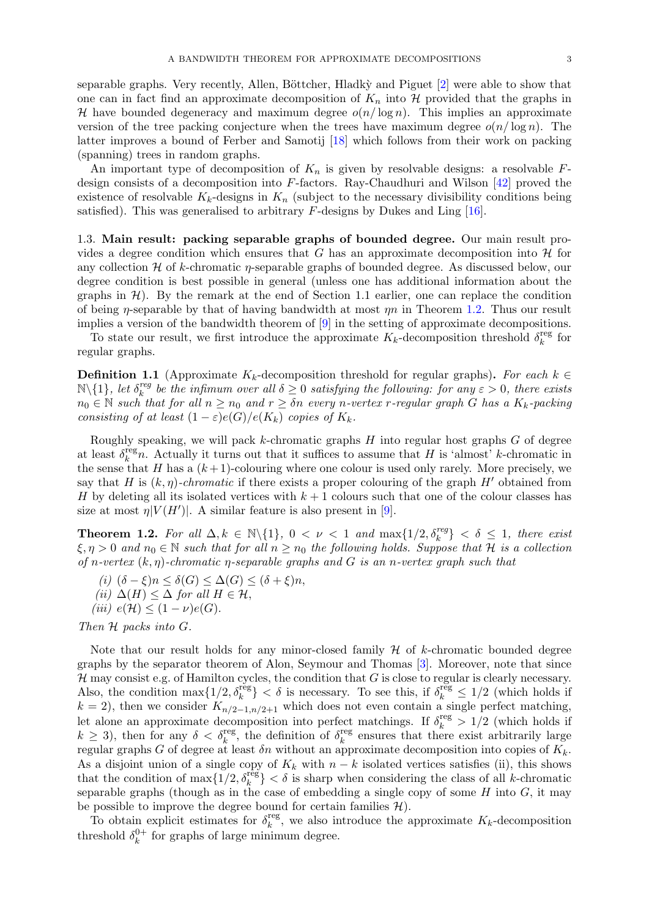separable graphs. Very recently, Allen, Böttcher, Hladkỳ and Piguet [2] were able to show that one can in fact find an approximate decomposition of $K_n$ into $\mathcal{H}$ provided that the graphs in $\mathcal{H}$ have bounded degeneracy and maximum degree $o(n/\log n)$. This implies an approximate version of the tree packing conjecture when the trees have maximum degree $o(n/\log n)$. The latter improves a bound of Ferber and Samotij [18] which follows from their work on packing (spanning) trees in random graphs.

An important type of decomposition of $K_n$ is given by resolvable designs: a resolvable $F$-design consists of a decomposition into $F$-factors. Ray-Chaudhuri and Wilson [42] proved the existence of resolvable $K_k$-designs in $K_n$ (subject to the necessary divisibility conditions being satisfied). This was generalised to arbitrary $F$-designs by Dukes and Ling [16].

### 1.3. Main result: packing separable graphs of bounded degree.

Our main result provides a degree condition which ensures that $G$ has an approximate decomposition into $\mathcal{H}$ for any collection $\mathcal{H}$ of $k$-chromatic $\eta$-separable graphs of bounded degree. As discussed below, our degree condition is best possible in general (unless one has additional information about the graphs in $\mathcal{H}$). By the remark at the end of Section 1.1 earlier, one can replace the condition of being $\eta$-separable by that of having bandwidth at most $\eta n$ in Theorem 1.2. Thus our result implies a version of the bandwidth theorem of [9] in the setting of approximate decompositions.

To state our result, we first introduce the approximate $K_k$-decomposition threshold $\delta_k^{\rm reg}$ for regular graphs.

**Definition 1.1** (Approximate $K_k$-decomposition threshold for regular graphs)**.** *For each $k \in \mathbb{N}\backslash\{1\}$, let $\delta_k^{reg}$ be the infimum over all $\delta \geq 0$ satisfying the following: for any $\varepsilon > 0$, there exists $n_0 \in \mathbb{N}$ such that for all $n \geq n_0$ and $r \geq \delta n$ every $n$-vertex $r$-regular graph $G$ has a $K_k$-packing consisting of at least $(1-\varepsilon)e(G)/e(K_k)$ copies of $K_k$.*

Roughly speaking, we will pack $k$-chromatic graphs $H$ into regular host graphs $G$ of degree at least $\delta_k^{\rm reg}n$. Actually it turns out that it suffices to assume that $H$ is 'almost' $k$-chromatic in the sense that $H$ has a $(k+1)$-colouring where one colour is used only rarely. More precisely, we say that $H$ is *$(k,\eta)$-chromatic* if there exists a proper colouring of the graph $H'$ obtained from $H$ by deleting all its isolated vertices with $k+1$ colours such that one of the colour classes has size at most $\eta|V(H')|$. A similar feature is also present in [9].

**Theorem 1.2.** *For all $\Delta, k \in \mathbb{N}\backslash\{1\}$, $0 < \nu < 1$ and $\max\{1/2, \delta_k^{reg}\} < \delta \leq 1$, there exist $\xi, \eta > 0$ and $n_0 \in \mathbb{N}$ such that for all $n \geq n_0$ the following holds. Suppose that $\mathcal{H}$ is a collection of $n$-vertex $(k,\eta)$-chromatic $\eta$-separable graphs and $G$ is an $n$-vertex graph such that*

*(i) $(\delta - \xi)n \leq \delta(G) \leq \Delta(G) \leq (\delta + \xi)n$,*
*(ii) $\Delta(H) \leq \Delta$ for all $H \in \mathcal{H}$,*
*(iii) $e(\mathcal{H}) \leq (1-\nu)e(G)$.*

*Then $\mathcal{H}$ packs into $G$.*

Note that our result holds for any minor-closed family $\mathcal{H}$ of $k$-chromatic bounded degree graphs by the separator theorem of Alon, Seymour and Thomas [3]. Moreover, note that since $\mathcal{H}$ may consist e.g. of Hamilton cycles, the condition that $G$ is close to regular is clearly necessary. Also, the condition $\max\{1/2, \delta_k^{\rm reg}\} < \delta$ is necessary. To see this, if $\delta_k^{\rm reg} \leq 1/2$ (which holds if $k = 2$), then we consider $K_{n/2-1,n/2+1}$ which does not even contain a single perfect matching, let alone an approximate decomposition into perfect matchings. If $\delta_k^{\rm reg} > 1/2$ (which holds if $k \geq 3$), then for any $\delta < \delta_k^{\rm reg}$, the definition of $\delta_k^{\rm reg}$ ensures that there exist arbitrarily large regular graphs $G$ of degree at least $\delta n$ without an approximate decomposition into copies of $K_k$. As a disjoint union of a single copy of $K_k$ with $n-k$ isolated vertices satisfies (ii), this shows that the condition of $\max\{1/2, \delta_k^{\rm reg}\} < \delta$ is sharp when considering the class of all $k$-chromatic separable graphs (though as in the case of embedding a single copy of some $H$ into $G$, it may be possible to improve the degree bound for certain families $\mathcal{H}$).

To obtain explicit estimates for $\delta_k^{\rm reg}$, we also introduce the approximate $K_k$-decomposition threshold $\delta_k^{0+}$ for graphs of large minimum degree.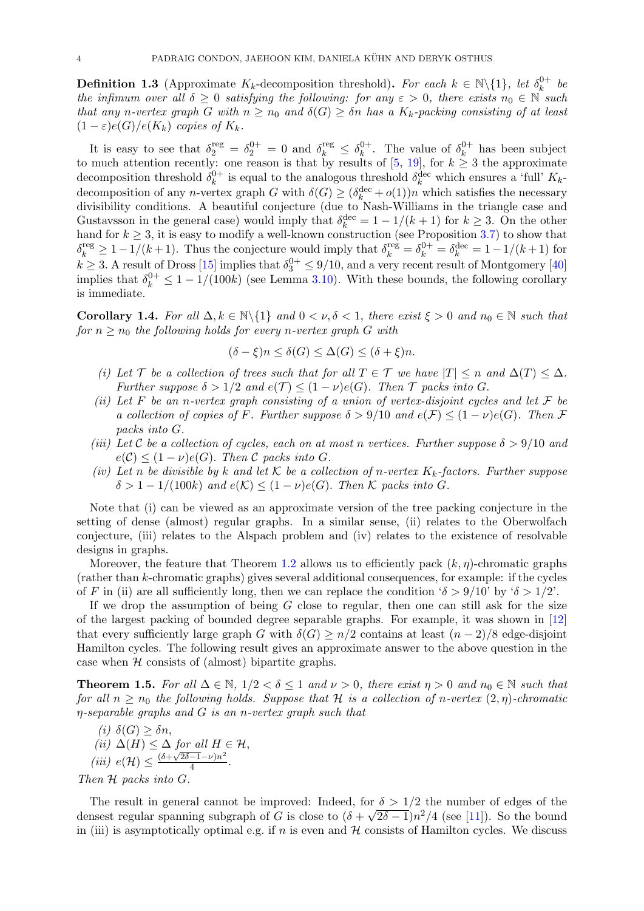**Definition 1.3** (Approximate $K_k$-decomposition threshold)**.** *For each $k \in \mathbb{N}\backslash\{1\}$, let $\delta_k^{0+}$ be the infimum over all $\delta \geq 0$ satisfying the following: for any $\varepsilon > 0$, there exists $n_0 \in \mathbb{N}$ such that any $n$-vertex graph $G$ with $n \geq n_0$ and $\delta(G) \geq \delta n$ has a $K_k$-packing consisting of at least $(1-\varepsilon)e(G)/e(K_k)$ copies of $K_k$.*

It is easy to see that $\delta_2^{\rm reg} = \delta_2^{0+} = 0$ and $\delta_k^{\rm reg} \leq \delta_k^{0+}$. The value of $\delta_k^{0+}$ has been subject to much attention recently: one reason is that by results of [5, 19], for $k \geq 3$ the approximate decomposition threshold $\delta_k^{0+}$ is equal to the analogous threshold $\delta_k^{\rm dec}$ which ensures a 'full' $K_k$-decomposition of any $n$-vertex graph $G$ with $\delta(G) \geq (\delta_k^{\rm dec} + o(1))n$ which satisfies the necessary divisibility conditions. A beautiful conjecture (due to Nash-Williams in the triangle case and Gustavsson in the general case) would imply that $\delta_k^{\rm dec} = 1 - 1/(k+1)$ for $k \geq 3$. On the other hand for $k \geq 3$, it is easy to modify a well-known construction (see Proposition 3.7) to show that $\delta_k^{\rm reg} \geq 1 - 1/(k+1)$. Thus the conjecture would imply that $\delta_k^{\rm reg} = \delta_k^{0+} = \delta_k^{\rm dec} = 1 - 1/(k+1)$ for $k \geq 3$. A result of Dross [15] implies that $\delta_3^{0+} \leq 9/10$, and a very recent result of Montgomery [40] implies that $\delta_k^{0+} \leq 1 - 1/(100k)$ (see Lemma 3.10). With these bounds, the following corollary is immediate.

**Corollary 1.4.** *For all $\Delta, k \in \mathbb{N}\backslash\{1\}$ and $0 < \nu, \delta < 1$, there exist $\xi > 0$ and $n_0 \in \mathbb{N}$ such that for $n \geq n_0$ the following holds for every $n$-vertex graph $G$ with*

$$(\delta - \xi)n \leq \delta(G) \leq \Delta(G) \leq (\delta + \xi)n.$$

*(i) Let $\mathcal{T}$ be a collection of trees such that for all $T \in \mathcal{T}$ we have $|T| \leq n$ and $\Delta(T) \leq \Delta$. Further suppose $\delta > 1/2$ and $e(\mathcal{T}) \leq (1-\nu)e(G)$. Then $\mathcal{T}$ packs into $G$.*

*(ii) Let $F$ be an $n$-vertex graph consisting of a union of vertex-disjoint cycles and let $\mathcal{F}$ be a collection of copies of $F$. Further suppose $\delta > 9/10$ and $e(\mathcal{F}) \leq (1-\nu)e(G)$. Then $\mathcal{F}$ packs into $G$.*

*(iii) Let $\mathcal{C}$ be a collection of cycles, each on at most $n$ vertices. Further suppose $\delta > 9/10$ and $e(\mathcal{C}) \leq (1-\nu)e(G)$. Then $\mathcal{C}$ packs into $G$.*

*(iv) Let $n$ be divisible by $k$ and let $\mathcal{K}$ be a collection of $n$-vertex $K_k$-factors. Further suppose $\delta > 1 - 1/(100k)$ and $e(\mathcal{K}) \leq (1-\nu)e(G)$. Then $\mathcal{K}$ packs into $G$.*

Note that (i) can be viewed as an approximate version of the tree packing conjecture in the setting of dense (almost) regular graphs. In a similar sense, (ii) relates to the Oberwolfach conjecture, (iii) relates to the Alspach problem and (iv) relates to the existence of resolvable designs in graphs.

Moreover, the feature that Theorem 1.2 allows us to efficiently pack $(k,\eta)$-chromatic graphs (rather than $k$-chromatic graphs) gives several additional consequences, for example: if the cycles of $F$ in (ii) are all sufficiently long, then we can replace the condition '$\delta > 9/10$' by '$\delta > 1/2$'.

If we drop the assumption of being $G$ close to regular, then one can still ask for the size of the largest packing of bounded degree separable graphs. For example, it was shown in [12] that every sufficiently large graph $G$ with $\delta(G) \geq n/2$ contains at least $(n-2)/8$ edge-disjoint Hamilton cycles. The following result gives an approximate answer to the above question in the case when $\mathcal{H}$ consists of (almost) bipartite graphs.

**Theorem 1.5.** *For all $\Delta \in \mathbb{N}$, $1/2 < \delta \leq 1$ and $\nu > 0$, there exist $\eta > 0$ and $n_0 \in \mathbb{N}$ such that for all $n \geq n_0$ the following holds. Suppose that $\mathcal{H}$ is a collection of $n$-vertex $(2,\eta)$-chromatic $\eta$-separable graphs and $G$ is an $n$-vertex graph such that*

*(i) $\delta(G) \geq \delta n$,*

*(ii) $\Delta(H) \leq \Delta$ for all $H \in \mathcal{H}$,*

*(iii) $e(\mathcal{H}) \leq \frac{(\delta + \sqrt{2\delta - 1} - \nu)n^2}{4}$.*

*Then $\mathcal{H}$ packs into $G$.*

The result in general cannot be improved: Indeed, for $\delta > 1/2$ the number of edges of the densest regular spanning subgraph of $G$ is close to $(\delta + \sqrt{2\delta - 1})n^2/4$ (see [11]). So the bound in (iii) is asymptotically optimal e.g. if $n$ is even and $\mathcal{H}$ consists of Hamilton cycles. We discuss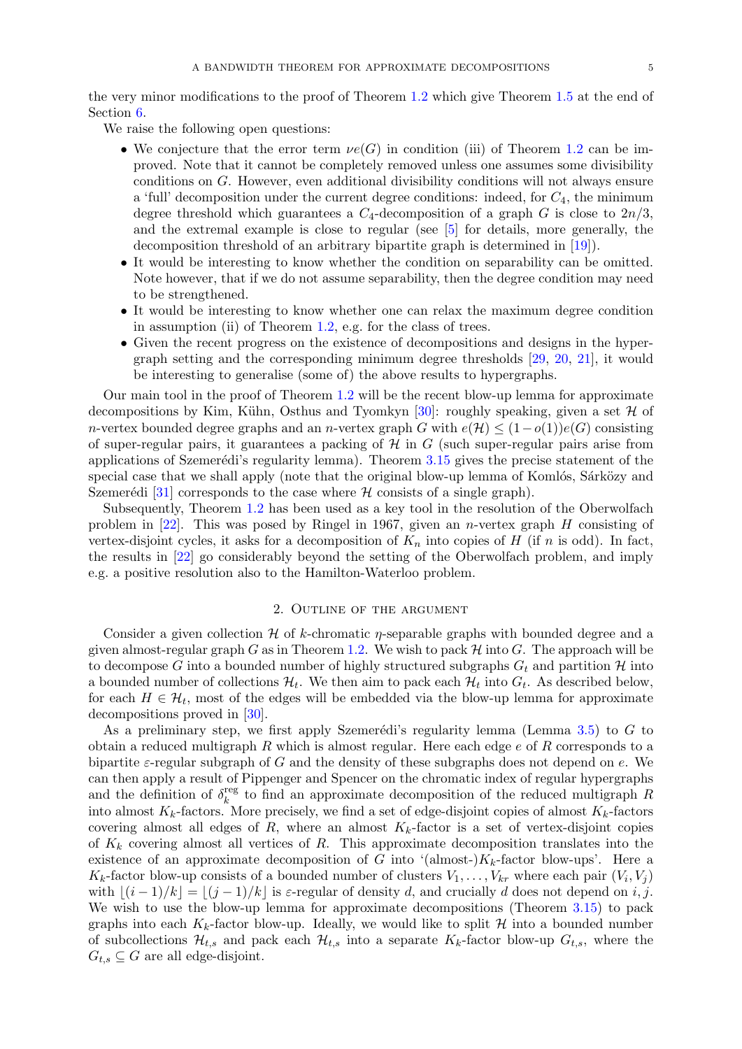the very minor modifications to the proof of Theorem 1.2 which give Theorem 1.5 at the end of Section 6.

We raise the following open questions:

- We conjecture that the error term $\nu e(G)$ in condition (iii) of Theorem 1.2 can be improved. Note that it cannot be completely removed unless one assumes some divisibility conditions on $G$. However, even additional divisibility conditions will not always ensure a 'full' decomposition under the current degree conditions: indeed, for $C_4$, the minimum degree threshold which guarantees a $C_4$-decomposition of a graph $G$ is close to $2n/3$, and the extremal example is close to regular (see [5] for details, more generally, the decomposition threshold of an arbitrary bipartite graph is determined in [19]).
- It would be interesting to know whether the condition on separability can be omitted. Note however, that if we do not assume separability, then the degree condition may need to be strengthened.
- It would be interesting to know whether one can relax the maximum degree condition in assumption (ii) of Theorem 1.2, e.g. for the class of trees.
- Given the recent progress on the existence of decompositions and designs in the hypergraph setting and the corresponding minimum degree thresholds [29, 20, 21], it would be interesting to generalise (some of) the above results to hypergraphs.

Our main tool in the proof of Theorem 1.2 will be the recent blow-up lemma for approximate decompositions by Kim, Kühn, Osthus and Tyomkyn [30]: roughly speaking, given a set $\mathcal{H}$ of $n$-vertex bounded degree graphs and an $n$-vertex graph $G$ with $e(\mathcal{H}) \leq (1-o(1))e(G)$ consisting of super-regular pairs, it guarantees a packing of $\mathcal{H}$ in $G$ (such super-regular pairs arise from applications of Szemerédi's regularity lemma). Theorem 3.15 gives the precise statement of the special case that we shall apply (note that the original blow-up lemma of Komlós, Sárközy and Szemerédi [31] corresponds to the case where $\mathcal{H}$ consists of a single graph).

Subsequently, Theorem 1.2 has been used as a key tool in the resolution of the Oberwolfach problem in [22]. This was posed by Ringel in 1967, given an $n$-vertex graph $H$ consisting of vertex-disjoint cycles, it asks for a decomposition of $K_n$ into copies of $H$ (if $n$ is odd). In fact, the results in [22] go considerably beyond the setting of the Oberwolfach problem, and imply e.g. a positive resolution also to the Hamilton-Waterloo problem.

## 2. Outline of the argument

Consider a given collection $\mathcal{H}$ of $k$-chromatic $\eta$-separable graphs with bounded degree and a given almost-regular graph $G$ as in Theorem 1.2. We wish to pack $\mathcal{H}$ into $G$. The approach will be to decompose $G$ into a bounded number of highly structured subgraphs $G_t$ and partition $\mathcal{H}$ into a bounded number of collections $\mathcal{H}_t$. We then aim to pack each $\mathcal{H}_t$ into $G_t$. As described below, for each $H \in \mathcal{H}_t$, most of the edges will be embedded via the blow-up lemma for approximate decompositions proved in [30].

As a preliminary step, we first apply Szemerédi's regularity lemma (Lemma 3.5) to $G$ to obtain a reduced multigraph $R$ which is almost regular. Here each edge $e$ of $R$ corresponds to a bipartite $\varepsilon$-regular subgraph of $G$ and the density of these subgraphs does not depend on $e$. We can then apply a result of Pippenger and Spencer on the chromatic index of regular hypergraphs and the definition of $\delta_k^{\rm reg}$ to find an approximate decomposition of the reduced multigraph $R$ into almost $K_k$-factors. More precisely, we find a set of edge-disjoint copies of almost $K_k$-factors covering almost all edges of $R$, where an almost $K_k$-factor is a set of vertex-disjoint copies of $K_k$ covering almost all vertices of $R$. This approximate decomposition translates into the existence of an approximate decomposition of $G$ into '(almost-)$K_k$-factor blow-ups'. Here a $K_k$-factor blow-up consists of a bounded number of clusters $V_1, \ldots, V_{kr}$ where each pair $(V_i, V_j)$ with $\lfloor (i-1)/k \rfloor = \lfloor (j-1)/k \rfloor$ is $\varepsilon$-regular of density $d$, and crucially $d$ does not depend on $i, j$. We wish to use the blow-up lemma for approximate decompositions (Theorem 3.15) to pack graphs into each $K_k$-factor blow-up. Ideally, we would like to split $\mathcal{H}$ into a bounded number of subcollections $\mathcal{H}_{t,s}$ and pack each $\mathcal{H}_{t,s}$ into a separate $K_k$-factor blow-up $G_{t,s}$, where the $G_{t,s} \subseteq G$ are all edge-disjoint.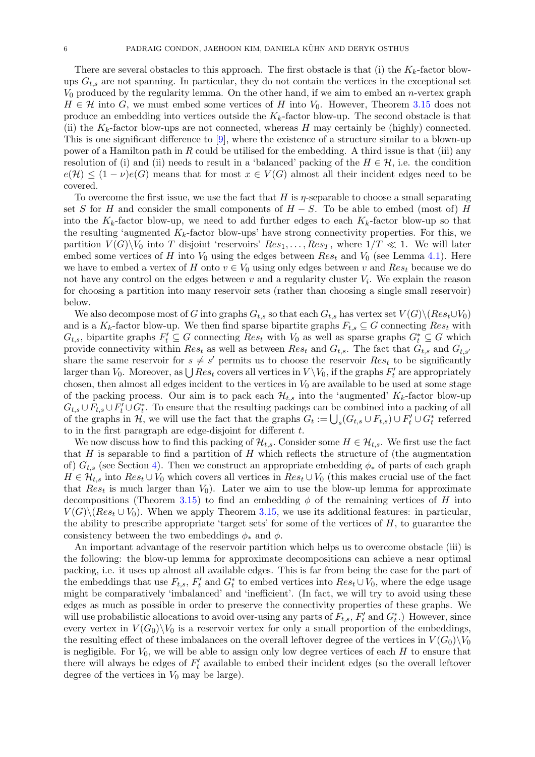There are several obstacles to this approach. The first obstacle is that (i) the $K_k$-factor blow-ups $G_{t,s}$ are not spanning. In particular, they do not contain the vertices in the exceptional set $V_0$ produced by the regularity lemma. On the other hand, if we aim to embed an $n$-vertex graph $H \in \mathcal{H}$ into $G$, we must embed some vertices of $H$ into $V_0$. However, Theorem 3.15 does not produce an embedding into vertices outside the $K_k$-factor blow-up. The second obstacle is that (ii) the $K_k$-factor blow-ups are not connected, whereas $H$ may certainly be (highly) connected. This is one significant difference to [9], where the existence of a structure similar to a blown-up power of a Hamilton path in $R$ could be utilised for the embedding. A third issue is that (iii) any resolution of (i) and (ii) needs to result in a 'balanced' packing of the $H \in \mathcal{H}$, i.e. the condition $e(\mathcal{H}) \leq (1-\nu)e(G)$ means that for most $x \in V(G)$ almost all their incident edges need to be covered.

To overcome the first issue, we use the fact that $H$ is $\eta$-separable to choose a small separating set $S$ for $H$ and consider the small components of $H - S$. To be able to embed (most of) $H$ into the $K_k$-factor blow-up, we need to add further edges to each $K_k$-factor blow-up so that the resulting 'augmented $K_k$-factor blow-ups' have strong connectivity properties. For this, we partition $V(G)\backslash V_0$ into $T$ disjoint 'reservoirs' $Res_1, \dots, Res_T$, where $1/T \ll 1$. We will later embed some vertices of $H$ into $V_0$ using the edges between $Res_t$ and $V_0$ (see Lemma 4.1). Here we have to embed a vertex of $H$ onto $v \in V_0$ using only edges between $v$ and $Res_t$ because we do not have any control on the edges between $v$ and a regularity cluster $V_i$. We explain the reason for choosing a partition into many reservoir sets (rather than choosing a single small reservoir) below.

We also decompose most of $G$ into graphs $G_{t,s}$ so that each $G_{t,s}$ has vertex set $V(G)\backslash(Res_t \cup V_0)$ and is a $K_k$-factor blow-up. We then find sparse bipartite graphs $F_{t,s} \subseteq G$ connecting $Res_t$ with $G_{t,s}$, bipartite graphs $F'_t \subseteq G$ connecting $Res_t$ with $V_0$ as well as sparse graphs $G^*_t \subseteq G$ which provide connectivity within $Res_t$ as well as between $Res_t$ and $G_{t,s}$. The fact that $G_{t,s}$ and $G_{t,s'}$ share the same reservoir for $s \neq s'$ permits us to choose the reservoir $Res_t$ to be significantly larger than $V_0$. Moreover, as $\bigcup Res_t$ covers all vertices in $V \backslash V_0$, if the graphs $F'_t$ are appropriately chosen, then almost all edges incident to the vertices in $V_0$ are available to be used at some stage of the packing process. Our aim is to pack each $\mathcal{H}_{t,s}$ into the 'augmented' $K_k$-factor blow-up $G_{t,s} \cup F_{t,s} \cup F'_t \cup G^*_t$. To ensure that the resulting packings can be combined into a packing of all of the graphs in $\mathcal{H}$, we will use the fact that the graphs $G_t := \bigcup_s (G_{t,s} \cup F_{t,s}) \cup F'_t \cup G^*_t$ referred to in the first paragraph are edge-disjoint for different $t$.

We now discuss how to find this packing of $\mathcal{H}_{t,s}$. Consider some $H \in \mathcal{H}_{t,s}$. We first use the fact that $H$ is separable to find a partition of $H$ which reflects the structure of (the augmentation of) $G_{t,s}$ (see Section 4). Then we construct an appropriate embedding $\phi_*$ of parts of each graph $H \in \mathcal{H}_{t,s}$ into $Res_t \cup V_0$ which covers all vertices in $Res_t \cup V_0$ (this makes crucial use of the fact that $Res_t$ is much larger than $V_0$). Later we aim to use the blow-up lemma for approximate decompositions (Theorem 3.15) to find an embedding $\phi$ of the remaining vertices of $H$ into $V(G)\backslash(Res_t \cup V_0)$. When we apply Theorem 3.15, we use its additional features: in particular, the ability to prescribe appropriate 'target sets' for some of the vertices of $H$, to guarantee the consistency between the two embeddings $\phi_*$ and $\phi$.

An important advantage of the reservoir partition which helps us to overcome obstacle (iii) is the following: the blow-up lemma for approximate decompositions can achieve a near optimal packing, i.e. it uses up almost all available edges. This is far from being the case for the part of the embeddings that use $F_{t,s}$, $F'_t$ and $G^*_t$ to embed vertices into $Res_t \cup V_0$, where the edge usage might be comparatively 'imbalanced' and 'inefficient'. (In fact, we will try to avoid using these edges as much as possible in order to preserve the connectivity properties of these graphs. We will use probabilistic allocations to avoid over-using any parts of $F_{t,s}$, $F'_t$ and $G^*_t$.) However, since every vertex in $V(G_0)\backslash V_0$ is a reservoir vertex for only a small proportion of the embeddings, the resulting effect of these imbalances on the overall leftover degree of the vertices in $V(G_0)\backslash V_0$ is negligible. For $V_0$, we will be able to assign only low degree vertices of each $H$ to ensure that there will always be edges of $F'_t$ available to embed their incident edges (so the overall leftover degree of the vertices in $V_0$ may be large).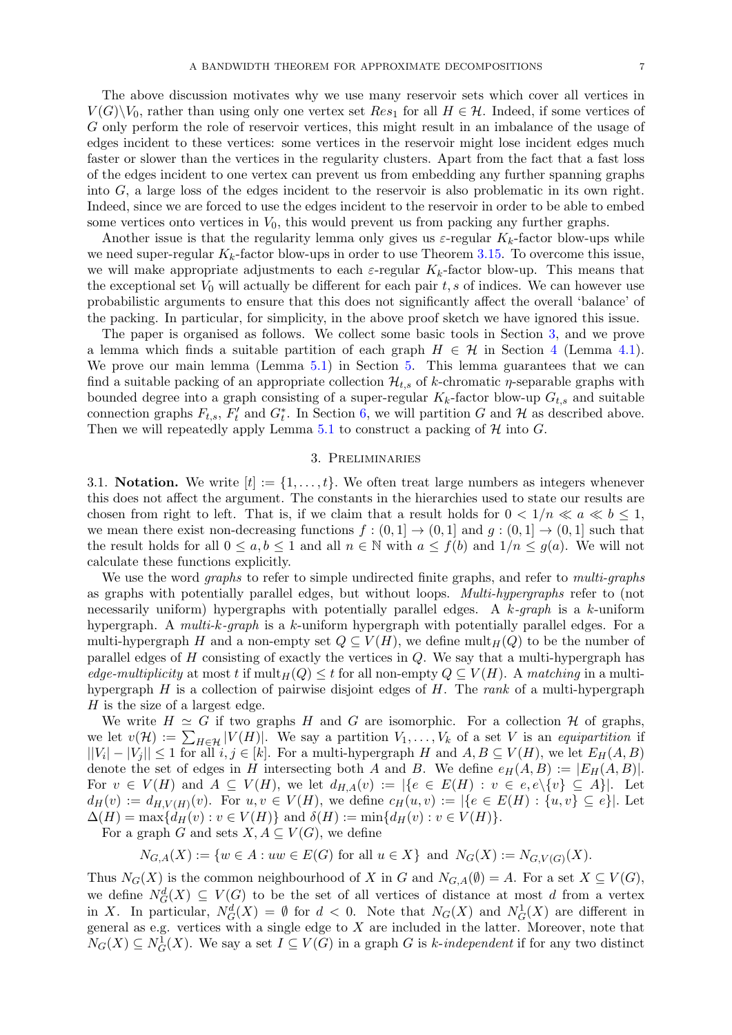The above discussion motivates why we use many reservoir sets which cover all vertices in $V(G)\backslash V_0$, rather than using only one vertex set $Res_1$ for all $H \in \mathcal{H}$. Indeed, if some vertices of $G$ only perform the role of reservoir vertices, this might result in an imbalance of the usage of edges incident to these vertices: some vertices in the reservoir might lose incident edges much faster or slower than the vertices in the regularity clusters. Apart from the fact that a fast loss of the edges incident to one vertex can prevent us from embedding any further spanning graphs into $G$, a large loss of the edges incident to the reservoir is also problematic in its own right. Indeed, since we are forced to use the edges incident to the reservoir in order to be able to embed some vertices onto vertices in $V_0$, this would prevent us from packing any further graphs.

Another issue is that the regularity lemma only gives us $\varepsilon$-regular $K_k$-factor blow-ups while we need super-regular $K_k$-factor blow-ups in order to use Theorem 3.15. To overcome this issue, we will make appropriate adjustments to each $\varepsilon$-regular $K_k$-factor blow-up. This means that the exceptional set $V_0$ will actually be different for each pair $t, s$ of indices. We can however use probabilistic arguments to ensure that this does not significantly affect the overall 'balance' of the packing. In particular, for simplicity, in the above proof sketch we have ignored this issue.

The paper is organised as follows. We collect some basic tools in Section 3, and we prove a lemma which finds a suitable partition of each graph $H \in \mathcal{H}$ in Section 4 (Lemma 4.1). We prove our main lemma (Lemma 5.1) in Section 5. This lemma guarantees that we can find a suitable packing of an appropriate collection $\mathcal{H}_{t,s}$ of $k$-chromatic $\eta$-separable graphs with bounded degree into a graph consisting of a super-regular $K_k$-factor blow-up $G_{t,s}$ and suitable connection graphs $F_{t,s}$, $F'_t$ and $G^*_t$. In Section 6, we will partition $G$ and $\mathcal{H}$ as described above. Then we will repeatedly apply Lemma 5.1 to construct a packing of $\mathcal{H}$ into $G$.

## 3. Preliminaries

**3.1. Notation.** We write $[t] := \{1, \dots, t\}$. We often treat large numbers as integers whenever this does not affect the argument. The constants in the hierarchies used to state our results are chosen from right to left. That is, if we claim that a result holds for $0 < 1/n \ll a \ll b \leq 1$, we mean there exist non-decreasing functions $f : (0, 1] \to (0, 1]$ and $g : (0, 1] \to (0, 1]$ such that the result holds for all $0 \leq a, b \leq 1$ and all $n \in \mathbb{N}$ with $a \leq f(b)$ and $1/n \leq g(a)$. We will not calculate these functions explicitly.

We use the word *graphs* to refer to simple undirected finite graphs, and refer to *multi-graphs* as graphs with potentially parallel edges, but without loops. *Multi-hypergraphs* refer to (not necessarily uniform) hypergraphs with potentially parallel edges. A *$k$-graph* is a $k$-uniform hypergraph. A *multi-$k$-graph* is a $k$-uniform hypergraph with potentially parallel edges. For a multi-hypergraph $H$ and a non-empty set $Q \subseteq V(H)$, we define $\mathrm{mult}_H(Q)$ to be the number of parallel edges of $H$ consisting of exactly the vertices in $Q$. We say that a multi-hypergraph has *edge-multiplicity* at most $t$ if $\mathrm{mult}_H(Q) \leq t$ for all non-empty $Q \subseteq V(H)$. A *matching* in a multi-hypergraph $H$ is a collection of pairwise disjoint edges of $H$. The *rank* of a multi-hypergraph $H$ is the size of a largest edge.

We write $H \simeq G$ if two graphs $H$ and $G$ are isomorphic. For a collection $\mathcal{H}$ of graphs, we let $v(\mathcal{H}) := \sum_{H \in \mathcal{H}} |V(H)|$. We say a partition $V_1, \dots, V_k$ of a set $V$ is an *equipartition* if $||V_i| - |V_j|| \leq 1$ for all $i, j \in [k]$. For a multi-hypergraph $H$ and $A, B \subseteq V(H)$, we let $E_H(A, B)$ denote the set of edges in $H$ intersecting both $A$ and $B$. We define $e_H(A, B) := |E_H(A, B)|$. For $v \in V(H)$ and $A \subseteq V(H)$, we let $d_{H,A}(v) := |\{e \in E(H) : v \in e, e\backslash\{v\} \subseteq A\}|$. Let $d_H(v) := d_{H,V(H)}(v)$. For $u, v \in V(H)$, we define $c_H(u, v) := |\{e \in E(H) : \{u, v\} \subseteq e\}|$. Let $\Delta(H) = \max\{d_H(v) : v \in V(H)\}$ and $\delta(H) := \min\{d_H(v) : v \in V(H)\}$.

For a graph $G$ and sets $X, A \subseteq V(G)$, we define

$$N_{G,A}(X) := \{w \in A : uw \in E(G) \text{ for all } u \in X\} \text{ and } N_G(X) := N_{G,V(G)}(X).$$

Thus $N_G(X)$ is the common neighbourhood of $X$ in $G$ and $N_{G,A}(\emptyset) = A$. For a set $X \subseteq V(G)$, we define $N^d_G(X) \subseteq V(G)$ to be the set of all vertices of distance at most $d$ from a vertex in $X$. In particular, $N^d_G(X) = \emptyset$ for $d < 0$. Note that $N_G(X)$ and $N^1_G(X)$ are different in general as e.g. vertices with a single edge to $X$ are included in the latter. Moreover, note that $N_G(X) \subseteq N^1_G(X)$. We say a set $I \subseteq V(G)$ in a graph $G$ is *$k$-independent* if for any two distinct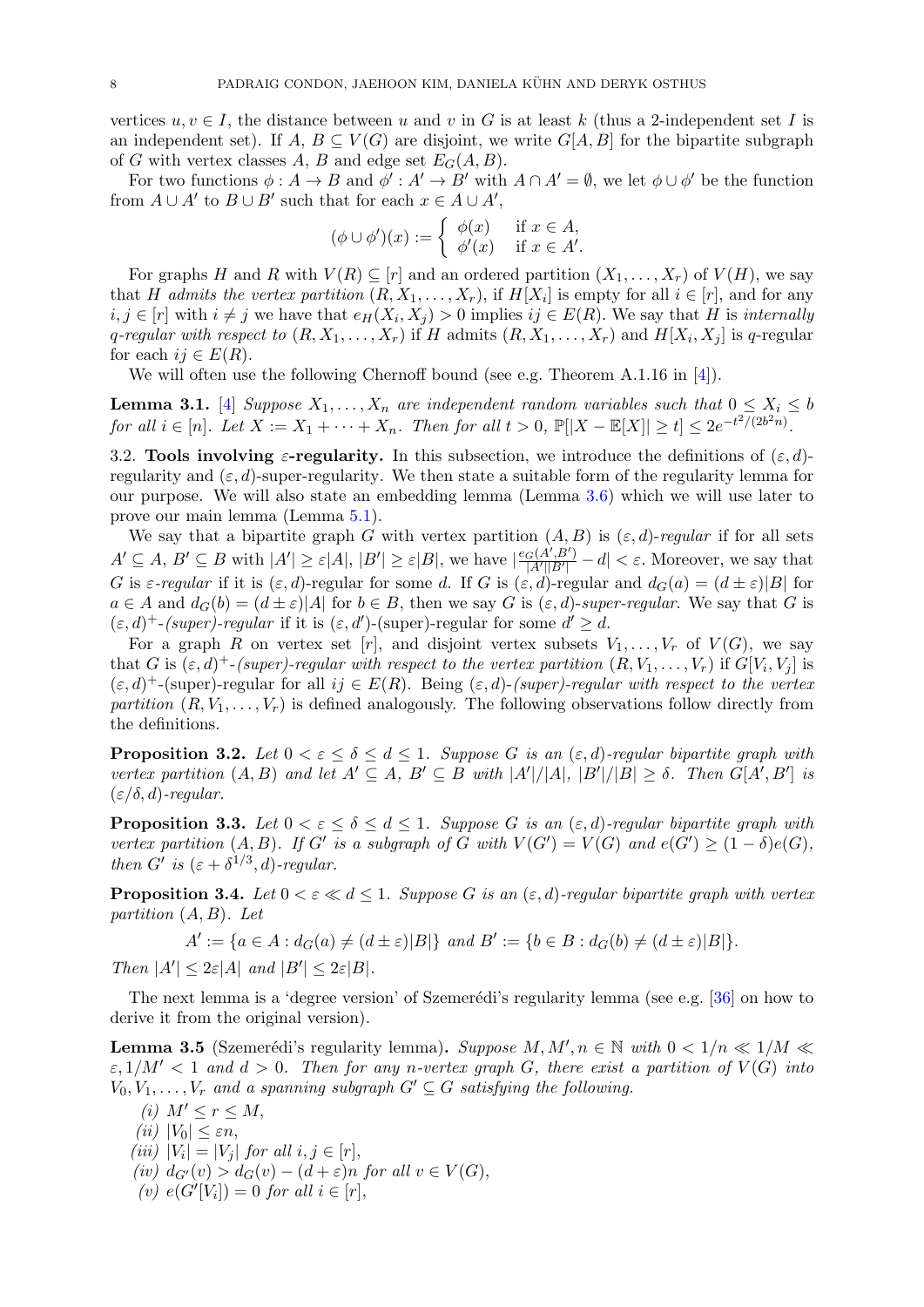vertices $u, v \in I$, the distance between $u$ and $v$ in $G$ is at least $k$ (thus a 2-independent set $I$ is an independent set). If $A, B \subseteq V(G)$ are disjoint, we write $G[A, B]$ for the bipartite subgraph of $G$ with vertex classes $A$, $B$ and edge set $E_G(A, B)$.

For two functions $\phi : A \to B$ and $\phi' : A' \to B'$ with $A \cap A' = \emptyset$, we let $\phi \cup \phi'$ be the function from $A \cup A'$ to $B \cup B'$ such that for each $x \in A \cup A'$,

$$(\phi \cup \phi')(x) := \begin{cases} \phi(x) & \text{if } x \in A, \\ \phi'(x) & \text{if } x \in A'. \end{cases}$$

For graphs $H$ and $R$ with $V(R) \subseteq [r]$ and an ordered partition $(X_1, \dots, X_r)$ of $V(H)$, we say that $H$ *admits the vertex partition* $(R, X_1, \dots, X_r)$, if $H[X_i]$ is empty for all $i \in [r]$, and for any $i, j \in [r]$ with $i \neq j$ we have that $e_H(X_i, X_j) > 0$ implies $ij \in E(R)$. We say that $H$ is *internally $q$-regular with respect to* $(R, X_1, \dots, X_r)$ if $H$ admits $(R, X_1, \dots, X_r)$ and $H[X_i, X_j]$ is $q$-regular for each $ij \in E(R)$.

We will often use the following Chernoff bound (see e.g. Theorem A.1.16 in [4]).

**Lemma 3.1.** [4] *Suppose $X_1, \dots, X_n$ are independent random variables such that $0 \leq X_i \leq b$ for all $i \in [n]$. Let $X := X_1 + \dots + X_n$. Then for all $t > 0$, $\mathbb{P}[|X - \mathbb{E}[X]| \geq t] \leq 2e^{-t^2/(2b^2n)}$.*

3.2. **Tools involving $\varepsilon$-regularity.** In this subsection, we introduce the definitions of $(\varepsilon, d)$-regularity and $(\varepsilon, d)$-super-regularity. We then state a suitable form of the regularity lemma for our purpose. We will also state an embedding lemma (Lemma 3.6) which we will use later to prove our main lemma (Lemma 5.1).

We say that a bipartite graph $G$ with vertex partition $(A, B)$ is *$(\varepsilon, d)$-regular* if for all sets $A' \subseteq A$, $B' \subseteq B$ with $|A'| \geq \varepsilon|A|$, $|B'| \geq \varepsilon|B|$, we have $|\frac{e_G(A', B')}{|A'||B'|} - d| < \varepsilon$. Moreover, we say that $G$ is *$\varepsilon$-regular* if it is $(\varepsilon, d)$-regular for some $d$. If $G$ is $(\varepsilon, d)$-regular and $d_G(a) = (d \pm \varepsilon)|B|$ for $a \in A$ and $d_G(b) = (d \pm \varepsilon)|A|$ for $b \in B$, then we say $G$ is *$(\varepsilon, d)$-super-regular*. We say that $G$ is *$(\varepsilon, d)^+$-(super)-regular* if it is $(\varepsilon, d')$-(super)-regular for some $d' \geq d$.

For a graph $R$ on vertex set $[r]$, and disjoint vertex subsets $V_1, \dots, V_r$ of $V(G)$, we say that $G$ is *$(\varepsilon, d)^+$-(super)-regular with respect to the vertex partition $(R, V_1, \dots, V_r)$* if $G[V_i, V_j]$ is $(\varepsilon, d)^+$-(super)-regular for all $ij \in E(R)$. Being *$(\varepsilon, d)$-(super)-regular with respect to the vertex partition $(R, V_1, \dots, V_r)$* is defined analogously. The following observations follow directly from the definitions.

**Proposition 3.2.** *Let $0 < \varepsilon \leq \delta \leq d \leq 1$. Suppose $G$ is an $(\varepsilon, d)$-regular bipartite graph with vertex partition $(A, B)$ and let $A' \subseteq A$, $B' \subseteq B$ with $|A'|/|A|, |B'|/|B| \geq \delta$. Then $G[A', B']$ is $(\varepsilon/\delta, d)$-regular.*

**Proposition 3.3.** *Let $0 < \varepsilon \leq \delta \leq d \leq 1$. Suppose $G$ is an $(\varepsilon, d)$-regular bipartite graph with vertex partition $(A, B)$. If $G'$ is a subgraph of $G$ with $V(G') = V(G)$ and $e(G') \geq (1 - \delta)e(G)$, then $G'$ is $(\varepsilon + \delta^{1/3}, d)$-regular.*

**Proposition 3.4.** *Let $0 < \varepsilon \ll d \leq 1$. Suppose $G$ is an $(\varepsilon, d)$-regular bipartite graph with vertex partition $(A, B)$. Let*

$$A' := \{a \in A : d_G(a) \neq (d \pm \varepsilon)|B|\} \text{ and } B' := \{b \in B : d_G(b) \neq (d \pm \varepsilon)|B|\}.$$

*Then $|A'| \leq 2\varepsilon|A|$ and $|B'| \leq 2\varepsilon|B|$.*

The next lemma is a 'degree version' of Szemerédi's regularity lemma (see e.g. [36] on how to derive it from the original version).

**Lemma 3.5** (Szemerédi's regularity lemma)**.** *Suppose $M, M', n \in \mathbb{N}$ with $0 < 1/n \ll 1/M \ll \varepsilon, 1/M' < 1$ and $d > 0$. Then for any $n$-vertex graph $G$, there exist a partition of $V(G)$ into $V_0, V_1, \dots, V_r$ and a spanning subgraph $G' \subseteq G$ satisfying the following.*

*(i)* $M' \leq r \leq M$,

*(ii)* $|V_0| \leq \varepsilon n$,

*(iii)* $|V_i| = |V_j|$ *for all* $i, j \in [r]$,

*(iv)* $d_{G'}(v) > d_G(v) - (d + \varepsilon)n$ *for all* $v \in V(G)$,

*(v)* $e(G'[V_i]) = 0$ *for all* $i \in [r]$,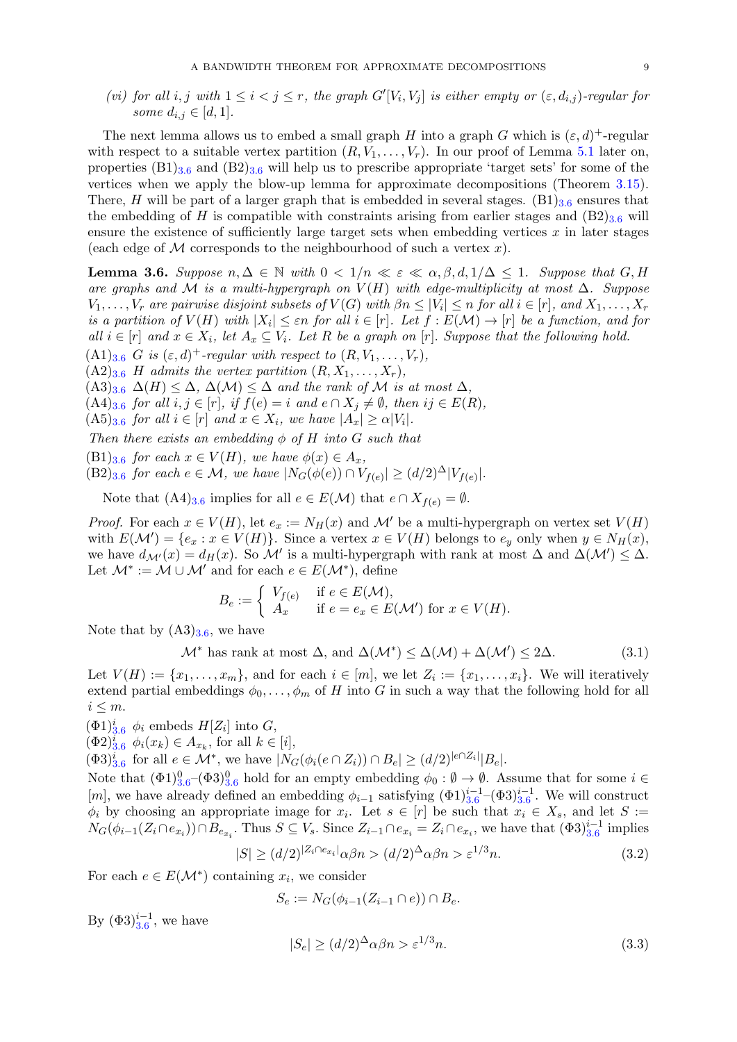*(vi) for all $i, j$ with $1 \le i < j \le r$, the graph $G'[V_i, V_j]$ is either empty or $(\varepsilon, d_{i,j})$-regular for some $d_{i,j} \in [d, 1]$.*

The next lemma allows us to embed a small graph $H$ into a graph $G$ which is $(\varepsilon, d)^+$-regular with respect to a suitable vertex partition $(R, V_1, \dots, V_r)$. In our proof of Lemma 5.1 later on, properties $(B1)_{3.6}$ and $(B2)_{3.6}$ will help us to prescribe appropriate 'target sets' for some of the vertices when we apply the blow-up lemma for approximate decompositions (Theorem 3.15). There, $H$ will be part of a larger graph that is embedded in several stages. $(B1)_{3.6}$ ensures that the embedding of $H$ is compatible with constraints arising from earlier stages and $(B2)_{3.6}$ will ensure the existence of sufficiently large target sets when embedding vertices $x$ in later stages (each edge of $\mathcal{M}$ corresponds to the neighbourhood of such a vertex $x$).

**Lemma 3.6.** *Suppose $n, \Delta \in \mathbb{N}$ with $0 < 1/n \ll \varepsilon \ll \alpha, \beta, d, 1/\Delta \le 1$. Suppose that $G, H$ are graphs and $\mathcal{M}$ is a multi-hypergraph on $V(H)$ with edge-multiplicity at most $\Delta$. Suppose $V_1, \dots, V_r$ are pairwise disjoint subsets of $V(G)$ with $\beta n \le |V_i| \le n$ for all $i \in [r]$, and $X_1, \dots, X_r$ is a partition of $V(H)$ with $|X_i| \le \varepsilon n$ for all $i \in [r]$. Let $f : E(\mathcal{M}) \to [r]$ be a function, and for all $i \in [r]$ and $x \in X_i$, let $A_x \subseteq V_i$. Let $R$ be a graph on $[r]$. Suppose that the following hold.*

$(A1)_{3.6}$ *$G$ is $(\varepsilon, d)^+$-regular with respect to $(R, V_1, \dots, V_r)$,*
$(A2)_{3.6}$ *$H$ admits the vertex partition $(R, X_1, \dots, X_r)$,*
$(A3)_{3.6}$ *$\Delta(H) \le \Delta$, $\Delta(\mathcal{M}) \le \Delta$ and the rank of $\mathcal{M}$ is at most $\Delta$,*
$(A4)_{3.6}$ *for all $i, j \in [r]$, if $f(e) = i$ and $e \cap X_j \ne \emptyset$, then $ij \in E(R)$,*
$(A5)_{3.6}$ *for all $i \in [r]$ and $x \in X_i$, we have $|A_x| \ge \alpha |V_i|$.*

*Then there exists an embedding $\phi$ of $H$ into $G$ such that*

$(B1)_{3.6}$ *for each $x \in V(H)$, we have $\phi(x) \in A_x$,*
$(B2)_{3.6}$ *for each $e \in \mathcal{M}$, we have $|N_G(\phi(e)) \cap V_{f(e)}| \ge (d/2)^{\Delta} |V_{f(e)}|$.*

Note that $(A4)_{3.6}$ implies for all $e \in E(\mathcal{M})$ that $e \cap X_{f(e)} = \emptyset$.

*Proof.* For each $x \in V(H)$, let $e_x := N_H(x)$ and $\mathcal{M}'$ be a multi-hypergraph on vertex set $V(H)$ with $E(\mathcal{M}') = \{e_x : x \in V(H)\}$. Since a vertex $x \in V(H)$ belongs to $e_y$ only when $y \in N_H(x)$, we have $d_{\mathcal{M}'}(x) = d_H(x)$. So $\mathcal{M}'$ is a multi-hypergraph with rank at most $\Delta$ and $\Delta(\mathcal{M}') \le \Delta$. Let $\mathcal{M}^* := \mathcal{M} \cup \mathcal{M}'$ and for each $e \in E(\mathcal{M}^*)$, define

$$B_e := \begin{cases} V_{f(e)} & \text{if } e \in E(\mathcal{M}), \\ A_x & \text{if } e = e_x \in E(\mathcal{M}') \text{ for } x \in V(H). \end{cases}$$

Note that by $(A3)_{3.6}$, we have

$$\mathcal{M}^* \text{ has rank at most } \Delta, \text{ and } \Delta(\mathcal{M}^*) \le \Delta(\mathcal{M}) + \Delta(\mathcal{M}') \le 2\Delta. \tag{3.1}$$

Let $V(H) := \{x_1, \dots, x_m\}$, and for each $i \in [m]$, we let $Z_i := \{x_1, \dots, x_i\}$. We will iteratively extend partial embeddings $\phi_0, \dots, \phi_m$ of $H$ into $G$ in such a way that the following hold for all $i \le m$.

$(\Phi1)^i_{3.6}$ $\phi_i$ embeds $H[Z_i]$ into $G$,
$(\Phi2)^i_{3.6}$ $\phi_i(x_k) \in A_{x_k}$, for all $k \in [i]$,
$(\Phi3)^i_{3.6}$ for all $e \in \mathcal{M}^*$, we have $|N_G(\phi_i(e \cap Z_i)) \cap B_e| \ge (d/2)^{|e \cap Z_i|} |B_e|$.

Note that $(\Phi1)^0_{3.6}$–$(\Phi3)^0_{3.6}$ hold for an empty embedding $\phi_0 : \emptyset \to \emptyset$. Assume that for some $i \in [m]$, we have already defined an embedding $\phi_{i-1}$ satisfying $(\Phi1)^{i-1}_{3.6}$–$(\Phi3)^{i-1}_{3.6}$. We will construct $\phi_i$ by choosing an appropriate image for $x_i$. Let $s \in [r]$ be such that $x_i \in X_s$, and let $S := N_G(\phi_{i-1}(Z_i \cap e_{x_i})) \cap B_{e_{x_i}}$. Thus $S \subseteq V_s$. Since $Z_{i-1} \cap e_{x_i} = Z_i \cap e_{x_i}$, we have that $(\Phi3)^{i-1}_{3.6}$ implies

$$|S| \ge (d/2)^{|Z_i \cap e_{x_i}|} \alpha \beta n > (d/2)^{\Delta} \alpha \beta n > \varepsilon^{1/3} n. \tag{3.2}$$

For each $e \in E(\mathcal{M}^*)$ containing $x_i$, we consider

$$S_e := N_G(\phi_{i-1}(Z_{i-1} \cap e)) \cap B_e.$$

By $(\Phi3)^{i-1}_{3.6}$, we have

$$|S_e| \ge (d/2)^{\Delta} \alpha \beta n > \varepsilon^{1/3} n. \tag{3.3}$$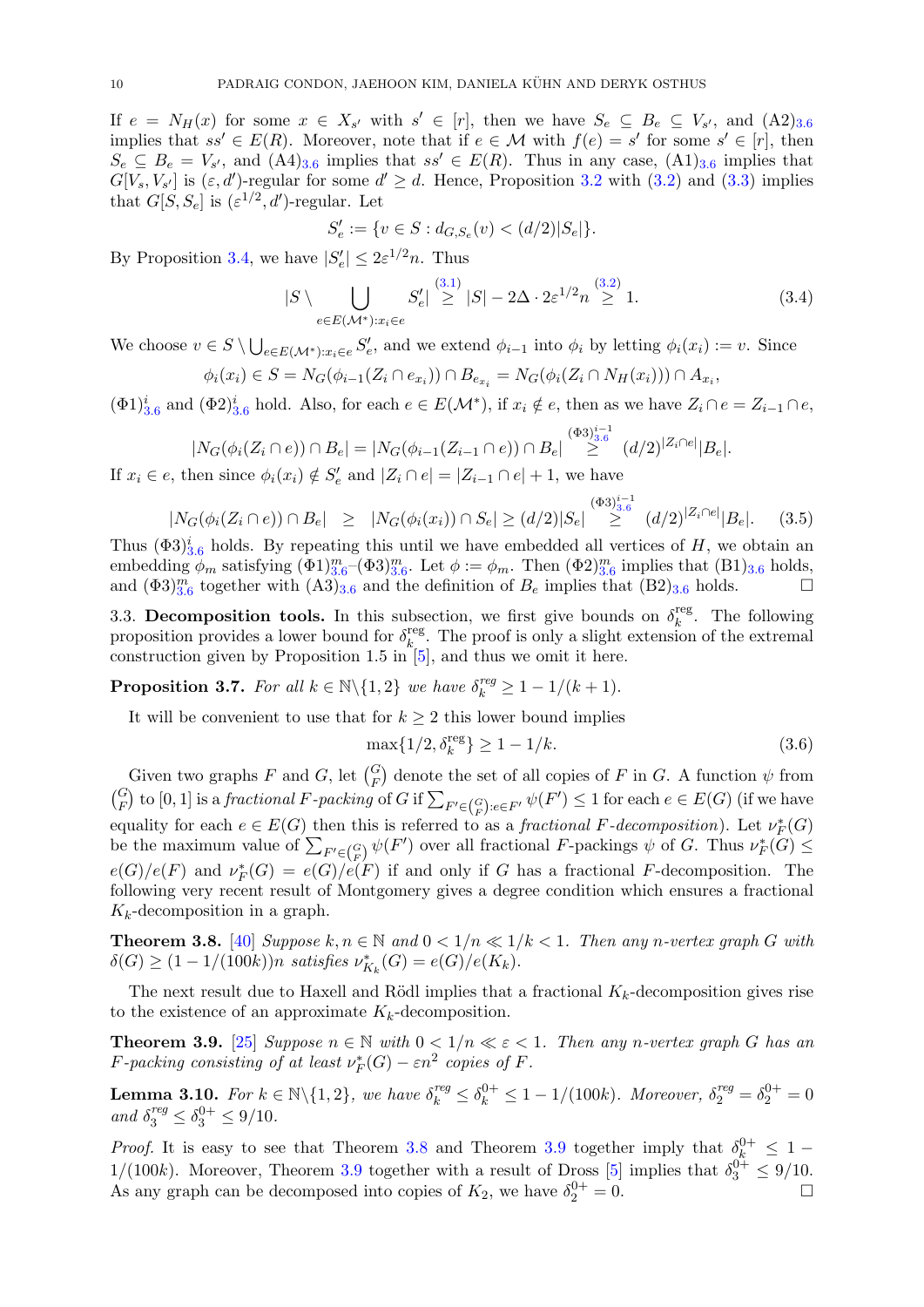If $e = N_H(x)$ for some $x \in X_{s'}$ with $s' \in [r]$, then we have $S_e \subseteq B_e \subseteq V_{s'}$, and (A2)$_{3.6}$ implies that $ss' \in E(R)$. Moreover, note that if $e \in \mathcal{M}$ with $f(e) = s'$ for some $s' \in [r]$, then $S_e \subseteq B_e = V_{s'}$, and (A4)$_{3.6}$ implies that $ss' \in E(R)$. Thus in any case, (A1)$_{3.6}$ implies that $G[V_s, V_{s'}]$ is $(\varepsilon, d')$-regular for some $d' \geq d$. Hence, Proposition 3.2 with (3.2) and (3.3) implies that $G[S, S_e]$ is $(\varepsilon^{1/2}, d')$-regular. Let

$$S'_e := \{v \in S : d_{G,S_e}(v) < (d/2)|S_e|\}.$$

By Proposition 3.4, we have $|S'_e| \leq 2\varepsilon^{1/2}n$. Thus

$$|S \setminus \bigcup_{e \in E(\mathcal{M}^*): x_i \in e} S'_e| \overset{(3.1)}{\geq} |S| - 2\Delta \cdot 2\varepsilon^{1/2}n \overset{(3.2)}{\geq} 1. \tag{3.4}$$

We choose $v \in S \setminus \bigcup_{e \in E(\mathcal{M}^*): x_i \in e} S'_e$, and we extend $\phi_{i-1}$ into $\phi_i$ by letting $\phi_i(x_i) := v$. Since

$$\phi_i(x_i) \in S = N_G(\phi_{i-1}(Z_i \cap e_{x_i})) \cap B_{e_{x_i}} = N_G(\phi_i(Z_i \cap N_H(x_i))) \cap A_{x_i},$$

$(\Phi 1)^i_{3.6}$ and $(\Phi 2)^i_{3.6}$ hold. Also, for each $e \in E(\mathcal{M}^*)$, if $x_i \notin e$, then as we have $Z_i \cap e = Z_{i-1} \cap e$,

$$|N_G(\phi_i(Z_i \cap e)) \cap B_e| = |N_G(\phi_{i-1}(Z_{i-1} \cap e)) \cap B_e| \overset{(\Phi 3)^{i-1}_{3.6}}{\geq} (d/2)^{|Z_i \cap e|}|B_e|.$$

If $x_i \in e$, then since $\phi_i(x_i) \notin S'_e$ and $|Z_i \cap e| = |Z_{i-1} \cap e| + 1$, we have

$$|N_G(\phi_i(Z_i \cap e)) \cap B_e| \;\; \geq \;\; |N_G(\phi_i(x_i)) \cap S_e| \geq (d/2)|S_e| \overset{(\Phi 3)^{i-1}_{3.6}}{\geq} (d/2)^{|Z_i \cap e|}|B_e|. \tag{3.5}$$

Thus $(\Phi 3)^i_{3.6}$ holds. By repeating this until we have embedded all vertices of $H$, we obtain an embedding $\phi_m$ satisfying $(\Phi 1)^m_{3.6}$–$(\Phi 3)^m_{3.6}$. Let $\phi := \phi_m$. Then $(\Phi 2)^m_{3.6}$ implies that (B1)$_{3.6}$ holds, and $(\Phi 3)^m_{3.6}$ together with (A3)$_{3.6}$ and the definition of $B_e$ implies that (B2)$_{3.6}$ holds. □

### 3.3. Decomposition tools.

In this subsection, we first give bounds on $\delta^{\rm reg}_k$. The following proposition provides a lower bound for $\delta^{\rm reg}_k$. The proof is only a slight extension of the extremal construction given by Proposition 1.5 in [5], and thus we omit it here.

**Proposition 3.7.** *For all $k \in \mathbb{N} \setminus \{1, 2\}$ we have $\delta^{reg}_k \geq 1 - 1/(k+1)$.*

It will be convenient to use that for $k \geq 2$ this lower bound implies

$$\max\{1/2, \delta^{\rm reg}_k\} \geq 1 - 1/k. \tag{3.6}$$

Given two graphs $F$ and $G$, let $\binom{G}{F}$ denote the set of all copies of $F$ in $G$. A function $\psi$ from $\binom{G}{F}$ to $[0, 1]$ is a *fractional $F$-packing* of $G$ if $\sum_{F' \in \binom{G}{F}: e \in F'} \psi(F') \leq 1$ for each $e \in E(G)$ (if we have equality for each $e \in E(G)$ then this is referred to as a *fractional $F$-decomposition*). Let $\nu^*_F(G)$ be the maximum value of $\sum_{F' \in \binom{G}{F}} \psi(F')$ over all fractional $F$-packings $\psi$ of $G$. Thus $\nu^*_F(G) \leq e(G)/e(F)$ and $\nu^*_F(G) = e(G)/e(F)$ if and only if $G$ has a fractional $F$-decomposition. The following very recent result of Montgomery gives a degree condition which ensures a fractional $K_k$-decomposition in a graph.

**Theorem 3.8.** [40] *Suppose $k, n \in \mathbb{N}$ and $0 < 1/n \ll 1/k < 1$. Then any $n$-vertex graph $G$ with $\delta(G) \geq (1 - 1/(100k))n$ satisfies $\nu^*_{K_k}(G) = e(G)/e(K_k)$.*

The next result due to Haxell and Rödl implies that a fractional $K_k$-decomposition gives rise to the existence of an approximate $K_k$-decomposition.

**Theorem 3.9.** [25] *Suppose $n \in \mathbb{N}$ with $0 < 1/n \ll \varepsilon < 1$. Then any $n$-vertex graph $G$ has an $F$-packing consisting of at least $\nu^*_F(G) - \varepsilon n^2$ copies of $F$.*

**Lemma 3.10.** *For $k \in \mathbb{N} \setminus \{1, 2\}$, we have $\delta^{reg}_k \leq \delta^{0+}_k \leq 1 - 1/(100k)$. Moreover, $\delta^{reg}_2 = \delta^{0+}_2 = 0$ and $\delta^{reg}_3 \leq \delta^{0+}_3 \leq 9/10$.*

*Proof.* It is easy to see that Theorem 3.8 and Theorem 3.9 together imply that $\delta^{0+}_k \leq 1 - 1/(100k)$. Moreover, Theorem 3.9 together with a result of Dross [5] implies that $\delta^{0+}_3 \leq 9/10$. As any graph can be decomposed into copies of $K_2$, we have $\delta^{0+}_2 = 0$. □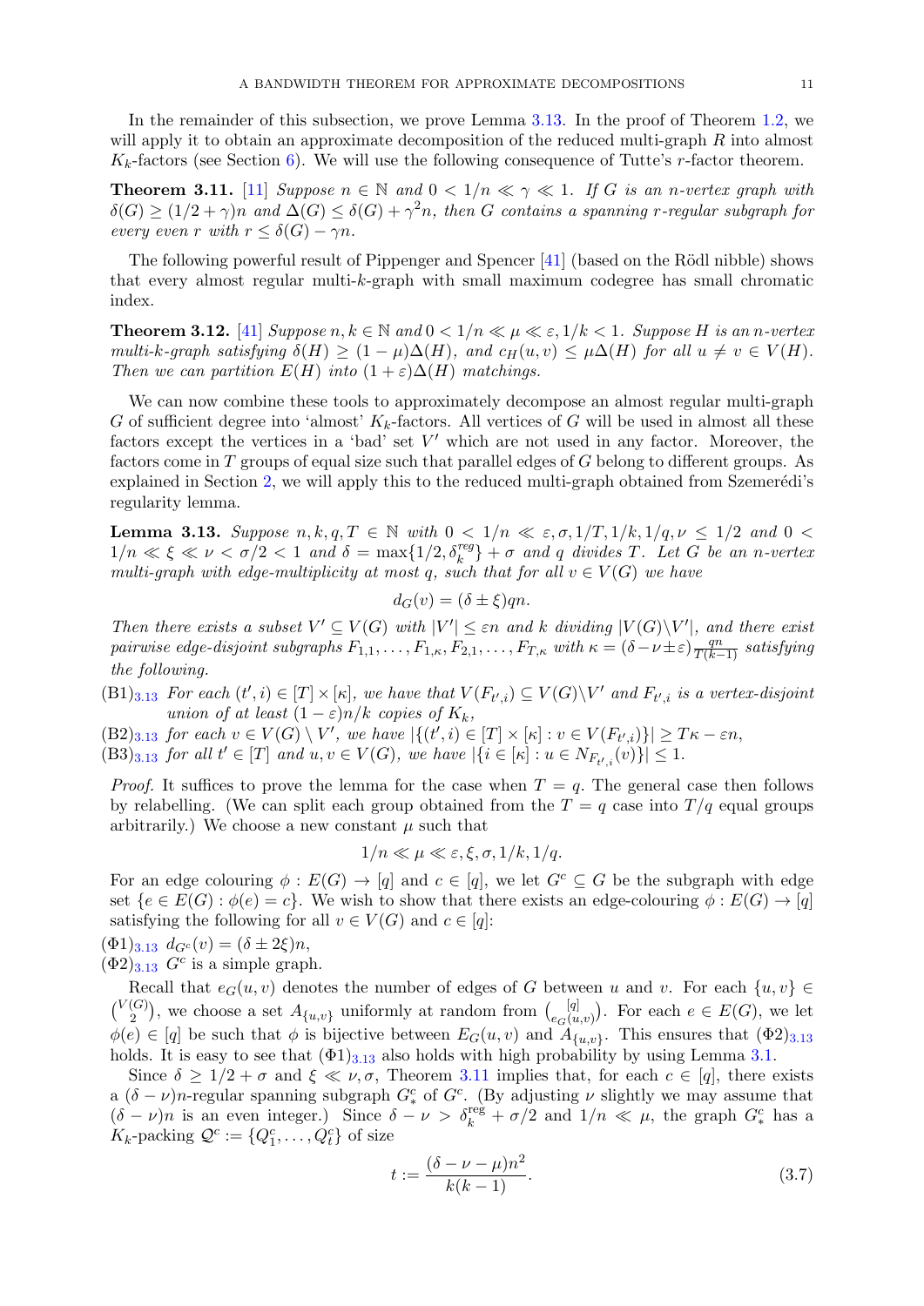In the remainder of this subsection, we prove Lemma 3.13. In the proof of Theorem 1.2, we will apply it to obtain an approximate decomposition of the reduced multi-graph $R$ into almost $K_k$-factors (see Section 6). We will use the following consequence of Tutte's $r$-factor theorem.

**Theorem 3.11.** [11] *Suppose $n \in \mathbb{N}$ and $0 < 1/n \ll \gamma \ll 1$. If $G$ is an $n$-vertex graph with $\delta(G) \geq (1/2 + \gamma)n$ and $\Delta(G) \leq \delta(G) + \gamma^2 n$, then $G$ contains a spanning $r$-regular subgraph for every even $r$ with $r \leq \delta(G) - \gamma n$.*

The following powerful result of Pippenger and Spencer [41] (based on the Rödl nibble) shows that every almost regular multi-$k$-graph with small maximum codegree has small chromatic index.

**Theorem 3.12.** [41] *Suppose $n, k \in \mathbb{N}$ and $0 < 1/n \ll \mu \ll \varepsilon, 1/k < 1$. Suppose $H$ is an $n$-vertex multi-$k$-graph satisfying $\delta(H) \geq (1-\mu)\Delta(H)$, and $c_H(u,v) \leq \mu\Delta(H)$ for all $u \neq v \in V(H)$. Then we can partition $E(H)$ into $(1+\varepsilon)\Delta(H)$ matchings.*

We can now combine these tools to approximately decompose an almost regular multi-graph $G$ of sufficient degree into 'almost' $K_k$-factors. All vertices of $G$ will be used in almost all these factors except the vertices in a 'bad' set $V'$ which are not used in any factor. Moreover, the factors come in $T$ groups of equal size such that parallel edges of $G$ belong to different groups. As explained in Section 2, we will apply this to the reduced multi-graph obtained from Szemerédi's regularity lemma.

**Lemma 3.13.** *Suppose $n, k, q, T \in \mathbb{N}$ with $0 < 1/n \ll \varepsilon, \sigma, 1/T, 1/k, 1/q, \nu \leq 1/2$ and $0 < 1/n \ll \xi \ll \nu < \sigma/2 < 1$ and $\delta = \max\{1/2, \delta_k^{reg}\} + \sigma$ and $q$ divides $T$. Let $G$ be an $n$-vertex multi-graph with edge-multiplicity at most $q$, such that for all $v \in V(G)$ we have*

$$d_G(v) = (\delta \pm \xi)qn.$$

*Then there exists a subset $V' \subseteq V(G)$ with $|V'| \leq \varepsilon n$ and $k$ dividing $|V(G)\setminus V'|$, and there exist pairwise edge-disjoint subgraphs $F_{1,1}, \ldots, F_{1,\kappa}, F_{2,1}, \ldots, F_{T,\kappa}$ with $\kappa = (\delta - \nu \pm \varepsilon)\frac{qn}{T(k-1)}$ satisfying the following.*

(B1)$_{3.13}$ *For each $(t', i) \in [T] \times [\kappa]$, we have that $V(F_{t',i}) \subseteq V(G)\setminus V'$ and $F_{t',i}$ is a vertex-disjoint union of at least $(1-\varepsilon)n/k$ copies of $K_k$,*

(B2)$_{3.13}$ *for each $v \in V(G) \setminus V'$, we have $|\{(t', i) \in [T] \times [\kappa] : v \in V(F_{t',i})\}| \geq T\kappa - \varepsilon n$,*

(B3)$_{3.13}$ *for all $t' \in [T]$ and $u, v \in V(G)$, we have $|\{i \in [\kappa] : u \in N_{F_{t',i}}(v)\}| \leq 1$.*

*Proof.* It suffices to prove the lemma for the case when $T = q$. The general case then follows by relabelling. (We can split each group obtained from the $T = q$ case into $T/q$ equal groups arbitrarily.) We choose a new constant $\mu$ such that

$$1/n \ll \mu \ll \varepsilon, \xi, \sigma, 1/k, 1/q.$$

For an edge colouring $\phi : E(G) \to [q]$ and $c \in [q]$, we let $G^c \subseteq G$ be the subgraph with edge set $\{e \in E(G) : \phi(e) = c\}$. We wish to show that there exists an edge-colouring $\phi : E(G) \to [q]$ satisfying the following for all $v \in V(G)$ and $c \in [q]$:

($\Phi$1)$_{3.13}$ $d_{G^c}(v) = (\delta \pm 2\xi)n$,

($\Phi$2)$_{3.13}$ $G^c$ is a simple graph.

Recall that $e_G(u,v)$ denotes the number of edges of $G$ between $u$ and $v$. For each $\{u, v\} \in \binom{V(G)}{2}$, we choose a set $A_{\{u,v\}}$ uniformly at random from $\binom{[q]}{e_G(u,v)}$. For each $e \in E(G)$, we let $\phi(e) \in [q]$ be such that $\phi$ is bijective between $E_G(u,v)$ and $A_{\{u,v\}}$. This ensures that ($\Phi$2)$_{3.13}$ holds. It is easy to see that ($\Phi$1)$_{3.13}$ also holds with high probability by using Lemma 3.1.

Since $\delta \geq 1/2 + \sigma$ and $\xi \ll \nu, \sigma$, Theorem 3.11 implies that, for each $c \in [q]$, there exists a $(\delta - \nu)n$-regular spanning subgraph $G^c_*$ of $G^c$. (By adjusting $\nu$ slightly we may assume that $(\delta - \nu)n$ is an even integer.) Since $\delta - \nu > \delta_k^{\rm reg} + \sigma/2$ and $1/n \ll \mu$, the graph $G^c_*$ has a $K_k$-packing $\mathcal{Q}^c := \{Q^c_1, \ldots, Q^c_t\}$ of size

$$t := \frac{(\delta - \nu - \mu)n^2}{k(k-1)}. \tag{3.7}$$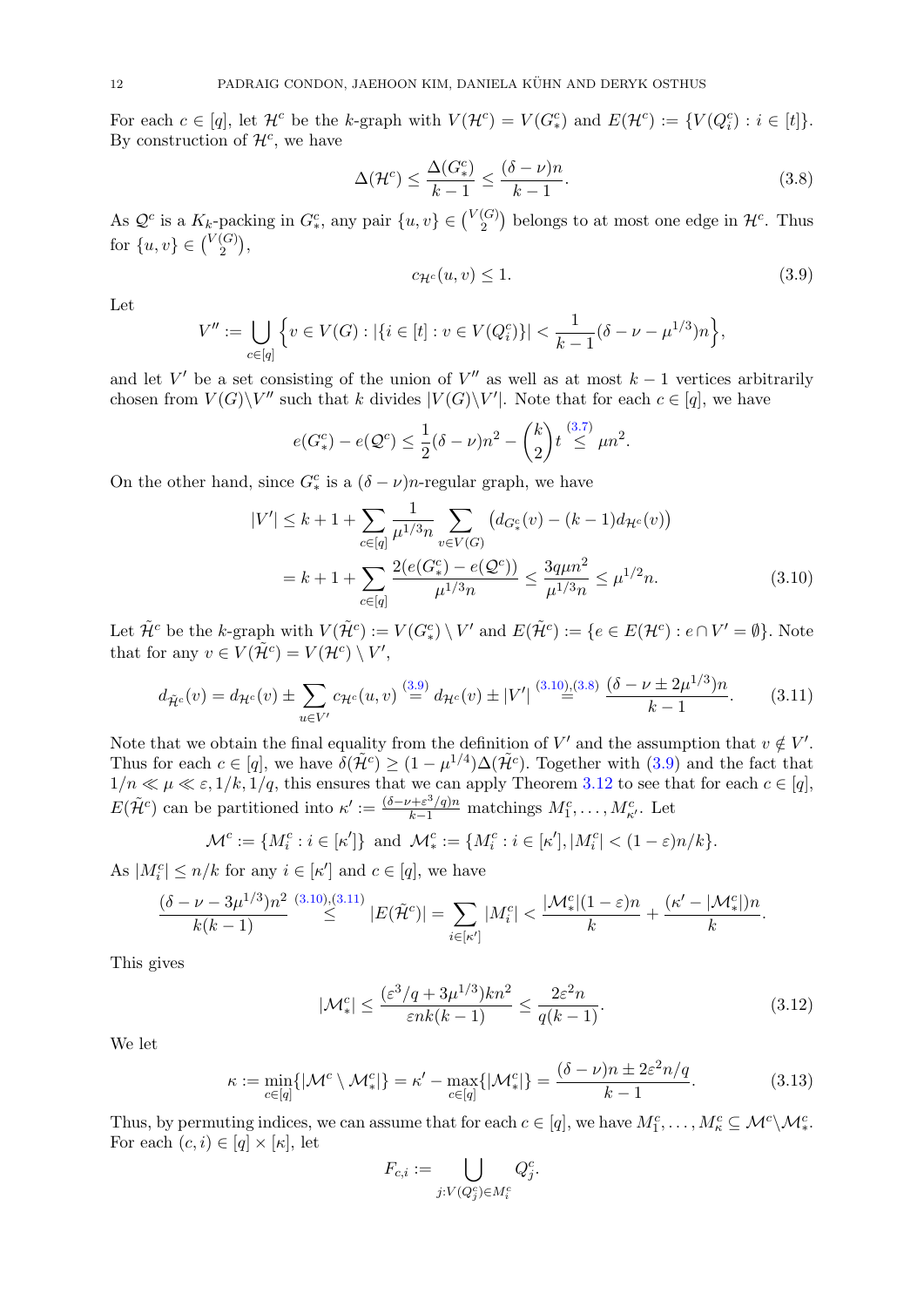For each $c \in [q]$, let $\mathcal{H}^c$ be the $k$-graph with $V(\mathcal{H}^c) = V(G^c_*)$ and $E(\mathcal{H}^c) := \{V(Q^c_i) : i \in [t]\}$. By construction of $\mathcal{H}^c$, we have

$$\Delta(\mathcal{H}^c) \leq \frac{\Delta(G^c_*)}{k-1} \leq \frac{(\delta - \nu)n}{k-1}. \tag{3.8}$$

As $\mathcal{Q}^c$ is a $K_k$-packing in $G^c_*$, any pair $\{u, v\} \in \binom{V(G)}{2}$ belongs to at most one edge in $\mathcal{H}^c$. Thus for $\{u, v\} \in \binom{V(G)}{2}$,

$$c_{\mathcal{H}^c}(u, v) \leq 1. \tag{3.9}$$

Let

$$V'' := \bigcup_{c \in [q]} \Big\{ v \in V(G) : |\{i \in [t] : v \in V(Q^c_i)\}| < \frac{1}{k-1}(\delta - \nu - \mu^{1/3})n \Big\},$$

and let $V'$ be a set consisting of the union of $V''$ as well as at most $k-1$ vertices arbitrarily chosen from $V(G) \setminus V''$ such that $k$ divides $|V(G) \setminus V'|$. Note that for each $c \in [q]$, we have

$$e(G^c_*) - e(\mathcal{Q}^c) \leq \frac{1}{2}(\delta - \nu)n^2 - \binom{k}{2} t \overset{(3.7)}{\leq} \mu n^2.$$

On the other hand, since $G^c_*$ is a $(\delta - \nu)n$-regular graph, we have

$$\begin{aligned} |V'| &\leq k + 1 + \sum_{c \in [q]} \frac{1}{\mu^{1/3} n} \sum_{v \in V(G)} \big( d_{G^c_*}(v) - (k-1) d_{\mathcal{H}^c}(v) \big) \\ &= k + 1 + \sum_{c \in [q]} \frac{2(e(G^c_*) - e(\mathcal{Q}^c))}{\mu^{1/3} n} \leq \frac{3q\mu n^2}{\mu^{1/3} n} \leq \mu^{1/2} n. \end{aligned} \tag{3.10}$$

Let $\tilde{\mathcal{H}}^c$ be the $k$-graph with $V(\tilde{\mathcal{H}}^c) := V(G^c_*) \setminus V'$ and $E(\tilde{\mathcal{H}}^c) := \{e \in E(\mathcal{H}^c) : e \cap V' = \emptyset\}$. Note that for any $v \in V(\tilde{\mathcal{H}}^c) = V(\mathcal{H}^c) \setminus V'$,

$$d_{\tilde{\mathcal{H}}^c}(v) = d_{\mathcal{H}^c}(v) \pm \sum_{u \in V'} c_{\mathcal{H}^c}(u, v) \overset{(3.9)}{=} d_{\mathcal{H}^c}(v) \pm |V'| \overset{(3.10),(3.8)}{=} \frac{(\delta - \nu \pm 2\mu^{1/3})n}{k-1}. \tag{3.11}$$

Note that we obtain the final equality from the definition of $V'$ and the assumption that $v \notin V'$. Thus for each $c \in [q]$, we have $\delta(\tilde{\mathcal{H}}^c) \geq (1 - \mu^{1/4})\Delta(\tilde{\mathcal{H}}^c)$. Together with (3.9) and the fact that $1/n \ll \mu \ll \varepsilon, 1/k, 1/q$, this ensures that we can apply Theorem 3.12 to see that for each $c \in [q]$, $E(\tilde{\mathcal{H}}^c)$ can be partitioned into $\kappa' := \frac{(\delta - \nu + \varepsilon^3/q)n}{k-1}$ matchings $M^c_1, \dots, M^c_{\kappa'}$. Let

$$\mathcal{M}^c := \{M^c_i : i \in [\kappa']\} \text{ and } \mathcal{M}^c_* := \{M^c_i : i \in [\kappa'], |M^c_i| < (1-\varepsilon)n/k\}.$$

As $|M^c_i| \leq n/k$ for any $i \in [\kappa']$ and $c \in [q]$, we have

$$\frac{(\delta - \nu - 3\mu^{1/3})n^2}{k(k-1)} \overset{(3.10),(3.11)}{\leq} |E(\tilde{\mathcal{H}}^c)| = \sum_{i \in [\kappa']} |M^c_i| < \frac{|\mathcal{M}^c_*|(1-\varepsilon)n}{k} + \frac{(\kappa' - |\mathcal{M}^c_*|)n}{k}.$$

This gives

$$|\mathcal{M}^c_*| \leq \frac{(\varepsilon^3/q + 3\mu^{1/3})kn^2}{\varepsilon n k(k-1)} \leq \frac{2\varepsilon^2 n}{q(k-1)}. \tag{3.12}$$

We let

$$\kappa := \min_{c \in [q]} \{|\mathcal{M}^c \setminus \mathcal{M}^c_*|\} = \kappa' - \max_{c \in [q]} \{|\mathcal{M}^c_*|\} = \frac{(\delta - \nu)n \pm 2\varepsilon^2 n/q}{k-1}. \tag{3.13}$$

Thus, by permuting indices, we can assume that for each $c \in [q]$, we have $M^c_1, \dots, M^c_\kappa \subseteq \mathcal{M}^c \setminus \mathcal{M}^c_*$. For each $(c, i) \in [q] \times [\kappa]$, let

$$F_{c,i} := \bigcup_{j : V(Q^c_j) \in M^c_i} Q^c_j.$$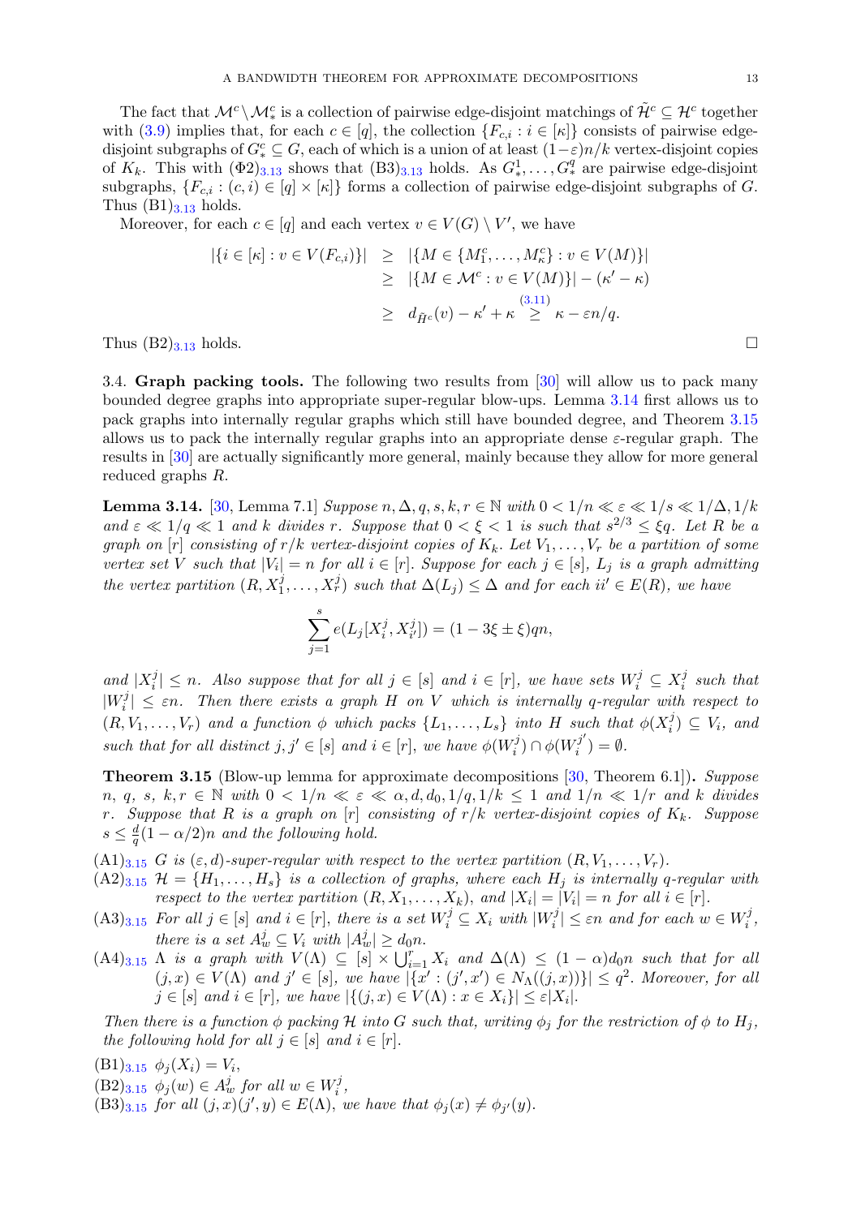The fact that $\mathcal{M}^c \setminus \mathcal{M}^c_*$ is a collection of pairwise edge-disjoint matchings of $\tilde{\mathcal{H}}^c \subseteq \mathcal{H}^c$ together with (3.9) implies that, for each $c \in [q]$, the collection $\{F_{c,i} : i \in [\kappa]\}$ consists of pairwise edge-disjoint subgraphs of $G^c_* \subseteq G$, each of which is a union of at least $(1-\varepsilon)n/k$ vertex-disjoint copies of $K_k$. This with $(\Phi 2)_{3.13}$ shows that $(\mathrm{B3})_{3.13}$ holds. As $G^1_*, \dots, G^q_*$ are pairwise edge-disjoint subgraphs, $\{F_{c,i} : (c,i) \in [q] \times [\kappa]\}$ forms a collection of pairwise edge-disjoint subgraphs of $G$. Thus $(\mathrm{B1})_{3.13}$ holds.

Moreover, for each $c \in [q]$ and each vertex $v \in V(G) \setminus V'$, we have

$$
\begin{aligned}
|\{i \in [\kappa] : v \in V(F_{c,i})\}| &\geq |\{M \in \{M^c_1, \dots, M^c_\kappa\} : v \in V(M)\}| \\
&\geq |\{M \in \mathcal{M}^c : v \in V(M)\}| - (\kappa' - \kappa) \\
&\geq d_{\tilde{H}^c}(v) - \kappa' + \kappa \overset{(3.11)}{\geq} \kappa - \varepsilon n/q.
\end{aligned}
$$

Thus $(\mathrm{B2})_{3.13}$ holds. □

3.4. **Graph packing tools.** The following two results from [30] will allow us to pack many bounded degree graphs into appropriate super-regular blow-ups. Lemma 3.14 first allows us to pack graphs into internally regular graphs which still have bounded degree, and Theorem 3.15 allows us to pack the internally regular graphs into an appropriate dense $\varepsilon$-regular graph. The results in [30] are actually significantly more general, mainly because they allow for more general reduced graphs $R$.

**Lemma 3.14.** [30, Lemma 7.1] *Suppose $n, \Delta, q, s, k, r \in \mathbb{N}$ with $0 < 1/n \ll \varepsilon \ll 1/s \ll 1/\Delta, 1/k$ and $\varepsilon \ll 1/q \ll 1$ and $k$ divides $r$. Suppose that $0 < \xi < 1$ is such that $s^{2/3} \leq \xi q$. Let $R$ be a graph on $[r]$ consisting of $r/k$ vertex-disjoint copies of $K_k$. Let $V_1, \dots, V_r$ be a partition of some vertex set $V$ such that $|V_i| = n$ for all $i \in [r]$. Suppose for each $j \in [s]$, $L_j$ is a graph admitting the vertex partition $(R, X^j_1, \dots, X^j_r)$ such that $\Delta(L_j) \leq \Delta$ and for each $ii' \in E(R)$, we have*

$$
\sum_{j=1}^{s} e(L_j[X^j_i, X^j_{i'}]) = (1 - 3\xi \pm \xi)qn,
$$

*and $|X^j_i| \leq n$. Also suppose that for all $j \in [s]$ and $i \in [r]$, we have sets $W^j_i \subseteq X^j_i$ such that $|W^j_i| \leq \varepsilon n$. Then there exists a graph $H$ on $V$ which is internally $q$-regular with respect to $(R, V_1, \dots, V_r)$ and a function $\phi$ which packs $\{L_1, \dots, L_s\}$ into $H$ such that $\phi(X^j_i) \subseteq V_i$, and such that for all distinct $j, j' \in [s]$ and $i \in [r]$, we have $\phi(W^j_i) \cap \phi(W^{j'}_i) = \emptyset$.*

**Theorem 3.15** (Blow-up lemma for approximate decompositions [30, Theorem 6.1]). *Suppose $n$, $q$, $s$, $k, r \in \mathbb{N}$ with $0 < 1/n \ll \varepsilon \ll \alpha, d, d_0, 1/q, 1/k \leq 1$ and $1/n \ll 1/r$ and $k$ divides $r$. Suppose that $R$ is a graph on $[r]$ consisting of $r/k$ vertex-disjoint copies of $K_k$. Suppose $s \leq \frac{d}{q}(1 - \alpha/2)n$ and the following hold.*

$(\mathrm{A1})_{3.15}$ *$G$ is $(\varepsilon, d)$-super-regular with respect to the vertex partition $(R, V_1, \dots, V_r)$.*

$(\mathrm{A2})_{3.15}$ *$\mathcal{H} = \{H_1, \dots, H_s\}$ is a collection of graphs, where each $H_j$ is internally $q$-regular with respect to the vertex partition $(R, X_1, \dots, X_k)$, and $|X_i| = |V_i| = n$ for all $i \in [r]$.*

$(\mathrm{A3})_{3.15}$ *For all $j \in [s]$ and $i \in [r]$, there is a set $W^j_i \subseteq X_i$ with $|W^j_i| \leq \varepsilon n$ and for each $w \in W^j_i$, there is a set $A^j_w \subseteq V_i$ with $|A^j_w| \geq d_0 n$.*

$(\mathrm{A4})_{3.15}$ *$\Lambda$ is a graph with $V(\Lambda) \subseteq [s] \times \bigcup_{i=1}^{r} X_i$ and $\Delta(\Lambda) \leq (1 - \alpha)d_0 n$ such that for all $(j, x) \in V(\Lambda)$ and $j' \in [s]$, we have $|\{x' : (j', x') \in N_\Lambda((j, x))\}| \leq q^2$. Moreover, for all $j \in [s]$ and $i \in [r]$, we have $|\{(j, x) \in V(\Lambda) : x \in X_i\}| \leq \varepsilon |X_i|$.*

*Then there is a function $\phi$ packing $\mathcal{H}$ into $G$ such that, writing $\phi_j$ for the restriction of $\phi$ to $H_j$, the following hold for all $j \in [s]$ and $i \in [r]$.*

$(\mathrm{B1})_{3.15}$ *$\phi_j(X_i) = V_i$,*

$(\mathrm{B2})_{3.15}$ *$\phi_j(w) \in A^j_w$ for all $w \in W^j_i$,*

$(\mathrm{B3})_{3.15}$ *for all $(j, x)(j', y) \in E(\Lambda)$, we have that $\phi_j(x) \neq \phi_{j'}(y)$.*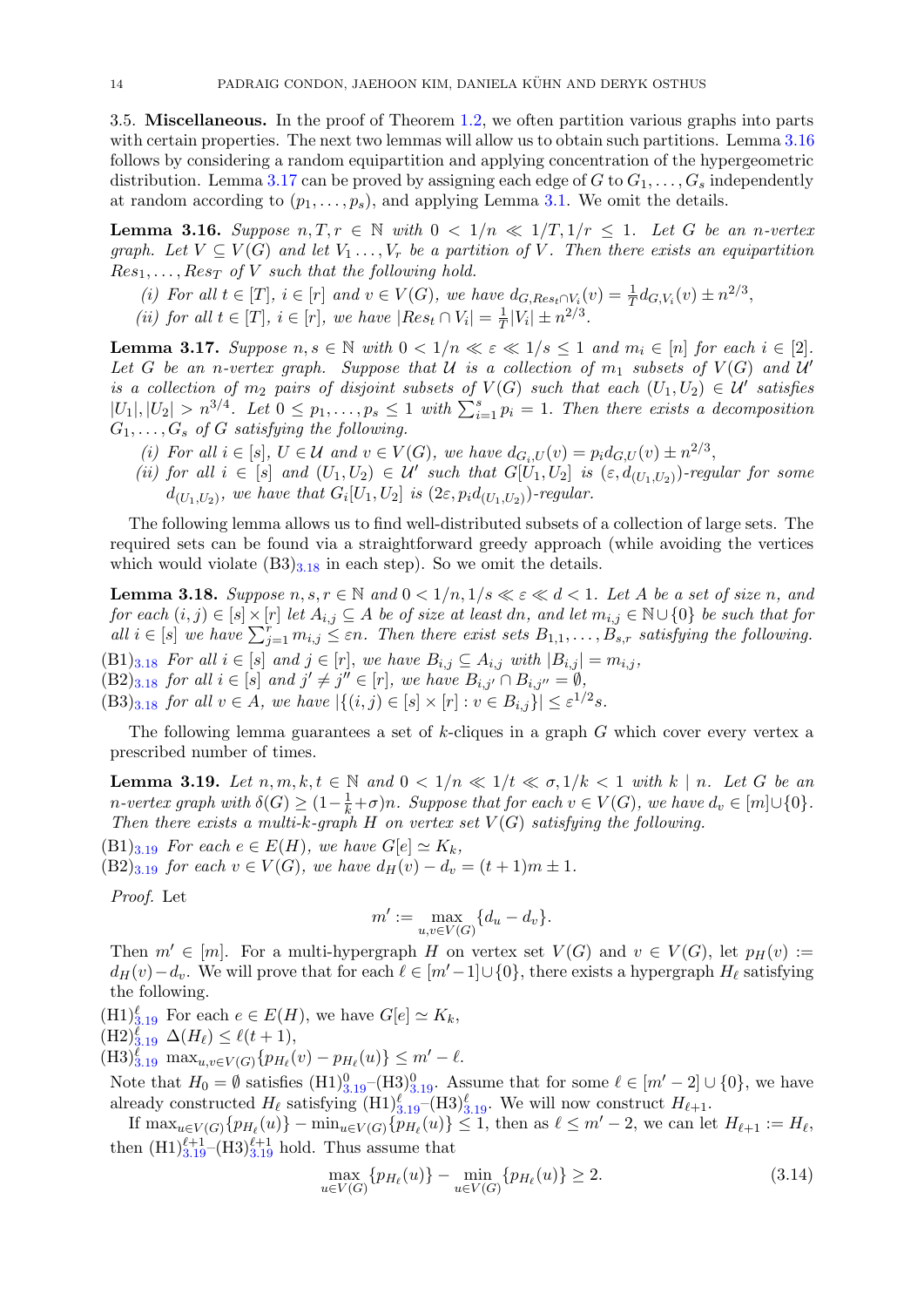3.5. **Miscellaneous.** In the proof of Theorem 1.2, we often partition various graphs into parts with certain properties. The next two lemmas will allow us to obtain such partitions. Lemma 3.16 follows by considering a random equipartition and applying concentration of the hypergeometric distribution. Lemma 3.17 can be proved by assigning each edge of $G$ to $G_1, \dots, G_s$ independently at random according to $(p_1, \dots, p_s)$, and applying Lemma 3.1. We omit the details.

**Lemma 3.16.** *Suppose $n, T, r \in \mathbb{N}$ with $0 < 1/n \ll 1/T, 1/r \leq 1$. Let $G$ be an $n$-vertex graph. Let $V \subseteq V(G)$ and let $V_1 \dots, V_r$ be a partition of $V$. Then there exists an equipartition $Res_1, \dots, Res_T$ of $V$ such that the following hold.*

*(i) For all $t \in [T]$, $i \in [r]$ and $v \in V(G)$, we have $d_{G,Res_t \cap V_i}(v) = \frac{1}{T} d_{G,V_i}(v) \pm n^{2/3}$,*

*(ii) for all $t \in [T]$, $i \in [r]$, we have $|Res_t \cap V_i| = \frac{1}{T}|V_i| \pm n^{2/3}$.*

**Lemma 3.17.** *Suppose $n, s \in \mathbb{N}$ with $0 < 1/n \ll \varepsilon \ll 1/s \leq 1$ and $m_i \in [n]$ for each $i \in [2]$. Let $G$ be an $n$-vertex graph. Suppose that $\mathcal{U}$ is a collection of $m_1$ subsets of $V(G)$ and $\mathcal{U}'$ is a collection of $m_2$ pairs of disjoint subsets of $V(G)$ such that each $(U_1, U_2) \in \mathcal{U}'$ satisfies $|U_1|, |U_2| > n^{3/4}$. Let $0 \leq p_1, \dots, p_s \leq 1$ with $\sum_{i=1}^{s} p_i = 1$. Then there exists a decomposition $G_1, \dots, G_s$ of $G$ satisfying the following.*

*(i) For all $i \in [s]$, $U \in \mathcal{U}$ and $v \in V(G)$, we have $d_{G_i,U}(v) = p_i d_{G,U}(v) \pm n^{2/3}$,*

*(ii) for all $i \in [s]$ and $(U_1, U_2) \in \mathcal{U}'$ such that $G[U_1, U_2]$ is $(\varepsilon, d_{(U_1,U_2)})$-regular for some $d_{(U_1,U_2)}$, we have that $G_i[U_1, U_2]$ is $(2\varepsilon, p_i d_{(U_1,U_2)})$-regular.*

The following lemma allows us to find well-distributed subsets of a collection of large sets. The required sets can be found via a straightforward greedy approach (while avoiding the vertices which would violate (B3)$_{3.18}$ in each step). So we omit the details.

**Lemma 3.18.** *Suppose $n, s, r \in \mathbb{N}$ and $0 < 1/n, 1/s \ll \varepsilon \ll d < 1$. Let $A$ be a set of size $n$, and for each $(i, j) \in [s] \times [r]$ let $A_{i,j} \subseteq A$ be of size at least $dn$, and let $m_{i,j} \in \mathbb{N} \cup \{0\}$ be such that for all $i \in [s]$ we have $\sum_{j=1}^{r} m_{i,j} \leq \varepsilon n$. Then there exist sets $B_{1,1}, \dots, B_{s,r}$ satisfying the following.*

(B1)$_{3.18}$ *For all $i \in [s]$ and $j \in [r]$, we have $B_{i,j} \subseteq A_{i,j}$ with $|B_{i,j}| = m_{i,j}$,*

(B2)$_{3.18}$ *for all $i \in [s]$ and $j' \neq j'' \in [r]$, we have $B_{i,j'} \cap B_{i,j''} = \emptyset$,*

(B3)$_{3.18}$ *for all $v \in A$, we have $|\{(i, j) \in [s] \times [r] : v \in B_{i,j}\}| \leq \varepsilon^{1/2} s$.*

The following lemma guarantees a set of $k$-cliques in a graph $G$ which cover every vertex a prescribed number of times.

**Lemma 3.19.** *Let $n, m, k, t \in \mathbb{N}$ and $0 < 1/n \ll 1/t \ll \sigma, 1/k < 1$ with $k \mid n$. Let $G$ be an $n$-vertex graph with $\delta(G) \geq (1 - \frac{1}{k} + \sigma)n$. Suppose that for each $v \in V(G)$, we have $d_v \in [m] \cup \{0\}$. Then there exists a multi-$k$-graph $H$ on vertex set $V(G)$ satisfying the following.*

(B1)$_{3.19}$ *For each $e \in E(H)$, we have $G[e] \simeq K_k$,*

(B2)$_{3.19}$ *for each $v \in V(G)$, we have $d_H(v) - d_v = (t + 1)m \pm 1$.*

*Proof.* Let

$$m' := \max_{u,v \in V(G)} \{d_u - d_v\}.$$

Then $m' \in [m]$. For a multi-hypergraph $H$ on vertex set $V(G)$ and $v \in V(G)$, let $p_H(v) := d_H(v) - d_v$. We will prove that for each $\ell \in [m' - 1] \cup \{0\}$, there exists a hypergraph $H_\ell$ satisfying the following.

(H1)$^{\ell}_{3.19}$ For each $e \in E(H)$, we have $G[e] \simeq K_k$,

(H2)$^{\ell}_{3.19}$ $\Delta(H_\ell) \leq \ell(t + 1)$,

(H3)$^{\ell}_{3.19}$ $\max_{u,v \in V(G)} \{p_{H_\ell}(v) - p_{H_\ell}(u)\} \leq m' - \ell$.

Note that $H_0 = \emptyset$ satisfies (H1)$^0_{3.19}$–(H3)$^0_{3.19}$. Assume that for some $\ell \in [m' - 2] \cup \{0\}$, we have already constructed $H_\ell$ satisfying (H1)$^{\ell}_{3.19}$–(H3)$^{\ell}_{3.19}$. We will now construct $H_{\ell+1}$.

If $\max_{u \in V(G)} \{p_{H_\ell}(u)\} - \min_{u \in V(G)} \{p_{H_\ell}(u)\} \leq 1$, then as $\ell \leq m' - 2$, we can let $H_{\ell+1} := H_\ell$, then (H1)$^{\ell+1}_{3.19}$–(H3)$^{\ell+1}_{3.19}$ hold. Thus assume that

$$\max_{u \in V(G)} \{p_{H_\ell}(u)\} - \min_{u \in V(G)} \{p_{H_\ell}(u)\} \geq 2. \tag{3.14}$$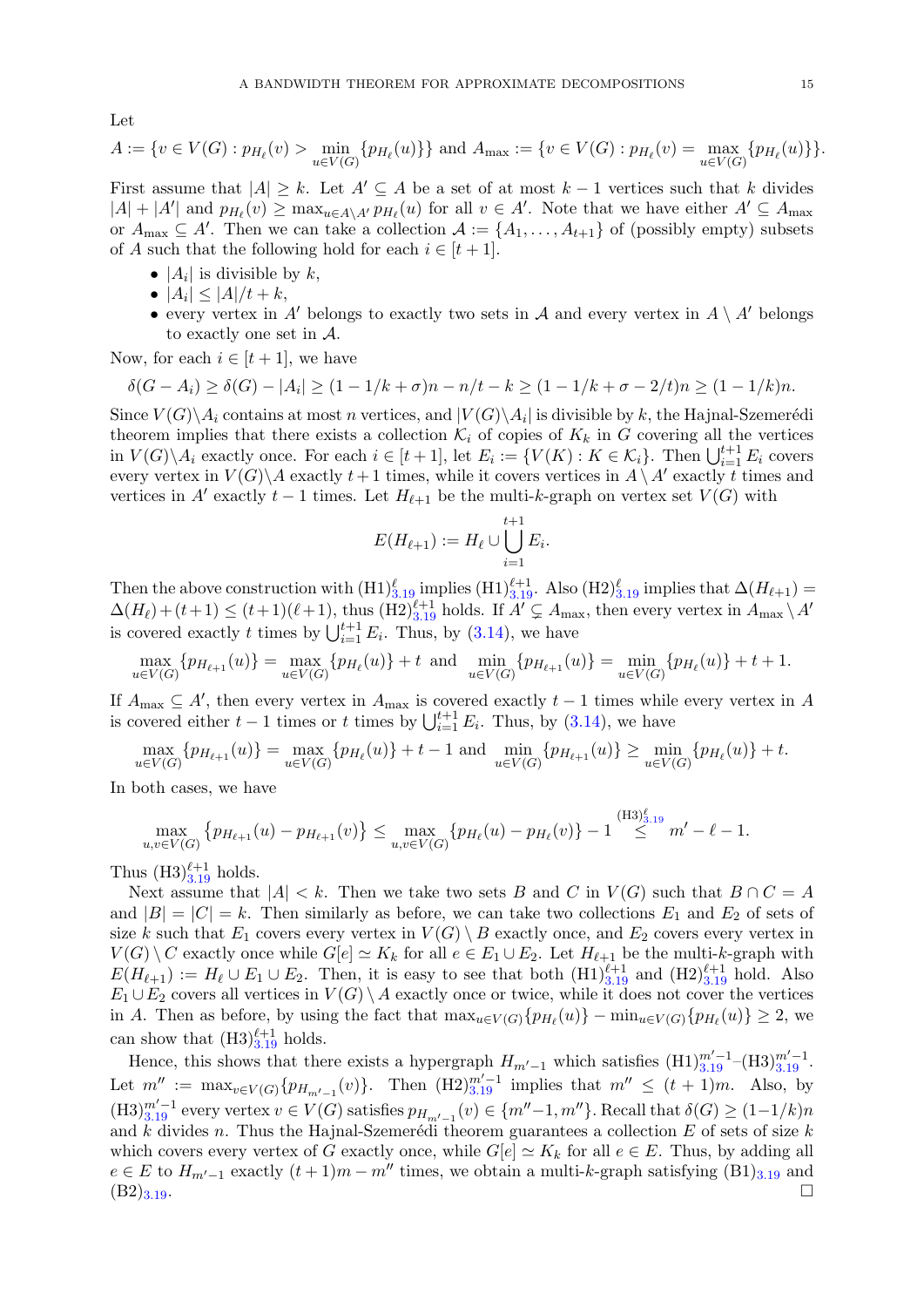Let

$$A := \{v \in V(G) : p_{H_\ell}(v) > \min_{u \in V(G)}\{p_{H_\ell}(u)\}\} \text{ and } A_{\max} := \{v \in V(G) : p_{H_\ell}(v) = \max_{u\in V(G)}\{p_{H_\ell}(u)\}\}.$$

First assume that $|A| \geq k$. Let $A' \subseteq A$ be a set of at most $k-1$ vertices such that $k$ divides $|A| + |A'|$ and $p_{H_\ell}(v) \geq \max_{u \in A\setminus A'} p_{H_\ell}(u)$ for all $v \in A'$. Note that we have either $A' \subseteq A_{\max}$ or $A_{\max} \subseteq A'$. Then we can take a collection $\mathcal{A} := \{A_1, \dots, A_{t+1}\}$ of (possibly empty) subsets of $A$ such that the following hold for each $i \in [t+1]$.

- $|A_i|$ is divisible by $k$,
- $|A_i| \leq |A|/t + k$,
- every vertex in $A'$ belongs to exactly two sets in $\mathcal{A}$ and every vertex in $A \setminus A'$ belongs to exactly one set in $\mathcal{A}$.

Now, for each $i \in [t+1]$, we have

$$\delta(G - A_i) \geq \delta(G) - |A_i| \geq (1 - 1/k + \sigma)n - n/t - k \geq (1 - 1/k + \sigma - 2/t)n \geq (1 - 1/k)n.$$

Since $V(G)\setminus A_i$ contains at most $n$ vertices, and $|V(G)\setminus A_i|$ is divisible by $k$, the Hajnal-Szemerédi theorem implies that there exists a collection $\mathcal{K}_i$ of copies of $K_k$ in $G$ covering all the vertices in $V(G)\setminus A_i$ exactly once. For each $i \in [t+1]$, let $E_i := \{V(K) : K \in \mathcal{K}_i\}$. Then $\bigcup_{i=1}^{t+1} E_i$ covers every vertex in $V(G)\setminus A$ exactly $t+1$ times, while it covers vertices in $A \setminus A'$ exactly $t$ times and vertices in $A'$ exactly $t-1$ times. Let $H_{\ell+1}$ be the multi-$k$-graph on vertex set $V(G)$ with

$$E(H_{\ell+1}) := H_\ell \cup \bigcup_{i=1}^{t+1} E_i.$$

Then the above construction with $(\mathrm{H1})^{\ell}_{3.19}$ implies $(\mathrm{H1})^{\ell+1}_{3.19}$. Also $(\mathrm{H2})^{\ell}_{3.19}$ implies that $\Delta(H_{\ell+1}) = \Delta(H_\ell) + (t+1) \leq (t+1)(\ell+1)$, thus $(\mathrm{H2})^{\ell+1}_{3.19}$ holds. If $A' \subsetneq A_{\max}$, then every vertex in $A_{\max} \setminus A'$ is covered exactly $t$ times by $\bigcup_{i=1}^{t+1} E_i$. Thus, by (3.14), we have

$$\max_{u \in V(G)}\{p_{H_{\ell+1}}(u)\} = \max_{u\in V(G)}\{p_{H_\ell}(u)\} + t \text{ and } \min_{u\in V(G)}\{p_{H_{\ell+1}}(u)\} = \min_{u \in V(G)}\{p_{H_\ell}(u)\} + t + 1.$$

If $A_{\max} \subseteq A'$, then every vertex in $A_{\max}$ is covered exactly $t-1$ times while every vertex in $A$ is covered either $t-1$ times or $t$ times by $\bigcup_{i=1}^{t+1} E_i$. Thus, by (3.14), we have

$$\max_{u\in V(G)}\{p_{H_{\ell+1}}(u)\} = \max_{u\in V(G)}\{p_{H_\ell}(u)\} + t - 1 \text{ and } \min_{u\in V(G)}\{p_{H_{\ell+1}}(u)\} \geq \min_{u\in V(G)}\{p_{H_\ell}(u)\} + t.$$

In both cases, we have

$$\max_{u,v\in V(G)}\left\{p_{H_{\ell+1}}(u) - p_{H_{\ell+1}}(v)\right\} \leq \max_{u,v \in V(G)}\{p_{H_\ell}(u) - p_{H_\ell}(v)\} - 1 \overset{(\mathrm{H3})^{\ell}_{3.19}}{\leq} m' - \ell - 1.$$

Thus $(\mathrm{H3})^{\ell+1}_{3.19}$ holds.

Next assume that $|A| < k$. Then we take two sets $B$ and $C$ in $V(G)$ such that $B \cap C = A$ and $|B| = |C| = k$. Then similarly as before, we can take two collections $E_1$ and $E_2$ of sets of size $k$ such that $E_1$ covers every vertex in $V(G) \setminus B$ exactly once, and $E_2$ covers every vertex in $V(G) \setminus C$ exactly once while $G[e] \simeq K_k$ for all $e \in E_1 \cup E_2$. Let $H_{\ell+1}$ be the multi-$k$-graph with $E(H_{\ell+1}) := H_\ell \cup E_1 \cup E_2$. Then, it is easy to see that both $(\mathrm{H1})^{\ell+1}_{3.19}$ and $(\mathrm{H2})^{\ell+1}_{3.19}$ hold. Also $E_1 \cup E_2$ covers all vertices in $V(G) \setminus A$ exactly once or twice, while it does not cover the vertices in $A$. Then as before, by using the fact that $\max_{u\in V(G)}\{p_{H_\ell}(u)\} - \min_{u\in V(G)}\{p_{H_\ell}(u)\} \geq 2$, we can show that $(\mathrm{H3})^{\ell+1}_{3.19}$ holds.

Hence, this shows that there exists a hypergraph $H_{m'-1}$ which satisfies $(\mathrm{H1})^{m'-1}_{3.19}$–$(\mathrm{H3})^{m'-1}_{3.19}$. Let $m'' := \max_{v\in V(G)}\{p_{H_{m'-1}}(v)\}$. Then $(\mathrm{H2})^{m'-1}_{3.19}$ implies that $m'' \leq (t+1)m$. Also, by $(\mathrm{H3})^{m'-1}_{3.19}$ every vertex $v \in V(G)$ satisfies $p_{H_{m'-1}}(v) \in \{m''-1, m''\}$. Recall that $\delta(G) \geq (1-1/k)n$ and $k$ divides $n$. Thus the Hajnal-Szemerédi theorem guarantees a collection $E$ of sets of size $k$ which covers every vertex of $G$ exactly once, while $G[e] \simeq K_k$ for all $e \in E$. Thus, by adding all $e \in E$ to $H_{m'-1}$ exactly $(t+1)m - m''$ times, we obtain a multi-$k$-graph satisfying $(\mathrm{B1})_{3.19}$ and $(\mathrm{B2})_{3.19}$. □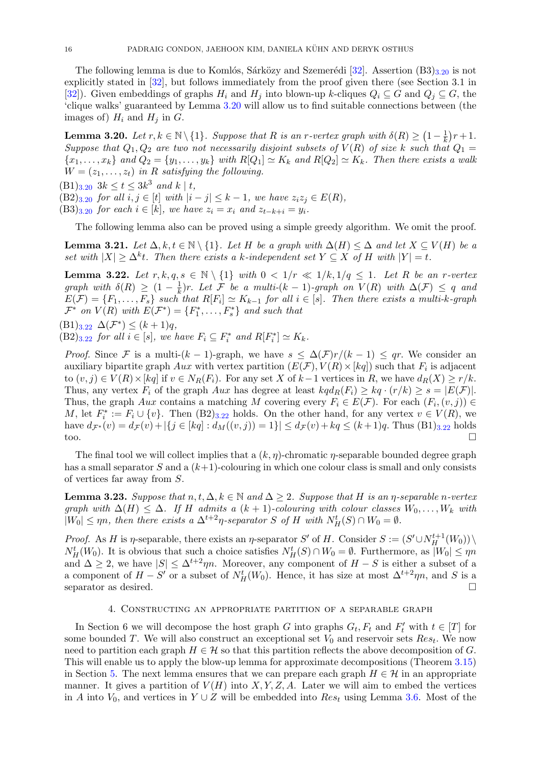The following lemma is due to Komlós, Sárközy and Szemerédi [32]. Assertion (B3)$_{3.20}$ is not explicitly stated in [32], but follows immediately from the proof given there (see Section 3.1 in [32]). Given embeddings of graphs $H_i$ and $H_j$ into blown-up $k$-cliques $Q_i \subseteq G$ and $Q_j \subseteq G$, the 'clique walks' guaranteed by Lemma 3.20 will allow us to find suitable connections between (the images of) $H_i$ and $H_j$ in $G$.

**Lemma 3.20.** *Let $r, k \in \mathbb{N} \setminus \{1\}$. Suppose that $R$ is an $r$-vertex graph with $\delta(R) \geq \left(1 - \frac{1}{k}\right)r + 1$. Suppose that $Q_1, Q_2$ are two not necessarily disjoint subsets of $V(R)$ of size $k$ such that $Q_1 = \{x_1, \ldots, x_k\}$ and $Q_2 = \{y_1, \ldots, y_k\}$ with $R[Q_1] \simeq K_k$ and $R[Q_2] \simeq K_k$. Then there exists a walk $W = (z_1, \ldots, z_t)$ in $R$ satisfying the following.*

(B1)$_{3.20}$ *$3k \leq t \leq 3k^3$ and $k \mid t$,*
(B2)$_{3.20}$ *for all $i, j \in [t]$ with $|i - j| \leq k - 1$, we have $z_i z_j \in E(R)$,*
(B3)$_{3.20}$ *for each $i \in [k]$, we have $z_i = x_i$ and $z_{t-k+i} = y_i$.*

The following lemma also can be proved using a simple greedy algorithm. We omit the proof.

**Lemma 3.21.** *Let $\Delta, k, t \in \mathbb{N} \setminus \{1\}$. Let $H$ be a graph with $\Delta(H) \leq \Delta$ and let $X \subseteq V(H)$ be a set with $|X| \geq \Delta^k t$. Then there exists a $k$-independent set $Y \subseteq X$ of $H$ with $|Y| = t$.*

**Lemma 3.22.** *Let $r, k, q, s \in \mathbb{N} \setminus \{1\}$ with $0 < 1/r \ll 1/k, 1/q \leq 1$. Let $R$ be an $r$-vertex graph with $\delta(R) \geq (1 - \frac{1}{k})r$. Let $\mathcal{F}$ be a multi-$(k-1)$-graph on $V(R)$ with $\Delta(\mathcal{F}) \leq q$ and $E(\mathcal{F}) = \{F_1, \ldots, F_s\}$ such that $R[F_i] \simeq K_{k-1}$ for all $i \in [s]$. Then there exists a multi-$k$-graph $\mathcal{F}^*$ on $V(R)$ with $E(\mathcal{F}^*) = \{F_1^*, \ldots, F_s^*\}$ and such that*

(B1)$_{3.22}$ *$\Delta(\mathcal{F}^*) \leq (k+1)q$,*
(B2)$_{3.22}$ *for all $i \in [s]$, we have $F_i \subseteq F_i^*$ and $R[F_i^*] \simeq K_k$.*

*Proof.* Since $\mathcal{F}$ is a multi-$(k-1)$-graph, we have $s \leq \Delta(\mathcal{F})r/(k-1) \leq qr$. We consider an auxiliary bipartite graph $Aux$ with vertex partition $(E(\mathcal{F}), V(R) \times [kq])$ such that $F_i$ is adjacent to $(v, j) \in V(R) \times [kq]$ if $v \in N_R(F_i)$. For any set $X$ of $k-1$ vertices in $R$, we have $d_R(X) \geq r/k$. Thus, any vertex $F_i$ of the graph $Aux$ has degree at least $kqd_R(F_i) \geq kq \cdot (r/k) \geq s = |E(\mathcal{F})|$. Thus, the graph $Aux$ contains a matching $M$ covering every $F_i \in E(\mathcal{F})$. For each $(F_i, (v, j)) \in M$, let $F_i^* := F_i \cup \{v\}$. Then (B2)$_{3.22}$ holds. On the other hand, for any vertex $v \in V(R)$, we have $d_{\mathcal{F}^*}(v) = d_{\mathcal{F}}(v) + |\{j \in [kq] : d_M((v, j)) = 1\}| \leq d_{\mathcal{F}}(v) + kq \leq (k+1)q$. Thus (B1)$_{3.22}$ holds too. □

The final tool we will collect implies that a $(k, \eta)$-chromatic $\eta$-separable bounded degree graph has a small separator $S$ and a $(k+1)$-colouring in which one colour class is small and only consists of vertices far away from $S$.

**Lemma 3.23.** *Suppose that $n, t, \Delta, k \in \mathbb{N}$ and $\Delta \geq 2$. Suppose that $H$ is an $\eta$-separable $n$-vertex graph with $\Delta(H) \leq \Delta$. If $H$ admits a $(k+1)$-colouring with colour classes $W_0, \ldots, W_k$ with $|W_0| \leq \eta n$, then there exists a $\Delta^{t+2}\eta$-separator $S$ of $H$ with $N_H^t(S) \cap W_0 = \emptyset$.*

*Proof.* As $H$ is $\eta$-separable, there exists an $\eta$-separator $S'$ of $H$. Consider $S := (S' \cup N_H^{t+1}(W_0)) \setminus N_H^t(W_0)$. It is obvious that such a choice satisfies $N_H^t(S) \cap W_0 = \emptyset$. Furthermore, as $|W_0| \leq \eta n$ and $\Delta \geq 2$, we have $|S| \leq \Delta^{t+2}\eta n$. Moreover, any component of $H - S$ is either a subset of a a component of $H - S'$ or a subset of $N_H^t(W_0)$. Hence, it has size at most $\Delta^{t+2}\eta n$, and $S$ is a separator as desired. □

## 4. Constructing an appropriate partition of a separable graph

In Section 6 we will decompose the host graph $G$ into graphs $G_t, F_t$ and $F_t'$ with $t \in [T]$ for some bounded $T$. We will also construct an exceptional set $V_0$ and reservoir sets $Res_t$. We now need to partition each graph $H \in \mathcal{H}$ so that this partition reflects the above decomposition of $G$. This will enable us to apply the blow-up lemma for approximate decompositions (Theorem 3.15) in Section 5. The next lemma ensures that we can prepare each graph $H \in \mathcal{H}$ in an appropriate manner. It gives a partition of $V(H)$ into $X, Y, Z, A$. Later we will aim to embed the vertices in $A$ into $V_0$, and vertices in $Y \cup Z$ will be embedded into $Res_t$ using Lemma 3.6. Most of the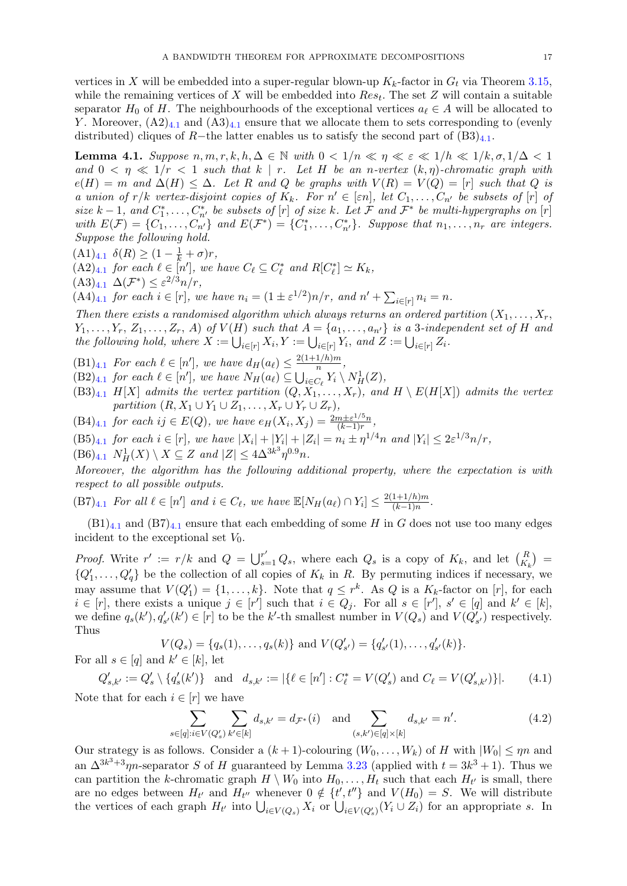vertices in $X$ will be embedded into a super-regular blown-up $K_k$-factor in $G_t$ via Theorem 3.15, while the remaining vertices of $X$ will be embedded into $Res_t$. The set $Z$ will contain a suitable separator $H_0$ of $H$. The neighbourhoods of the exceptional vertices $a_\ell \in A$ will be allocated to $Y$. Moreover, $(A2)_{4.1}$ and $(A3)_{4.1}$ ensure that we allocate them to sets corresponding to (evenly distributed) cliques of $R$−the latter enables us to satisfy the second part of $(B3)_{4.1}$.

**Lemma 4.1.** *Suppose $n, m, r, k, h, \Delta \in \mathbb{N}$ with $0 < 1/n \ll \eta \ll \varepsilon \ll 1/h \ll 1/k, \sigma, 1/\Delta < 1$ and $0 < \eta \ll 1/r < 1$ such that $k \mid r$. Let $H$ be an $n$-vertex $(k, \eta)$-chromatic graph with $e(H) = m$ and $\Delta(H) \leq \Delta$. Let $R$ and $Q$ be graphs with $V(R) = V(Q) = [r]$ such that $Q$ is a union of $r/k$ vertex-disjoint copies of $K_k$. For $n' \in [\varepsilon n]$, let $C_1, \ldots, C_{n'}$ be subsets of $[r]$ of size $k-1$, and $C_1^*, \ldots, C_{n'}^*$ be subsets of $[r]$ of size $k$. Let $\mathcal{F}$ and $\mathcal{F}^*$ be multi-hypergraphs on $[r]$ with $E(\mathcal{F}) = \{C_1, \ldots, C_{n'}\}$ and $E(\mathcal{F}^*) = \{C_1^*, \ldots, C_{n'}^*\}$. Suppose that $n_1, \ldots, n_r$ are integers. Suppose the following hold.*

$(A1)_{4.1}$ *$\delta(R) \geq (1 - \frac{1}{k} + \sigma)r$,*
$(A2)_{4.1}$ *for each $\ell \in [n']$, we have $C_\ell \subseteq C_\ell^*$ and $R[C_\ell^*] \simeq K_k$,*
$(A3)_{4.1}$ *$\Delta(\mathcal{F}^*) \leq \varepsilon^{2/3} n/r$,*
$(A4)_{4.1}$ *for each $i \in [r]$, we have $n_i = (1 \pm \varepsilon^{1/2})n/r$, and $n' + \sum_{i \in [r]} n_i = n$.*

*Then there exists a randomised algorithm which always returns an ordered partition $(X_1, \ldots, X_r, Y_1, \ldots, Y_r, Z_1, \ldots, Z_r, A)$ of $V(H)$ such that $A = \{a_1, \ldots, a_{n'}\}$ is a 3-independent set of $H$ and the following hold, where $X := \bigcup_{i \in [r]} X_i, Y := \bigcup_{i \in [r]} Y_i$, and $Z := \bigcup_{i \in [r]} Z_i$.*

$(B1)_{4.1}$ *For each $\ell \in [n']$, we have $d_H(a_\ell) \leq \frac{2(1+1/h)m}{n}$,*
$(B2)_{4.1}$ *for each $\ell \in [n']$, we have $N_H(a_\ell) \subseteq \bigcup_{i \in C_\ell} Y_i \setminus N_H^1(Z)$,*
$(B3)_{4.1}$ *$H[X]$ admits the vertex partition $(Q, X_1, \ldots, X_r)$, and $H \setminus E(H[X])$ admits the vertex partition $(R, X_1 \cup Y_1 \cup Z_1, \ldots, X_r \cup Y_r \cup Z_r)$,*
$(B4)_{4.1}$ *for each $ij \in E(Q)$, we have $e_H(X_i, X_j) = \frac{2m \pm \varepsilon^{1/5} n}{(k-1)r}$,*
$(B5)_{4.1}$ *for each $i \in [r]$, we have $|X_i| + |Y_i| + |Z_i| = n_i \pm \eta^{1/4} n$ and $|Y_i| \leq 2\varepsilon^{1/3} n/r$,*
$(B6)_{4.1}$ *$N_H^1(X) \setminus X \subseteq Z$ and $|Z| \leq 4\Delta^{3k^3} \eta^{0.9} n$.*

*Moreover, the algorithm has the following additional property, where the expectation is with respect to all possible outputs.*

$(B7)_{4.1}$ *For all $\ell \in [n']$ and $i \in C_\ell$, we have $\mathbb{E}[N_H(a_\ell) \cap Y_i] \leq \frac{2(1+1/h)m}{(k-1)n}$.*

$(B1)_{4.1}$ and $(B7)_{4.1}$ ensure that each embedding of some $H$ in $G$ does not use too many edges incident to the exceptional set $V_0$.

*Proof.* Write $r' := r/k$ and $Q = \bigcup_{s=1}^{r'} Q_s$, where each $Q_s$ is a copy of $K_k$, and let $\binom{R}{K_k} = \{Q_1', \ldots, Q_q'\}$ be the collection of all copies of $K_k$ in $R$. By permuting indices if necessary, we may assume that $V(Q_1') = \{1, \ldots, k\}$. Note that $q \leq r^k$. As $Q$ is a $K_k$-factor on $[r]$, for each $i \in [r]$, there exists a unique $j \in [r']$ such that $i \in Q_j$. For all $s \in [r']$, $s' \in [q]$ and $k' \in [k]$, we define $q_s(k'), q_{s'}'(k') \in [r]$ to be the $k'$-th smallest number in $V(Q_s)$ and $V(Q_{s'}')$ respectively. Thus

$$V(Q_s) = \{q_s(1), \ldots, q_s(k)\} \text{ and } V(Q_{s'}') = \{q_{s'}'(1), \ldots, q_{s'}'(k)\}.$$

For all $s \in [q]$ and $k' \in [k]$, let

$$Q_{s,k'}' := Q_s' \setminus \{q_s'(k')\} \quad \text{and} \quad d_{s,k'} := |\{\ell \in [n'] : C_\ell^* = V(Q_s') \text{ and } C_\ell = V(Q_{s,k'}')\}|. \tag{4.1}$$

Note that for each $i \in [r]$ we have

$$\sum_{s \in [q] : i \in V(Q_s')} \sum_{k' \in [k]} d_{s,k'} = d_{\mathcal{F}^*}(i) \quad \text{and} \quad \sum_{(s,k') \in [q] \times [k]} d_{s,k'} = n'. \tag{4.2}$$

Our strategy is as follows. Consider a $(k+1)$-colouring $(W_0, \ldots, W_k)$ of $H$ with $|W_0| \leq \eta n$ and an $\Delta^{3k^3+3}\eta n$-separator $S$ of $H$ guaranteed by Lemma 3.23 (applied with $t = 3k^3 + 1$). Thus we can partition the $k$-chromatic graph $H \setminus W_0$ into $H_0, \ldots, H_t$ such that each $H_{t'}$ is small, there are no edges between $H_{t'}$ and $H_{t''}$ whenever $0 \notin \{t', t''\}$ and $V(H_0) = S$. We will distribute the vertices of each graph $H_{t'}$ into $\bigcup_{i \in V(Q_s)} X_i$ or $\bigcup_{i \in V(Q_s)} (Y_i \cup Z_i)$ for an appropriate $s$. In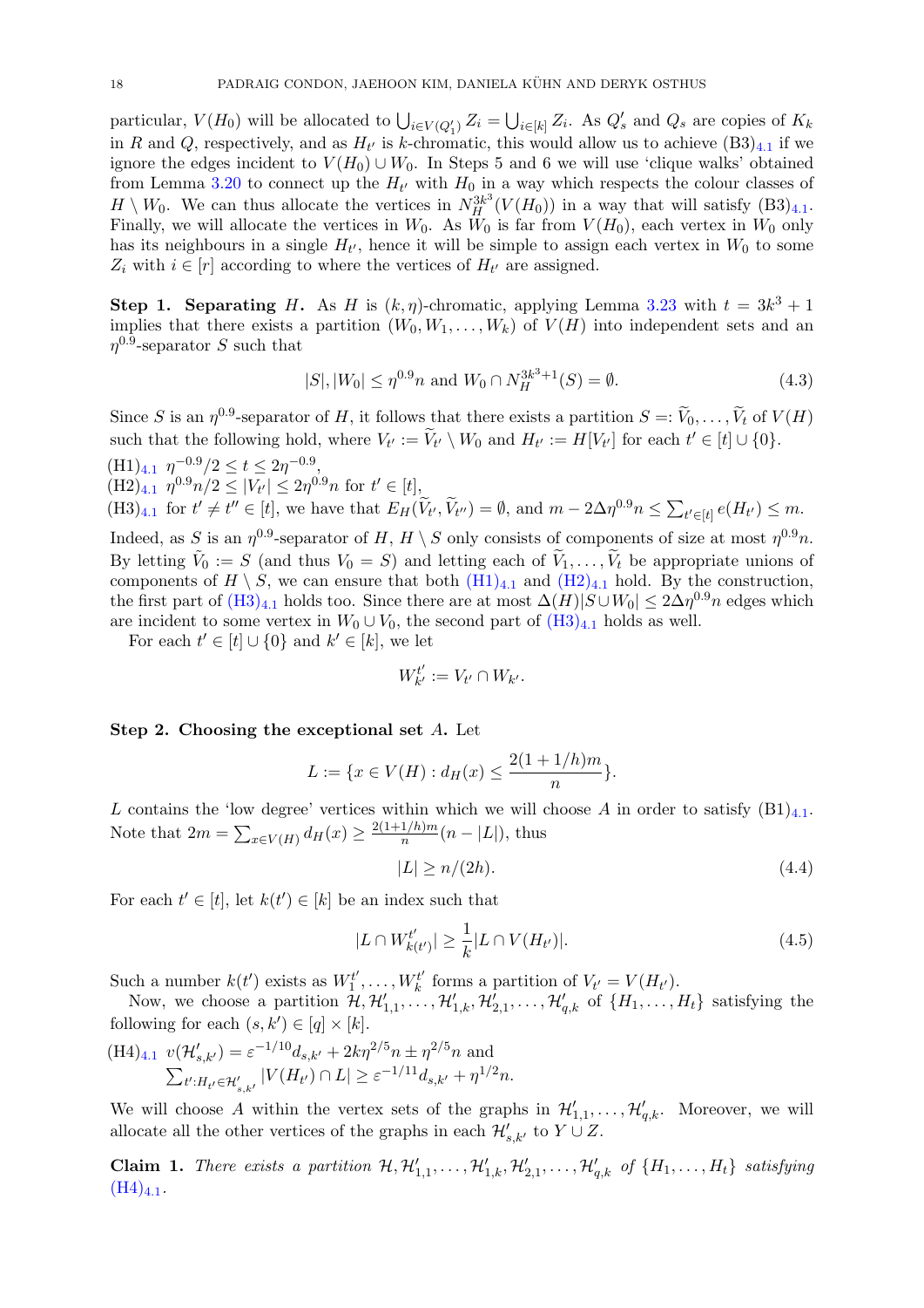particular, $V(H_0)$ will be allocated to $\bigcup_{i\in V(Q'_1)} Z_i = \bigcup_{i\in[k]} Z_i$. As $Q'_s$ and $Q_s$ are copies of $K_k$ in $R$ and $Q$, respectively, and as $H_{t'}$ is $k$-chromatic, this would allow us to achieve (B3)$_{4.1}$ if we ignore the edges incident to $V(H_0) \cup W_0$. In Steps 5 and 6 we will use 'clique walks' obtained from Lemma 3.20 to connect up the $H_{t'}$ with $H_0$ in a way which respects the colour classes of $H \setminus W_0$. We can thus allocate the vertices in $N_H^{3k^3}(V(H_0))$ in a way that will satisfy (B3)$_{4.1}$. Finally, we will allocate the vertices in $W_0$. As $W_0$ is far from $V(H_0)$, each vertex in $W_0$ only has its neighbours in a single $H_{t'}$, hence it will be simple to assign each vertex in $W_0$ to some $Z_i$ with $i \in [r]$ according to where the vertices of $H_{t'}$ are assigned.

**Step 1. Separating $H$.** As $H$ is $(k, \eta)$-chromatic, applying Lemma 3.23 with $t = 3k^3 + 1$ implies that there exists a partition $(W_0, W_1, \dots, W_k)$ of $V(H)$ into independent sets and an $\eta^{0.9}$-separator $S$ such that

$$|S|, |W_0| \leq \eta^{0.9} n \text{ and } W_0 \cap N_H^{3k^3+1}(S) = \emptyset. \tag{4.3}$$

Since $S$ is an $\eta^{0.9}$-separator of $H$, it follows that there exists a partition $S =: \widetilde{V}_0, \dots, \widetilde{V}_t$ of $V(H)$ such that the following hold, where $V_{t'} := \widetilde{V}_{t'} \setminus W_0$ and $H_{t'} := H[V_{t'}]$ for each $t' \in [t] \cup \{0\}$.

(H1)$_{4.1}$ $\eta^{-0.9}/2 \leq t \leq 2\eta^{-0.9}$,

(H2)$_{4.1}$ $\eta^{0.9} n/2 \leq |V_{t'}| \leq 2\eta^{0.9} n$ for $t' \in [t]$,

(H3)$_{4.1}$ for $t' \neq t'' \in [t]$, we have that $E_H(\widetilde{V}_{t'}, \widetilde{V}_{t''}) = \emptyset$, and $m - 2\Delta\eta^{0.9} n \leq \sum_{t'\in[t]} e(H_{t'}) \leq m$.

Indeed, as $S$ is an $\eta^{0.9}$-separator of $H$, $H \setminus S$ only consists of components of size at most $\eta^{0.9} n$. By letting $\tilde{V}_0 := S$ (and thus $V_0 = S$) and letting each of $\widetilde{V}_1, \dots, \widetilde{V}_t$ be appropriate unions of components of $H \setminus S$, we can ensure that both (H1)$_{4.1}$ and (H2)$_{4.1}$ hold. By the construction, the first part of (H3)$_{4.1}$ holds too. Since there are at most $\Delta(H)|S \cup W_0| \leq 2\Delta\eta^{0.9} n$ edges which are incident to some vertex in $W_0 \cup V_0$, the second part of (H3)$_{4.1}$ holds as well.

For each $t' \in [t] \cup \{0\}$ and $k' \in [k]$, we let

$$W_{k'}^{t'} := V_{t'} \cap W_{k'}.$$

**Step 2. Choosing the exceptional set $A$.** Let

$$L := \{x \in V(H) : d_H(x) \leq \frac{2(1 + 1/h)m}{n}\}.$$

$L$ contains the 'low degree' vertices within which we will choose $A$ in order to satisfy (B1)$_{4.1}$. Note that $2m = \sum_{x\in V(H)} d_H(x) \geq \frac{2(1+1/h)m}{n}(n - |L|)$, thus

$$|L| \geq n/(2h). \tag{4.4}$$

For each $t' \in [t]$, let $k(t') \in [k]$ be an index such that

$$|L \cap W_{k(t')}^{t'}| \geq \frac{1}{k}|L \cap V(H_{t'})|. \tag{4.5}$$

Such a number $k(t')$ exists as $W_1^{t'}, \dots, W_k^{t'}$ forms a partition of $V_{t'} = V(H_{t'})$.

Now, we choose a partition $\mathcal{H}, \mathcal{H}'_{1,1}, \dots, \mathcal{H}'_{1,k}, \mathcal{H}'_{2,1}, \dots, \mathcal{H}'_{q,k}$ of $\{H_1, \dots, H_t\}$ satisfying the following for each $(s, k') \in [q] \times [k]$.

(H4)$_{4.1}$ $v(\mathcal{H}'_{s,k'}) = \varepsilon^{-1/10} d_{s,k'} + 2k\eta^{2/5} n \pm \eta^{2/5} n$ and $\sum_{t':H_{t'}\in\mathcal{H}'_{s,k'}} |V(H_{t'}) \cap L| \geq \varepsilon^{-1/11} d_{s,k'} + \eta^{1/2} n$.

We will choose $A$ within the vertex sets of the graphs in $\mathcal{H}'_{1,1}, \dots, \mathcal{H}'_{q,k}$. Moreover, we will allocate all the other vertices of the graphs in each $\mathcal{H}'_{s,k'}$ to $Y \cup Z$.

**Claim 1.** *There exists a partition $\mathcal{H}, \mathcal{H}'_{1,1}, \dots, \mathcal{H}'_{1,k}, \mathcal{H}'_{2,1}, \dots, \mathcal{H}'_{q,k}$ of $\{H_1, \dots, H_t\}$ satisfying* (H4)$_{4.1}$.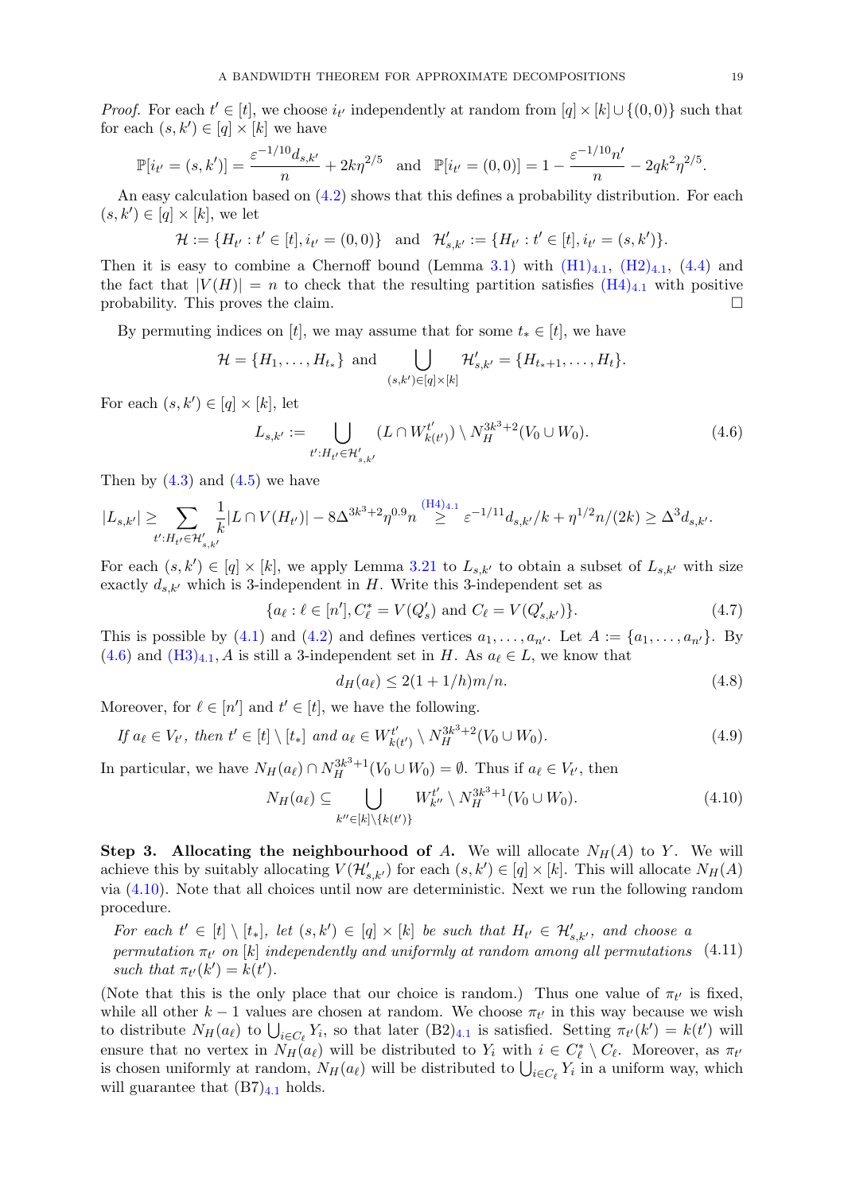*Proof.* For each $t' \in [t]$, we choose $i_{t'}$ independently at random from $[q]\times[k]\cup\{(0,0)\}$ such that for each $(s,k')\in[q]\times[k]$ we have

$$\mathbb{P}[i_{t'}=(s,k')]=\frac{\varepsilon^{-1/10}d_{s,k'}}{n}+2k\eta^{2/5} \quad\text{and}\quad \mathbb{P}[i_{t'}=(0,0)]=1-\frac{\varepsilon^{-1/10}n'}{n}-2qk^2\eta^{2/5}.$$

An easy calculation based on (4.2) shows that this defines a probability distribution. For each $(s,k')\in[q]\times[k]$, we let

$$\mathcal{H}:=\{H_{t'}:t'\in[t], i_{t'}=(0,0)\} \quad\text{and}\quad \mathcal{H}'_{s,k'}:=\{H_{t'}:t'\in[t], i_{t'}=(s,k')\}.$$

Then it is easy to combine a Chernoff bound (Lemma 3.1) with (H1)$_{4.1}$, (H2)$_{4.1}$, (4.4) and the fact that $|V(H)|=n$ to check that the resulting partition satisfies (H4)$_{4.1}$ with positive probability. This proves the claim. □

By permuting indices on $[t]$, we may assume that for some $t_*\in[t]$, we have

$$\mathcal{H}=\{H_1,\dots,H_{t_*}\} \text{ and } \bigcup_{(s,k')\in[q]\times[k]}\mathcal{H}'_{s,k'}=\{H_{t_*+1},\dots,H_t\}.$$

For each $(s,k')\in[q]\times[k]$, let

$$L_{s,k'}:=\bigcup_{t':H_{t'}\in\mathcal{H}'_{s,k'}}(L\cap W^{t'}_{k(t')})\setminus N_H^{3k^3+2}(V_0\cup W_0). \tag{4.6}$$

Then by (4.3) and (4.5) we have

$$|L_{s,k'}|\geq\sum_{t':H_{t'}\in\mathcal{H}'_{s,k'}}\frac{1}{k}|L\cap V(H_{t'})|-8\Delta^{3k^3+2}\eta^{0.9}n\overset{\text{(H4)}_{4.1}}{\geq}\varepsilon^{-1/11}d_{s,k'}/k+\eta^{1/2}n/(2k)\geq\Delta^3 d_{s,k'}.$$

For each $(s,k')\in[q]\times[k]$, we apply Lemma 3.21 to $L_{s,k'}$ to obtain a subset of $L_{s,k'}$ with size exactly $d_{s,k'}$ which is 3-independent in $H$. Write this 3-independent set as

$$\{a_\ell:\ell\in[n'], C^*_\ell=V(Q'_s) \text{ and } C_\ell=V(Q'_{s,k'})\}. \tag{4.7}$$

This is possible by (4.1) and (4.2) and defines vertices $a_1,\dots,a_{n'}$. Let $A:=\{a_1,\dots,a_{n'}\}$. By (4.6) and (H3)$_{4.1}$, $A$ is still a 3-independent set in $H$. As $a_\ell\in L$, we know that

$$d_H(a_\ell)\leq 2(1+1/h)m/n. \tag{4.8}$$

Moreover, for $\ell\in[n']$ and $t'\in[t]$, we have the following.

$$\textit{If } a_\ell\in V_{t'}, \textit{ then } t'\in[t]\setminus[t_*] \textit{ and } a_\ell\in W^{t'}_{k(t')}\setminus N_H^{3k^3+2}(V_0\cup W_0). \tag{4.9}$$

In particular, we have $N_H(a_\ell)\cap N_H^{3k^3+1}(V_0\cup W_0)=\emptyset$. Thus if $a_\ell\in V_{t'}$, then

$$N_H(a_\ell)\subseteq\bigcup_{k''\in[k]\setminus\{k(t')\}}W^{t'}_{k''}\setminus N_H^{3k^3+1}(V_0\cup W_0). \tag{4.10}$$

**Step 3. Allocating the neighbourhood of $A$.** We will allocate $N_H(A)$ to $Y$. We will achieve this by suitably allocating $V(\mathcal{H}'_{s,k'})$ for each $(s,k')\in[q]\times[k]$. This will allocate $N_H(A)$ via (4.10). Note that all choices until now are deterministic. Next we run the following random procedure.

*For each $t'\in[t]\setminus[t_*]$, let $(s,k')\in[q]\times[k]$ be such that $H_{t'}\in\mathcal{H}'_{s,k'}$, and choose a permutation $\pi_{t'}$ on $[k]$ independently and uniformly at random among all permutations such that $\pi_{t'}(k')=k(t')$.* (4.11)

(Note that this is the only place that our choice is random.) Thus one value of $\pi_{t'}$ is fixed, while all other $k-1$ values are chosen at random. We choose $\pi_{t'}$ in this way because we wish to distribute $N_H(a_\ell)$ to $\bigcup_{i\in C_\ell}Y_i$, so that later (B2)$_{4.1}$ is satisfied. Setting $\pi_{t'}(k')=k(t')$ will ensure that no vertex in $N_H(a_\ell)$ will be distributed to $Y_i$ with $i\in C^*_\ell\setminus C_\ell$. Moreover, as $\pi_{t'}$ is chosen uniformly at random, $N_H(a_\ell)$ will be distributed to $\bigcup_{i\in C_\ell}Y_i$ in a uniform way, which will guarantee that (B7)$_{4.1}$ holds.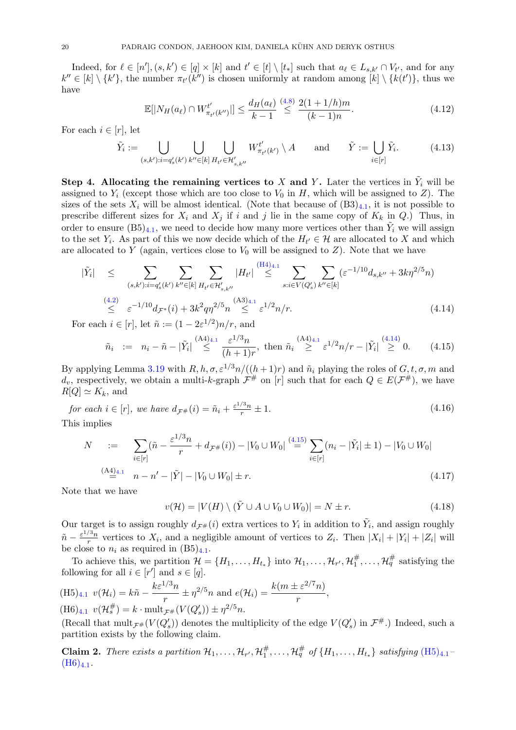Indeed, for $\ell \in [n'], (s,k') \in [q] \times [k]$ and $t' \in [t] \setminus [t_*]$ such that $a_\ell \in L_{s,k'} \cap V_{t'}$, and for any $k'' \in [k] \setminus \{k'\}$, the number $\pi_{t'}(k'')$ is chosen uniformly at random among $[k] \setminus \{k(t')\}$, thus we have

$$\mathbb{E}[|N_H(a_\ell) \cap W^{t'}_{\pi_{t'}(k'')}|] \leq \frac{d_H(a_\ell)}{k-1} \overset{(4.8)}{\leq} \frac{2(1+1/h)m}{(k-1)n}. \tag{4.12}$$

For each $i \in [r]$, let

$$\tilde{Y}_i := \bigcup_{(s,k'):i=q'_s(k')} \bigcup_{k'' \in [k]} \bigcup_{H_{t'} \in \mathcal{H}'_{s,k''}} W^{t'}_{\pi_{t'}(k')} \setminus A \quad \text{and} \quad \tilde{Y} := \bigcup_{i \in [r]} \tilde{Y}_i. \tag{4.13}$$

**Step 4. Allocating the remaining vertices to $X$ and $Y$.** Later the vertices in $\tilde{Y}_i$ will be assigned to $Y_i$ (except those which are too close to $V_0$ in $H$, which will be assigned to $Z$). The sizes of the sets $X_i$ will be almost identical. (Note that because of $(\mathrm{B3})_{4.1}$, it is not possible to prescribe different sizes for $X_i$ and $X_j$ if $i$ and $j$ lie in the same copy of $K_k$ in $Q$.) Thus, in order to ensure $(\mathrm{B5})_{4.1}$, we need to decide how many more vertices other than $\tilde{Y}_i$ we will assign to the set $Y_i$. As part of this we now decide which of the $H_{t'} \in \mathcal{H}$ are allocated to $X$ and which are allocated to $Y$ (again, vertices close to $V_0$ will be assigned to $Z$). Note that we have

$$\begin{aligned}
|\tilde{Y}_i| \quad &\leq \quad \sum_{(s,k'):i=q'_s(k')} \sum_{k'' \in [k]} \sum_{H_{t'} \in \mathcal{H}'_{s,k''}} |H_{t'}| \overset{(\mathrm{H4})_{4.1}}{\leq} \sum_{s: i \in V(Q'_s)} \sum_{k'' \in [k]} (\varepsilon^{-1/10} d_{s,k''} + 3k\eta^{2/5} n) \\
&\overset{(4.2)}{\leq} \quad \varepsilon^{-1/10} d_{\mathcal{F}^*}(i) + 3k^2 q \eta^{2/5} n \overset{(\mathrm{A3})_{4.1}}{\leq} \varepsilon^{1/2} n/r.
\end{aligned} \tag{4.14}$$

For each $i \in [r]$, let $\tilde{n} := (1 - 2\varepsilon^{1/2})n/r$, and

$$\tilde{n}_i \quad := \quad n_i - \tilde{n} - |\tilde{Y}_i| \overset{(\mathrm{A4})_{4.1}}{\leq} \frac{\varepsilon^{1/3} n}{(h+1)r}, \text{ then } \tilde{n}_i \overset{(\mathrm{A4})_{4.1}}{\geq} \varepsilon^{1/2} n/r - |\tilde{Y}_i| \overset{(4.14)}{\geq} 0. \tag{4.15}$$

By applying Lemma 3.19 with $R, h, \sigma, \varepsilon^{1/3} n/((h+1)r)$ and $\tilde{n}_i$ playing the roles of $G, t, \sigma, m$ and $d_v$, respectively, we obtain a multi-$k$-graph $\mathcal{F}^\#$ on $[r]$ such that for each $Q \in E(\mathcal{F}^\#)$, we have $R[Q] \simeq K_k$, and

$$\textit{for each } i \in [r], \textit{ we have } d_{\mathcal{F}^\#}(i) = \tilde{n}_i + \tfrac{\varepsilon^{1/3} n}{r} \pm 1. \tag{4.16}$$

This implies

$$\begin{aligned}
N \quad &:= \quad \sum_{i \in [r]} (\tilde{n} - \frac{\varepsilon^{1/3} n}{r} + d_{\mathcal{F}^\#}(i)) - |V_0 \cup W_0| \overset{(4.15)}{=} \sum_{i \in [r]} (n_i - |\tilde{Y}_i| \pm 1) - |V_0 \cup W_0| \\
&\overset{(\mathrm{A4})_{4.1}}{=} \quad n - n' - |\tilde{Y}| - |V_0 \cup W_0| \pm r.
\end{aligned} \tag{4.17}$$

Note that we have

$$v(\mathcal{H}) = |V(H) \setminus (\tilde{Y} \cup A \cup V_0 \cup W_0)| = N \pm r. \tag{4.18}$$

Our target is to assign roughly $d_{\mathcal{F}^\#}(i)$ extra vertices to $Y_i$ in addition to $\tilde{Y}_i$, and assign roughly $\tilde{n} - \frac{\varepsilon^{1/3} n}{r}$ vertices to $X_i$, and a negligible amount of vertices to $Z_i$. Then $|X_i| + |Y_i| + |Z_i|$ will be close to $n_i$ as required in $(\mathrm{B5})_{4.1}$.

To achieve this, we partition $\mathcal{H} = \{H_1, \ldots, H_{t_*}\}$ into $\mathcal{H}_1, \ldots, \mathcal{H}_{r'}, \mathcal{H}^\#_1, \ldots, \mathcal{H}^\#_q$ satisfying the following for all $i \in [r']$ and $s \in [q]$.

$(\mathrm{H5})_{4.1}$ $v(\mathcal{H}_i) = k\tilde{n} - \dfrac{k\varepsilon^{1/3} n}{r} \pm \eta^{2/5} n$ and $e(\mathcal{H}_i) = \dfrac{k(m \pm \varepsilon^{2/7} n)}{r}$,

$(\mathrm{H6})_{4.1}$ $v(\mathcal{H}^\#_s) = k \cdot \mathrm{mult}_{\mathcal{F}^\#}(V(Q'_s)) \pm \eta^{2/5} n$.

(Recall that $\mathrm{mult}_{\mathcal{F}^\#}(V(Q'_s))$ denotes the multiplicity of the edge $V(Q'_s)$ in $\mathcal{F}^\#$.) Indeed, such a partition exists by the following claim.

**Claim 2.** *There exists a partition $\mathcal{H}_1, \ldots, \mathcal{H}_{r'}, \mathcal{H}^\#_1, \ldots, \mathcal{H}^\#_q$ of $\{H_1, \ldots, H_{t_*}\}$ satisfying $(\mathrm{H5})_{4.1}$–$(\mathrm{H6})_{4.1}$.*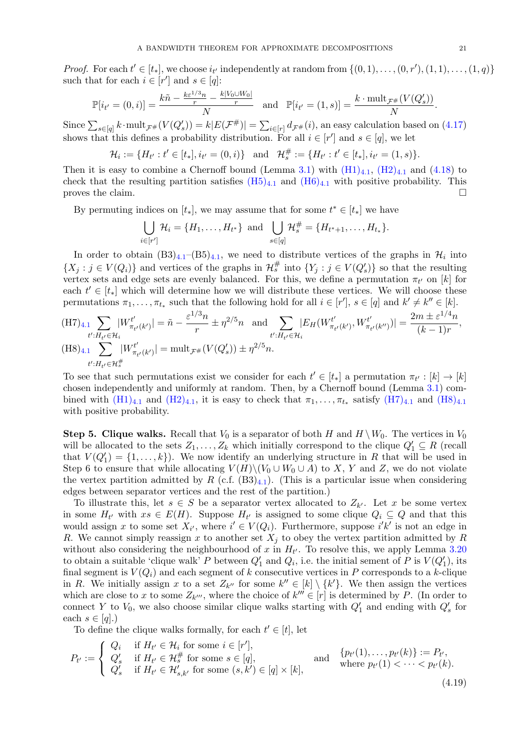*Proof.* For each $t' \in [t_*]$, we choose $i_{t'}$ independently at random from $\{(0,1),\dots,(0,r'),(1,1),\dots,(1,q)\}$ such that for each $i \in [r']$ and $s \in [q]$:

$$\mathbb{P}[i_{t'} = (0,i)] = \frac{k\tilde{n} - \frac{k\varepsilon^{1/3}n}{r} - \frac{k|V_0 \cup W_0|}{r}}{N} \quad \text{and} \quad \mathbb{P}[i_{t'} = (1,s)] = \frac{k \cdot \mathrm{mult}_{\mathcal{F}^\#}(V(Q'_s))}{N}.$$

Since $\sum_{s \in [q]} k \cdot \mathrm{mult}_{\mathcal{F}^\#}(V(Q'_s)) = k|E(\mathcal{F}^\#)| = \sum_{i \in [r]} d_{\mathcal{F}^\#}(i)$, an easy calculation based on (4.17) shows that this defines a probability distribution. For all $i \in [r']$ and $s \in [q]$, we let

$$\mathcal{H}_i := \{H_{t'} : t' \in [t_*], i_{t'} = (0,i)\} \quad \text{and} \quad \mathcal{H}^\#_s := \{H_{t'} : t' \in [t_*], i_{t'} = (1,s)\}.$$

Then it is easy to combine a Chernoff bound (Lemma 3.1) with (H1)$_{4.1}$, (H2)$_{4.1}$ and (4.18) to check that the resulting partition satisfies (H5)$_{4.1}$ and (H6)$_{4.1}$ with positive probability. This proves the claim. $\square$

By permuting indices on $[t_*]$, we may assume that for some $t^* \in [t_*]$ we have

$$\bigcup_{i \in [r']} \mathcal{H}_i = \{H_1, \dots, H_{t^*}\} \quad \text{and} \quad \bigcup_{s \in [q]} \mathcal{H}^\#_s = \{H_{t^*+1}, \dots, H_{t_*}\}.$$

In order to obtain (B3)$_{4.1}$–(B5)$_{4.1}$, we need to distribute vertices of the graphs in $\mathcal{H}_i$ into $\{X_j : j \in V(Q_i)\}$ and vertices of the graphs in $\mathcal{H}^\#_s$ into $\{Y_j : j \in V(Q'_s)\}$ so that the resulting vertex sets and edge sets are evenly balanced. For this, we define a permutation $\pi_{t'}$ on $[k]$ for each $t' \in [t_*]$ which will determine how we will distribute these vertices. We will choose these permutations $\pi_1, \dots, \pi_{t_*}$ such that the following hold for all $i \in [r']$, $s \in [q]$ and $k' \neq k'' \in [k]$.

(H7)$_{4.1}$ $\displaystyle\sum_{t' : H_{t'} \in \mathcal{H}_i} |W^{t'}_{\pi_{t'}(k')}| = \tilde{n} - \frac{\varepsilon^{1/3}n}{r} \pm \eta^{2/5}n$ and $\displaystyle\sum_{t' : H_{t'} \in \mathcal{H}_i} |E_H(W^{t'}_{\pi_{t'}(k')}, W^{t'}_{\pi_{t'}(k'')})| = \frac{2m \pm \varepsilon^{1/4}n}{(k-1)r}$,

(H8)$_{4.1}$ $\displaystyle\sum_{t' : H_{t'} \in \mathcal{H}^\#_s} |W^{t'}_{\pi_{t'}(k')}| = \mathrm{mult}_{\mathcal{F}^\#}(V(Q'_s)) \pm \eta^{2/5}n.$

To see that such permutations exist we consider for each $t' \in [t_*]$ a permutation $\pi_{t'} : [k] \to [k]$ chosen independently and uniformly at random. Then, by a Chernoff bound (Lemma 3.1) combined with (H1)$_{4.1}$ and (H2)$_{4.1}$, it is easy to check that $\pi_1, \dots, \pi_{t_*}$ satisfy (H7)$_{4.1}$ and (H8)$_{4.1}$ with positive probability.

**Step 5. Clique walks.** Recall that $V_0$ is a separator of both $H$ and $H \setminus W_0$. The vertices in $V_0$ will be allocated to the sets $Z_1, \dots, Z_k$ which initially correspond to the clique $Q'_1 \subseteq R$ (recall that $V(Q'_1) = \{1, \dots, k\}$). We now identify an underlying structure in $R$ that will be used in Step 6 to ensure that while allocating $V(H) \setminus (V_0 \cup W_0 \cup A)$ to $X$, $Y$ and $Z$, we do not violate the vertex partition admitted by $R$ (c.f. (B3)$_{4.1}$). (This is a particular issue when considering edges between separator vertices and the rest of the partition.)

To illustrate this, let $s \in S$ be a separator vertex allocated to $Z_{k'}$. Let $x$ be some vertex in some $H_{t'}$ with $xs \in E(H)$. Suppose $H_{t'}$ is assigned to some clique $Q_i \subseteq Q$ and that this would assign $x$ to some set $X_{i'}$, where $i' \in V(Q_i)$. Furthermore, suppose $i'k'$ is not an edge in $R$. We cannot simply reassign $x$ to another set $X_j$ to obey the vertex partition admitted by $R$ without also considering the neighbourhood of $x$ in $H_{t'}$. To resolve this, we apply Lemma 3.20 to obtain a suitable 'clique walk' $P$ between $Q'_1$ and $Q_i$, i.e. the initial sement of $P$ is $V(Q'_1)$, its final segment is $V(Q_i)$ and each segment of $k$ consecutive vertices in $P$ corresponds to a $k$-clique in $R$. We initially assign $x$ to a set $Z_{k''}$ for some $k'' \in [k] \setminus \{k'\}$. We then assign the vertices which are close to $x$ to some $Z_{k'''}$, where the choice of $k''' \in [r]$ is determined by $P$. (In order to connect $Y$ to $V_0$, we also choose similar clique walks starting with $Q'_1$ and ending with $Q'_s$ for each $s \in [q]$.)

To define the clique walks formally, for each $t' \in [t]$, let

$$P_{t'} := \begin{cases} Q_i & \text{if } H_{t'} \in \mathcal{H}_i \text{ for some } i \in [r'], \\ Q'_s & \text{if } H_{t'} \in \mathcal{H}^\#_s \text{ for some } s \in [q], \\ Q'_s & \text{if } H_{t'} \in \mathcal{H}'_{s,k'} \text{ for some } (s,k') \in [q] \times [k], \end{cases} \quad \text{and} \quad \begin{array}{l} \{p_{t'}(1), \dots, p_{t'}(k)\} := P_{t'}, \\ \text{where } p_{t'}(1) < \cdots < p_{t'}(k). \end{array} \tag{4.19}$$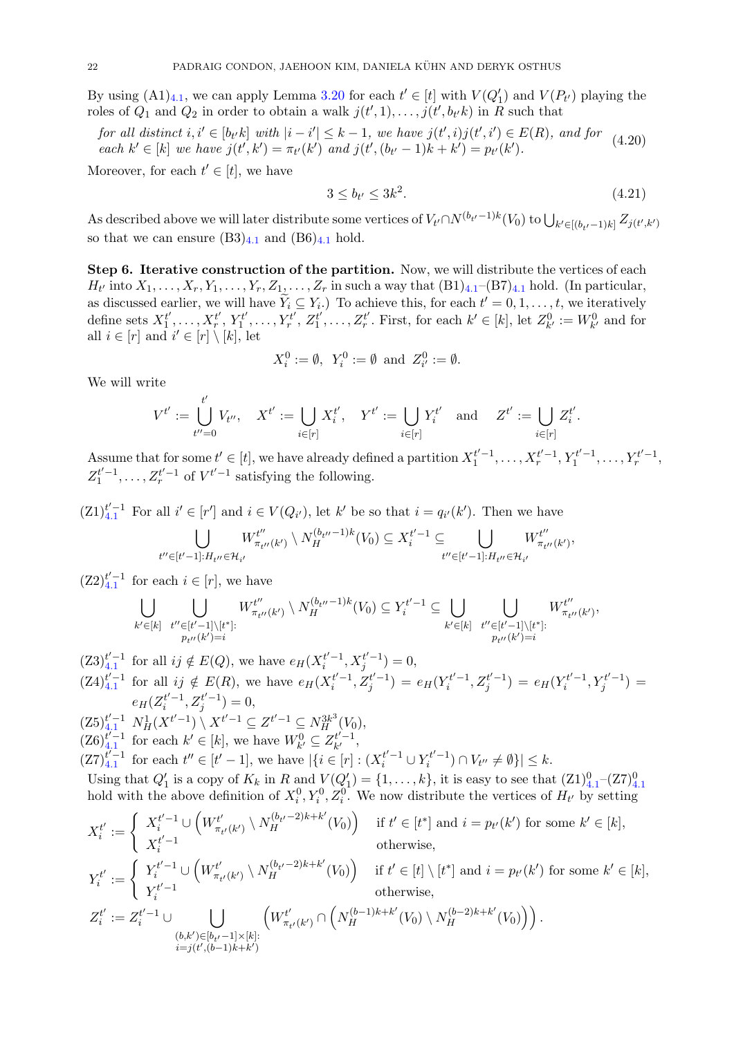By using $(A1)_{4.1}$, we can apply Lemma 3.20 for each $t' \in [t]$ with $V(Q'_1)$ and $V(P_{t'})$ playing the roles of $Q_1$ and $Q_2$ in order to obtain a walk $j(t',1),\dots,j(t',b_{t'}k)$ in $R$ such that

$$\text{for all distinct } i,i' \in [b_{t'}k] \text{ with } |i-i'| \le k-1, \text{ we have } j(t',i)j(t',i') \in E(R), \text{ and for each } k' \in [k] \text{ we have } j(t',k') = \pi_{t'}(k') \text{ and } j(t',(b_{t'}-1)k+k') = p_{t'}(k'). \tag{4.20}$$

Moreover, for each $t' \in [t]$, we have

$$3 \le b_{t'} \le 3k^2. \tag{4.21}$$

As described above we will later distribute some vertices of $V_{t'} \cap N^{(b_{t'}-1)k}(V_0)$ to $\bigcup_{k' \in [(b_{t'}-1)k]} Z_{j(t',k')}$ so that we can ensure $(B3)_{4.1}$ and $(B6)_{4.1}$ hold.

**Step 6. Iterative construction of the partition.** Now, we will distribute the vertices of each $H_{t'}$ into $X_1,\dots,X_r,Y_1,\dots,Y_r,Z_1,\dots,Z_r$ in such a way that $(B1)_{4.1}$–$(B7)_{4.1}$ hold. (In particular, as discussed earlier, we will have $\widetilde{Y}_i \subseteq Y_i$.) To achieve this, for each $t' = 0,1,\dots,t$, we iteratively define sets $X_1^{t'},\dots,X_r^{t'}, Y_1^{t'},\dots,Y_r^{t'}, Z_1^{t'},\dots,Z_r^{t'}$. First, for each $k' \in [k]$, let $Z_{k'}^0 := W_{k'}^0$ and for all $i \in [r]$ and $i' \in [r] \setminus [k]$, let

$$X_i^0 := \emptyset, \ \ Y_i^0 := \emptyset \ \text{ and } \ Z_{i'}^0 := \emptyset.$$

We will write

$$V^{t'} := \bigcup_{t''=0}^{t'} V_{t''}, \quad X^{t'} := \bigcup_{i\in[r]} X_i^{t'}, \quad Y^{t'} := \bigcup_{i\in[r]} Y_i^{t'} \quad \text{and} \quad Z^{t'} := \bigcup_{i\in[r]} Z_i^{t'}.$$

Assume that for some $t' \in [t]$, we have already defined a partition $X_1^{t'-1},\dots,X_r^{t'-1},Y_1^{t'-1},\dots,Y_r^{t'-1}$, $Z_1^{t'-1},\dots,Z_r^{t'-1}$ of $V^{t'-1}$ satisfying the following.

$(Z1)_{4.1}^{t'-1}$ For all $i' \in [r']$ and $i \in V(Q_{i'})$, let $k'$ be so that $i = q_{i'}(k')$. Then we have
$$\bigcup_{t''\in[t'-1]:H_{t''}\in\mathcal{H}_{i'}} W^{t''}_{\pi_{t''}(k')} \setminus N_H^{(b_{t''}-1)k}(V_0) \subseteq X_i^{t'-1} \subseteq \bigcup_{t''\in[t'-1]:H_{t''}\in\mathcal{H}_{i'}} W^{t''}_{\pi_{t''}(k')},$$

$(Z2)_{4.1}^{t'-1}$ for each $i \in [r]$, we have
$$\bigcup_{k'\in[k]} \bigcup_{\substack{t''\in[t'-1]\setminus[t^*]:\\ p_{t''}(k')=i}} W^{t''}_{\pi_{t''}(k')} \setminus N_H^{(b_{t''}-1)k}(V_0) \subseteq Y_i^{t'-1} \subseteq \bigcup_{k'\in[k]} \bigcup_{\substack{t''\in[t'-1]\setminus[t^*]:\\ p_{t''}(k')=i}} W^{t''}_{\pi_{t''}(k')},$$

$(Z3)_{4.1}^{t'-1}$ for all $ij \notin E(Q)$, we have $e_H(X_i^{t'-1}, X_j^{t'-1}) = 0$,

$(Z4)_{4.1}^{t'-1}$ for all $ij \notin E(R)$, we have $e_H(X_i^{t'-1}, Z_j^{t'-1}) = e_H(Y_i^{t'-1}, Z_j^{t'-1}) = e_H(Y_i^{t'-1}, Y_j^{t'-1}) = e_H(Z_i^{t'-1}, Z_j^{t'-1}) = 0$,

$(Z5)_{4.1}^{t'-1}$ $N_H^1(X^{t'-1}) \setminus X^{t'-1} \subseteq Z^{t'-1} \subseteq N_H^{3k^3}(V_0)$,

$(Z6)_{4.1}^{t'-1}$ for each $k' \in [k]$, we have $W_{k'}^0 \subseteq Z_{k'}^{t'-1}$,

$(Z7)_{4.1}^{t'-1}$ for each $t'' \in [t'-1]$, we have $|\{i \in [r] : (X_i^{t'-1} \cup Y_i^{t'-1}) \cap V_{t''} \neq \emptyset\}| \le k$.

Using that $Q'_1$ is a copy of $K_k$ in $R$ and $V(Q'_1) = \{1,\dots,k\}$, it is easy to see that $(Z1)_{4.1}^0$–$(Z7)_{4.1}^0$ hold with the above definition of $X_i^0, Y_i^0, Z_i^0$. We now distribute the vertices of $H_{t'}$ by setting

$$X_i^{t'} := \begin{cases} X_i^{t'-1} \cup \left( W^{t'}_{\pi_{t'}(k')} \setminus N_H^{(b_{t'}-2)k+k'}(V_0) \right) & \text{if } t' \in [t^*] \text{ and } i = p_{t'}(k') \text{ for some } k' \in [k], \\ X_i^{t'-1} & \text{otherwise,} \end{cases}$$

$$Y_i^{t'} := \begin{cases} Y_i^{t'-1} \cup \left( W^{t'}_{\pi_{t'}(k')} \setminus N_H^{(b_{t'}-2)k+k'}(V_0) \right) & \text{if } t' \in [t] \setminus [t^*] \text{ and } i = p_{t'}(k') \text{ for some } k' \in [k], \\ Y_i^{t'-1} & \text{otherwise,} \end{cases}$$

$$Z_i^{t'} := Z_i^{t'-1} \cup \bigcup_{\substack{(b,k')\in[b_{t'}-1]\times[k]:\\ i=j(t',(b-1)k+k')}} \left( W^{t'}_{\pi_{t'}(k')} \cap \left( N_H^{(b-1)k+k'}(V_0) \setminus N_H^{(b-2)k+k'}(V_0) \right) \right).$$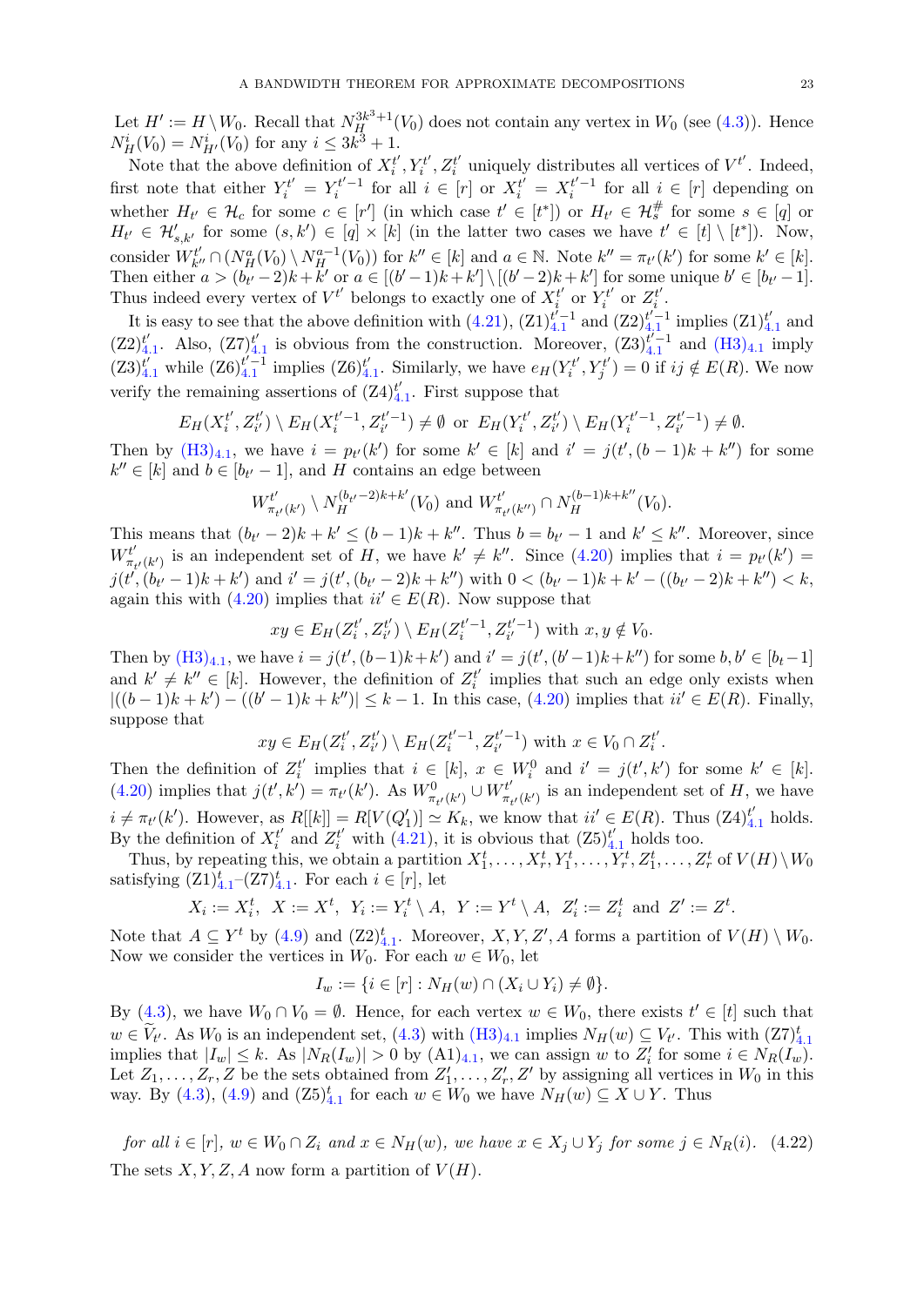Let $H' := H \setminus W_0$. Recall that $N_H^{3k^3+1}(V_0)$ does not contain any vertex in $W_0$ (see (4.3)). Hence $N_H^i(V_0) = N_{H'}^i(V_0)$ for any $i \leq 3k^3+1$.

Note that the above definition of $X_i^{t'}, Y_i^{t'}, Z_i^{t'}$ uniquely distributes all vertices of $V^{t'}$. Indeed, first note that either $Y_i^{t'} = Y_i^{t'-1}$ for all $i \in [r]$ or $X_i^{t'} = X_i^{t'-1}$ for all $i \in [r]$ depending on whether $H_{t'} \in \mathcal{H}_c$ for some $c \in [r']$ (in which case $t' \in [t^*]$) or $H_{t'} \in \mathcal{H}_s^{\#}$ for some $s \in [q]$ or $H_{t'} \in \mathcal{H}'_{s,k'}$ for some $(s,k') \in [q] \times [k]$ (in the latter two cases we have $t' \in [t] \setminus [t^*]$). Now, consider $W_{k''}^{t'} \cap (N_H^a(V_0) \setminus N_H^{a-1}(V_0))$ for $k'' \in [k]$ and $a \in \mathbb{N}$. Note $k'' = \pi_{t'}(k')$ for some $k' \in [k]$. Then either $a > (b_{t'}-2)k + k'$ or $a \in [(b'-1)k + k'] \setminus [(b'-2)k + k']$ for some unique $b' \in [b_{t'}-1]$. Thus indeed every vertex of $V^{t'}$ belongs to exactly one of $X_i^{t'}$ or $Y_i^{t'}$ or $Z_i^{t'}$.

It is easy to see that the above definition with (4.21), $(\mathrm{Z1})_{4.1}^{t'-1}$ and $(\mathrm{Z2})_{4.1}^{t'-1}$ implies $(\mathrm{Z1})_{4.1}^{t'}$ and $(\mathrm{Z2})_{4.1}^{t'}$. Also, $(\mathrm{Z7})_{4.1}^{t'}$ is obvious from the construction. Moreover, $(\mathrm{Z3})_{4.1}^{t'-1}$ and $(\mathrm{H3})_{4.1}$ imply $(\mathrm{Z3})_{4.1}^{t'}$ while $(\mathrm{Z6})_{4.1}^{t'-1}$ implies $(\mathrm{Z6})_{4.1}^{t'}$. Similarly, we have $e_H(Y_i^{t'}, Y_j^{t'}) = 0$ if $ij \notin E(R)$. We now verify the remaining assertions of $(\mathrm{Z4})_{4.1}^{t'}$. First suppose that

$$E_H(X_i^{t'}, Z_{i'}^{t'}) \setminus E_H(X_i^{t'-1}, Z_{i'}^{t'-1}) \neq \emptyset \text{ or } E_H(Y_i^{t'}, Z_{i'}^{t'}) \setminus E_H(Y_i^{t'-1}, Z_{i'}^{t'-1}) \neq \emptyset.$$

Then by $(\mathrm{H3})_{4.1}$, we have $i = p_{t'}(k')$ for some $k' \in [k]$ and $i' = j(t', (b-1)k + k'')$ for some $k'' \in [k]$ and $b \in [b_{t'}-1]$, and $H$ contains an edge between

$$W_{\pi_{t'}(k')}^{t'} \setminus N_H^{(b_{t'}-2)k+k'}(V_0) \text{ and } W_{\pi_{t'}(k'')}^{t'} \cap N_H^{(b-1)k+k''}(V_0).$$

This means that $(b_{t'}-2)k + k' \leq (b-1)k + k''$. Thus $b = b_{t'}-1$ and $k' \leq k''$. Moreover, since $W_{\pi_{t'}(k')}^{t'}$ is an independent set of $H$, we have $k' \neq k''$. Since (4.20) implies that $i = p_{t'}(k') = j(t', (b_{t'}-1)k + k')$ and $i' = j(t', (b_{t'}-2)k + k'')$ with $0 < (b_{t'}-1)k + k' - ((b_{t'}-2)k + k'') < k$, again this with (4.20) implies that $ii' \in E(R)$. Now suppose that

$$xy \in E_H(Z_i^{t'}, Z_{i'}^{t'}) \setminus E_H(Z_i^{t'-1}, Z_{i'}^{t'-1}) \text{ with } x, y \notin V_0.$$

Then by $(\mathrm{H3})_{4.1}$, we have $i = j(t', (b-1)k + k')$ and $i' = j(t', (b'-1)k + k'')$ for some $b, b' \in [b_t - 1]$ and $k' \neq k'' \in [k]$. However, the definition of $Z_i^{t'}$ implies that such an edge only exists when $|((b-1)k + k') - ((b'-1)k + k'')| \leq k-1$. In this case, (4.20) implies that $ii' \in E(R)$. Finally, suppose that

$$xy \in E_H(Z_i^{t'}, Z_{i'}^{t'}) \setminus E_H(Z_i^{t'-1}, Z_{i'}^{t'-1}) \text{ with } x \in V_0 \cap Z_i^{t'}.$$

Then the definition of $Z_i^{t'}$ implies that $i \in [k]$, $x \in W_i^0$ and $i' = j(t', k')$ for some $k' \in [k]$. (4.20) implies that $j(t', k') = \pi_{t'}(k')$. As $W_{\pi_{t'}(k')}^0 \cup W_{\pi_{t'}(k')}^{t'}$ is an independent set of $H$, we have $i \neq \pi_{t'}(k')$. However, as $R[[k]] = R[V(Q'_1)] \simeq K_k$, we know that $ii' \in E(R)$. Thus $(\mathrm{Z4})_{4.1}^{t'}$ holds. By the definition of $X_i^{t'}$ and $Z_i^{t'}$ with (4.21), it is obvious that $(\mathrm{Z5})_{4.1}^{t'}$ holds too.

Thus, by repeating this, we obtain a partition $X_1^t, \dots, X_r^t, Y_1^t, \dots, Y_r^t, Z_1^t, \dots, Z_r^t$ of $V(H) \setminus W_0$ satisfying $(\mathrm{Z1})_{4.1}^t$–$(\mathrm{Z7})_{4.1}^t$. For each $i \in [r]$, let

$$X_i := X_i^t, \ X := X^t, \ Y_i := Y_i^t \setminus A, \ Y := Y^t \setminus A, \ Z'_i := Z_i^t \text{ and } Z' := Z^t.$$

Note that $A \subseteq Y^t$ by (4.9) and $(\mathrm{Z2})_{4.1}^t$. Moreover, $X, Y, Z', A$ forms a partition of $V(H) \setminus W_0$. Now we consider the vertices in $W_0$. For each $w \in W_0$, let

$$I_w := \{i \in [r] : N_H(w) \cap (X_i \cup Y_i) \neq \emptyset\}.$$

By (4.3), we have $W_0 \cap V_0 = \emptyset$. Hence, for each vertex $w \in W_0$, there exists $t' \in [t]$ such that $w \in \widetilde{V}_{t'}$. As $W_0$ is an independent set, (4.3) with $(\mathrm{H3})_{4.1}$ implies $N_H(w) \subseteq V_{t'}$. This with $(\mathrm{Z7})_{4.1}^t$ implies that $|I_w| \leq k$. As $|N_R(I_w)| > 0$ by $(\mathrm{A1})_{4.1}$, we can assign $w$ to $Z'_i$ for some $i \in N_R(I_w)$. Let $Z_1, \dots, Z_r, Z$ be the sets obtained from $Z'_1, \dots, Z'_r, Z'$ by assigning all vertices in $W_0$ in this way. By (4.3), (4.9) and $(\mathrm{Z5})_{4.1}^t$ for each $w \in W_0$ we have $N_H(w) \subseteq X \cup Y$. Thus

$$\textit{for all } i \in [r],\ w \in W_0 \cap Z_i \textit{ and } x \in N_H(w), \textit{ we have } x \in X_j \cup Y_j \textit{ for some } j \in N_R(i). \quad (4.22)$$

The sets $X, Y, Z, A$ now form a partition of $V(H)$.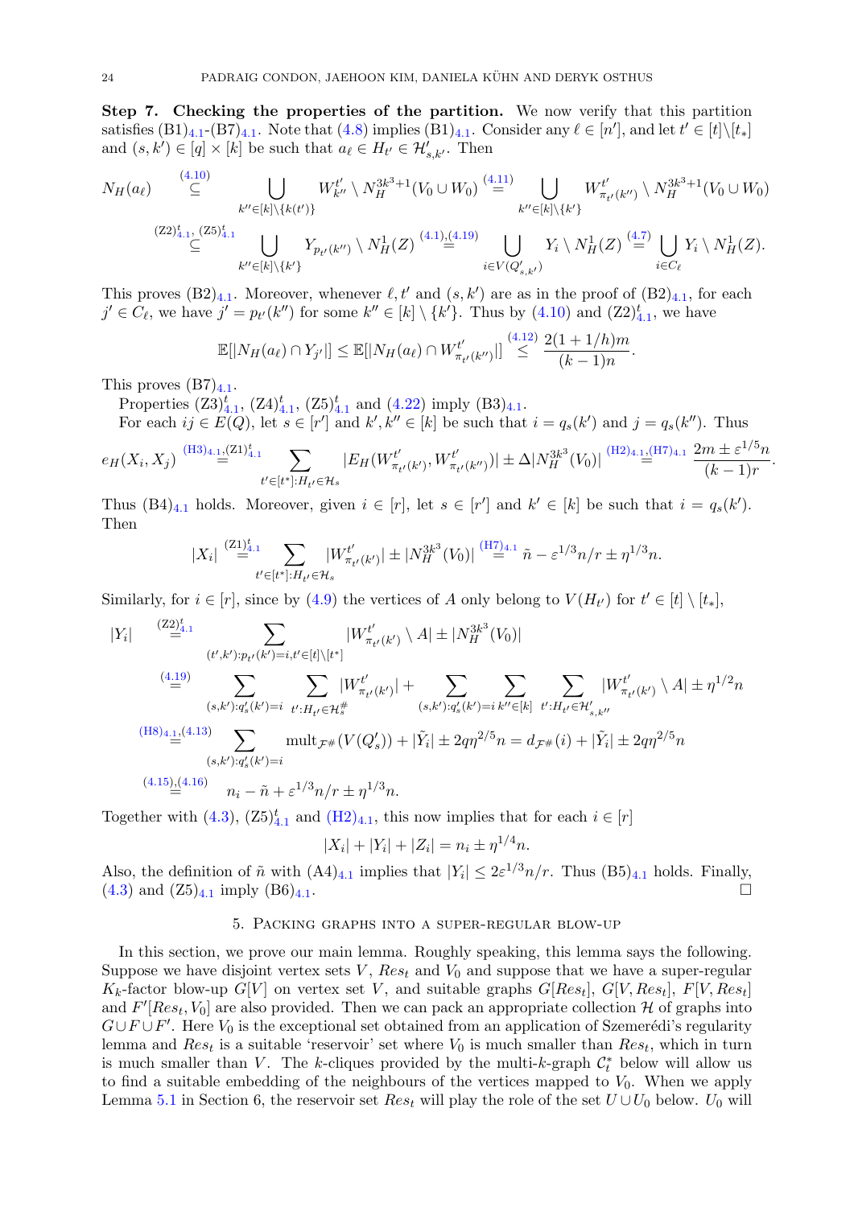**Step 7. Checking the properties of the partition.** We now verify that this partition satisfies $(B1)_{4.1}$-$(B7)_{4.1}$. Note that (4.8) implies $(B1)_{4.1}$. Consider any $\ell \in [n']$, and let $t' \in [t]\setminus[t_*]$ and $(s,k') \in [q]\times[k]$ be such that $a_\ell \in H_{t'} \in \mathcal{H}'_{s,k'}$. Then

$$
\begin{aligned}
N_H(a_\ell) &\overset{(4.10)}{\subseteq} \bigcup_{k''\in[k]\setminus\{k(t')\}} W^{t'}_{k''} \setminus N_H^{3k^3+1}(V_0\cup W_0) \overset{(4.11)}{=} \bigcup_{k''\in[k]\setminus\{k'\}} W^{t'}_{\pi_{t'}(k'')} \setminus N_H^{3k^3+1}(V_0\cup W_0)\\
&\overset{(Z2)^t_{4.1},\,(Z5)^t_{4.1}}{\subseteq} \bigcup_{k''\in[k]\setminus\{k'\}} Y_{p_{t'}(k'')} \setminus N^1_H(Z) \overset{(4.1),(4.19)}{=} \bigcup_{i\in V(Q'_{s,k'})} Y_i \setminus N^1_H(Z) \overset{(4.7)}{=} \bigcup_{i\in C_\ell} Y_i\setminus N^1_H(Z).
\end{aligned}
$$

This proves $(B2)_{4.1}$. Moreover, whenever $\ell, t'$ and $(s,k')$ are as in the proof of $(B2)_{4.1}$, for each $j'\in C_\ell$, we have $j' = p_{t'}(k'')$ for some $k''\in[k]\setminus\{k'\}$. Thus by (4.10) and $(Z2)^t_{4.1}$, we have

$$
\mathbb{E}[|N_H(a_\ell)\cap Y_{j'}|] \le \mathbb{E}[|N_H(a_\ell)\cap W^{t'}_{\pi_{t'}(k'')}|] \overset{(4.12)}{\le} \frac{2(1+1/h)m}{(k-1)n}.
$$

This proves $(B7)_{4.1}$.

Properties $(Z3)^t_{4.1}$, $(Z4)^t_{4.1}$, $(Z5)^t_{4.1}$ and (4.22) imply $(B3)_{4.1}$.

For each $ij\in E(Q)$, let $s\in[r']$ and $k',k''\in[k]$ be such that $i=q_s(k')$ and $j=q_s(k'')$. Thus

$$
e_H(X_i,X_j) \overset{(H3)_{4.1},(Z1)^t_{4.1}}{=} \sum_{t'\in[t^*]:H_{t'}\in\mathcal{H}_s} |E_H(W^{t'}_{\pi_{t'}(k')}, W^{t'}_{\pi_{t'}(k'')})| \pm \Delta|N_H^{3k^3}(V_0)| \overset{(H2)_{4.1},(H7)_{4.1}}{=} \frac{2m\pm\varepsilon^{1/5}n}{(k-1)r}.
$$

Thus $(B4)_{4.1}$ holds. Moreover, given $i\in[r]$, let $s\in[r']$ and $k'\in[k]$ be such that $i=q_s(k')$. Then

$$
|X_i| \overset{(Z1)^t_{4.1}}{=} \sum_{t'\in[t^*]:H_{t'}\in\mathcal{H}_s} |W^{t'}_{\pi_{t'}(k')}| \pm |N_H^{3k^3}(V_0)| \overset{(H7)_{4.1}}{=} \tilde{n} - \varepsilon^{1/3}n/r \pm \eta^{1/3}n.
$$

Similarly, for $i\in[r]$, since by (4.9) the vertices of $A$ only belong to $V(H_{t'})$ for $t'\in[t]\setminus[t_*]$,

$$
\begin{aligned}
|Y_i| &\overset{(Z2)^t_{4.1}}{=} \sum_{(t',k'):p_{t'}(k')=i,t'\in[t]\setminus[t^*]} |W^{t'}_{\pi_{t'}(k')}\setminus A| \pm |N_H^{3k^3}(V_0)|\\
&\overset{(4.19)}{=} \sum_{(s,k'):q'_s(k')=i}\ \sum_{t':H_{t'}\in\mathcal{H}^\#_s} |W^{t'}_{\pi_{t'}(k')}| + \sum_{(s,k'):q'_s(k')=i}\ \sum_{k''\in[k]}\ \sum_{t':H_{t'}\in\mathcal{H}'_{s,k''}} |W^{t'}_{\pi_{t'}(k')}\setminus A| \pm \eta^{1/2}n\\
&\overset{(H8)_{4.1},(4.13)}{=} \sum_{(s,k'):q'_s(k')=i} \mathrm{mult}_{\mathcal{F}^\#}(V(Q'_s)) + |\tilde{Y}_i| \pm 2q\eta^{2/5}n = d_{\mathcal{F}^\#}(i) + |\tilde{Y}_i| \pm 2q\eta^{2/5}n\\
&\overset{(4.15),(4.16)}{=} n_i - \tilde{n} + \varepsilon^{1/3}n/r \pm \eta^{1/3}n.
\end{aligned}
$$

Together with (4.3), $(Z5)^t_{4.1}$ and $(H2)_{4.1}$, this now implies that for each $i\in[r]$

$$
|X_i|+|Y_i|+|Z_i| = n_i \pm \eta^{1/4}n.
$$

Also, the definition of $\tilde{n}$ with $(A4)_{4.1}$ implies that $|Y_i|\le 2\varepsilon^{1/3}n/r$. Thus $(B5)_{4.1}$ holds. Finally, (4.3) and $(Z5)_{4.1}$ imply $(B6)_{4.1}$. $\square$

## 5. Packing graphs into a super-regular blow-up

In this section, we prove our main lemma. Roughly speaking, this lemma says the following. Suppose we have disjoint vertex sets $V$, $Res_t$ and $V_0$ and suppose that we have a super-regular $K_k$-factor blow-up $G[V]$ on vertex set $V$, and suitable graphs $G[Res_t]$, $G[V,Res_t]$, $F[V,Res_t]$ and $F'[Res_t,V_0]$ are also provided. Then we can pack an appropriate collection $\mathcal{H}$ of graphs into $G\cup F\cup F'$. Here $V_0$ is the exceptional set obtained from an application of Szemerédi's regularity lemma and $Res_t$ is a suitable 'reservoir' set where $V_0$ is much smaller than $Res_t$, which in turn is much smaller than $V$. The $k$-cliques provided by the multi-$k$-graph $\mathcal{C}^*_t$ below will allow us to find a suitable embedding of the neighbours of the vertices mapped to $V_0$. When we apply Lemma 5.1 in Section 6, the reservoir set $Res_t$ will play the role of the set $U\cup U_0$ below. $U_0$ will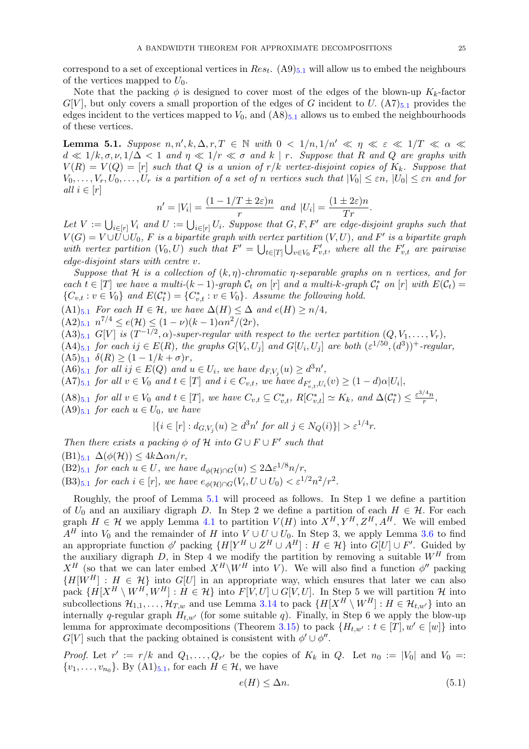correspond to a set of exceptional vertices in $Res_t$. (A9)$_{5.1}$ will allow us to embed the neighbours of the vertices mapped to $U_0$.

Note that the packing $\phi$ is designed to cover most of the edges of the blown-up $K_k$-factor $G[V]$, but only covers a small proportion of the edges of $G$ incident to $U$. (A7)$_{5.1}$ provides the edges incident to the vertices mapped to $V_0$, and (A8)$_{5.1}$ allows us to embed the neighbourhoods of these vertices.

**Lemma 5.1.** *Suppose $n, n', k, \Delta, r, T \in \mathbb{N}$ with $0 < 1/n, 1/n' \ll \eta \ll \varepsilon \ll 1/T \ll \alpha \ll d \ll 1/k, \sigma, \nu, 1/\Delta < 1$ and $\eta \ll 1/r \ll \sigma$ and $k \mid r$. Suppose that $R$ and $Q$ are graphs with $V(R) = V(Q) = [r]$ such that $Q$ is a union of $r/k$ vertex-disjoint copies of $K_k$. Suppose that $V_0, \dots, V_r, U_0, \dots, U_r$ is a partition of a set of $n$ vertices such that $|V_0| \leq \varepsilon n$, $|U_0| \leq \varepsilon n$ and for all $i \in [r]$*

$$n' = |V_i| = \frac{(1 - 1/T \pm 2\varepsilon)n}{r} \text{ and } |U_i| = \frac{(1 \pm 2\varepsilon)n}{Tr}.$$

*Let $V := \bigcup_{i\in[r]} V_i$ and $U := \bigcup_{i\in[r]} U_i$. Suppose that $G, F, F'$ are edge-disjoint graphs such that $V(G) = V \cup U \cup U_0$, $F$ is a bipartite graph with vertex partition $(V, U)$, and $F'$ is a bipartite graph with vertex partition $(V_0, U)$ such that $F' = \bigcup_{t\in[T]} \bigcup_{v\in V_0} F'_{v,t}$, where all the $F'_{v,t}$ are pairwise edge-disjoint stars with centre $v$.*

*Suppose that $\mathcal{H}$ is a collection of $(k, \eta)$-chromatic $\eta$-separable graphs on $n$ vertices, and for each $t \in [T]$ we have a multi-$(k-1)$-graph $\mathcal{C}_t$ on $[r]$ and a multi-$k$-graph $\mathcal{C}^*_t$ on $[r]$ with $E(\mathcal{C}_t) = \{C_{v,t} : v \in V_0\}$ and $E(\mathcal{C}^*_t) = \{C^*_{v,t} : v \in V_0\}$. Assume the following hold.*

(A1)$_{5.1}$ *For each $H \in \mathcal{H}$, we have $\Delta(H) \leq \Delta$ and $e(H) \geq n/4$,*
(A2)$_{5.1}$ *$n^{7/4} \leq e(\mathcal{H}) \leq (1 - \nu)(k - 1)\alpha n^2/(2r)$,*
(A3)$_{5.1}$ *$G[V]$ is $(T^{-1/2}, \alpha)$-super-regular with respect to the vertex partition $(Q, V_1, \dots, V_r)$,*
(A4)$_{5.1}$ *for each $ij \in E(R)$, the graphs $G[V_i, U_j]$ and $G[U_i, U_j]$ are both $(\varepsilon^{1/50}, (d^3))^+$-regular,*
(A5)$_{5.1}$ *$\delta(R) \geq (1 - 1/k + \sigma)r$,*
(A6)$_{5.1}$ *for all $ij \in E(Q)$ and $u \in U_i$, we have $d_{F,V_j}(u) \geq d^3 n'$,*
(A7)$_{5.1}$ *for all $v \in V_0$ and $t \in [T]$ and $i \in C_{v,t}$, we have $d_{F'_{v,t},U_i}(v) \geq (1 - d)\alpha|U_i|$,*
(A8)$_{5.1}$ *for all $v \in V_0$ and $t \in [T]$, we have $C_{v,t} \subseteq C^*_{v,t}$, $R[C^*_{v,t}] \simeq K_k$, and $\Delta(\mathcal{C}^*_t) \leq \frac{\varepsilon^{3/4} n}{r}$,*
(A9)$_{5.1}$ *for each $u \in U_0$, we have*

$$|\{i \in [r] : d_{G,V_j}(u) \geq d^3 n' \text{ for all } j \in N_Q(i)\}| > \varepsilon^{1/4} r.$$

*Then there exists a packing $\phi$ of $\mathcal{H}$ into $G \cup F \cup F'$ such that*
(B1)$_{5.1}$ *$\Delta(\phi(\mathcal{H})) \leq 4k\Delta\alpha n/r$,*
(B2)$_{5.1}$ *for each $u \in U$, we have $d_{\phi(\mathcal{H})\cap G}(u) \leq 2\Delta\varepsilon^{1/8} n/r$,*
(B3)$_{5.1}$ *for each $i \in [r]$, we have $e_{\phi(\mathcal{H})\cap G}(V_i, U \cup U_0) < \varepsilon^{1/2} n^2/r^2$.*

Roughly, the proof of Lemma 5.1 will proceed as follows. In Step 1 we define a partition of $U_0$ and an auxiliary digraph $D$. In Step 2 we define a partition of each $H \in \mathcal{H}$. For each graph $H \in \mathcal{H}$ we apply Lemma 4.1 to partition $V(H)$ into $X^H, Y^H, Z^H, A^H$. We will embed $A^H$ into $V_0$ and the remainder of $H$ into $V \cup U \cup U_0$. In Step 3, we apply Lemma 3.6 to find an appropriate function $\phi'$ packing $\{H[Y^H \cup Z^H \cup A^H] : H \in \mathcal{H}\}$ into $G[U] \cup F'$. Guided by the auxiliary digraph $D$, in Step 4 we modify the partition by removing a suitable $W^H$ from $X^H$ (so that we can later embed $X^H \setminus W^H$ into $V$). We will also find a function $\phi''$ packing $\{H[W^H] : H \in \mathcal{H}\}$ into $G[U]$ in an appropriate way, which ensures that later we can also pack $\{H[X^H \setminus W^H, W^H] : H \in \mathcal{H}\}$ into $F[V, U] \cup G[V, U]$. In Step 5 we will partition $\mathcal{H}$ into subcollections $\mathcal{H}_{1,1}, \dots, \mathcal{H}_{T,w}$ and use Lemma 3.14 to pack $\{H[X^H \setminus W^H] : H \in \mathcal{H}_{t,w'}\}$ into an internally $q$-regular graph $H_{t,w'}$ (for some suitable $q$). Finally, in Step 6 we apply the blow-up lemma for approximate decompositions (Theorem 3.15) to pack $\{H_{t,w'} : t \in [T], w' \in [w]\}$ into $G[V]$ such that the packing obtained is consistent with $\phi' \cup \phi''$.

*Proof.* Let $r' := r/k$ and $Q_1, \dots, Q_{r'}$ be the copies of $K_k$ in $Q$. Let $n_0 := |V_0|$ and $V_0 =: \{v_1, \dots, v_{n_0}\}$. By (A1)$_{5.1}$, for each $H \in \mathcal{H}$, we have

$$e(H) \leq \Delta n. \tag{5.1}$$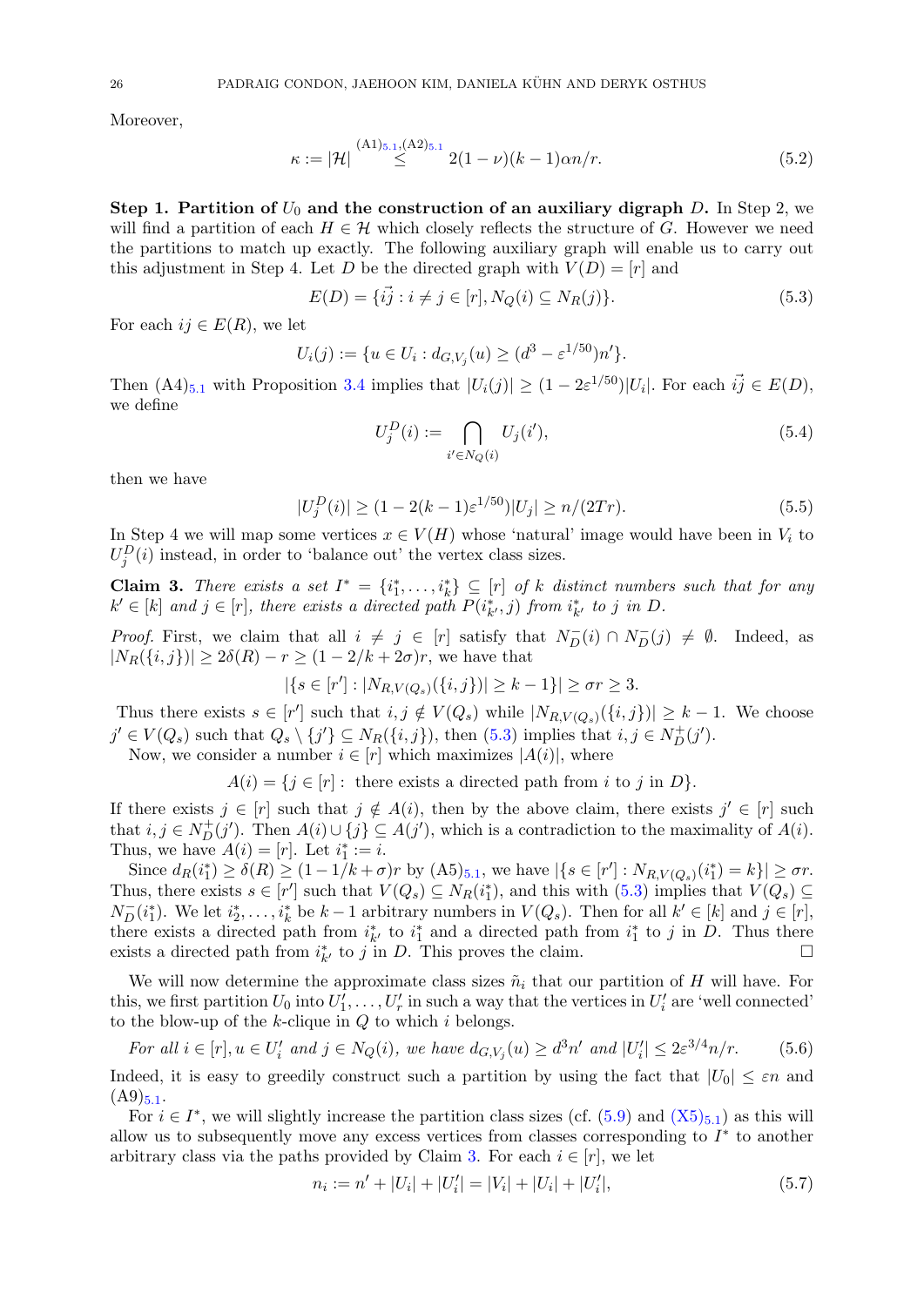Moreover,

$$\kappa := |\mathcal{H}| \overset{(A1)_{5.1},(A2)_{5.1}}{\leq} 2(1-\nu)(k-1)\alpha n/r. \tag{5.2}$$

**Step 1. Partition of $U_0$ and the construction of an auxiliary digraph $D$.** In Step 2, we will find a partition of each $H \in \mathcal{H}$ which closely reflects the structure of $G$. However we need the partitions to match up exactly. The following auxiliary graph will enable us to carry out this adjustment in Step 4. Let $D$ be the directed graph with $V(D) = [r]$ and

$$E(D) = \{\vec{ij} : i \neq j \in [r], N_Q(i) \subseteq N_R(j)\}. \tag{5.3}$$

For each $ij \in E(R)$, we let

$$U_i(j) := \{u \in U_i : d_{G,V_j}(u) \geq (d^3 - \varepsilon^{1/50})n'\}.$$

Then $(A4)_{5.1}$ with Proposition 3.4 implies that $|U_i(j)| \geq (1-2\varepsilon^{1/50})|U_i|$. For each $\vec{ij} \in E(D)$, we define

$$U_j^D(i) := \bigcap_{i' \in N_Q(i)} U_j(i'), \tag{5.4}$$

then we have

$$|U_j^D(i)| \geq (1 - 2(k-1)\varepsilon^{1/50})|U_j| \geq n/(2Tr). \tag{5.5}$$

In Step 4 we will map some vertices $x \in V(H)$ whose 'natural' image would have been in $V_i$ to $U_j^D(i)$ instead, in order to 'balance out' the vertex class sizes.

**Claim 3.** *There exists a set $I^* = \{i_1^*, \dots, i_k^*\} \subseteq [r]$ of $k$ distinct numbers such that for any $k' \in [k]$ and $j \in [r]$, there exists a directed path $P(i_{k'}^*, j)$ from $i_{k'}^*$ to $j$ in $D$.*

*Proof.* First, we claim that all $i \neq j \in [r]$ satisfy that $N_D^-(i) \cap N_D^-(j) \neq \emptyset$. Indeed, as $|N_R(\{i,j\})| \geq 2\delta(R) - r \geq (1 - 2/k + 2\sigma)r$, we have that

$$|\{s \in [r'] : |N_{R,V(Q_s)}(\{i,j\})| \geq k-1\}| \geq \sigma r \geq 3.$$

Thus there exists $s \in [r']$ such that $i, j \notin V(Q_s)$ while $|N_{R,V(Q_s)}(\{i,j\})| \geq k-1$. We choose $j' \in V(Q_s)$ such that $Q_s \setminus \{j'\} \subseteq N_R(\{i,j\})$, then (5.3) implies that $i, j \in N_D^+(j')$.

Now, we consider a number $i \in [r]$ which maximizes $|A(i)|$, where

$$A(i) = \{j \in [r] : \text{ there exists a directed path from } i \text{ to } j \text{ in } D\}.$$

If there exists $j \in [r]$ such that $j \notin A(i)$, then by the above claim, there exists $j' \in [r]$ such that $i, j \in N_D^+(j')$. Then $A(i) \cup \{j\} \subseteq A(j')$, which is a contradiction to the maximality of $A(i)$. Thus, we have $A(i) = [r]$. Let $i_1^* := i$.

Since $d_R(i_1^*) \geq \delta(R) \geq (1 - 1/k + \sigma)r$ by $(A5)_{5.1}$, we have $|\{s \in [r'] : N_{R,V(Q_s)}(i_1^*) = k\}| \geq \sigma r$. Thus, there exists $s \in [r']$ such that $V(Q_s) \subseteq N_R(i_1^*)$, and this with (5.3) implies that $V(Q_s) \subseteq N_D^-(i_1^*)$. We let $i_2^*, \dots, i_k^*$ be $k-1$ arbitrary numbers in $V(Q_s)$. Then for all $k' \in [k]$ and $j \in [r]$, there exists a directed path from $i_{k'}^*$ to $i_1^*$ and a directed path from $i_1^*$ to $j$ in $D$. Thus there exists a directed path from $i_{k'}^*$ to $j$ in $D$. This proves the claim. $\square$

We will now determine the approximate class sizes $\tilde{n}_i$ that our partition of $H$ will have. For this, we first partition $U_0$ into $U_1', \dots, U_r'$ in such a way that the vertices in $U_i'$ are 'well connected' to the blow-up of the $k$-clique in $Q$ to which $i$ belongs.

$$\textit{For all } i \in [r], u \in U_i' \textit{ and } j \in N_Q(i), \textit{ we have } d_{G,V_j}(u) \geq d^3 n' \textit{ and } |U_i'| \leq 2\varepsilon^{3/4} n/r. \tag{5.6}$$

Indeed, it is easy to greedily construct such a partition by using the fact that $|U_0| \leq \varepsilon n$ and $(A9)_{5.1}$.

For $i \in I^*$, we will slightly increase the partition class sizes (cf. (5.9) and $(X5)_{5.1}$) as this will allow us to subsequently move any excess vertices from classes corresponding to $I^*$ to another arbitrary class via the paths provided by Claim 3. For each $i \in [r]$, we let

$$n_i := n' + |U_i| + |U_i'| = |V_i| + |U_i| + |U_i'|, \tag{5.7}$$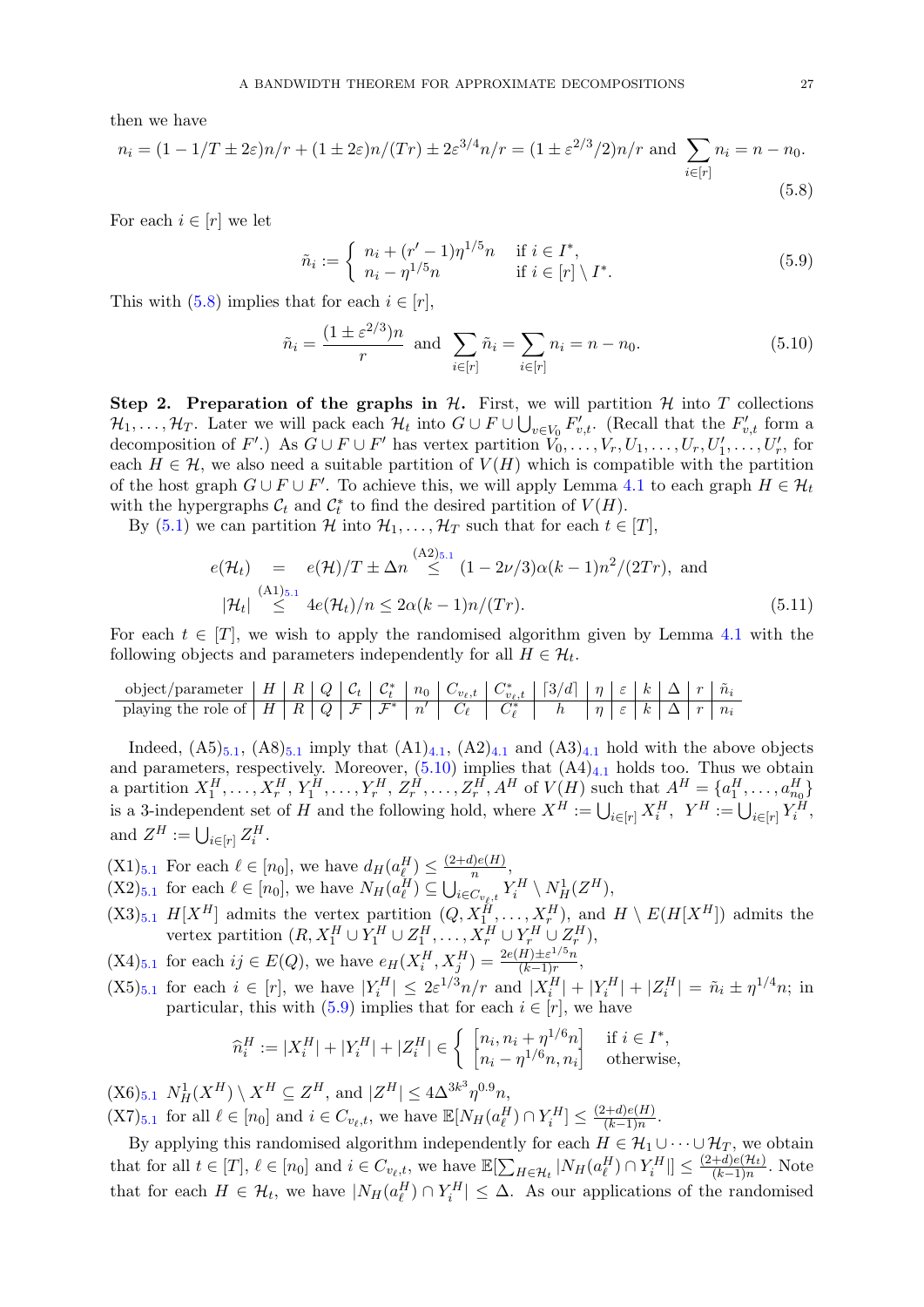then we have

$$n_i = (1 - 1/T \pm 2\varepsilon)n/r + (1 \pm 2\varepsilon)n/(Tr) \pm 2\varepsilon^{3/4}n/r = (1 \pm \varepsilon^{2/3}/2)n/r \text{ and } \sum_{i\in[r]} n_i = n - n_0. \tag{5.8}$$

For each $i \in [r]$ we let

$$\tilde{n}_i := \begin{cases} n_i + (r'-1)\eta^{1/5}n & \text{if } i \in I^*, \\ n_i - \eta^{1/5}n & \text{if } i \in [r] \setminus I^*. \end{cases} \tag{5.9}$$

This with (5.8) implies that for each $i \in [r]$,

$$\tilde{n}_i = \frac{(1 \pm \varepsilon^{2/3})n}{r} \text{ and } \sum_{i\in[r]} \tilde{n}_i = \sum_{i\in[r]} n_i = n - n_0. \tag{5.10}$$

**Step 2. Preparation of the graphs in $\mathcal{H}$.** First, we will partition $\mathcal{H}$ into $T$ collections $\mathcal{H}_1, \dots, \mathcal{H}_T$. Later we will pack each $\mathcal{H}_t$ into $G \cup F \cup \bigcup_{v\in V_0} F'_{v,t}$. (Recall that the $F'_{v,t}$ form a decomposition of $F'$.) As $G \cup F \cup F'$ has vertex partition $V_0, \dots, V_r, U_1, \dots, U_r, U'_1, \dots, U'_r$, for each $H \in \mathcal{H}$, we also need a suitable partition of $V(H)$ which is compatible with the partition of the host graph $G \cup F \cup F'$. To achieve this, we will apply Lemma 4.1 to each graph $H \in \mathcal{H}_t$ with the hypergraphs $\mathcal{C}_t$ and $\mathcal{C}^*_t$ to find the desired partition of $V(H)$.

By (5.1) we can partition $\mathcal{H}$ into $\mathcal{H}_1, \dots, \mathcal{H}_T$ such that for each $t \in [T]$,

$$\begin{aligned} e(\mathcal{H}_t) &= e(\mathcal{H})/T \pm \Delta n \overset{(\text{A2})_{5.1}}{\leq} (1 - 2\nu/3)\alpha(k-1)n^2/(2Tr), \text{ and} \\ |\mathcal{H}_t| &\overset{(\text{A1})_{5.1}}{\leq} 4e(\mathcal{H}_t)/n \leq 2\alpha(k-1)n/(Tr). \end{aligned} \tag{5.11}$$

For each $t \in [T]$, we wish to apply the randomised algorithm given by Lemma 4.1 with the following objects and parameters independently for all $H \in \mathcal{H}_t$.

| object/parameter | $H$ | $R$ | $Q$ | $\mathcal{C}_t$ | $\mathcal{C}^*_t$ | $n_0$ | $C_{v_\ell,t}$ | $C^*_{v_\ell,t}$ | $\lceil 3/d \rceil$ | $\eta$ | $\varepsilon$ | $k$ | $\Delta$ | $r$ | $\tilde{n}_i$ |
|---|---|---|---|---|---|---|---|---|---|---|---|---|---|---|---|
| playing the role of | $H$ | $R$ | $Q$ | $\mathcal{F}$ | $\mathcal{F}^*$ | $n'$ | $C_\ell$ | $C^*_\ell$ | $h$ | $\eta$ | $\varepsilon$ | $k$ | $\Delta$ | $r$ | $n_i$ |

Indeed, $(\text{A5})_{5.1}$, $(\text{A8})_{5.1}$ imply that $(\text{A1})_{4.1}$, $(\text{A2})_{4.1}$ and $(\text{A3})_{4.1}$ hold with the above objects and parameters, respectively. Moreover, (5.10) implies that $(\text{A4})_{4.1}$ holds too. Thus we obtain a partition $X^H_1, \dots, X^H_r, Y^H_1, \dots, Y^H_r, Z^H_1, \dots, Z^H_r, A^H$ of $V(H)$ such that $A^H = \{a^H_1, \dots, a^H_{n_0}\}$ is a 3-independent set of $H$ and the following hold, where $X^H := \bigcup_{i\in[r]} X^H_i$, $Y^H := \bigcup_{i\in[r]} Y^H_i$, and $Z^H := \bigcup_{i\in[r]} Z^H_i$.

$(\text{X1})_{5.1}$ For each $\ell \in [n_0]$, we have $d_H(a^H_\ell) \leq \frac{(2+d)e(H)}{n}$,

$(\text{X2})_{5.1}$ for each $\ell \in [n_0]$, we have $N_H(a^H_\ell) \subseteq \bigcup_{i\in C_{v_\ell,t}} Y^H_i \setminus N^1_H(Z^H)$,

$(\text{X3})_{5.1}$ $H[X^H]$ admits the vertex partition $(Q, X^H_1, \dots, X^H_r)$, and $H \setminus E(H[X^H])$ admits the vertex partition $(R, X^H_1 \cup Y^H_1 \cup Z^H_1, \dots, X^H_r \cup Y^H_r \cup Z^H_r)$,

$(\text{X4})_{5.1}$ for each $ij \in E(Q)$, we have $e_H(X^H_i, X^H_j) = \frac{2e(H) \pm \varepsilon^{1/5}n}{(k-1)r}$,

$(\text{X5})_{5.1}$ for each $i \in [r]$, we have $|Y^H_i| \leq 2\varepsilon^{1/3}n/r$ and $|X^H_i| + |Y^H_i| + |Z^H_i| = \tilde{n}_i \pm \eta^{1/4}n$; in particular, this with (5.9) implies that for each $i \in [r]$, we have

$$\widehat{n}^H_i := |X^H_i| + |Y^H_i| + |Z^H_i| \in \begin{cases} [n_i, n_i + \eta^{1/6}n] & \text{if } i \in I^*, \\ [n_i - \eta^{1/6}n, n_i] & \text{otherwise,} \end{cases}$$

$(\text{X6})_{5.1}$ $N^1_H(X^H) \setminus X^H \subseteq Z^H$, and $|Z^H| \leq 4\Delta^{3k^3}\eta^{0.9}n$,

$(\text{X7})_{5.1}$ for all $\ell \in [n_0]$ and $i \in C_{v_\ell},t$, we have $\mathbb{E}[N_H(a^H_\ell) \cap Y^H_i] \leq \frac{(2+d)e(H)}{(k-1)n}$.

By applying this randomised algorithm independently for each $H \in \mathcal{H}_1 \cup \dots \cup \mathcal{H}_T$, we obtain that for all $t \in [T]$, $\ell \in [n_0]$ and $i \in C_{v_\ell,t}$, we have $\mathbb{E}[\sum_{H\in\mathcal{H}_t} |N_H(a^H_\ell) \cap Y^H_i|] \leq \frac{(2+d)e(\mathcal{H}_t)}{(k-1)n}$. Note that for each $H \in \mathcal{H}_t$, we have $|N_H(a^H_\ell) \cap Y^H_i| \leq \Delta$. As our applications of the randomised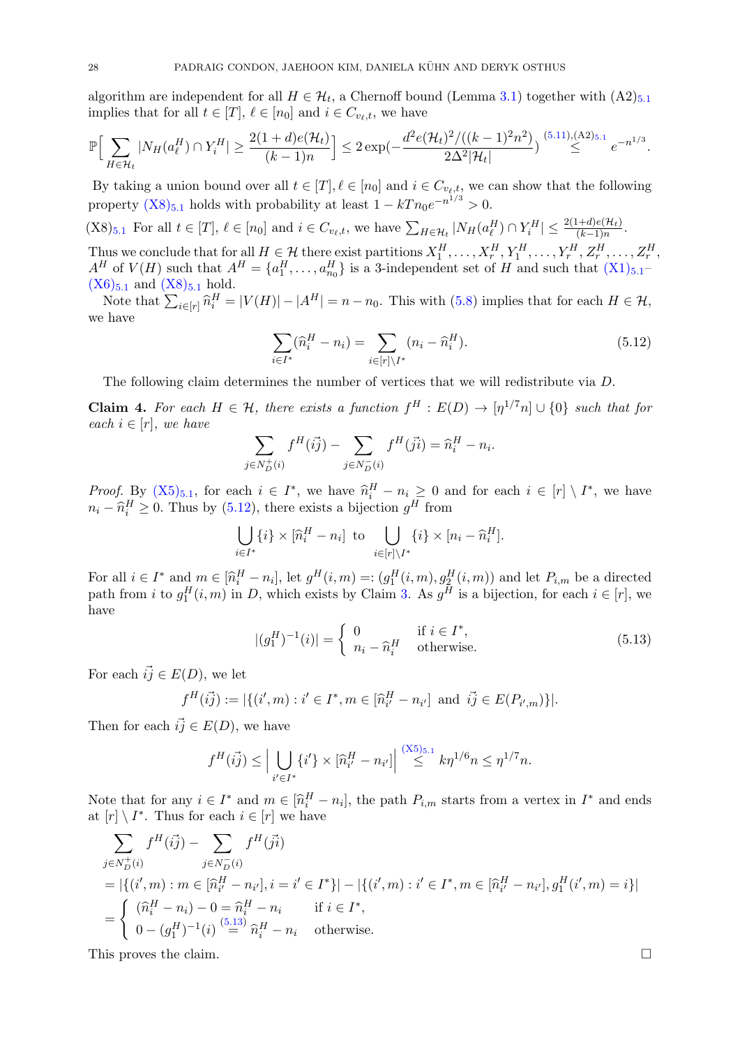algorithm are independent for all $H \in \mathcal{H}_t$, a Chernoff bound (Lemma 3.1) together with (A2)$_{5.1}$ implies that for all $t \in [T]$, $\ell \in [n_0]$ and $i \in C_{v_\ell,t}$, we have

$$\mathbb{P}\Big[\sum_{H\in\mathcal{H}_t} |N_H(a^H_\ell) \cap Y^H_i| \geq \frac{2(1+d)e(\mathcal{H}_t)}{(k-1)n}\Big] \leq 2\exp(-\frac{d^2e(\mathcal{H}_t)^2/((k-1)^2n^2)}{2\Delta^2|\mathcal{H}_t|}) \overset{(5.11),(A2)_{5.1}}{\leq} e^{-n^{1/3}}.$$

By taking a union bound over all $t \in [T], \ell \in [n_0]$ and $i \in C_{v_\ell,t}$, we can show that the following property (X8)$_{5.1}$ holds with probability at least $1 - kTn_0e^{-n^{1/3}} > 0$.

(X8)$_{5.1}$ For all $t \in [T]$, $\ell \in [n_0]$ and $i \in C_{v_\ell,t}$, we have $\sum_{H\in\mathcal{H}_t} |N_H(a^H_\ell) \cap Y^H_i| \leq \frac{2(1+d)e(\mathcal{H}_t)}{(k-1)n}$.

Thus we conclude that for all $H \in \mathcal{H}$ there exist partitions $X^H_1, \dots, X^H_r, Y^H_1, \dots, Y^H_r, Z^H_r, \dots, Z^H_r$, $A^H$ of $V(H)$ such that $A^H = \{a^H_1, \dots, a^H_{n_0}\}$ is a 3-independent set of $H$ and such that (X1)$_{5.1}$–(X6)$_{5.1}$ and (X8)$_{5.1}$ hold.

Note that $\sum_{i\in[r]} \widehat{n}^H_i = |V(H)| - |A^H| = n - n_0$. This with (5.8) implies that for each $H \in \mathcal{H}$, we have

$$\sum_{i\in I^*} (\widehat{n}^H_i - n_i) = \sum_{i\in[r]\setminus I^*} (n_i - \widehat{n}^H_i). \tag{5.12}$$

The following claim determines the number of vertices that we will redistribute via $D$.

**Claim 4.** *For each $H \in \mathcal{H}$, there exists a function $f^H : E(D) \to [\eta^{1/7}n] \cup \{0\}$ such that for each $i \in [r]$, we have*

$$\sum_{j\in N^+_D(i)} f^H(\vec{ij}) - \sum_{j\in N^-_D(i)} f^H(\vec{ji}) = \widehat{n}^H_i - n_i.$$

*Proof.* By (X5)$_{5.1}$, for each $i \in I^*$, we have $\widehat{n}^H_i - n_i \geq 0$ and for each $i \in [r] \setminus I^*$, we have $n_i - \widehat{n}^H_i \geq 0$. Thus by (5.12), there exists a bijection $g^H$ from

$$\bigcup_{i\in I^*} \{i\} \times [\widehat{n}^H_i - n_i] \text{ to } \bigcup_{i\in[r]\setminus I^*} \{i\} \times [n_i - \widehat{n}^H_i].$$

For all $i \in I^*$ and $m \in [\widehat{n}^H_i - n_i]$, let $g^H(i, m) =: (g^H_1(i, m), g^H_2(i, m))$ and let $P_{i,m}$ be a directed path from $i$ to $g^H_1(i, m)$ in $D$, which exists by Claim 3. As $g^H$ is a bijection, for each $i \in [r]$, we have

$$|(g^H_1)^{-1}(i)| = \begin{cases} 0 & \text{if } i \in I^*, \\ n_i - \widehat{n}^H_i & \text{otherwise.} \end{cases} \tag{5.13}$$

For each $\vec{ij} \in E(D)$, we let

$$f^H(\vec{ij}) := |\{(i', m) : i' \in I^*, m \in [\widehat{n}^H_{i'} - n_{i'}] \text{ and } \vec{ij} \in E(P_{i',m})\}|.$$

Then for each $\vec{ij} \in E(D)$, we have

$$f^H(\vec{ij}) \leq \Big|\bigcup_{i'\in I^*} \{i'\} \times [\widehat{n}^H_{i'} - n_{i'}]\Big| \overset{(X5)_{5.1}}{\leq} k\eta^{1/6}n \leq \eta^{1/7}n.$$

Note that for any $i \in I^*$ and $m \in [\widehat{n}^H_i - n_i]$, the path $P_{i,m}$ starts from a vertex in $I^*$ and ends at $[r] \setminus I^*$. Thus for each $i \in [r]$ we have

$$\begin{aligned}
&\sum_{j\in N^+_D(i)} f^H(\vec{ij}) - \sum_{j\in N^-_D(i)} f^H(\vec{ji}) \\
&= |\{(i', m) : m \in [\widehat{n}^H_{i'} - n_{i'}], i = i' \in I^*\}| - |\{(i', m) : i' \in I^*, m \in [\widehat{n}^H_{i'} - n_{i'}], g^H_1(i', m) = i\}| \\
&= \begin{cases} (\widehat{n}^H_i - n_i) - 0 = \widehat{n}^H_i - n_i & \text{if } i \in I^*, \\ 0 - (g^H_1)^{-1}(i) \overset{(5.13)}{=} \widehat{n}^H_i - n_i & \text{otherwise.} \end{cases}
\end{aligned}$$

This proves the claim. $\square$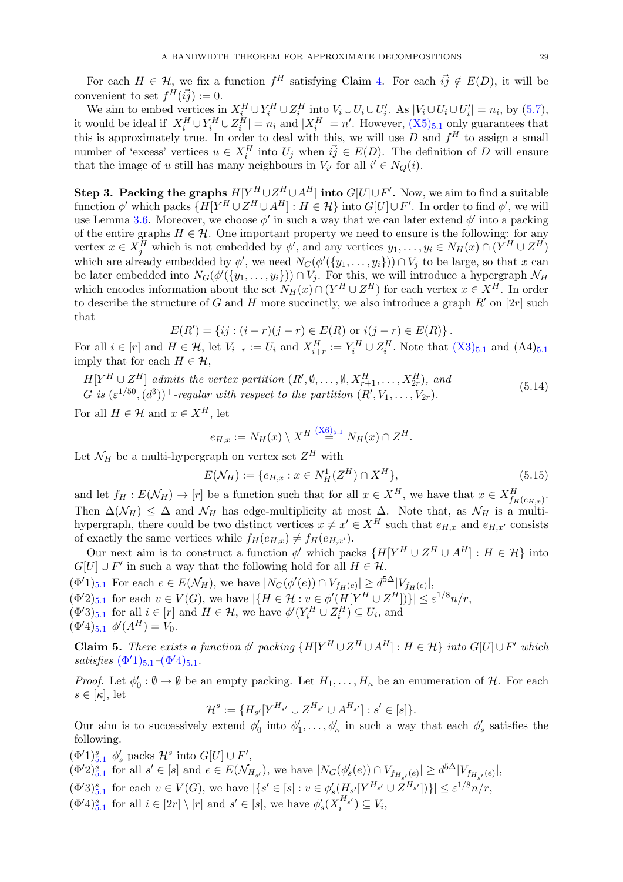For each $H \in \mathcal{H}$, we fix a function $f^H$ satisfying Claim 4. For each $\vec{ij} \notin E(D)$, it will be convenient to set $f^H(\vec{ij}) := 0$.

We aim to embed vertices in $X_i^H \cup Y_i^H \cup Z_i^H$ into $V_i \cup U_i \cup U_i'$. As $|V_i \cup U_i \cup U_i'| = n_i$, by (5.7), it would be ideal if $|X_i^H \cup Y_i^H \cup Z_i^H| = n_i$ and $|X_i^H| = n'$. However, $(\mathrm{X5})_{5.1}$ only guarantees that this is approximately true. In order to deal with this, we will use $D$ and $f^H$ to assign a small number of 'excess' vertices $u \in X_i^H$ into $U_j$ when $\vec{ij} \in E(D)$. The definition of $D$ will ensure that the image of $u$ still has many neighbours in $V_{i'}$ for all $i' \in N_Q(i)$.

**Step 3. Packing the graphs $H[Y^H \cup Z^H \cup A^H]$ into $G[U] \cup F'$.** Now, we aim to find a suitable function $\phi'$ which packs $\{H[Y^H \cup Z^H \cup A^H] : H \in \mathcal{H}\}$ into $G[U] \cup F'$. In order to find $\phi'$, we will use Lemma 3.6. Moreover, we choose $\phi'$ in such a way that we can later extend $\phi'$ into a packing of the entire graphs $H \in \mathcal{H}$. One important property we need to ensure is the following: for any vertex $x \in X_j^H$ which is not embedded by $\phi'$, and any vertices $y_1, \dots, y_i \in N_H(x) \cap (Y^H \cup Z^H)$ which are already embedded by $\phi'$, we need $N_G(\phi'(\{y_1, \dots, y_i\})) \cap V_j$ to be large, so that $x$ can be later embedded into $N_G(\phi'(\{y_1, \dots, y_i\})) \cap V_j$. For this, we will introduce a hypergraph $\mathcal{N}_H$ which encodes information about the set $N_H(x) \cap (Y^H \cup Z^H)$ for each vertex $x \in X^H$. In order to describe the structure of $G$ and $H$ more succinctly, we also introduce a graph $R'$ on $[2r]$ such that

$$E(R') = \{ij : (i-r)(j-r) \in E(R) \text{ or } i(j-r) \in E(R)\}.$$

For all $i \in [r]$ and $H \in \mathcal{H}$, let $V_{i+r} := U_i$ and $X_{i+r}^H := Y_i^H \cup Z_i^H$. Note that $(\mathrm{X3})_{5.1}$ and $(\mathrm{A4})_{5.1}$ imply that for each $H \in \mathcal{H}$,

$$\begin{aligned}&H[Y^H \cup Z^H] \textit{ admits the vertex partition } (R', \emptyset, \dots, \emptyset, X_{r+1}^H, \dots, X_{2r}^H), \textit{ and}\\ &G \textit{ is } (\varepsilon^{1/50}, (d^3))^+\textit{-regular with respect to the partition } (R', V_1, \dots, V_{2r}).\end{aligned} \tag{5.14}$$

For all $H \in \mathcal{H}$ and $x \in X^H$, let

$$e_{H,x} := N_H(x) \setminus X^H \overset{(\mathrm{X6})_{5.1}}{=} N_H(x) \cap Z^H.$$

Let $\mathcal{N}_H$ be a multi-hypergraph on vertex set $Z^H$ with

$$E(\mathcal{N}_H) := \{e_{H,x} : x \in N_H^1(Z^H) \cap X^H\}, \tag{5.15}$$

and let $f_H : E(\mathcal{N}_H) \to [r]$ be a function such that for all $x \in X^H$, we have that $x \in X_{f_H(e_{H,x})}^H$. Then $\Delta(\mathcal{N}_H) \leq \Delta$ and $\mathcal{N}_H$ has edge-multiplicity at most $\Delta$. Note that, as $\mathcal{N}_H$ is a multi-hypergraph, there could be two distinct vertices $x \neq x' \in X^H$ such that $e_{H,x}$ and $e_{H,x'}$ consists of exactly the same vertices while $f_H(e_{H,x}) \neq f_H(e_{H,x'})$.

Our next aim is to construct a function $\phi'$ which packs $\{H[Y^H \cup Z^H \cup A^H] : H \in \mathcal{H}\}$ into $G[U] \cup F'$ in such a way that the following hold for all $H \in \mathcal{H}$.

$(\Phi'1)_{5.1}$ For each $e \in E(\mathcal{N}_H)$, we have $|N_G(\phi'(e)) \cap V_{f_H(e)}| \geq d^{5\Delta}|V_{f_H(e)}|$,

$(\Phi'2)_{5.1}$ for each $v \in V(G)$, we have $|\{H \in \mathcal{H} : v \in \phi'(H[Y^H \cup Z^H])\}| \leq \varepsilon^{1/8}n/r$,

$(\Phi'3)_{5.1}$ for all $i \in [r]$ and $H \in \mathcal{H}$, we have $\phi'(Y_i^H \cup Z_i^H) \subseteq U_i$, and

$(\Phi'4)_{5.1}$ $\phi'(A^H) = V_0$.

**Claim 5.** *There exists a function $\phi'$ packing $\{H[Y^H \cup Z^H \cup A^H] : H \in \mathcal{H}\}$ into $G[U] \cup F'$ which satisfies $(\Phi'1)_{5.1}$–$(\Phi'4)_{5.1}$.*

*Proof.* Let $\phi_0' : \emptyset \to \emptyset$ be an empty packing. Let $H_1, \dots, H_\kappa$ be an enumeration of $\mathcal{H}$. For each $s \in [\kappa]$, let

$$\mathcal{H}^s := \{H_{s'}[Y^{H_{s'}} \cup Z^{H_{s'}} \cup A^{H_{s'}}] : s' \in [s]\}.$$

Our aim is to successively extend $\phi_0'$ into $\phi_1', \dots, \phi_\kappa'$ in such a way that each $\phi_s'$ satisfies the following.

$(\Phi'1)_{5.1}^s$ $\phi_s'$ packs $\mathcal{H}^s$ into $G[U] \cup F'$,

$(\Phi'2)_{5.1}^s$ for all $s' \in [s]$ and $e \in E(\mathcal{N}_{H_{s'}})$, we have $|N_G(\phi_s'(e)) \cap V_{f_{H_{s'}}(e)}| \geq d^{5\Delta}|V_{f_{H_{s'}}(e)}|$,

$(\Phi'3)_{5.1}^s$ for each $v \in V(G)$, we have $|\{s' \in [s] : v \in \phi_s'(H_{s'}[Y^{H_{s'}} \cup Z^{H_{s'}}])\}| \leq \varepsilon^{1/8}n/r$,

$(\Phi'4)_{5.1}^s$ for all $i \in [2r] \setminus [r]$ and $s' \in [s]$, we have $\phi_s'(X_i^{H_{s'}}) \subseteq V_i$,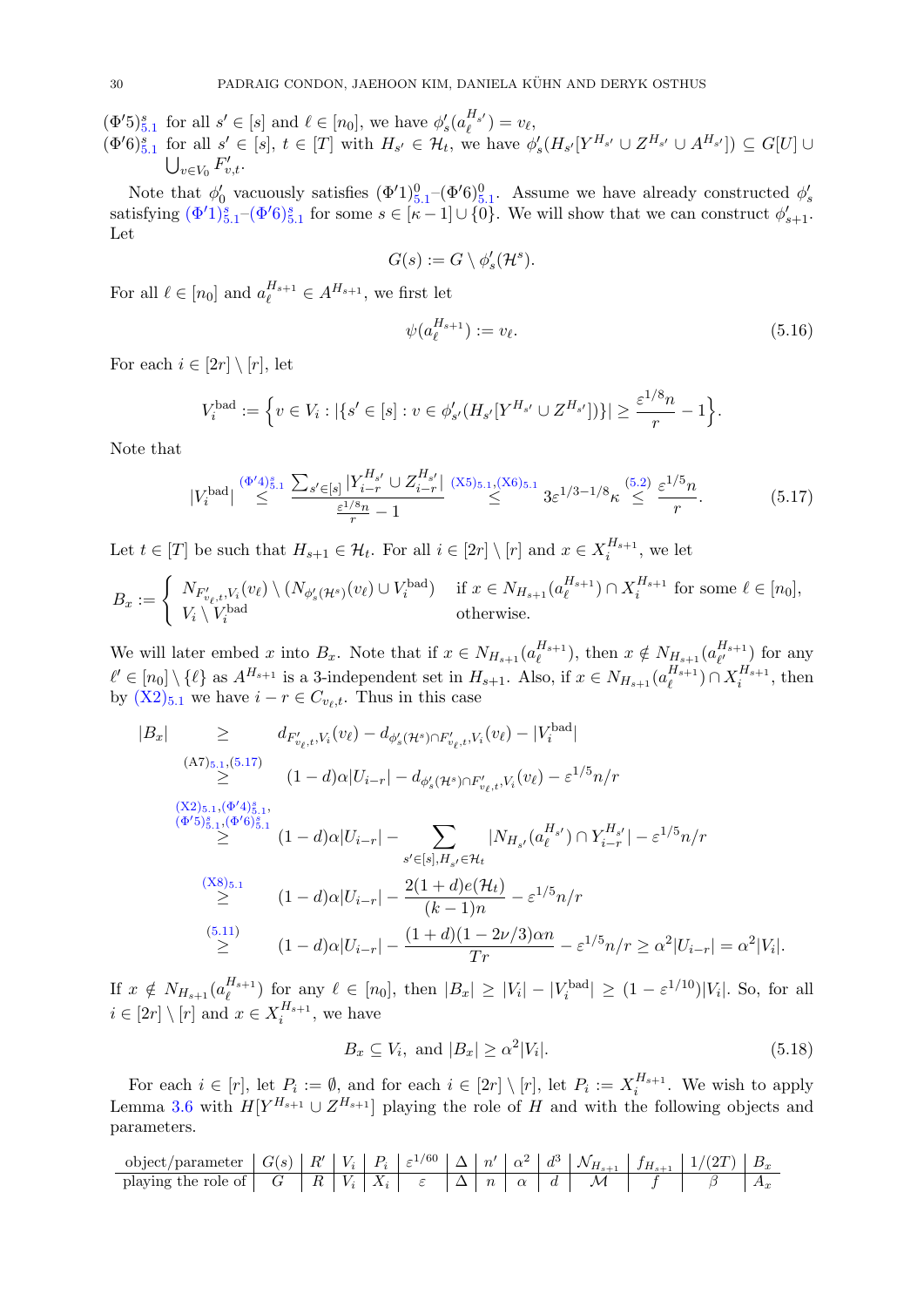$(\Phi'5)^s_{5.1}$ for all $s' \in [s]$ and $\ell \in [n_0]$, we have $\phi'_s(a^{H_{s'}}_\ell) = v_\ell$,

$(\Phi'6)^s_{5.1}$ for all $s' \in [s]$, $t \in [T]$ with $H_{s'} \in \mathcal{H}_t$, we have $\phi'_s(H_{s'}[Y^{H_{s'}} \cup Z^{H_{s'}} \cup A^{H_{s'}}]) \subseteq G[U] \cup \bigcup_{v \in V_0} F'_{v,t}$.

Note that $\phi'_0$ vacuously satisfies $(\Phi'1)^0_{5.1}$–$(\Phi'6)^0_{5.1}$. Assume we have already constructed $\phi'_s$ satisfying $(\Phi'1)^s_{5.1}$–$(\Phi'6)^s_{5.1}$ for some $s \in [\kappa - 1] \cup \{0\}$. We will show that we can construct $\phi'_{s+1}$. Let

$$G(s) := G \setminus \phi'_s(\mathcal{H}^s).$$

For all $\ell \in [n_0]$ and $a^{H_{s+1}}_\ell \in A^{H_{s+1}}$, we first let

$$\psi(a^{H_{s+1}}_\ell) := v_\ell. \tag{5.16}$$

For each $i \in [2r] \setminus [r]$, let

$$V^{\rm bad}_i := \Big\{ v \in V_i : |\{s' \in [s] : v \in \phi'_{s'}(H_{s'}[Y^{H_{s'}} \cup Z^{H_{s'}}])\}| \geq \frac{\varepsilon^{1/8} n}{r} - 1 \Big\}.$$

Note that

$$|V^{\rm bad}_i| \overset{(\Phi'4)^s_{5.1}}{\leq} \frac{\sum_{s' \in [s]} |Y^{H_{s'}}_{i-r} \cup Z^{H_{s'}}_{i-r}|}{\frac{\varepsilon^{1/8} n}{r} - 1} \overset{(X5)_{5.1},(X6)_{5.1}}{\leq} 3\varepsilon^{1/3 - 1/8}\kappa \overset{(5.2)}{\leq} \frac{\varepsilon^{1/5} n}{r}. \tag{5.17}$$

Let $t \in [T]$ be such that $H_{s+1} \in \mathcal{H}_t$. For all $i \in [2r] \setminus [r]$ and $x \in X^{H_{s+1}}_i$, we let

$$B_x := \begin{cases} N_{F'_{v_\ell,t}, V_i}(v_\ell) \setminus (N_{\phi'_s(\mathcal{H}^s)}(v_\ell) \cup V^{\rm bad}_i) & \text{if } x \in N_{H_{s+1}}(a^{H_{s+1}}_\ell) \cap X^{H_{s+1}}_i \text{ for some } \ell \in [n_0], \\ V_i \setminus V^{\rm bad}_i & \text{otherwise.} \end{cases}$$

We will later embed $x$ into $B_x$. Note that if $x \in N_{H_{s+1}}(a^{H_{s+1}}_\ell)$, then $x \notin N_{H_{s+1}}(a^{H_{s+1}}_{\ell'})$ for any $\ell' \in [n_0] \setminus \{\ell\}$ as $A^{H_{s+1}}$ is a 3-independent set in $H_{s+1}$. Also, if $x \in N_{H_{s+1}}(a^{H_{s+1}}_\ell) \cap X^{H_{s+1}}_i$, then by $(X2)_{5.1}$ we have $i - r \in C_{v_\ell,t}$. Thus in this case

$$\begin{aligned}
|B_x| &\geq d_{F'_{v_\ell,t},V_i}(v_\ell) - d_{\phi'_s(\mathcal{H}^s) \cap F'_{v_\ell,t}, V_i}(v_\ell) - |V^{\rm bad}_i| \\
&\overset{(A7)_{5.1},(5.17)}{\geq} (1-d)\alpha|U_{i-r}| - d_{\phi'_s(\mathcal{H}^s) \cap F'_{v_\ell,t}, V_i}(v_\ell) - \varepsilon^{1/5} n/r \\
&\overset{\substack{(X2)_{5.1},(\Phi'4)^s_{5.1},\\ (\Phi'5)^s_{5.1},(\Phi'6)^s_{5.1}}}{\geq} (1-d)\alpha|U_{i-r}| - \sum_{s' \in [s], H_{s'} \in \mathcal{H}_t} |N_{H_{s'}}(a^{H_{s'}}_\ell) \cap Y^{H_{s'}}_{i-r}| - \varepsilon^{1/5} n/r \\
&\overset{(X8)_{5.1}}{\geq} (1-d)\alpha|U_{i-r}| - \frac{2(1+d)e(\mathcal{H}_t)}{(k-1)n} - \varepsilon^{1/5} n/r \\
&\overset{(5.11)}{\geq} (1-d)\alpha|U_{i-r}| - \frac{(1+d)(1-2\nu/3)\alpha n}{Tr} - \varepsilon^{1/5} n/r \geq \alpha^2 |U_{i-r}| = \alpha^2|V_i|.
\end{aligned}$$

If $x \notin N_{H_{s+1}}(a^{H_{s+1}}_\ell)$ for any $\ell \in [n_0]$, then $|B_x| \geq |V_i| - |V^{\rm bad}_i| \geq (1 - \varepsilon^{1/10})|V_i|$. So, for all $i \in [2r] \setminus [r]$ and $x \in X^{H_{s+1}}_i$, we have

$$B_x \subseteq V_i, \text{ and } |B_x| \geq \alpha^2 |V_i|. \tag{5.18}$$

For each $i \in [r]$, let $P_i := \emptyset$, and for each $i \in [2r] \setminus [r]$, let $P_i := X^{H_{s+1}}_i$. We wish to apply Lemma 3.6 with $H[Y^{H_{s+1}} \cup Z^{H_{s+1}}]$ playing the role of $H$ and with the following objects and parameters.

| object/parameter | $G(s)$ | $R'$ | $V_i$ | $P_i$ | $\varepsilon^{1/60}$ | $\Delta$ | $n'$ | $\alpha^2$ | $d^3$ | $\mathcal{N}_{H_{s+1}}$ | $f_{H_{s+1}}$ | $1/(2T)$ | $B_x$ |
|---|---|---|---|---|---|---|---|---|---|---|---|---|---|
| playing the role of | $G$ | $R$ | $V_i$ | $X_i$ | $\varepsilon$ | $\Delta$ | $n$ | $\alpha$ | $d$ | $\mathcal{M}$ | $f$ | $\beta$ | $A_x$ |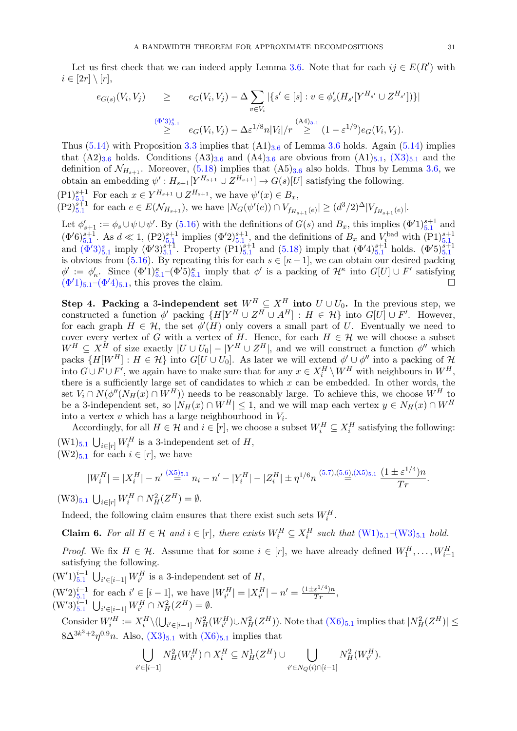Let us first check that we can indeed apply Lemma 3.6. Note that for each $ij \in E(R')$ with $i \in [2r] \setminus [r]$,

$$e_{G(s)}(V_i, V_j) \quad \geq \quad e_G(V_i, V_j) - \Delta \sum_{v \in V_i} |\{s' \in [s] : v \in \phi'_s(H_{s'}[Y^{H_{s'}} \cup Z^{H_{s'}}])\}|$$

$$\overset{(\Phi'3)^s_{5.1}}{\geq} \quad e_G(V_i, V_j) - \Delta \varepsilon^{1/8} n |V_i|/r \overset{(A4)_{5.1}}{\geq} (1 - \varepsilon^{1/9}) e_G(V_i, V_j).$$

Thus (5.14) with Proposition 3.3 implies that $(A1)_{3.6}$ of Lemma 3.6 holds. Again (5.14) implies that $(A2)_{3.6}$ holds. Conditions $(A3)_{3.6}$ and $(A4)_{3.6}$ are obvious from $(A1)_{5.1}$, $(X3)_{5.1}$ and the definition of $\mathcal{N}_{H_{s+1}}$. Moreover, (5.18) implies that $(A5)_{3.6}$ also holds. Thus by Lemma 3.6, we obtain an embedding $\psi' : H_{s+1}[Y^{H_{s+1}} \cup Z^{H_{s+1}}] \to G(s)[U]$ satisfying the following.

$(P1)^{s+1}_{5.1}$ For each $x \in Y^{H_{s+1}} \cup Z^{H_{s+1}}$, we have $\psi'(x) \in B_x$,

$(P2)^{s+1}_{5.1}$ for each $e \in E(\mathcal{N}_{H_{s+1}})$, we have $|N_G(\psi'(e)) \cap V_{f_{H_{s+1}}(e)}| \geq (d^3/2)^{\Delta} |V_{f_{H_{s+1}}(e)}|$.

Let $\phi'_{s+1} := \phi_s \cup \psi \cup \psi'$. By (5.16) with the definitions of $G(s)$ and $B_x$, this implies $(\Phi'1)^{s+1}_{5.1}$ and $(\Phi'6)^{s+1}_{5.1}$. As $d \ll 1$, $(P2)^{s+1}_{5.1}$ implies $(\Phi'2)^{s+1}_{5.1}$, and the definitions of $B_x$ and $V_i^{\mathrm{bad}}$ with $(P1)^{s+1}_{5.1}$ and $(\Phi'3)^s_{5.1}$ imply $(\Phi'3)^{s+1}_{5.1}$. Property $(P1)^{s+1}_{5.1}$ and (5.18) imply that $(\Phi'4)^{s+1}_{5.1}$ holds. $(\Phi'5)^{s+1}_{5.1}$ is obvious from (5.16). By repeating this for each $s \in [\kappa - 1]$, we can obtain our desired packing $\phi' := \phi'_\kappa$. Since $(\Phi'1)^\kappa_{5.1}$–$(\Phi'5)^\kappa_{5.1}$ imply that $\phi'$ is a packing of $\mathcal{H}^\kappa$ into $G[U] \cup F'$ satisfying $(\Phi'1)_{5.1}$–$(\Phi'4)_{5.1}$, this proves the claim. □

**Step 4. Packing a 3-independent set $W^H \subseteq X^H$ into $U \cup U_0$.** In the previous step, we constructed a function $\phi'$ packing $\{H[Y^H \cup Z^H \cup A^H] : H \in \mathcal{H}\}$ into $G[U] \cup F'$. However, for each graph $H \in \mathcal{H}$, the set $\phi'(H)$ only covers a small part of $U$. Eventually we need to cover every vertex of $G$ with a vertex of $H$. Hence, for each $H \in \mathcal{H}$ we will choose a subset $W^H \subseteq X^H$ of size exactly $|U \cup U_0| - |Y^H \cup Z^H|$, and we will construct a function $\phi''$ which packs $\{H[W^H] : H \in \mathcal{H}\}$ into $G[U \cup U_0]$. As later we will extend $\phi' \cup \phi''$ into a packing of $\mathcal{H}$ into $G \cup F \cup F'$, we again have to make sure that for any $x \in X_i^H \setminus W^H$ with neighbours in $W^H$, there is a sufficiently large set of candidates to which $x$ can be embedded. In other words, the set $V_i \cap N(\phi''(N_H(x) \cap W^H))$ needs to be reasonably large. To achieve this, we choose $W^H$ to be a 3-independent set, so $|N_H(x) \cap W^H| \leq 1$, and we will map each vertex $y \in N_H(x) \cap W^H$ into a vertex $v$ which has a large neighbourhood in $V_i$.

Accordingly, for all $H \in \mathcal{H}$ and $i \in [r]$, we choose a subset $W_i^H \subseteq X_i^H$ satisfying the following:

$(W1)_{5.1}$ $\bigcup_{i \in [r]} W_i^H$ is a 3-independent set of $H$,

$(W2)_{5.1}$ for each $i \in [r]$, we have

$$|W_i^H| = |X_i^H| - n' \overset{(X5)_{5.1}}{=} n_i - n' - |Y_i^H| - |Z_i^H| \pm \eta^{1/6} n \overset{(5.7),(5.6),(X5)_{5.1}}{=} \frac{(1 \pm \varepsilon^{1/4}) n}{Tr}.$$

$(W3)_{5.1}$ $\bigcup_{i \in [r]} W_i^H \cap N_H^2(Z^H) = \emptyset$.

Indeed, the following claim ensures that there exist such sets $W_i^H$.

**Claim 6.** *For all $H \in \mathcal{H}$ and $i \in [r]$, there exists $W_i^H \subseteq X_i^H$ such that $(W1)_{5.1}$–$(W3)_{5.1}$ hold.*

*Proof.* We fix $H \in \mathcal{H}$. Assume that for some $i \in [r]$, we have already defined $W_1^H, \ldots, W_{i-1}^H$ satisfying the following.

$(W'1)^{i-1}_{5.1}$ $\bigcup_{i' \in [i-1]} W_{i'}^H$ is a 3-independent set of $H$,

$(W'2)^{i-1}_{5.1}$ for each $i' \in [i-1]$, we have $|W_{i'}^H| = |X_{i'}^H| - n' = \frac{(1 \pm \varepsilon^{1/4}) n}{Tr}$,

$(W'3)^{i-1}_{5.1}$ $\bigcup_{i' \in [i-1]} W_{i'}^H \cap N_H^2(Z^H) = \emptyset$.

Consider $W_i'^H := X_i^H \setminus (\bigcup_{i' \in [i-1]} N_H^2(W_{i'}^H) \cup N_H^2(Z^H))$. Note that $(X6)_{5.1}$ implies that $|N_H^2(Z^H)| \leq 8\Delta^{3k^3+2} \eta^{0.9} n$. Also, $(X3)_{5.1}$ with $(X6)_{5.1}$ implies that

$$\bigcup_{i' \in [i-1]} N_H^2(W_{i'}^H) \cap X_i^H \subseteq N_H^1(Z^H) \cup \bigcup_{i' \in N_Q(i) \cap [i-1]} N_H^2(W_{i'}^H).$$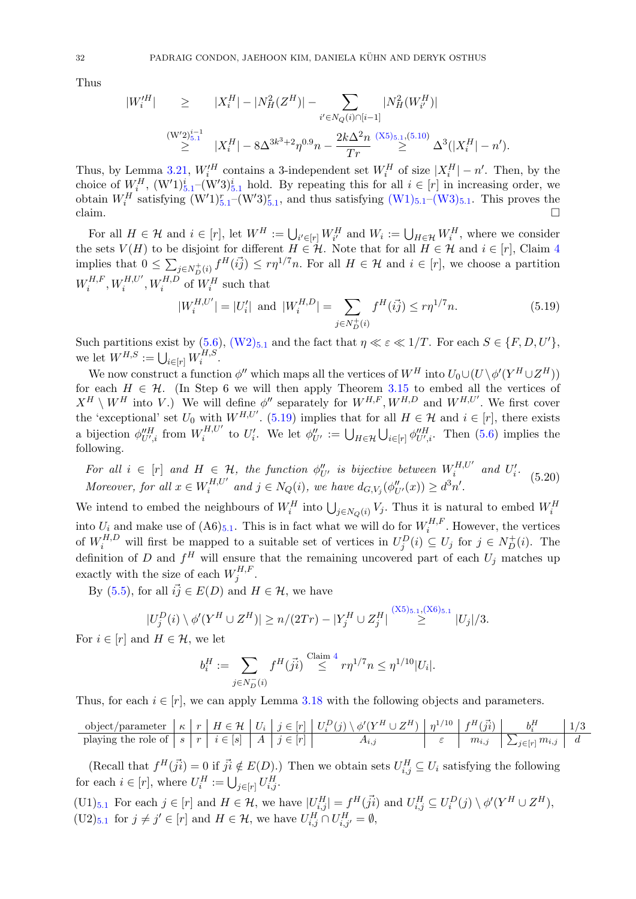Thus

$$
\begin{aligned}
|W_i'^H| &\geq |X_i^H| - |N_H^2(Z^H)| - \sum_{i' \in N_Q(i)\cap[i-1]} |N_H^2(W_{i'}^H)| \\
&\overset{(\mathrm{W}'2)^{i-1}_{5.1}}{\geq} |X_i^H| - 8\Delta^{3k^3+2}\eta^{0.9}n - \frac{2k\Delta^2 n}{Tr} \overset{(\mathrm{X5})_{5.1},(5.10)}{\geq} \Delta^3(|X_i^H| - n').
\end{aligned}
$$

Thus, by Lemma 3.21, $W_i'^H$ contains a 3-independent set $W_i^H$ of size $|X_i^H| - n'$. Then, by the choice of $W_i^H$, $(\mathrm{W}'1)^i_{5.1}$–$(\mathrm{W}'3)^i_{5.1}$ hold. By repeating this for all $i \in [r]$ in increasing order, we obtain $W_i^H$ satisfying $(\mathrm{W}'1)^r_{5.1}$–$(\mathrm{W}'3)^r_{5.1}$, and thus satisfying $(\mathrm{W1})_{5.1}$–$(\mathrm{W3})_{5.1}$. This proves the claim. □

For all $H \in \mathcal{H}$ and $i \in [r]$, let $W^H := \bigcup_{i' \in [r]} W_{i'}^H$ and $W_i := \bigcup_{H\in\mathcal{H}} W_i^H$, where we consider the sets $V(H)$ to be disjoint for different $H \in \mathcal{H}$. Note that for all $H \in \mathcal{H}$ and $i \in [r]$, Claim 4 implies that $0 \leq \sum_{j \in N_D^+(i)} f^H(\vec{ij}) \leq r\eta^{1/7}n$. For all $H \in \mathcal{H}$ and $i \in [r]$, we choose a partition $W_i^{H,F}, W_i^{H,U'}, W_i^{H,D}$ of $W_i^H$ such that

$$
|W_i^{H,U'}| = |U_i'| \text{ and } |W_i^{H,D}| = \sum_{j \in N_D^+(i)} f^H(\vec{ij}) \leq r\eta^{1/7}n. \tag{5.19}
$$

Such partitions exist by (5.6), $(\mathrm{W2})_{5.1}$ and the fact that $\eta \ll \varepsilon \ll 1/T$. For each $S \in \{F, D, U'\}$, we let $W^{H,S} := \bigcup_{i\in[r]} W_i^{H,S}$.

We now construct a function $\phi''$ which maps all the vertices of $W^H$ into $U_0 \cup (U \setminus \phi'(Y^H \cup Z^H))$ for each $H \in \mathcal{H}$. (In Step 6 we will then apply Theorem 3.15 to embed all the vertices of $X^H \setminus W^H$ into $V$.) We will define $\phi''$ separately for $W^{H,F}, W^{H,D}$ and $W^{H,U'}$. We first cover the 'exceptional' set $U_0$ with $W^{H,U'}$. (5.19) implies that for all $H \in \mathcal{H}$ and $i \in [r]$, there exists a bijection $\phi''^H_{U',i}$ from $W_i^{H,U'}$ to $U_i'$. We let $\phi''_{U'} := \bigcup_{H\in\mathcal{H}} \bigcup_{i\in[r]} \phi''^H_{U',i}$. Then (5.6) implies the following.

$$
\begin{aligned}
&\textit{For all } i \in [r] \textit{ and } H \in \mathcal{H}, \textit{ the function } \phi''_{U'} \textit{ is bijective between } W_i^{H,U'} \textit{ and } U_i'.\\
&\textit{Moreover, for all } x \in W_i^{H,U'} \textit{ and } j \in N_Q(i), \textit{ we have } d_{G,V_j}(\phi''_{U'}(x)) \geq d^3 n'.
\end{aligned} \tag{5.20}
$$

We intend to embed the neighbours of $W_i^H$ into $\bigcup_{j\in N_Q(i)} V_j$. Thus it is natural to embed $W_i^H$ into $U_i$ and make use of $(\mathrm{A6})_{5.1}$. This is in fact what we will do for $W_i^{H,F}$. However, the vertices of $W_i^{H,D}$ will first be mapped to a suitable set of vertices in $U_j^D(i) \subseteq U_j$ for $j \in N_D^+(i)$. The definition of $D$ and $f^H$ will ensure that the remaining uncovered part of each $U_j$ matches up exactly with the size of each $W_j^{H,F}$.

By (5.5), for all $\vec{ij} \in E(D)$ and $H \in \mathcal{H}$, we have

$$
|U_j^D(i) \setminus \phi'(Y^H \cup Z^H)| \geq n/(2Tr) - |Y_j^H \cup Z_j^H| \overset{(\mathrm{X5})_{5.1},(\mathrm{X6})_{5.1}}{\geq} |U_j|/3.
$$

For $i \in [r]$ and $H \in \mathcal{H}$, we let

$$
b_i^H := \sum_{j \in N_D^-(i)} f^H(\vec{ji}) \overset{\text{Claim 4}}{\leq} r\eta^{1/7}n \leq \eta^{1/10}|U_i|.
$$

Thus, for each $i \in [r]$, we can apply Lemma 3.18 with the following objects and parameters.

| object/parameter | $\kappa$ | $r$ | $H \in \mathcal{H}$ | $U_i$ | $j \in [r]$ | $U_i^D(j) \setminus \phi'(Y^H \cup Z^H)$ | $\eta^{1/10}$ | $f^H(\vec{ji})$ | $b_i^H$ | $1/3$ |
|---|---|---|---|---|---|---|---|---|---|---|
| playing the role of | $s$ | $r$ | $i \in [s]$ | $A$ | $j \in [r]$ | $A_{i,j}$ | $\varepsilon$ | $m_{i,j}$ | $\sum_{j\in[r]} m_{i,j}$ | $d$ |

(Recall that $f^H(\vec{ji}) = 0$ if $\vec{ji} \notin E(D)$.) Then we obtain sets $U_{i,j}^H \subseteq U_i$ satisfying the following for each $i \in [r]$, where $U_i^H := \bigcup_{j\in[r]} U_{i,j}^H$.

$(\mathrm{U1})_{5.1}$ For each $j \in [r]$ and $H \in \mathcal{H}$, we have $|U_{i,j}^H| = f^H(\vec{ji})$ and $U_{i,j}^H \subseteq U_i^D(j) \setminus \phi'(Y^H \cup Z^H)$,

$(\mathrm{U2})_{5.1}$ for $j \neq j' \in [r]$ and $H \in \mathcal{H}$, we have $U_{i,j}^H \cap U_{i,j'}^H = \emptyset$,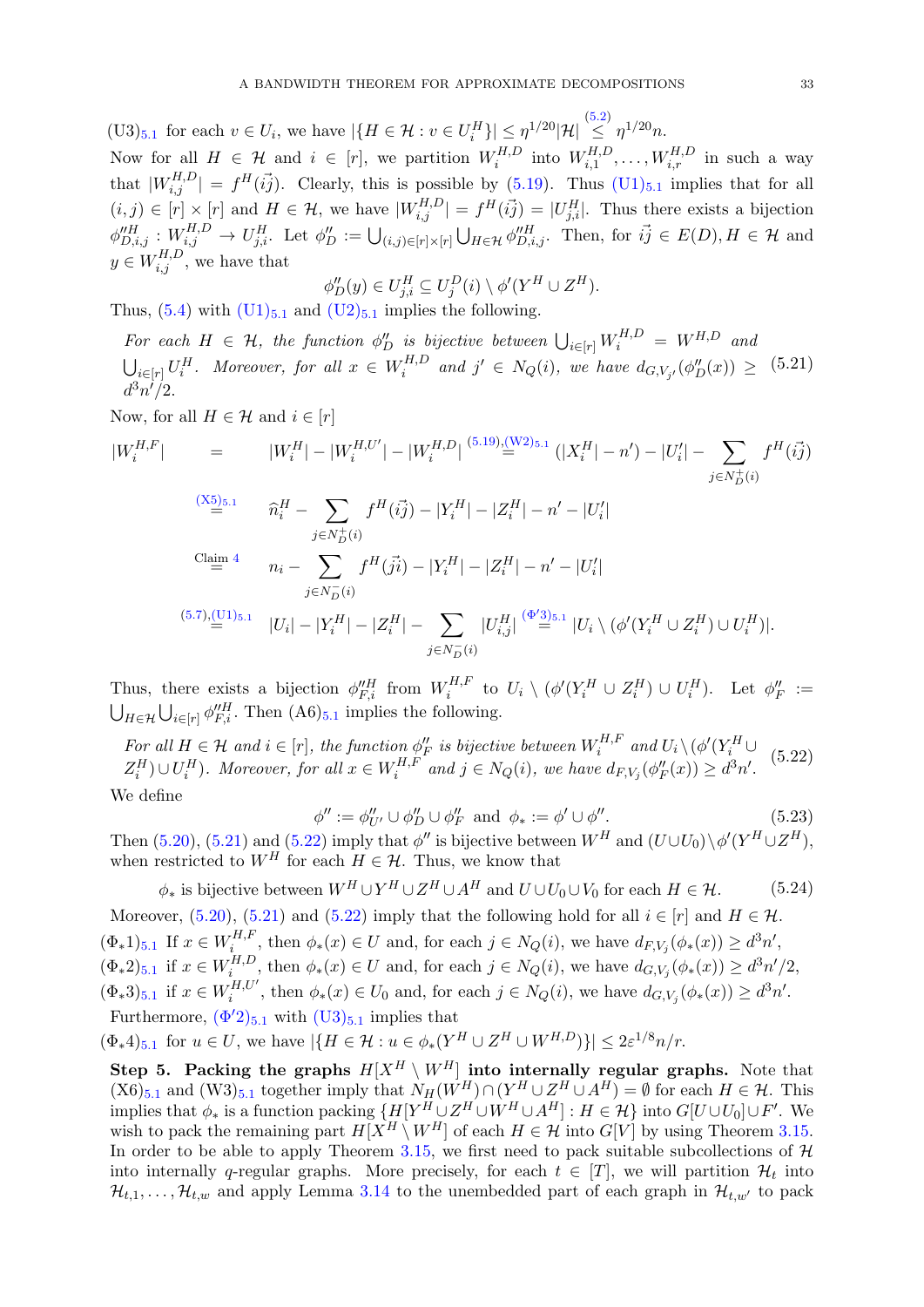(U3)$_{5.1}$ for each $v \in U_i$, we have $|\{H \in \mathcal{H} : v \in U_i^H\}| \leq \eta^{1/20}|\mathcal{H}| \overset{(5.2)}{\leq} \eta^{1/20}n$.

Now for all $H \in \mathcal{H}$ and $i \in [r]$, we partition $W_i^{H,D}$ into $W_{i,1}^{H,D}, \dots, W_{i,r}^{H,D}$ in such a way that $|W_{i,j}^{H,D}| = f^H(\vec{ij})$. Clearly, this is possible by (5.19). Thus (U1)$_{5.1}$ implies that for all $(i,j) \in [r] \times [r]$ and $H \in \mathcal{H}$, we have $|W_{i,j}^{H,D}| = f^H(\vec{ij}) = |U_{j,i}^H|$. Thus there exists a bijection $\phi''^H_{D,i,j} : W_{i,j}^{H,D} \to U_{j,i}^H$. Let $\phi''_D := \bigcup_{(i,j)\in[r]\times[r]} \bigcup_{H\in\mathcal{H}} \phi''^H_{D,i,j}$. Then, for $\vec{ij} \in E(D), H \in \mathcal{H}$ and $y \in W_{i,j}^{H,D}$, we have that

$$\phi''_D(y) \in U_{j,i}^H \subseteq U_j^D(i) \setminus \phi'(Y^H \cup Z^H).$$

Thus, (5.4) with (U1)$_{5.1}$ and (U2)$_{5.1}$ implies the following.

*For each $H \in \mathcal{H}$, the function $\phi''_D$ is bijective between $\bigcup_{i\in[r]} W_i^{H,D} = W^{H,D}$ and $\bigcup_{i\in[r]} U_i^H$. Moreover, for all $x \in W_i^{H,D}$ and $j' \in N_Q(i)$, we have $d_{G,V_{j'}}(\phi''_D(x)) \geq d^3n'/2$.* (5.21)

Now, for all $H \in \mathcal{H}$ and $i \in [r]$

$$\begin{aligned}
|W_i^{H,F}| &= |W_i^H| - |W_i^{H,U'}| - |W_i^{H,D}| \overset{(5.19),(W2)_{5.1}}{=} (|X_i^H| - n') - |U_i'| - \sum_{j\in N_D^+(i)} f^H(\vec{ij}) \\
&\overset{(X5)_{5.1}}{=} \widehat{n}_i^H - \sum_{j\in N_D^+(i)} f^H(\vec{ij}) - |Y_i^H| - |Z_i^H| - n' - |U_i'| \\
&\overset{\text{Claim 4}}{=} n_i - \sum_{j\in N_D^-(i)} f^H(\vec{ji}) - |Y_i^H| - |Z_i^H| - n' - |U_i'| \\
&\overset{(5.7),(U1)_{5.1}}{=} |U_i| - |Y_i^H| - |Z_i^H| - \sum_{j\in N_D^-(i)} |U_{i,j}^H| \overset{(\Phi'3)_{5.1}}{=} |U_i \setminus (\phi'(Y_i^H \cup Z_i^H) \cup U_i^H)|.
\end{aligned}$$

Thus, there exists a bijection $\phi''^H_{F,i}$ from $W_i^{H,F}$ to $U_i \setminus (\phi'(Y_i^H \cup Z_i^H) \cup U_i^H)$. Let $\phi''_F := \bigcup_{H\in\mathcal{H}} \bigcup_{i\in[r]} \phi''^H_{F,i}$. Then (A6)$_{5.1}$ implies the following.

*For all $H \in \mathcal{H}$ and $i \in [r]$, the function $\phi''_F$ is bijective between $W_i^{H,F}$ and $U_i \setminus (\phi'(Y_i^H \cup Z_i^H) \cup U_i^H)$. Moreover, for all $x \in W_i^{H,F}$ and $j \in N_Q(i)$, we have $d_{F,V_j}(\phi''_F(x)) \geq d^3n'$.* (5.22)

We define

$$\phi'' := \phi''_{U'} \cup \phi''_D \cup \phi''_F \text{ and } \phi_* := \phi' \cup \phi''. \tag{5.23}$$

Then (5.20), (5.21) and (5.22) imply that $\phi''$ is bijective between $W^H$ and $(U \cup U_0) \setminus \phi'(Y^H \cup Z^H)$, when restricted to $W^H$ for each $H \in \mathcal{H}$. Thus, we know that

$$\phi_* \text{ is bijective between } W^H \cup Y^H \cup Z^H \cup A^H \text{ and } U \cup U_0 \cup V_0 \text{ for each } H \in \mathcal{H}. \tag{5.24}$$

Moreover, (5.20), (5.21) and (5.22) imply that the following hold for all $i \in [r]$ and $H \in \mathcal{H}$.

($\Phi_*$1)$_{5.1}$ If $x \in W_i^{H,F}$, then $\phi_*(x) \in U$ and, for each $j \in N_Q(i)$, we have $d_{F,V_j}(\phi_*(x)) \geq d^3n'$,

($\Phi_*$2)$_{5.1}$ if $x \in W_i^{H,D}$, then $\phi_*(x) \in U$ and, for each $j \in N_Q(i)$, we have $d_{G,V_j}(\phi_*(x)) \geq d^3n'/2$,

($\Phi_*$3)$_{5.1}$ if $x \in W_i^{H,U'}$, then $\phi_*(x) \in U_0$ and, for each $j \in N_Q(i)$, we have $d_{G,V_j}(\phi_*(x)) \geq d^3n'$.

Furthermore, ($\Phi'$2)$_{5.1}$ with (U3)$_{5.1}$ implies that

($\Phi_*$4)$_{5.1}$ for $u \in U$, we have $|\{H \in \mathcal{H} : u \in \phi_*(Y^H \cup Z^H \cup W^{H,D})\}| \leq 2\varepsilon^{1/8}n/r$.

**Step 5. Packing the graphs $H[X^H \setminus W^H]$ into internally regular graphs.** Note that (X6)$_{5.1}$ and (W3)$_{5.1}$ together imply that $N_H(W^H) \cap (Y^H \cup Z^H \cup A^H) = \emptyset$ for each $H \in \mathcal{H}$. This implies that $\phi_*$ is a function packing $\{H[Y^H \cup Z^H \cup W^H \cup A^H] : H \in \mathcal{H}\}$ into $G[U \cup U_0] \cup F'$. We wish to pack the remaining part $H[X^H \setminus W^H]$ of each $H \in \mathcal{H}$ into $G[V]$ by using Theorem 3.15. In order to be able to apply Theorem 3.15, we first need to pack suitable subcollections of $\mathcal{H}$ into internally $q$-regular graphs. More precisely, for each $t \in [T]$, we will partition $\mathcal{H}_t$ into $\mathcal{H}_{t,1}, \dots, \mathcal{H}_{t,w}$ and apply Lemma 3.14 to the unembedded part of each graph in $\mathcal{H}_{t,w'}$ to pack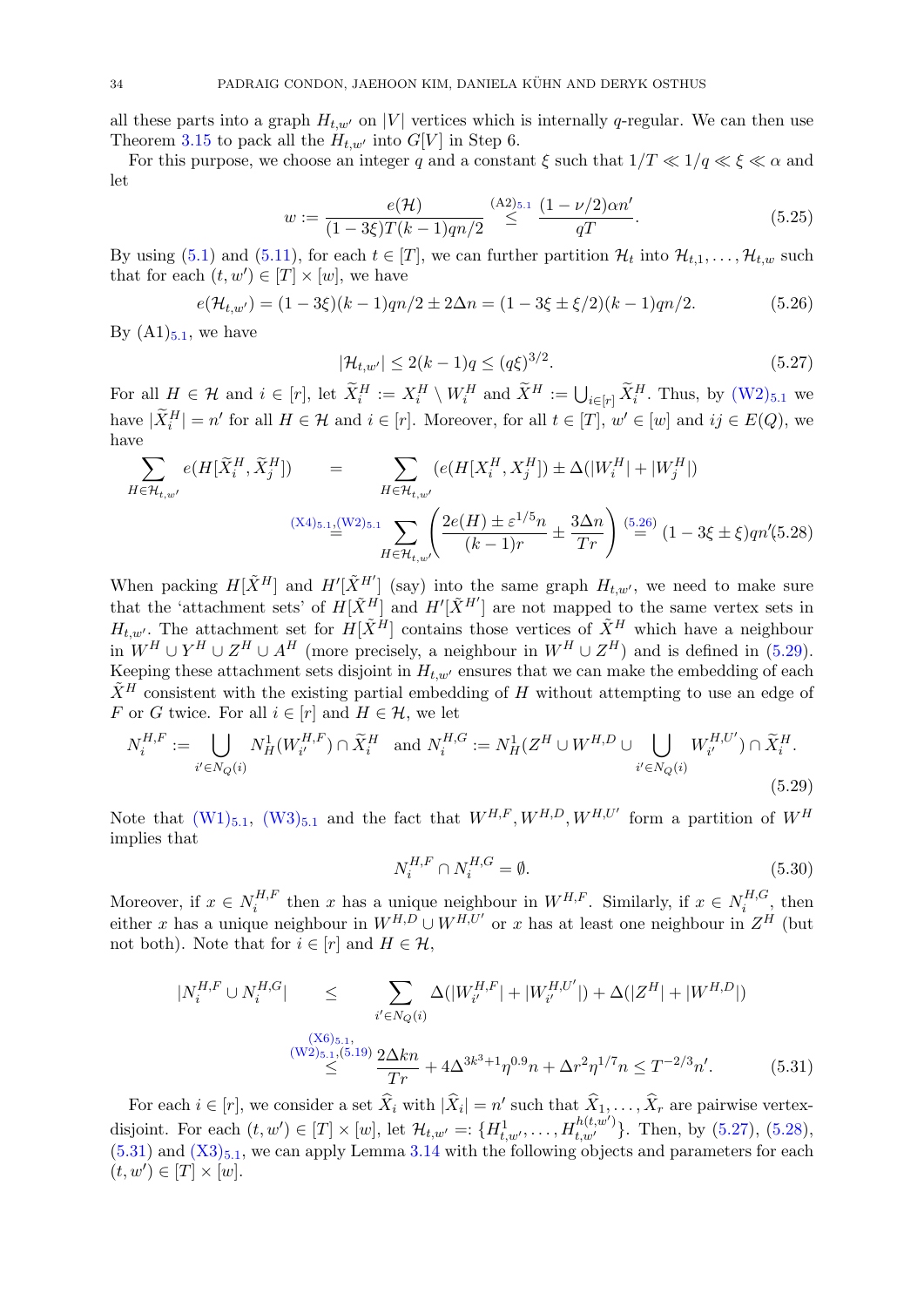all these parts into a graph $H_{t,w'}$ on $|V|$ vertices which is internally $q$-regular. We can then use Theorem 3.15 to pack all the $H_{t,w'}$ into $G[V]$ in Step 6.

For this purpose, we choose an integer $q$ and a constant $\xi$ such that $1/T \ll 1/q \ll \xi \ll \alpha$ and let

$$w := \frac{e(\mathcal{H})}{(1-3\xi)T(k-1)qn/2} \overset{(\text{A2})_{5.1}}{\leq} \frac{(1-\nu/2)\alpha n'}{qT}. \tag{5.25}$$

By using (5.1) and (5.11), for each $t \in [T]$, we can further partition $\mathcal{H}_t$ into $\mathcal{H}_{t,1}, \dots, \mathcal{H}_{t,w}$ such that for each $(t,w') \in [T] \times [w]$, we have

$$e(\mathcal{H}_{t,w'}) = (1-3\xi)(k-1)qn/2 \pm 2\Delta n = (1-3\xi \pm \xi/2)(k-1)qn/2. \tag{5.26}$$

By $(\text{A1})_{5.1}$, we have

$$|\mathcal{H}_{t,w'}| \leq 2(k-1)q \leq (q\xi)^{3/2}. \tag{5.27}$$

For all $H \in \mathcal{H}$ and $i \in [r]$, let $\widetilde{X}_i^H := X_i^H \setminus W_i^H$ and $\widetilde{X}^H := \bigcup_{i \in [r]} \widetilde{X}_i^H$. Thus, by $(\text{W2})_{5.1}$ we have $|\widetilde{X}_i^H| = n'$ for all $H \in \mathcal{H}$ and $i \in [r]$. Moreover, for all $t \in [T]$, $w' \in [w]$ and $ij \in E(Q)$, we have

$$\begin{aligned}
\sum_{H \in \mathcal{H}_{t,w'}} e(H[\widetilde{X}_i^H, \widetilde{X}_j^H]) &= \sum_{H \in \mathcal{H}_{t,w'}} (e(H[X_i^H, X_j^H]) \pm \Delta(|W_i^H| + |W_j^H|) \\
&\overset{(\text{X4})_{5.1},(\text{W2})_{5.1}}{=} \sum_{H \in \mathcal{H}_{t,w'}} \left( \frac{2e(H) \pm \varepsilon^{1/5} n}{(k-1)r} \pm \frac{3\Delta n}{Tr} \right) \overset{(5.26)}{=} (1-3\xi \pm \xi)qn' \qquad (5.28)
\end{aligned}$$

When packing $H[\tilde{X}^H]$ and $H'[\tilde{X}^{H'}]$ (say) into the same graph $H_{t,w'}$, we need to make sure that the 'attachment sets' of $H[\tilde{X}^H]$ and $H'[\tilde{X}^{H'}]$ are not mapped to the same vertex sets in $H_{t,w'}$. The attachment set for $H[\tilde{X}^H]$ contains those vertices of $\tilde{X}^H$ which have a neighbour in $W^H \cup Y^H \cup Z^H \cup A^H$ (more precisely, a neighbour in $W^H \cup Z^H$) and is defined in (5.29). Keeping these attachment sets disjoint in $H_{t,w'}$ ensures that we can make the embedding of each $\tilde{X}^H$ consistent with the existing partial embedding of $H$ without attempting to use an edge of $F$ or $G$ twice. For all $i \in [r]$ and $H \in \mathcal{H}$, we let

$$N_i^{H,F} := \bigcup_{i' \in N_Q(i)} N_H^1(W_{i'}^{H,F}) \cap \widetilde{X}_i^H \quad \text{and } N_i^{H,G} := N_H^1(Z^H \cup W^{H,D} \cup \bigcup_{i' \in N_Q(i)} W_{i'}^{H,U'}) \cap \widetilde{X}_i^H. \tag{5.29}$$

Note that $(\text{W1})_{5.1}$, $(\text{W3})_{5.1}$ and the fact that $W^{H,F}, W^{H,D}, W^{H,U'}$ form a partition of $W^H$ implies that

$$N_i^{H,F} \cap N_i^{H,G} = \emptyset. \tag{5.30}$$

Moreover, if $x \in N_i^{H,F}$ then $x$ has a unique neighbour in $W^{H,F}$. Similarly, if $x \in N_i^{H,G}$, then either $x$ has a unique neighbour in $W^{H,D} \cup W^{H,U'}$ or $x$ has at least one neighbour in $Z^H$ (but not both). Note that for $i \in [r]$ and $H \in \mathcal{H}$,

$$\begin{aligned}
|N_i^{H,F} \cup N_i^{H,G}| &\leq \sum_{i' \in N_Q(i)} \Delta(|W_{i'}^{H,F}| + |W_{i'}^{H,U'}|) + \Delta(|Z^H| + |W^{H,D}|) \\
&\overset{\substack{(\text{X6})_{5.1},\\ (\text{W2})_{5.1},(5.19)}}{\leq} \frac{2\Delta kn}{Tr} + 4\Delta^{3k^3+1}\eta^{0.9}n + \Delta r^2 \eta^{1/7} n \leq T^{-2/3} n'. \qquad (5.31)
\end{aligned}$$

For each $i \in [r]$, we consider a set $\widehat{X}_i$ with $|\widehat{X}_i| = n'$ such that $\widehat{X}_1, \dots, \widehat{X}_r$ are pairwise vertex-disjoint. For each $(t,w') \in [T] \times [w]$, let $\mathcal{H}_{t,w'} =: \{H_{t,w'}^1, \dots, H_{t,w'}^{h(t,w')}\}$. Then, by (5.27), (5.28), (5.31) and $(\text{X3})_{5.1}$, we can apply Lemma 3.14 with the following objects and parameters for each $(t,w') \in [T] \times [w]$.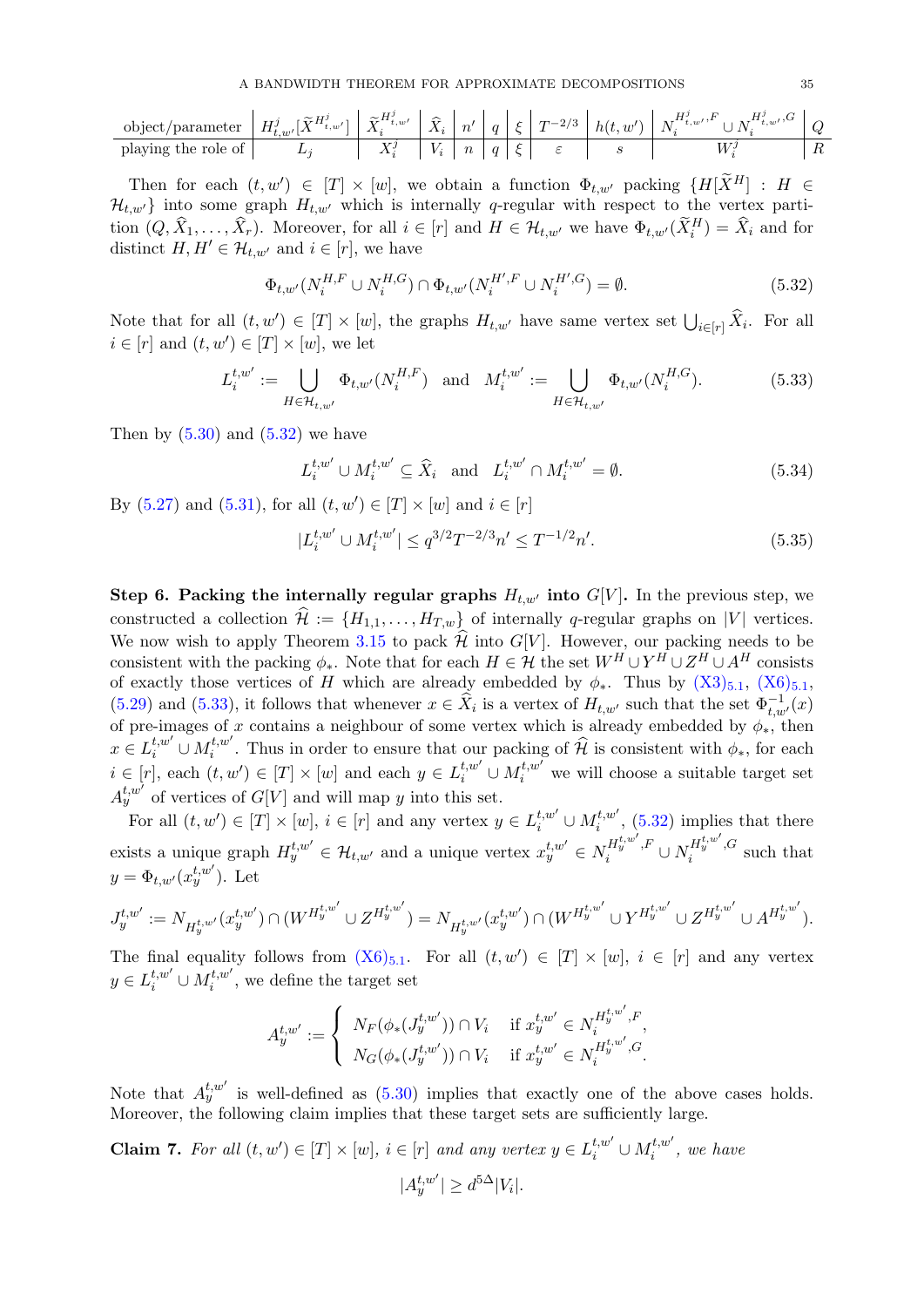| object/parameter | $H^j_{t,w'}[\widetilde{X}^{H^j_{t,w'}}]$ | $\widetilde{X}_i^{H^j_{t,w'}}$ | $\widehat{X}_i$ | $n'$ | $q$ | $\xi$ | $T^{-2/3}$ | $h(t,w')$ | $N_i^{H^j_{t,w'},F} \cup N_i^{H^j_{t,w'},G}$ | $Q$ |
|---|---|---|---|---|---|---|---|---|---|---|
| playing the role of | $L_j$ | $X_i^j$ | $V_i$ | $n$ | $q$ | $\xi$ | $\varepsilon$ | $s$ | $W_i^j$ | $R$ |

Then for each $(t,w') \in [T] \times [w]$, we obtain a function $\Phi_{t,w'}$ packing $\{H[\widetilde{X}^H] : H \in \mathcal{H}_{t,w'}\}$ into some graph $H_{t,w'}$ which is internally $q$-regular with respect to the vertex partition $(Q, \widehat{X}_1, \ldots, \widehat{X}_r)$. Moreover, for all $i \in [r]$ and $H \in \mathcal{H}_{t,w'}$ we have $\Phi_{t,w'}(\widetilde{X}_i^H) = \widehat{X}_i$ and for distinct $H, H' \in \mathcal{H}_{t,w'}$ and $i \in [r]$, we have

$$\Phi_{t,w'}(N_i^{H,F} \cup N_i^{H,G}) \cap \Phi_{t,w'}(N_i^{H',F} \cup N_i^{H',G}) = \emptyset. \tag{5.32}$$

Note that for all $(t,w') \in [T] \times [w]$, the graphs $H_{t,w'}$ have same vertex set $\bigcup_{i\in[r]} \widehat{X}_i$. For all $i \in [r]$ and $(t,w') \in [T] \times [w]$, we let

$$L_i^{t,w'} := \bigcup_{H \in \mathcal{H}_{t,w'}} \Phi_{t,w'}(N_i^{H,F}) \quad \text{and} \quad M_i^{t,w'} := \bigcup_{H \in \mathcal{H}_{t,w'}} \Phi_{t,w'}(N_i^{H,G}). \tag{5.33}$$

Then by (5.30) and (5.32) we have

$$L_i^{t,w'} \cup M_i^{t,w'} \subseteq \widehat{X}_i \quad \text{and} \quad L_i^{t,w'} \cap M_i^{t,w'} = \emptyset. \tag{5.34}$$

By (5.27) and (5.31), for all $(t,w') \in [T] \times [w]$ and $i \in [r]$

$$|L_i^{t,w'} \cup M_i^{t,w'}| \leq q^{3/2} T^{-2/3} n' \leq T^{-1/2} n'. \tag{5.35}$$

**Step 6. Packing the internally regular graphs $H_{t,w'}$ into $G[V]$.** In the previous step, we constructed a collection $\widehat{\mathcal{H}} := \{H_{1,1}, \ldots, H_{T,w}\}$ of internally $q$-regular graphs on $|V|$ vertices. We now wish to apply Theorem 3.15 to pack $\widehat{\mathcal{H}}$ into $G[V]$. However, our packing needs to be consistent with the packing $\phi_*$. Note that for each $H \in \mathcal{H}$ the set $W^H \cup Y^H \cup Z^H \cup A^H$ consists of exactly those vertices of $H$ which are already embedded by $\phi_*$. Thus by (X3)$_{5.1}$, (X6)$_{5.1}$, (5.29) and (5.33), it follows that whenever $x \in \widehat{X}_i$ is a vertex of $H_{t,w'}$ such that the set $\Phi_{t,w'}^{-1}(x)$ of pre-images of $x$ contains a neighbour of some vertex which is already embedded by $\phi_*$, then $x \in L_i^{t,w'} \cup M_i^{t,w'}$. Thus in order to ensure that our packing of $\widehat{\mathcal{H}}$ is consistent with $\phi_*$, for each $i \in [r]$, each $(t,w') \in [T] \times [w]$ and each $y \in L_i^{t,w'} \cup M_i^{t,w'}$ we will choose a suitable target set $A_y^{t,w'}$ of vertices of $G[V]$ and will map $y$ into this set.

For all $(t,w') \in [T] \times [w]$, $i \in [r]$ and any vertex $y \in L_i^{t,w'} \cup M_i^{t,w'}$, (5.32) implies that there exists a unique graph $H_y^{t,w'} \in \mathcal{H}_{t,w'}$ and a unique vertex $x_y^{t,w'} \in N_i^{H_y^{t,w'},F} \cup N_i^{H_y^{t,w'},G}$ such that $y = \Phi_{t,w'}(x_y^{t,w'})$. Let

$$J_y^{t,w'} := N_{H_y^{t,w'}}(x_y^{t,w'}) \cap (W^{H_y^{t,w'}} \cup Z^{H_y^{t,w'}}) = N_{H_y^{t,w'}}(x_y^{t,w'}) \cap (W^{H_y^{t,w'}} \cup Y^{H_y^{t,w'}} \cup Z^{H_y^{t,w'}} \cup A^{H_y^{t,w'}}).$$

The final equality follows from (X6)$_{5.1}$. For all $(t,w') \in [T] \times [w]$, $i \in [r]$ and any vertex $y \in L_i^{t,w'} \cup M_i^{t,w'}$, we define the target set

$$A_y^{t,w'} := \begin{cases} N_F(\phi_*(J_y^{t,w'})) \cap V_i & \text{if } x_y^{t,w'} \in N_i^{H_y^{t,w'},F}, \\ N_G(\phi_*(J_y^{t,w'})) \cap V_i & \text{if } x_y^{t,w'} \in N_i^{H_y^{t,w'},G}. \end{cases}$$

Note that $A_y^{t,w'}$ is well-defined as (5.30) implies that exactly one of the above cases holds. Moreover, the following claim implies that these target sets are sufficiently large.

**Claim 7.** *For all $(t,w') \in [T] \times [w]$, $i \in [r]$ and any vertex $y \in L_i^{t,w'} \cup M_i^{t,w'}$, we have*

$$|A_y^{t,w'}| \geq d^{5\Delta} |V_i|.$$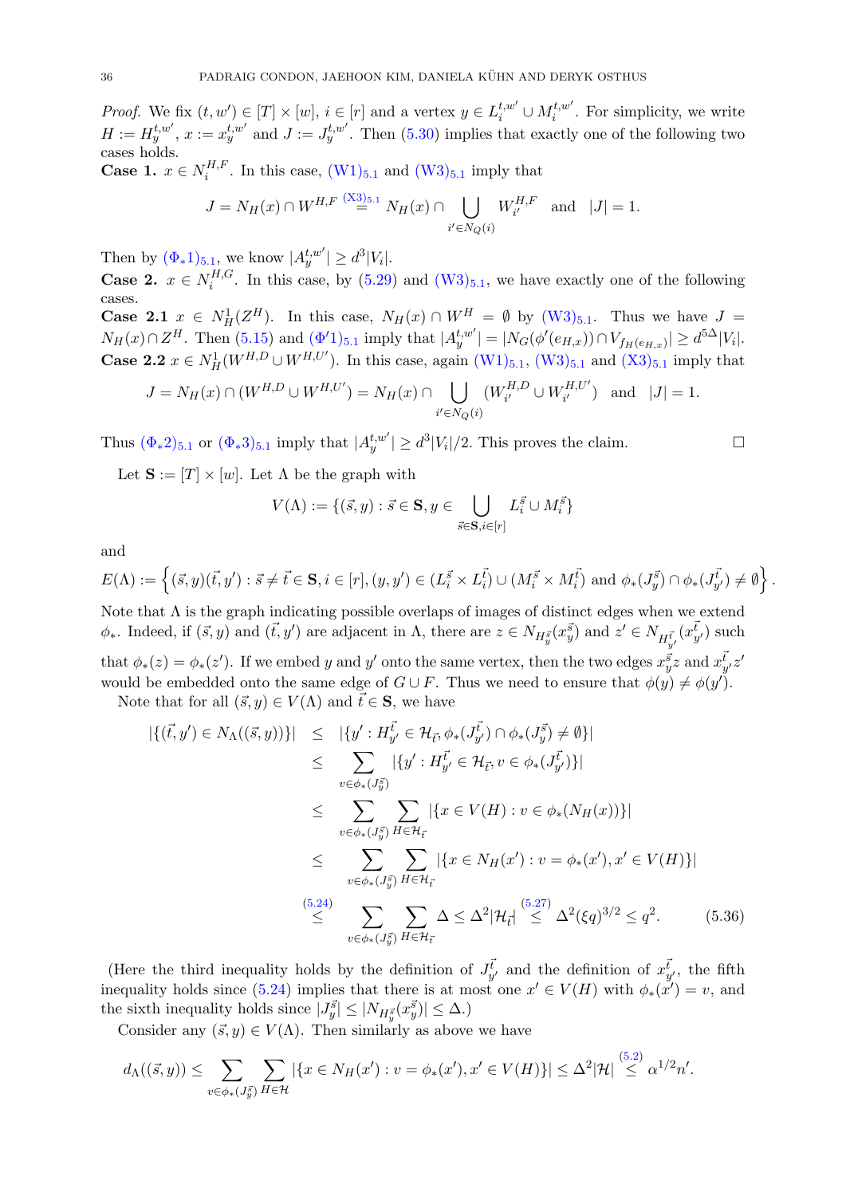*Proof.* We fix $(t,w') \in [T] \times [w]$, $i \in [r]$ and a vertex $y \in L_i^{t,w'} \cup M_i^{t,w'}$. For simplicity, we write $H := H_y^{t,w'}$, $x := x_y^{t,w'}$ and $J := J_y^{t,w'}$. Then (5.30) implies that exactly one of the following two cases holds.

**Case 1.** $x \in N_i^{H,F}$. In this case, $(\mathrm{W1})_{5.1}$ and $(\mathrm{W3})_{5.1}$ imply that

$$J = N_H(x) \cap W^{H,F} \overset{(\mathrm{X3})_{5.1}}{=} N_H(x) \cap \bigcup_{i' \in N_Q(i)} W_{i'}^{H,F} \quad \text{and} \quad |J| = 1.$$

Then by $(\Phi_*1)_{5.1}$, we know $|A_y^{t,w'}| \geq d^3|V_i|$.

**Case 2.** $x \in N_i^{H,G}$. In this case, by (5.29) and $(\mathrm{W3})_{5.1}$, we have exactly one of the following cases.

**Case 2.1** $x \in N_H^1(Z^H)$. In this case, $N_H(x) \cap W^H = \emptyset$ by $(\mathrm{W3})_{5.1}$. Thus we have $J = N_H(x) \cap Z^H$. Then (5.15) and $(\Phi'1)_{5.1}$ imply that $|A_y^{t,w'}| = |N_G(\phi'(e_{H,x})) \cap V_{f_H(e_{H,x})}| \geq d^{5\Delta}|V_i|$.

**Case 2.2** $x \in N_H^1(W^{H,D} \cup W^{H,U'})$. In this case, again $(\mathrm{W1})_{5.1}$, $(\mathrm{W3})_{5.1}$ and $(\mathrm{X3})_{5.1}$ imply that

$$J = N_H(x) \cap (W^{H,D} \cup W^{H,U'}) = N_H(x) \cap \bigcup_{i' \in N_Q(i)} (W_{i'}^{H,D} \cup W_{i'}^{H,U'}) \quad \text{and} \quad |J| = 1.$$

Thus $(\Phi_*2)_{5.1}$ or $(\Phi_*3)_{5.1}$ imply that $|A_y^{t,w'}| \geq d^3|V_i|/2$. This proves the claim. $\square$

Let $\mathbf{S} := [T] \times [w]$. Let $\Lambda$ be the graph with

$$V(\Lambda) := \{(\vec{s}, y) : \vec{s} \in \mathbf{S}, y \in \bigcup_{\vec{s} \in \mathbf{S}, i \in [r]} L_i^{\vec{s}} \cup M_i^{\vec{s}}\}$$

and

$$E(\Lambda) := \left\{(\vec{s}, y)(\vec{t}, y') : \vec{s} \neq \vec{t} \in \mathbf{S}, i \in [r], (y, y') \in (L_i^{\vec{s}} \times L_i^{\vec{t}}) \cup (M_i^{\vec{s}} \times M_i^{\vec{t}}) \text{ and } \phi_*(J_y^{\vec{s}}) \cap \phi_*(J_{y'}^{\vec{t}}) \neq \emptyset\right\}.$$

Note that $\Lambda$ is the graph indicating possible overlaps of images of distinct edges when we extend $\phi_*$. Indeed, if $(\vec{s}, y)$ and $(\vec{t}, y')$ are adjacent in $\Lambda$, there are $z \in N_{H_y^{\vec{s}}}(x_y^{\vec{s}})$ and $z' \in N_{H_{y'}^{\vec{t}}}(x_{y'}^{\vec{t}})$ such that $\phi_*(z) = \phi_*(z')$. If we embed $y$ and $y'$ onto the same vertex, then the two edges $x_y^{\vec{s}}z$ and $x_{y'}^{\vec{t}}z'$ would be embedded onto the same edge of $G \cup F$. Thus we need to ensure that $\phi(y) \neq \phi(y')$.

Note that for all $(\vec{s}, y) \in V(\Lambda)$ and $\vec{t} \in \mathbf{S}$, we have

$$\begin{aligned}
|\{(\vec{t}, y') \in N_\Lambda((\vec{s}, y))\}| &\leq |\{y' : H_{y'}^{\vec{t}} \in \mathcal{H}_{\vec{t}}, \phi_*(J_{y'}^{\vec{t}}) \cap \phi_*(J_y^{\vec{s}}) \neq \emptyset\}| \\
&\leq \sum_{v \in \phi_*(J_y^{\vec{s}})} |\{y' : H_{y'}^{\vec{t}} \in \mathcal{H}_{\vec{t}}, v \in \phi_*(J_{y'}^{\vec{t}})\}| \\
&\leq \sum_{v \in \phi_*(J_y^{\vec{s}})} \sum_{H \in \mathcal{H}_{\vec{t}}} |\{x \in V(H) : v \in \phi_*(N_H(x))\}| \\
&\leq \sum_{v \in \phi_*(J_y^{\vec{s}})} \sum_{H \in \mathcal{H}_{\vec{t}}} |\{x \in N_H(x') : v = \phi_*(x'), x' \in V(H)\}| \\
&\overset{(5.24)}{\leq} \sum_{v \in \phi_*(J_y^{\vec{s}})} \sum_{H \in \mathcal{H}_{\vec{t}}} \Delta \leq \Delta^2 |\mathcal{H}_{\vec{t}}| \overset{(5.27)}{\leq} \Delta^2 (\xi q)^{3/2} \leq q^2.
\end{aligned} \tag{5.36}$$

(Here the third inequality holds by the definition of $J_{y'}^{\vec{t}}$ and the definition of $x_{y'}^{\vec{t}}$, the fifth inequality holds since (5.24) implies that there is at most one $x' \in V(H)$ with $\phi_*(x') = v$, and the sixth inequality holds since $|J_y^{\vec{s}}| \leq |N_{H_y^{\vec{s}}}(x_y^{\vec{s}})| \leq \Delta$.)

Consider any $(\vec{s}, y) \in V(\Lambda)$. Then similarly as above we have

$$d_\Lambda((\vec{s}, y)) \leq \sum_{v \in \phi_*(J_y^{\vec{s}})} \sum_{H \in \mathcal{H}} |\{x \in N_H(x') : v = \phi_*(x'), x' \in V(H)\}| \leq \Delta^2 |\mathcal{H}| \overset{(5.2)}{\leq} \alpha^{1/2} n'.$$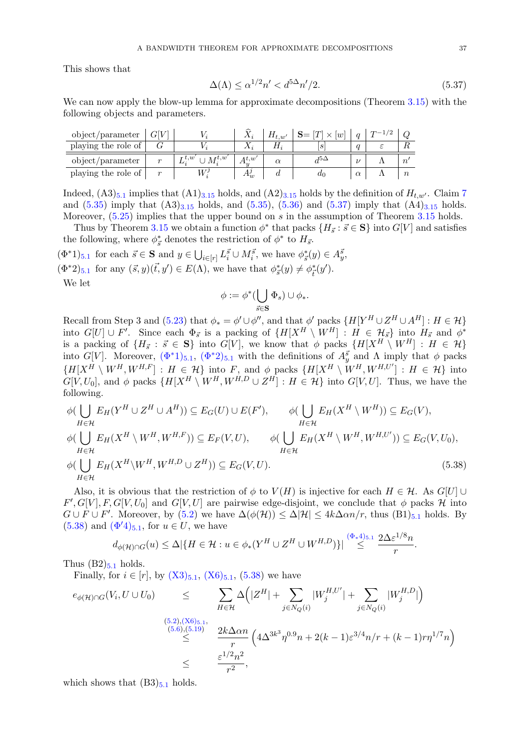This shows that

$$\Delta(\Lambda) \leq \alpha^{1/2} n' < d^{5\Delta} n'/2. \tag{5.37}$$

We can now apply the blow-up lemma for approximate decompositions (Theorem 3.15) with the following objects and parameters.

| object/parameter | $G[V]$ | $V_i$ | $\widehat{X}_i$ | $H_{t,w'}$ | $\mathbf{S} = [T] \times [w]$ | $q$ | $T^{-1/2}$ | $Q$ |
|---|---|---|---|---|---|---|---|---|
| playing the role of | $G$ | $V_i$ | $X_i$ | $H_i$ | $[s]$ | $q$ | $\varepsilon$ | $R$ |
| object/parameter | $r$ | $L_i^{t,w'} \cup M_i^{t,w'}$ | $A_y^{t,w'}$ | $\alpha$ | $d^{5\Delta}$ | $\nu$ | $\Lambda$ | $n'$ |
| playing the role of | $r$ | $W_i^j$ | $A_w^j$ | $d$ | $d_0$ | $\alpha$ | $\Lambda$ | $n$ |

Indeed, $(A3)_{5.1}$ implies that $(A1)_{3.15}$ holds, and $(A2)_{3.15}$ holds by the definition of $H_{t,w'}$. Claim 7 and (5.35) imply that $(A3)_{3.15}$ holds, and (5.35), (5.36) and (5.37) imply that $(A4)_{3.15}$ holds. Moreover, (5.25) implies that the upper bound on $s$ in the assumption of Theorem 3.15 holds.

Thus by Theorem 3.15 we obtain a function $\phi^*$ that packs $\{H_{\vec{s}} : \vec{s} \in \mathbf{S}\}$ into $G[V]$ and satisfies the following, where $\phi^*_{\vec{s}}$ denotes the restriction of $\phi^*$ to $H_{\vec{s}}$.

$(\Phi^*1)_{5.1}$ for each $\vec{s} \in \mathbf{S}$ and $y \in \bigcup_{i\in[r]} L_i^{\vec{s}} \cup M_i^{\vec{s}}$, we have $\phi^*_{\vec{s}}(y) \in A_y^{\vec{s}}$,

$(\Phi^*2)_{5.1}$ for any $(\vec{s}, y)(\vec{t}, y') \in E(\Lambda)$, we have that $\phi^*_{\vec{s}}(y) \neq \phi^*_{\vec{t}}(y')$.

We let

$$\phi := \phi^*\Big(\bigcup_{\vec{s}\in\mathbf{S}} \Phi_s\Big) \cup \phi_*.$$

Recall from Step 3 and (5.23) that $\phi_* = \phi' \cup \phi''$, and that $\phi'$ packs $\{H[Y^H \cup Z^H \cup A^H] : H \in \mathcal{H}\}$ into $G[U] \cup F'$. Since each $\Phi_{\vec{s}}$ is a packing of $\{H[X^H \setminus W^H] : H \in \mathcal{H}_{\vec{s}}\}$ into $H_{\vec{s}}$ and $\phi^*$ is a packing of $\{H_{\vec{s}} : \vec{s} \in \mathbf{S}\}$ into $G[V]$, we know that $\phi$ packs $\{H[X^H \setminus W^H] : H \in \mathcal{H}\}$ into $G[V]$. Moreover, $(\Phi^*1)_{5.1}$, $(\Phi^*2)_{5.1}$ with the definitions of $A_y^{\vec{s}}$ and $\Lambda$ imply that $\phi$ packs $\{H[X^H \setminus W^H, W^{H,F}] : H \in \mathcal{H}\}$ into $F$, and $\phi$ packs $\{H[X^H \setminus W^H, W^{H,U'}] : H \in \mathcal{H}\}$ into $G[V, U_0]$, and $\phi$ packs $\{H[X^H \setminus W^H, W^{H,D} \cup Z^H] : H \in \mathcal{H}\}$ into $G[V, U]$. Thus, we have the following.

$$\begin{aligned}
&\phi\Big(\bigcup_{H\in\mathcal{H}} E_H(Y^H \cup Z^H \cup A^H)\Big) \subseteq E_G(U) \cup E(F'), \qquad \phi\Big(\bigcup_{H\in\mathcal{H}} E_H(X^H \setminus W^H)\Big) \subseteq E_G(V),\\
&\phi\Big(\bigcup_{H\in\mathcal{H}} E_H(X^H \setminus W^H, W^{H,F})\Big) \subseteq E_F(V, U), \qquad \phi\Big(\bigcup_{H\in\mathcal{H}} E_H(X^H \setminus W^H, W^{H,U'})\Big) \subseteq E_G(V, U_0),\\
&\phi\Big(\bigcup_{H\in\mathcal{H}} E_H(X^H \setminus W^H, W^{H,D} \cup Z^H)\Big) \subseteq E_G(V, U).
\end{aligned} \tag{5.38}$$

Also, it is obvious that the restriction of $\phi$ to $V(H)$ is injective for each $H \in \mathcal{H}$. As $G[U] \cup F', G[V], F, G[V, U_0]$ and $G[V, U]$ are pairwise edge-disjoint, we conclude that $\phi$ packs $\mathcal{H}$ into $G \cup F \cup F'$. Moreover, by (5.2) we have $\Delta(\phi(\mathcal{H})) \leq \Delta|\mathcal{H}| \leq 4k\Delta\alpha n/r$, thus $(B1)_{5.1}$ holds. By (5.38) and $(\Phi'4)_{5.1}$, for $u \in U$, we have

$$d_{\phi(\mathcal{H})\cap G}(u) \leq \Delta|\{H \in \mathcal{H} : u \in \phi_*(Y^H \cup Z^H \cup W^{H,D})\}| \overset{(\Phi_*4)_{5.1}}{\leq} \frac{2\Delta\varepsilon^{1/8} n}{r}.$$

Thus $(B2)_{5.1}$ holds.

Finally, for $i \in [r]$, by $(X3)_{5.1}$, $(X6)_{5.1}$, (5.38) we have

$$\begin{aligned}
e_{\phi(\mathcal{H})\cap G}(V_i, U \cup U_0) &\leq \sum_{H\in\mathcal{H}} \Delta\Big(|Z^H| + \sum_{j\in N_Q(i)} |W_j^{H,U'}| + \sum_{j\in N_Q(i)} |W_j^{H,D}|\Big)\\
&\overset{\substack{(5.2),(X6)_{5.1},\\(5.6),(5.19)}}{\leq} \frac{2k\Delta\alpha n}{r}\Big(4\Delta^{3k^3}\eta^{0.9} n + 2(k-1)\varepsilon^{3/4} n/r + (k-1)r\eta^{1/7} n\Big)\\
&\leq \frac{\varepsilon^{1/2} n^2}{r^2},
\end{aligned}$$

which shows that $(B3)_{5.1}$ holds.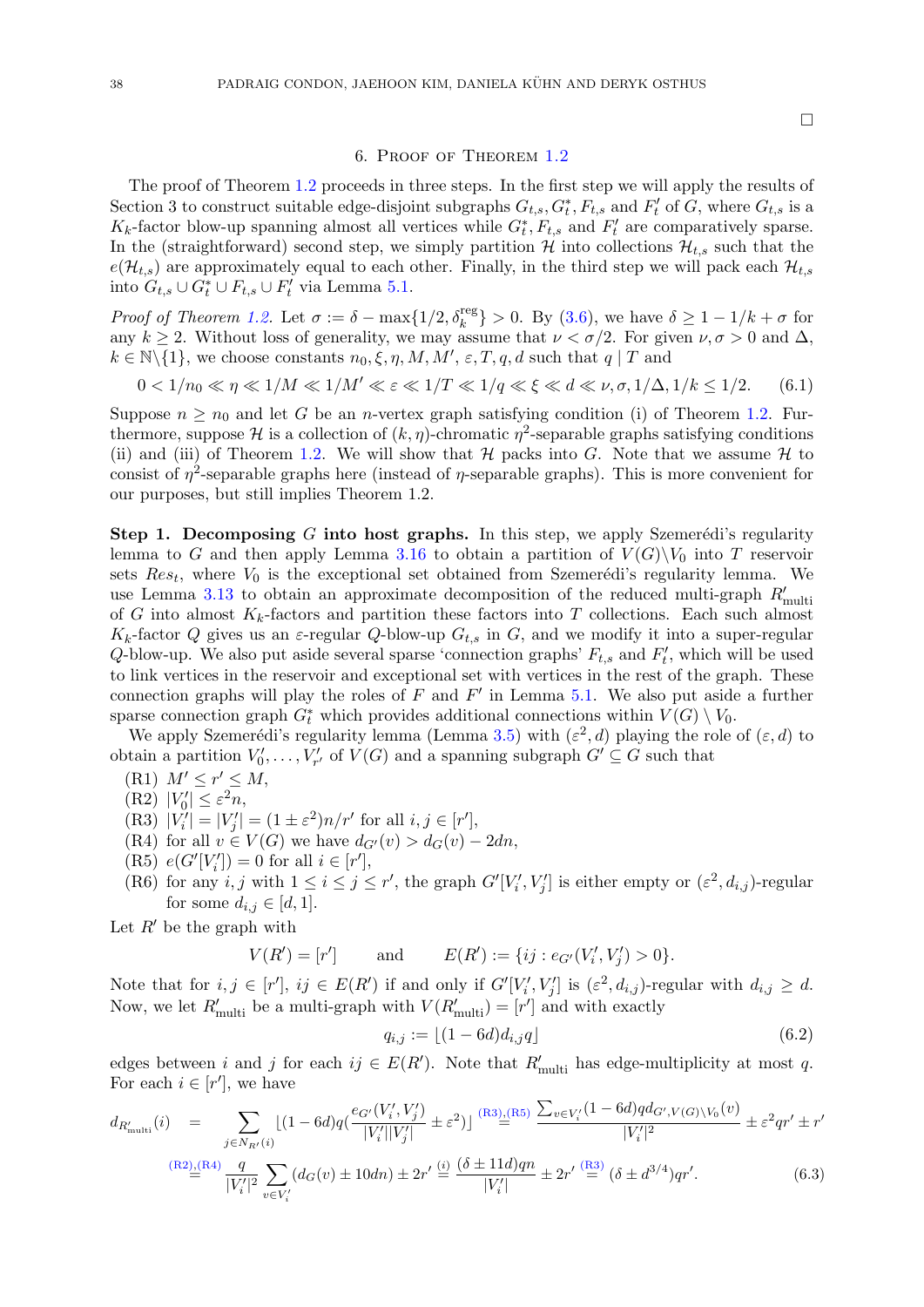□

# 6. Proof of Theorem 1.2

The proof of Theorem 1.2 proceeds in three steps. In the first step we will apply the results of Section 3 to construct suitable edge-disjoint subgraphs $G_{t,s}, G^*_t, F_{t,s}$ and $F'_t$ of $G$, where $G_{t,s}$ is a $K_k$-factor blow-up spanning almost all vertices while $G^*_t, F_{t,s}$ and $F'_t$ are comparatively sparse. In the (straightforward) second step, we simply partition $\mathcal{H}$ into collections $\mathcal{H}_{t,s}$ such that the $e(\mathcal{H}_{t,s})$ are approximately equal to each other. Finally, in the third step we will pack each $\mathcal{H}_{t,s}$ into $G_{t,s} \cup G^*_t \cup F_{t,s} \cup F'_t$ via Lemma 5.1.

*Proof of Theorem 1.2.* Let $\sigma := \delta - \max\{1/2, \delta_k^{\rm reg}\} > 0$. By (3.6), we have $\delta \geq 1 - 1/k + \sigma$ for any $k \geq 2$. Without loss of generality, we may assume that $\nu < \sigma/2$. For given $\nu, \sigma > 0$ and $\Delta$, $k \in \mathbb{N}\backslash\{1\}$, we choose constants $n_0, \xi, \eta, M, M', \varepsilon, T, q, d$ such that $q \mid T$ and

$$0 < 1/n_0 \ll \eta \ll 1/M \ll 1/M' \ll \varepsilon \ll 1/T \ll 1/q \ll \xi \ll d \ll \nu, \sigma, 1/\Delta, 1/k \leq 1/2. \tag{6.1}$$

Suppose $n \geq n_0$ and let $G$ be an $n$-vertex graph satisfying condition (i) of Theorem 1.2. Furthermore, suppose $\mathcal{H}$ is a collection of $(k, \eta)$-chromatic $\eta^2$-separable graphs satisfying conditions (ii) and (iii) of Theorem 1.2. We will show that $\mathcal{H}$ packs into $G$. Note that we assume $\mathcal{H}$ to consist of $\eta^2$-separable graphs here (instead of $\eta$-separable graphs). This is more convenient for our purposes, but still implies Theorem 1.2.

**Step 1. Decomposing $G$ into host graphs.** In this step, we apply Szemerédi's regularity lemma to $G$ and then apply Lemma 3.16 to obtain a partition of $V(G)\backslash V_0$ into $T$ reservoir sets $Res_t$, where $V_0$ is the exceptional set obtained from Szemerédi's regularity lemma. We use Lemma 3.13 to obtain an approximate decomposition of the reduced multi-graph $R'_{\rm multi}$ of $G$ into almost $K_k$-factors and partition these factors into $T$ collections. Each such almost $K_k$-factor $Q$ gives us an $\varepsilon$-regular $Q$-blow-up $G_{t,s}$ in $G$, and we modify it into a super-regular $Q$-blow-up. We also put aside several sparse 'connection graphs' $F_{t,s}$ and $F'_t$, which will be used to link vertices in the reservoir and exceptional set with vertices in the rest of the graph. These connection graphs will play the roles of $F$ and $F'$ in Lemma 5.1. We also put aside a further sparse connection graph $G^*_t$ which provides additional connections within $V(G) \setminus V_0$.

We apply Szemerédi's regularity lemma (Lemma 3.5) with $(\varepsilon^2, d)$ playing the role of $(\varepsilon, d)$ to obtain a partition $V'_0, \dots, V'_{r'}$ of $V(G)$ and a spanning subgraph $G' \subseteq G$ such that

(R1) $M' \leq r' \leq M$,
(R2) $|V'_0| \leq \varepsilon^2 n$,
(R3) $|V'_i| = |V'_j| = (1 \pm \varepsilon^2)n/r'$ for all $i, j \in [r']$,
(R4) for all $v \in V(G)$ we have $d_{G'}(v) > d_G(v) - 2dn$,
(R5) $e(G'[V'_i]) = 0$ for all $i \in [r']$,
(R6) for any $i, j$ with $1 \leq i \leq j \leq r'$, the graph $G'[V'_i, V'_j]$ is either empty or $(\varepsilon^2, d_{i,j})$-regular for some $d_{i,j} \in [d, 1]$.

Let $R'$ be the graph with

$$V(R') = [r'] \qquad \text{and} \qquad E(R') := \{ij : e_{G'}(V'_i, V'_j) > 0\}.$$

Note that for $i, j \in [r']$, $ij \in E(R')$ if and only if $G'[V'_i, V'_j]$ is $(\varepsilon^2, d_{i,j})$-regular with $d_{i,j} \geq d$. Now, we let $R'_{\rm multi}$ be a multi-graph with $V(R'_{\rm multi}) = [r']$ and with exactly

$$q_{i,j} := \lfloor (1 - 6d)d_{i,j}q \rfloor \tag{6.2}$$

edges between $i$ and $j$ for each $ij \in E(R')$. Note that $R'_{\rm multi}$ has edge-multiplicity at most $q$. For each $i \in [r']$, we have

$$\begin{aligned} d_{R'_{\rm multi}}(i) &= \sum_{j \in N_{R'}(i)} \lfloor (1 - 6d)q(\frac{e_{G'}(V'_i, V'_j)}{|V'_i||V'_j|} \pm \varepsilon^2) \rfloor \overset{\text{(R3),(R5)}}{=} \frac{\sum_{v \in V'_i}(1 - 6d)qd_{G', V(G)\setminus V_0}(v)}{|V'_i|^2} \pm \varepsilon^2 qr' \pm r' \\ &\overset{\text{(R2),(R4)}}{=} \frac{q}{|V'_i|^2} \sum_{v \in V'_i} (d_G(v) \pm 10dn) \pm 2r' \overset{\text{(i)}}{=} \frac{(\delta \pm 11d)qn}{|V'_i|} \pm 2r' \overset{\text{(R3)}}{=} (\delta \pm d^{3/4})qr'. \end{aligned} \tag{6.3}$$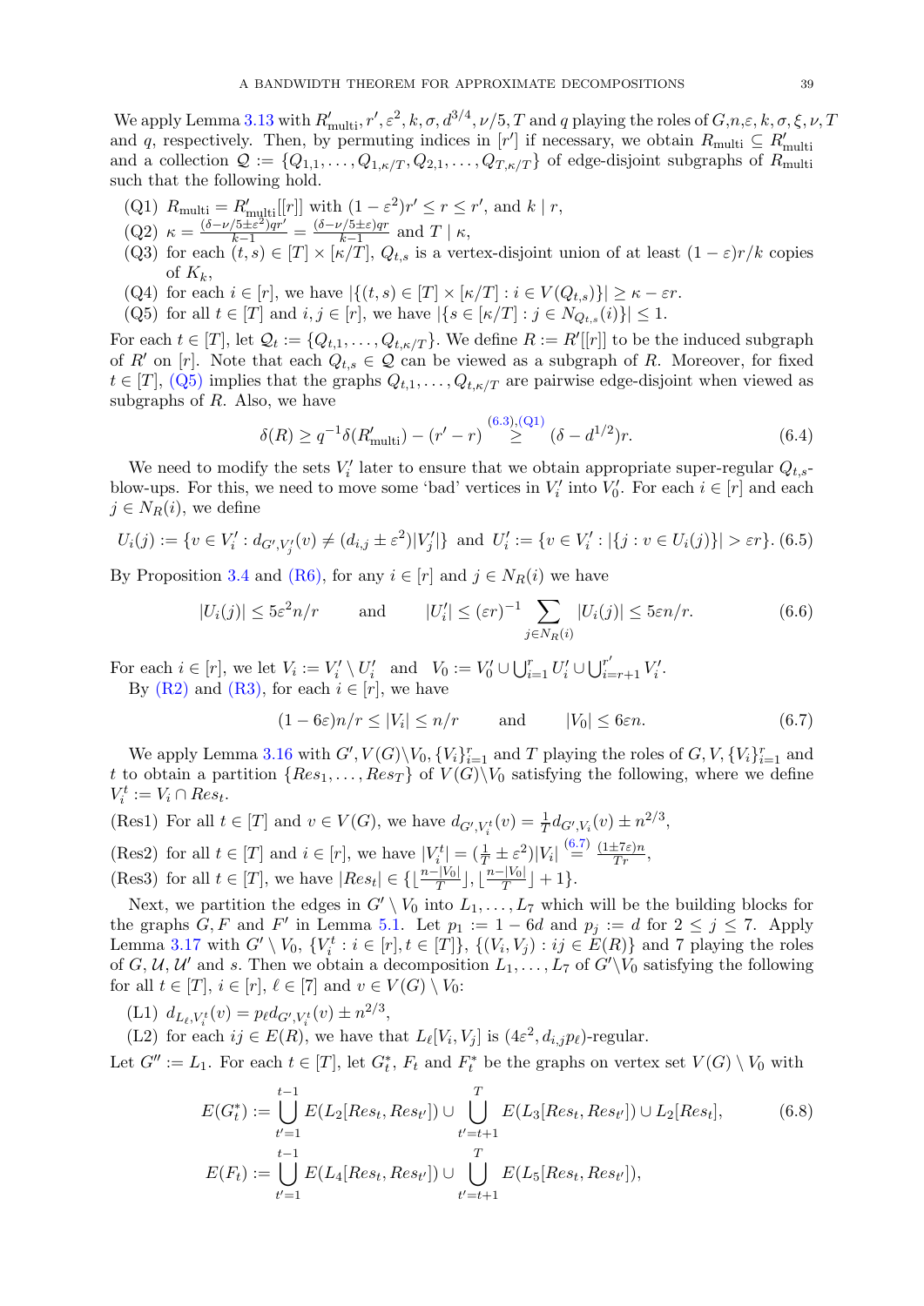We apply Lemma 3.13 with $R'_{\rm multi}, r', \varepsilon^2, k, \sigma, d^{3/4}, \nu/5, T$ and $q$ playing the roles of $G, n, \varepsilon, k, \sigma, \xi, \nu, T$ and $q$, respectively. Then, by permuting indices in $[r']$ if necessary, we obtain $R_{\rm multi} \subseteq R'_{\rm multi}$ and a collection $\mathcal{Q} := \{Q_{1,1}, \dots, Q_{1,\kappa/T}, Q_{2,1}, \dots, Q_{T,\kappa/T}\}$ of edge-disjoint subgraphs of $R_{\rm multi}$ such that the following hold.

(Q1) $R_{\rm multi} = R'_{\rm multi}[[r]]$ with $(1-\varepsilon^2)r' \le r \le r'$, and $k \mid r$,

(Q2) $\kappa = \frac{(\delta - \nu/5 \pm \varepsilon^2)qr'}{k-1} = \frac{(\delta-\nu/5\pm\varepsilon)qr}{k-1}$ and $T \mid \kappa$,

(Q3) for each $(t,s) \in [T] \times [\kappa/T]$, $Q_{t,s}$ is a vertex-disjoint union of at least $(1-\varepsilon)r/k$ copies of $K_k$,

(Q4) for each $i \in [r]$, we have $|\{(t,s) \in [T] \times [\kappa/T] : i \in V(Q_{t,s})\}| \ge \kappa - \varepsilon r$.

(Q5) for all $t \in [T]$ and $i,j \in [r]$, we have $|\{s \in [\kappa/T] : j \in N_{Q_{t,s}}(i)\}| \le 1$.

For each $t \in [T]$, let $\mathcal{Q}_t := \{Q_{t,1}, \dots, Q_{t,\kappa/T}\}$. We define $R := R'[[r]]$ to be the induced subgraph of $R'$ on $[r]$. Note that each $Q_{t,s} \in \mathcal{Q}$ can be viewed as a subgraph of $R$. Moreover, for fixed $t \in [T]$, (Q5) implies that the graphs $Q_{t,1}, \dots, Q_{t,\kappa/T}$ are pairwise edge-disjoint when viewed as subgraphs of $R$. Also, we have

$$\delta(R) \ge q^{-1}\delta(R'_{\rm multi}) - (r'-r) \overset{(6.3),(Q1)}{\ge} (\delta - d^{1/2})r. \tag{6.4}$$

We need to modify the sets $V'_i$ later to ensure that we obtain appropriate super-regular $Q_{t,s}$-blow-ups. For this, we need to move some 'bad' vertices in $V'_i$ into $V'_0$. For each $i \in [r]$ and each $j \in N_R(i)$, we define

$$U_i(j) := \{v \in V'_i : d_{G',V'_j}(v) \ne (d_{i,j} \pm \varepsilon^2)|V'_j|\} \text{ and } U'_i := \{v \in V'_i : |\{j : v \in U_i(j)\}| > \varepsilon r\}. \tag{6.5}$$

By Proposition 3.4 and (R6), for any $i \in [r]$ and $j \in N_R(i)$ we have

$$|U_i(j)| \le 5\varepsilon^2 n/r \qquad \text{and} \qquad |U'_i| \le (\varepsilon r)^{-1} \sum_{j \in N_R(i)} |U_i(j)| \le 5\varepsilon n/r. \tag{6.6}$$

For each $i \in [r]$, we let $V_i := V'_i \setminus U'_i$ and $V_0 := V'_0 \cup \bigcup_{i=1}^r U'_i \cup \bigcup_{i=r+1}^{r'} V'_i$.

By (R2) and (R3), for each $i \in [r]$, we have

$$(1-6\varepsilon)n/r \le |V_i| \le n/r \qquad \text{and} \qquad |V_0| \le 6\varepsilon n. \tag{6.7}$$

We apply Lemma 3.16 with $G', V(G)\setminus V_0, \{V_i\}_{i=1}^r$ and $T$ playing the roles of $G, V, \{V_i\}_{i=1}^r$ and $t$ to obtain a partition $\{Res_1, \dots, Res_T\}$ of $V(G)\setminus V_0$ satisfying the following, where we define $V_i^t := V_i \cap Res_t$.

(Res1) For all $t \in [T]$ and $v \in V(G)$, we have $d_{G',V_i^t}(v) = \frac{1}{T} d_{G',V_i}(v) \pm n^{2/3}$,

(Res2) for all $t \in [T]$ and $i \in [r]$, we have $|V_i^t| = (\frac{1}{T} \pm \varepsilon^2)|V_i| \overset{(6.7)}{=} \frac{(1\pm 7\varepsilon)n}{Tr}$,

(Res3) for all $t \in [T]$, we have $|Res_t| \in \{\lfloor \frac{n-|V_0|}{T} \rfloor, \lfloor \frac{n-|V_0|}{T} \rfloor + 1\}$.

Next, we partition the edges in $G' \setminus V_0$ into $L_1, \dots, L_7$ which will be the building blocks for the graphs $G, F$ and $F'$ in Lemma 5.1. Let $p_1 := 1 - 6d$ and $p_j := d$ for $2 \le j \le 7$. Apply Lemma 3.17 with $G' \setminus V_0$, $\{V_i^t : i \in [r], t \in [T]\}$, $\{(V_i, V_j) : ij \in E(R)\}$ and 7 playing the roles of $G, \mathcal{U}, \mathcal{U}'$ and $s$. Then we obtain a decomposition $L_1, \dots, L_7$ of $G' \setminus V_0$ satisfying the following for all $t \in [T]$, $i \in [r]$, $\ell \in [7]$ and $v \in V(G) \setminus V_0$:

(L1) $d_{L_\ell, V_i^t}(v) = p_\ell d_{G', V_i^t}(v) \pm n^{2/3}$,

(L2) for each $ij \in E(R)$, we have that $L_\ell[V_i, V_j]$ is $(4\varepsilon^2, d_{i,j}p_\ell)$-regular.

Let $G'' := L_1$. For each $t \in [T]$, let $G_t^*$, $F_t$ and $F_t^*$ be the graphs on vertex set $V(G) \setminus V_0$ with

$$E(G_t^*) := \bigcup_{t'=1}^{t-1} E(L_2[Res_t, Res_{t'}]) \cup \bigcup_{t'=t+1}^{T} E(L_3[Res_t, Res_{t'}]) \cup L_2[Res_t], \tag{6.8}$$

$$E(F_t) := \bigcup_{t'=1}^{t-1} E(L_4[Res_t, Res_{t'}]) \cup \bigcup_{t'=t+1}^{T} E(L_5[Res_t, Res_{t'}]),$$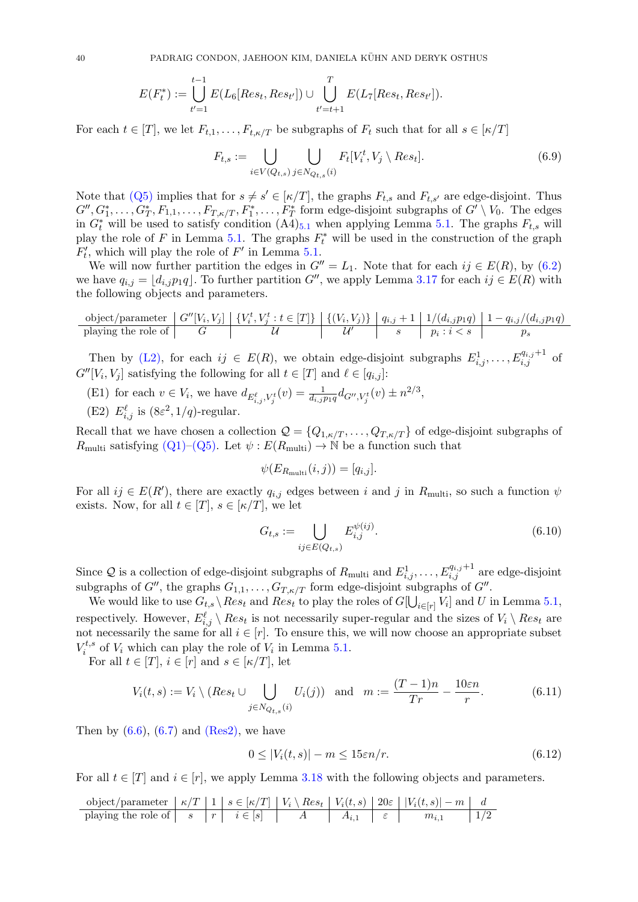$$E(F_t^*) := \bigcup_{t'=1}^{t-1} E(L_6[Res_t, Res_{t'}]) \cup \bigcup_{t'=t+1}^{T} E(L_7[Res_t, Res_{t'}]).$$

For each $t \in [T]$, we let $F_{t,1}, \dots, F_{t,\kappa/T}$ be subgraphs of $F_t$ such that for all $s \in [\kappa/T]$

$$F_{t,s} := \bigcup_{i \in V(Q_{t,s})} \bigcup_{j \in N_{Q_{t,s}}(i)} F_t[V_i^t, V_j \setminus Res_t]. \tag{6.9}$$

Note that (Q5) implies that for $s \neq s' \in [\kappa/T]$, the graphs $F_{t,s}$ and $F_{t,s'}$ are edge-disjoint. Thus $G'', G_1^*, \dots, G_T^*, F_{1,1}, \dots, F_{T,\kappa/T}, F_1^*, \dots, F_T^*$ form edge-disjoint subgraphs of $G' \setminus V_0$. The edges in $G_t^*$ will be used to satisfy condition $(A4)_{5.1}$ when applying Lemma 5.1. The graphs $F_{t,s}$ will play the role of $F$ in Lemma 5.1. The graphs $F_t^*$ will be used in the construction of the graph $F_t'$, which will play the role of $F'$ in Lemma 5.1.

We will now further partition the edges in $G'' = L_1$. Note that for each $ij \in E(R)$, by (6.2) we have $q_{i,j} = \lfloor d_{i,j} p_1 q \rfloor$. To further partition $G''$, we apply Lemma 3.17 for each $ij \in E(R)$ with the following objects and parameters.

| object/parameter | $G''[V_i, V_j]$ | $\{V_i^t, V_j^t : t \in [T]\}$ | $\{(V_i, V_j)\}$ | $q_{i,j}+1$ | $1/(d_{i,j}p_1q)$ | $1 - q_{i,j}/(d_{i,j}p_1q)$ |
|---|---|---|---|---|---|---|
| playing the role of | $G$ | $\mathcal{U}$ | $\mathcal{U}'$ | $s$ | $p_i : i < s$ | $p_s$ |

Then by (L2), for each $ij \in E(R)$, we obtain edge-disjoint subgraphs $E_{i,j}^1, \dots, E_{i,j}^{q_{i,j}+1}$ of $G''[V_i, V_j]$ satisfying the following for all $t \in [T]$ and $\ell \in [q_{i,j}]$:

(E1) for each $v \in V_i$, we have $d_{E_{i,j}^\ell, V_j^t}(v) = \frac{1}{d_{i,j}p_1q} d_{G'', V_j^t}(v) \pm n^{2/3}$,

(E2) $E_{i,j}^\ell$ is $(8\varepsilon^2, 1/q)$-regular.

Recall that we have chosen a collection $\mathcal{Q} = \{Q_{1,\kappa/T}, \dots, Q_{T,\kappa/T}\}$ of edge-disjoint subgraphs of $R_{\text{multi}}$ satisfying (Q1)–(Q5). Let $\psi : E(R_{\text{multi}}) \to \mathbb{N}$ be a function such that

$$\psi(E_{R_{\text{multi}}}(i,j)) = [q_{i,j}].$$

For all $ij \in E(R')$, there are exactly $q_{i,j}$ edges between $i$ and $j$ in $R_{\text{multi}}$, so such a function $\psi$ exists. Now, for all $t \in [T]$, $s \in [\kappa/T]$, we let

$$G_{t,s} := \bigcup_{ij \in E(Q_{t,s})} E_{i,j}^{\psi(ij)}. \tag{6.10}$$

Since $\mathcal{Q}$ is a collection of edge-disjoint subgraphs of $R_{\text{multi}}$ and $E_{i,j}^1, \dots, E_{i,j}^{q_{i,j}+1}$ are edge-disjoint subgraphs of $G''$, the graphs $G_{1,1}, \dots, G_{T,\kappa/T}$ form edge-disjoint subgraphs of $G''$.

We would like to use $G_{t,s} \setminus Res_t$ and $Res_t$ to play the roles of $G[\bigcup_{i \in [r]} V_i]$ and $U$ in Lemma 5.1, respectively. However, $E_{i,j}^\ell \setminus Res_t$ is not necessarily super-regular and the sizes of $V_i \setminus Res_t$ are not necessarily the same for all $i \in [r]$. To ensure this, we will now choose an appropriate subset $V_i^{t,s}$ of $V_i$ which can play the role of $V_i$ in Lemma 5.1.

For all $t \in [T]$, $i \in [r]$ and $s \in [\kappa/T]$, let

$$V_i(t,s) := V_i \setminus (Res_t \cup \bigcup_{j \in N_{Q_{t,s}}(i)} U_i(j)) \quad \text{and} \quad m := \frac{(T-1)n}{Tr} - \frac{10\varepsilon n}{r}. \tag{6.11}$$

Then by (6.6), (6.7) and (Res2), we have

$$0 \leq |V_i(t,s)| - m \leq 15\varepsilon n/r. \tag{6.12}$$

For all $t \in [T]$ and $i \in [r]$, we apply Lemma 3.18 with the following objects and parameters.

| object/parameter | $\kappa/T$ | $1$ | $s \in [\kappa/T]$ | $V_i \setminus Res_t$ | $V_i(t,s)$ | $20\varepsilon$ | $\lvert V_i(t,s)\rvert - m$ | $d$ |
|---|---|---|---|---|---|---|---|---|
| playing the role of | $s$ | $r$ | $i \in [s]$ | $A$ | $A_{i,1}$ | $\varepsilon$ | $m_{i,1}$ | $1/2$ |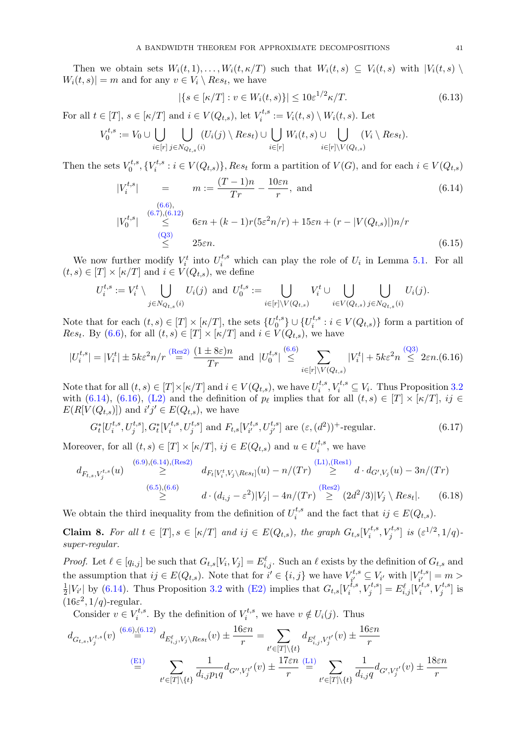Then we obtain sets $W_i(t,1),\dots,W_i(t,\kappa/T)$ such that $W_i(t,s)\subseteq V_i(t,s)$ with $|V_i(t,s)\setminus W_i(t,s)|=m$ and for any $v\in V_i\setminus Res_t$, we have

$$|\{s\in[\kappa/T]: v\in W_i(t,s)\}|\le 10\varepsilon^{1/2}\kappa/T. \tag{6.13}$$

For all $t\in[T]$, $s\in[\kappa/T]$ and $i\in V(Q_{t,s})$, let $V_i^{t,s}:=V_i(t,s)\setminus W_i(t,s)$. Let

$$V_0^{t,s}:=V_0\cup\bigcup_{i\in[r]}\bigcup_{j\in N_{Q_{t,s}}(i)}(U_i(j)\setminus Res_t)\cup\bigcup_{i\in[r]}W_i(t,s)\cup\bigcup_{i\in[r]\setminus V(Q_{t,s})}(V_i\setminus Res_t).$$

Then the sets $V_0^{t,s},\{V_i^{t,s}: i\in V(Q_{t,s})\}, Res_t$ form a partition of $V(G)$, and for each $i\in V(Q_{t,s})$

$$|V_i^{t,s}| \;=\; m:=\frac{(T-1)n}{Tr}-\frac{10\varepsilon n}{r},\text{ and} \tag{6.14}$$

$$\begin{aligned}|V_0^{t,s}| &\overset{(6.6),(6.7),(6.12)}{\le} 6\varepsilon n+(k-1)r(5\varepsilon^2 n/r)+15\varepsilon n+(r-|V(Q_{t,s})|)n/r\\ &\overset{\text{(Q3)}}{\le} 25\varepsilon n.\end{aligned} \tag{6.15}$$

We now further modify $V_i^t$ into $U_i^{t,s}$ which can play the role of $U_i$ in Lemma 5.1. For all $(t,s)\in[T]\times[\kappa/T]$ and $i\in V(Q_{t,s})$, we define

$$U_i^{t,s}:=V_i^t\setminus\bigcup_{j\in N_{Q_{t,s}}(i)}U_i(j)\text{ and } U_0^{t,s}:=\bigcup_{i\in[r]\setminus V(Q_{t,s})}V_i^t\cup\bigcup_{i\in V(Q_{t,s})}\bigcup_{j\in N_{Q_{t,s}}(i)}U_i(j).$$

Note that for each $(t,s)\in[T]\times[\kappa/T]$, the sets $\{U_0^{t,s}\}\cup\{U_i^{t,s}: i\in V(Q_{t,s})\}$ form a partition of $Res_t$. By (6.6), for all $(t,s)\in[T]\times[\kappa/T]$ and $i\in V(Q_{t,s})$, we have

$$|U_i^{t,s}|=|V_i^t|\pm 5k\varepsilon^2 n/r\overset{\text{(Res2)}}{=}\frac{(1\pm 8\varepsilon)n}{Tr}\text{ and }|U_0^{t,s}|\overset{(6.6)}{\le}\sum_{i\in[r]\setminus V(Q_{t,s})}|V_i^t|+5k\varepsilon^2 n\overset{\text{(Q3)}}{\le}2\varepsilon n. \tag{6.16}$$

Note that for all $(t,s)\in[T]\times[\kappa/T]$ and $i\in V(Q_{t,s})$, we have $U_i^{t,s},V_i^{t,s}\subseteq V_i$. Thus Proposition 3.2 with (6.14), (6.16), (L2) and the definition of $p_\ell$ implies that for all $(t,s)\in[T]\times[\kappa/T]$, $ij\in E(R[V(Q_{t,s})])$ and $i'j'\in E(Q_{t,s})$, we have

$$G_t^*[U_i^{t,s},U_j^{t,s}], G_t^*[V_i^{t,s},U_j^{t,s}]\text{ and }F_{t,s}[V_{i'}^{t,s},U_{j'}^{t,s}]\text{ are }(\varepsilon,(d^2))^+\text{-regular}. \tag{6.17}$$

Moreover, for all $(t,s)\in[T]\times[\kappa/T]$, $ij\in E(Q_{t,s})$ and $u\in U_i^{t,s}$, we have

$$\begin{aligned}d_{F_{t,s},V_j^{t,s}}(u) &\overset{(6.9),(6.14),\text{(Res2)}}{\ge} d_{F_t[V_i^t,V_j\setminus Res_t]}(u)-n/(Tr)\overset{\text{(L1)},\text{(Res1)}}{\ge} d\cdot d_{G',V_j}(u)-3n/(Tr)\\ &\overset{(6.5),(6.6)}{\ge} d\cdot(d_{i,j}-\varepsilon^2)|V_j|-4n/(Tr)\overset{\text{(Res2)}}{\ge}(2d^2/3)|V_j\setminus Res_t|.\end{aligned} \tag{6.18}$$

We obtain the third inequality from the definition of $U_i^{t,s}$ and the fact that $ij\in E(Q_{t,s})$.

**Claim 8.** *For all $t\in[T], s\in[\kappa/T]$ and $ij\in E(Q_{t,s})$, the graph $G_{t,s}[V_i^{t,s},V_j^{t,s}]$ is $(\varepsilon^{1/2},1/q)$-super-regular.*

*Proof.* Let $\ell\in[q_{i,j}]$ be such that $G_{t,s}[V_i,V_j]=E_{i,j}^\ell$. Such an $\ell$ exists by the definition of $G_{t,s}$ and the assumption that $ij\in E(Q_{t,s})$. Note that for $i'\in\{i,j\}$ we have $V_{i'}^{t,s}\subseteq V_{i'}$ with $|V_{i'}^{t,s}|=m>\frac{1}{2}|V_{i'}|$ by (6.14). Thus Proposition 3.2 with (E2) implies that $G_{t,s}[V_i^{t,s},V_j^{t,s}]=E_{i,j}^\ell[V_i^{t,s},V_j^{t,s}]$ is $(16\varepsilon^2,1/q)$-regular.

Consider $v\in V_i^{t,s}$. By the definition of $V_i^{t,s}$, we have $v\notin U_i(j)$. Thus

$$\begin{aligned}d_{G_{t,s},V_j^{t,s}}(v) &\overset{(6.6),(6.12)}{=} d_{E_{i,j}^\ell,V_j\setminus Res_t}(v)\pm\frac{16\varepsilon n}{r}=\sum_{t'\in[T]\setminus\{t\}}d_{E_{i,j}^\ell,V_j^{t'}}(v)\pm\frac{16\varepsilon n}{r}\\ &\overset{\text{(E1)}}{=}\sum_{t'\in[T]\setminus\{t\}}\frac{1}{d_{i,j}p_1q}d_{G'',V_j^{t'}}(v)\pm\frac{17\varepsilon n}{r}\overset{\text{(L1)}}{=}\sum_{t'\in[T]\setminus\{t\}}\frac{1}{d_{i,j}q}d_{G',V_j^{t'}}(v)\pm\frac{18\varepsilon n}{r}\end{aligned}$$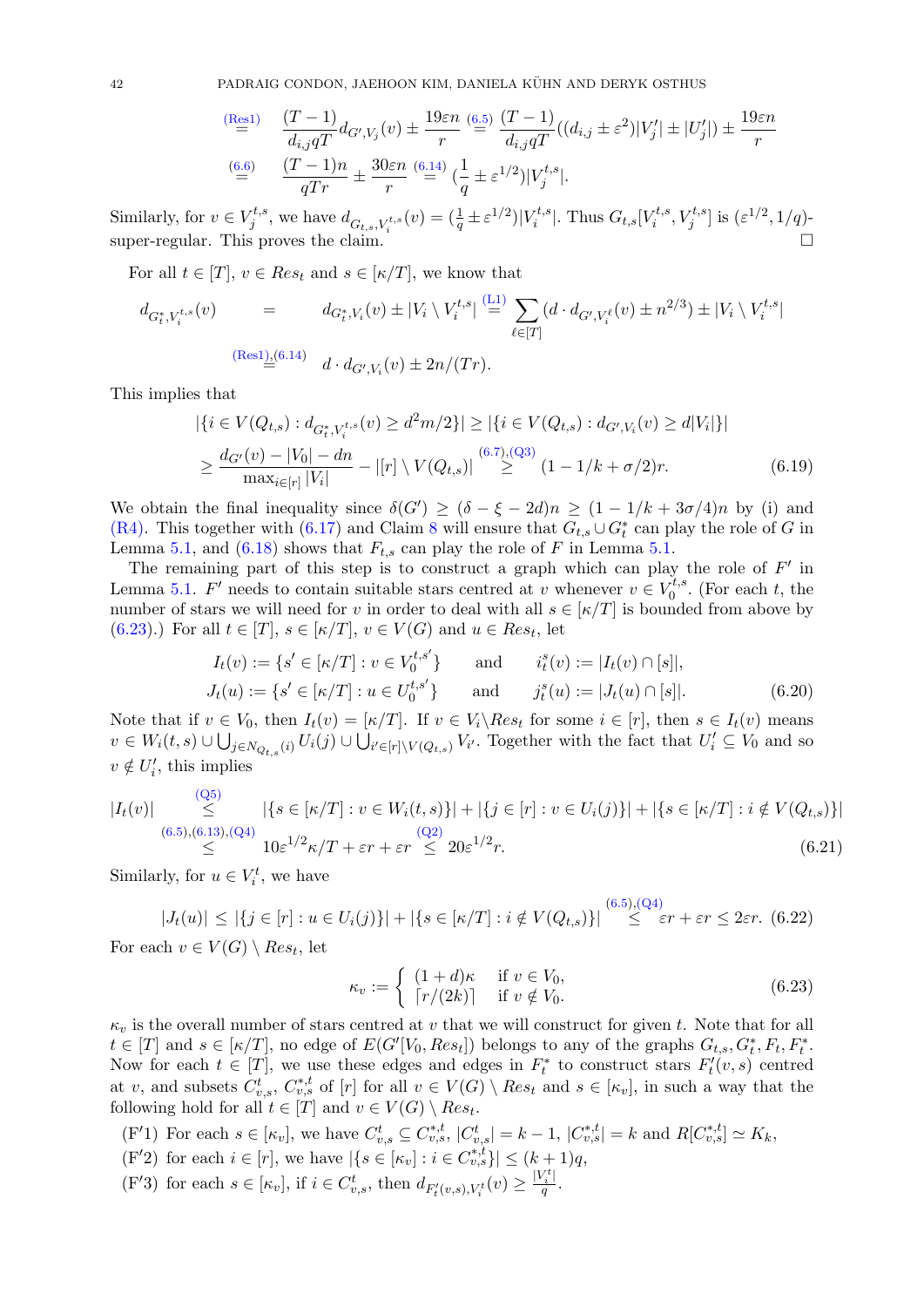$$\overset{\text{(Res1)}}{=} \quad \frac{(T-1)}{d_{i,j}qT} d_{G',V_j}(v) \pm \frac{19\varepsilon n}{r} \overset{(6.5)}{=} \frac{(T-1)}{d_{i,j}qT}((d_{i,j} \pm \varepsilon^2)|V'_j| \pm |U'_j|) \pm \frac{19\varepsilon n}{r}$$

$$\overset{(6.6)}{=} \quad \frac{(T-1)n}{qTr} \pm \frac{30\varepsilon n}{r} \overset{(6.14)}{=} (\frac{1}{q} \pm \varepsilon^{1/2})|V_j^{t,s}|.$$

Similarly, for $v \in V_j^{t,s}$, we have $d_{G_{t,s},V_i^{t,s}}(v) = (\frac{1}{q} \pm \varepsilon^{1/2})|V_i^{t,s}|$. Thus $G_{t,s}[V_i^{t,s}, V_j^{t,s}]$ is $(\varepsilon^{1/2}, 1/q)$-super-regular. This proves the claim. □

For all $t \in [T]$, $v \in Res_t$ and $s \in [\kappa/T]$, we know that

$$d_{G_t^*,V_i^{t,s}}(v) \quad = \quad d_{G_t^*,V_i}(v) \pm |V_i \setminus V_i^{t,s}| \overset{\text{(L1)}}{=} \sum_{\ell \in [T]} (d \cdot d_{G',V_i^\ell}(v) \pm n^{2/3}) \pm |V_i \setminus V_i^{t,s}|$$

$$\overset{\text{(Res1)},(6.14)}{=} \quad d \cdot d_{G',V_i}(v) \pm 2n/(Tr).$$

This implies that

$$|\{i \in V(Q_{t,s}) : d_{G_t^*,V_i^{t,s}}(v) \geq d^2m/2\}| \geq |\{i \in V(Q_{t,s}) : d_{G',V_i}(v) \geq d|V_i|\}|$$
$$\geq \frac{d_{G'}(v) - |V_0| - dn}{\max_{i\in[r]} |V_i|} - |[r] \setminus V(Q_{t,s})| \overset{(6.7),\text{(Q3)}}{\geq} (1 - 1/k + \sigma/2)r. \tag{6.19}$$

We obtain the final inequality since $\delta(G') \geq (\delta - \xi - 2d)n \geq (1 - 1/k + 3\sigma/4)n$ by (i) and (R4). This together with (6.17) and Claim 8 will ensure that $G_{t,s} \cup G_t^*$ can play the role of $G$ in Lemma 5.1, and (6.18) shows that $F_{t,s}$ can play the role of $F$ in Lemma 5.1.

The remaining part of this step is to construct a graph which can play the role of $F'$ in Lemma 5.1. $F'$ needs to contain suitable stars centred at $v$ whenever $v \in V_0^{t,s}$. (For each $t$, the number of stars we will need for $v$ in order to deal with all $s \in [\kappa/T]$ is bounded from above by (6.23).) For all $t \in [T]$, $s \in [\kappa/T]$, $v \in V(G)$ and $u \in Res_t$, let

$$I_t(v) := \{s' \in [\kappa/T] : v \in V_0^{t,s'}\} \qquad \text{and} \qquad i_t^s(v) := |I_t(v) \cap [s]|,$$
$$J_t(u) := \{s' \in [\kappa/T] : u \in U_0^{t,s'}\} \qquad \text{and} \qquad j_t^s(u) := |J_t(u) \cap [s]|. \tag{6.20}$$

Note that if $v \in V_0$, then $I_t(v) = [\kappa/T]$. If $v \in V_i \backslash Res_t$ for some $i \in [r]$, then $s \in I_t(v)$ means $v \in W_i(t,s) \cup \bigcup_{j \in N_{Q_{t,s}}(i)} U_i(j) \cup \bigcup_{i' \in [r] \setminus V(Q_{t,s})} V_{i'}$. Together with the fact that $U'_i \subseteq V_0$ and so $v \notin U'_i$, this implies

$$|I_t(v)| \overset{\text{(Q5)}}{\leq} |\{s \in [\kappa/T] : v \in W_i(t,s)\}| + |\{j \in [r] : v \in U_i(j)\}| + |\{s \in [\kappa/T] : i \notin V(Q_{t,s})\}|$$
$$\overset{(6.5),(6.13),\text{(Q4)}}{\leq} 10\varepsilon^{1/2}\kappa/T + \varepsilon r + \varepsilon r \overset{\text{(Q2)}}{\leq} 20\varepsilon^{1/2} r. \tag{6.21}$$

Similarly, for $u \in V_i^t$, we have

$$|J_t(u)| \leq |\{j \in [r] : u \in U_i(j)\}| + |\{s \in [\kappa/T] : i \notin V(Q_{t,s})\}| \overset{(6.5),\text{(Q4)}}{\leq} \varepsilon r + \varepsilon r \leq 2\varepsilon r. \tag{6.22}$$

For each $v \in V(G) \setminus Res_t$, let

$$\kappa_v := \begin{cases} (1+d)\kappa & \text{if } v \in V_0, \\ \lceil r/(2k) \rceil & \text{if } v \notin V_0. \end{cases} \tag{6.23}$$

$\kappa_v$ is the overall number of stars centred at $v$ that we will construct for given $t$. Note that for all $t \in [T]$ and $s \in [\kappa/T]$, no edge of $E(G'[V_0, Res_t])$ belongs to any of the graphs $G_{t,s}, G_t^*, F_t, F_t^*$. Now for each $t \in [T]$, we use these edges and edges in $F_t^*$ to construct stars $F'_t(v,s)$ centred at $v$, and subsets $C_{v,s}^t$, $C_{v,s}^{*,t}$ of $[r]$ for all $v \in V(G) \setminus Res_t$ and $s \in [\kappa_v]$, in such a way that the following hold for all $t \in [T]$ and $v \in V(G) \setminus Res_t$.

(F'1) For each $s \in [\kappa_v]$, we have $C_{v,s}^t \subseteq C_{v,s}^{*,t}$, $|C_{v,s}^t| = k-1$, $|C_{v,s}^{*,t}| = k$ and $R[C_{v,s}^{*,t}] \simeq K_k$,

(F'2) for each $i \in [r]$, we have $|\{s \in [\kappa_v] : i \in C_{v,s}^{*,t}\}| \leq (k+1)q$,

(F'3) for each $s \in [\kappa_v]$, if $i \in C_{v,s}^t$, then $d_{F'_t(v,s),V_i^t}(v) \geq \frac{|V_i^t|}{q}$.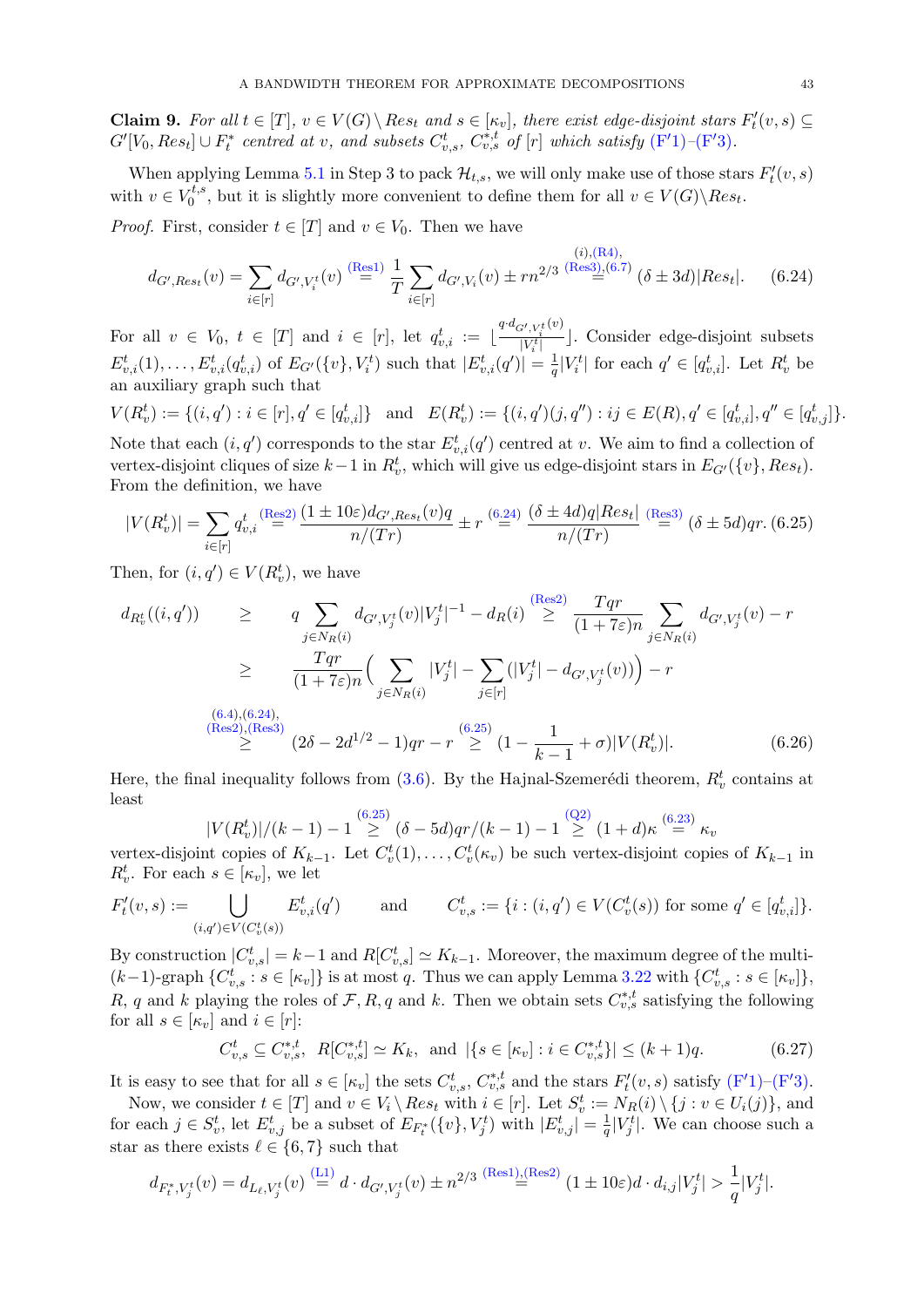**Claim 9.** *For all $t \in [T]$, $v \in V(G) \setminus Res_t$ and $s \in [\kappa_v]$, there exist edge-disjoint stars $F'_t(v,s) \subseteq G'[V_0, Res_t] \cup F^*_t$ centred at $v$, and subsets $C^t_{v,s}$, $C^{*,t}_{v,s}$ of $[r]$ which satisfy (F′1)–(F′3).*

When applying Lemma 5.1 in Step 3 to pack $\mathcal{H}_{t,s}$, we will only make use of those stars $F'_t(v,s)$ with $v \in V_0^{t,s}$, but it is slightly more convenient to define them for all $v \in V(G) \setminus Res_t$.

*Proof.* First, consider $t \in [T]$ and $v \in V_0$. Then we have

$$d_{G',Res_t}(v) = \sum_{i\in[r]} d_{G',V_i^t}(v) \overset{\text{(Res1)}}{=} \frac{1}{T}\sum_{i\in[r]} d_{G',V_i}(v) \pm rn^{2/3} \overset{(i),\text{(R4)},\text{(Res3)},(6.7)}{=} (\delta \pm 3d)|Res_t|. \tag{6.24}$$

For all $v \in V_0$, $t \in [T]$ and $i \in [r]$, let $q^t_{v,i} := \lfloor \frac{q \cdot d_{G',V_i^t}(v)}{|V_i^t|} \rfloor$. Consider edge-disjoint subsets $E^t_{v,i}(1), \dots, E^t_{v,i}(q^t_{v,i})$ of $E_{G'}(\{v\}, V_i^t)$ such that $|E^t_{v,i}(q')| = \frac{1}{q}|V_i^t|$ for each $q' \in [q^t_{v,i}]$. Let $R^t_v$ be an auxiliary graph such that

$$V(R^t_v) := \{(i,q') : i \in [r], q' \in [q^t_{v,i}]\} \quad \text{and} \quad E(R^t_v) := \{(i,q')(j,q'') : ij \in E(R), q' \in [q^t_{v,i}], q'' \in [q^t_{v,j}]\}.$$

Note that each $(i,q')$ corresponds to the star $E^t_{v,i}(q')$ centred at $v$. We aim to find a collection of vertex-disjoint cliques of size $k-1$ in $R^t_v$, which will give us edge-disjoint stars in $E_{G'}(\{v\}, Res_t)$. From the definition, we have

$$|V(R^t_v)| = \sum_{i\in[r]} q^t_{v,i} \overset{\text{(Res2)}}{=} \frac{(1\pm 10\varepsilon)d_{G',Res_t}(v)q}{n/(Tr)} \pm r \overset{(6.24)}{=} \frac{(\delta \pm 4d)q|Res_t|}{n/(Tr)} \overset{\text{(Res3)}}{=} (\delta \pm 5d)qr. \tag{6.25}$$

Then, for $(i,q') \in V(R^t_v)$, we have

$$\begin{aligned}
d_{R^t_v}((i,q')) &\geq q \sum_{j\in N_R(i)} d_{G',V_j^t}(v)|V_j^t|^{-1} - d_R(i) \overset{\text{(Res2)}}{\geq} \frac{Tqr}{(1+7\varepsilon)n} \sum_{j\in N_R(i)} d_{G',V_j^t}(v) - r \\
&\geq \frac{Tqr}{(1+7\varepsilon)n}\Big( \sum_{j\in N_R(i)} |V_j^t| - \sum_{j\in[r]} (|V_j^t| - d_{G',V_j^t}(v))\Big) - r \\
&\overset{(6.4),(6.24),\text{(Res2)},\text{(Res3)}}{\geq} (2\delta - 2d^{1/2} - 1)qr - r \overset{(6.25)}{\geq} (1 - \frac{1}{k-1} + \sigma)|V(R^t_v)|.
\end{aligned} \tag{6.26}$$

Here, the final inequality follows from (3.6). By the Hajnal-Szemerédi theorem, $R^t_v$ contains at least

$$|V(R^t_v)|/(k-1) - 1 \overset{(6.25)}{\geq} (\delta - 5d)qr/(k-1) - 1 \overset{\text{(Q2)}}{\geq} (1+d)\kappa \overset{(6.23)}{=} \kappa_v$$

vertex-disjoint copies of $K_{k-1}$. Let $C^t_v(1), \dots, C^t_v(\kappa_v)$ be such vertex-disjoint copies of $K_{k-1}$ in $R^t_v$. For each $s \in [\kappa_v]$, we let

$$F'_t(v,s) := \bigcup_{(i,q')\in V(C^t_v(s))} E^t_{v,i}(q') \qquad \text{and} \qquad C^t_{v,s} := \{i : (i,q') \in V(C^t_v(s)) \text{ for some } q' \in [q^t_{v,i}]\}.$$

By construction $|C^t_{v,s}| = k-1$ and $R[C^t_{v,s}] \simeq K_{k-1}$. Moreover, the maximum degree of the multi-$(k-1)$-graph $\{C^t_{v,s} : s \in [\kappa_v]\}$ is at most $q$. Thus we can apply Lemma 3.22 with $\{C^t_{v,s} : s \in [\kappa_v]\}$, $R$, $q$ and $k$ playing the roles of $\mathcal{F}, R, q$ and $k$. Then we obtain sets $C^{*,t}_{v,s}$ satisfying the following for all $s \in [\kappa_v]$ and $i \in [r]$:

$$C^t_{v,s} \subseteq C^{*,t}_{v,s}, \;\; R[C^{*,t}_{v,s}] \simeq K_k, \;\; \text{and } |\{s \in [\kappa_v] : i \in C^{*,t}_{v,s}\}| \leq (k+1)q. \tag{6.27}$$

It is easy to see that for all $s \in [\kappa_v]$ the sets $C^t_{v,s}$, $C^{*,t}_{v,s}$ and the stars $F'_t(v,s)$ satisfy (F′1)–(F′3).

Now, we consider $t \in [T]$ and $v \in V_i \setminus Res_t$ with $i \in [r]$. Let $S^t_v := N_R(i) \setminus \{j : v \in U_i(j)\}$, and for each $j \in S^t_v$, let $E^t_{v,j}$ be a subset of $E_{F^*_t}(\{v\}, V_j^t)$ with $|E^t_{v,j}| = \frac{1}{q}|V_j^t|$. We can choose such a star as there exists $\ell \in \{6,7\}$ such that

$$d_{F^*_t,V_j^t}(v) = d_{L_\ell,V_j^t}(v) \overset{\text{(L1)}}{=} d \cdot d_{G',V_j^t}(v) \pm n^{2/3} \overset{\text{(Res1)},\text{(Res2)}}{=} (1\pm 10\varepsilon)d \cdot d_{i,j}|V_j^t| > \frac{1}{q}|V_j^t|.$$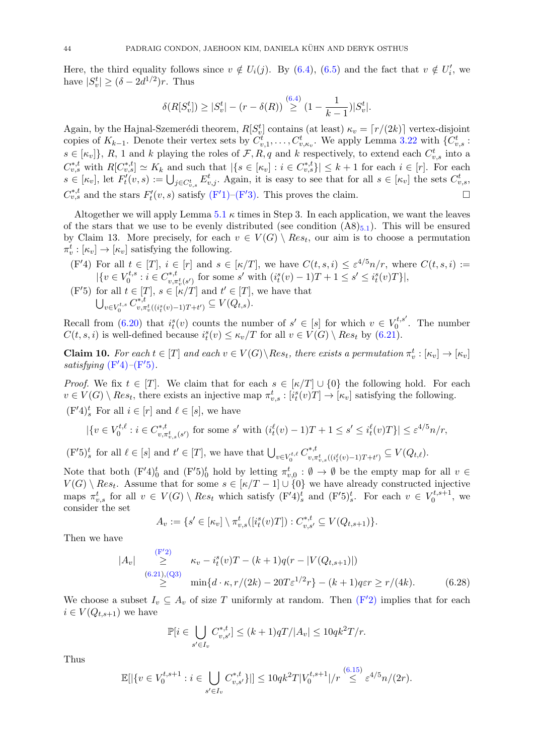Here, the third equality follows since $v \notin U_i(j)$. By (6.4), (6.5) and the fact that $v \notin U_i'$, we have $|S_v^t| \geq (\delta - 2d^{1/2})r$. Thus

$$\delta(R[S_v^t]) \geq |S_v^t| - (r - \delta(R)) \overset{(6.4)}{\geq} (1 - \frac{1}{k-1})|S_v^t|.$$

Again, by the Hajnal-Szemerédi theorem, $R[S_v^t]$ contains (at least) $\kappa_v = \lceil r/(2k) \rceil$ vertex-disjoint copies of $K_{k-1}$. Denote their vertex sets by $C_{v,1}^t, \dots, C_{v,\kappa_v}^t$. We apply Lemma 3.22 with $\{C_{v,s}^t : s \in [\kappa_v]\}$, $R$, 1 and $k$ playing the roles of $\mathcal{F}, R, q$ and $k$ respectively, to extend each $C_{v,s}^t$ into a $C_{v,s}^{*,t}$ with $R[C_{v,s}^{*,t}] \simeq K_k$ and such that $|\{s \in [\kappa_v] : i \in C_{v,s}^{*,t}\}| \leq k+1$ for each $i \in [r]$. For each $s \in [\kappa_v]$, let $F_t'(v,s) := \bigcup_{j \in C_{v,s}^t} E_{v,j}^t$. Again, it is easy to see that for all $s \in [\kappa_v]$ the sets $C_{v,s}^t$, $C_{v,s}^{*,t}$ and the stars $F_t'(v,s)$ satisfy (F′1)–(F′3). This proves the claim. □

Altogether we will apply Lemma 5.1 $\kappa$ times in Step 3. In each application, we want the leaves of the stars that we use to be evenly distributed (see condition (A8)$_{5.1}$). This will be ensured by Claim 13. More precisely, for each $v \in V(G) \setminus Res_t$, our aim is to choose a permutation $\pi_v^t : [\kappa_v] \to [\kappa_v]$ satisfying the following.

(F′4) For all $t \in [T]$, $i \in [r]$ and $s \in [\kappa/T]$, we have $C(t,s,i) \leq \varepsilon^{4/5}n/r$, where $C(t,s,i) := |\{v \in V_0^{t,s} : i \in C_{v,\pi_v^t(s')}^{*,t}$ for some $s'$ with $(i_t^s(v)-1)T+1 \leq s' \leq i_t^s(v)T\}|$,

(F′5) for all $t \in [T]$, $s \in [\kappa/T]$ and $t' \in [T]$, we have that $\bigcup_{v \in V_0^{t,s}} C_{v,\pi_v^t((i_t^s(v)-1)T+t')}^{*,t} \subseteq V(Q_{t,s})$.

Recall from (6.20) that $i_t^s(v)$ counts the number of $s' \in [s]$ for which $v \in V_0^{t,s'}$. The number $C(t,s,i)$ is well-defined because $i_t^s(v) \leq \kappa_v/T$ for all $v \in V(G) \setminus Res_t$ by (6.21).

**Claim 10.** *For each $t \in [T]$ and each $v \in V(G) \setminus Res_t$, there exists a permutation $\pi_v^t : [\kappa_v] \to [\kappa_v]$ satisfying* (F′4)–(F′5).

*Proof.* We fix $t \in [T]$. We claim that for each $s \in [\kappa/T] \cup \{0\}$ the following hold. For each $v \in V(G) \setminus Res_t$, there exists an injective map $\pi_{v,s}^t : [i_t^s(v)T] \to [\kappa_v]$ satisfying the following.

(F′4)$_s^t$ For all $i \in [r]$ and $\ell \in [s]$, we have

$$|\{v \in V_0^{t,\ell} : i \in C_{v,\pi_{v,s}^t(s')}^{*,t} \text{ for some } s' \text{ with } (i_t^\ell(v)-1)T+1 \leq s' \leq i_t^\ell(v)T\}| \leq \varepsilon^{4/5}n/r,$$

(F′5)$_s^t$ for all $\ell \in [s]$ and $t' \in [T]$, we have that $\bigcup_{v \in V_0^{t,\ell}} C_{v,\pi_{v,s}^t((i_t^\ell(v)-1)T+t')}^{*,t} \subseteq V(Q_{t,\ell})$.

Note that both (F′4)$_0^t$ and (F′5)$_0^t$ hold by letting $\pi_{v,0}^t : \emptyset \to \emptyset$ be the empty map for all $v \in V(G) \setminus Res_t$. Assume that for some $s \in [\kappa/T - 1] \cup \{0\}$ we have already constructed injective maps $\pi_{v,s}^t$ for all $v \in V(G) \setminus Res_t$ which satisfy (F′4)$_s^t$ and (F′5)$_s^t$. For each $v \in V_0^{t,s+1}$, we consider the set

$$A_v := \{s' \in [\kappa_v] \setminus \pi_{v,s}^t([i_t^s(v)T]) : C_{v,s'}^{*,t} \subseteq V(Q_{t,s+1})\}.$$

Then we have

$$\begin{aligned} |A_v| &\overset{(\mathrm{F}'2)}{\geq} \kappa_v - i_t^s(v)T - (k+1)q(r - |V(Q_{t,s+1})|) \\ &\overset{(6.21),(\mathrm{Q}3)}{\geq} \min\{d \cdot \kappa, r/(2k) - 20T\varepsilon^{1/2}r\} - (k+1)q\varepsilon r \geq r/(4k). \end{aligned} \tag{6.28}$$

We choose a subset $I_v \subseteq A_v$ of size $T$ uniformly at random. Then (F′2) implies that for each $i \in V(Q_{t,s+1})$ we have

$$\mathbb{P}[i \in \bigcup_{s' \in I_v} C_{v,s'}^{*,t}] \leq (k+1)qT/|A_v| \leq 10qk^2T/r.$$

Thus

$$\mathbb{E}[|\{v \in V_0^{t,s+1} : i \in \bigcup_{s' \in I_v} C_{v,s'}^{*,t}\}|] \leq 10qk^2T|V_0^{t,s+1}|/r \overset{(6.15)}{\leq} \varepsilon^{4/5}n/(2r).$$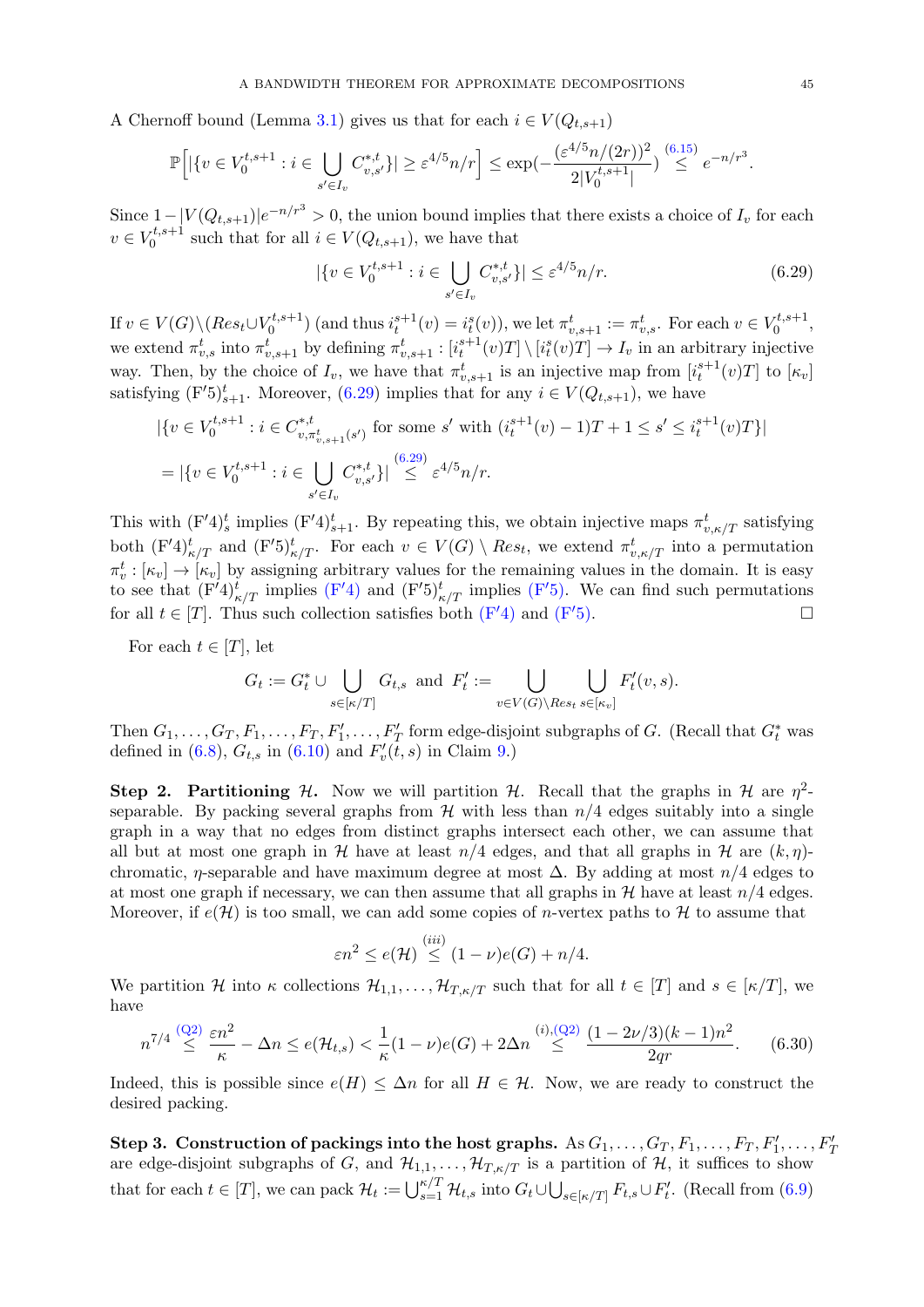A Chernoff bound (Lemma 3.1) gives us that for each $i \in V(Q_{t,s+1})$

$$\mathbb{P}\Big[|\{v \in V_0^{t,s+1} : i \in \bigcup_{s' \in I_v} C^{*,t}_{v,s'}\}| \geq \varepsilon^{4/5}n/r\Big] \leq \exp(-\frac{(\varepsilon^{4/5}n/(2r))^2}{2|V_0^{t,s+1}|}) \overset{(6.15)}{\leq} e^{-n/r^3}.$$

Since $1 - |V(Q_{t,s+1})|e^{-n/r^3} > 0$, the union bound implies that there exists a choice of $I_v$ for each $v \in V_0^{t,s+1}$ such that for all $i \in V(Q_{t,s+1})$, we have that

$$|\{v \in V_0^{t,s+1} : i \in \bigcup_{s' \in I_v} C^{*,t}_{v,s'}\}| \leq \varepsilon^{4/5}n/r. \tag{6.29}$$

If $v \in V(G) \setminus (Res_t \cup V_0^{t,s+1})$ (and thus $i_t^{s+1}(v) = i_t^s(v)$), we let $\pi^t_{v,s+1} := \pi^t_{v,s}$. For each $v \in V_0^{t,s+1}$, we extend $\pi^t_{v,s}$ into $\pi^t_{v,s+1}$ by defining $\pi^t_{v,s+1} : [i_t^{s+1}(v)T] \setminus [i_t^s(v)T] \to I_v$ in an arbitrary injective way. Then, by the choice of $I_v$, we have that $\pi^t_{v,s+1}$ is an injective map from $[i_t^{s+1}(v)T]$ to $[\kappa_v]$ satisfying $(\mathrm{F}'5)^t_{s+1}$. Moreover, (6.29) implies that for any $i \in V(Q_{t,s+1})$, we have

$$\begin{aligned}
&|\{v \in V_0^{t,s+1} : i \in C^{*,t}_{v,\pi^t_{v,s+1}(s')} \text{ for some } s' \text{ with } (i_t^{s+1}(v)-1)T+1 \leq s' \leq i_t^{s+1}(v)T\}| \\
&= |\{v \in V_0^{t,s+1} : i \in \bigcup_{s' \in I_v} C^{*,t}_{v,s'}\}| \overset{(6.29)}{\leq} \varepsilon^{4/5}n/r.
\end{aligned}$$

This with $(\mathrm{F}'4)^t_s$ implies $(\mathrm{F}'4)^t_{s+1}$. By repeating this, we obtain injective maps $\pi^t_{v,\kappa/T}$ satisfying both $(\mathrm{F}'4)^t_{\kappa/T}$ and $(\mathrm{F}'5)^t_{\kappa/T}$. For each $v \in V(G) \setminus Res_t$, we extend $\pi^t_{v,\kappa/T}$ into a permutation $\pi^t_v : [\kappa_v] \to [\kappa_v]$ by assigning arbitrary values for the remaining values in the domain. It is easy to see that $(\mathrm{F}'4)^t_{\kappa/T}$ implies (F′4) and $(\mathrm{F}'5)^t_{\kappa/T}$ implies (F′5). We can find such permutations for all $t \in [T]$. Thus such collection satisfies both (F′4) and (F′5). $\square$

For each $t \in [T]$, let

$$G_t := G_t^* \cup \bigcup_{s \in [\kappa/T]} G_{t,s} \text{ and } F'_t := \bigcup_{v \in V(G)\setminus Res_t} \bigcup_{s \in [\kappa_v]} F'_t(v,s).$$

Then $G_1, \dots, G_T, F_1, \dots, F_T, F'_1, \dots, F'_T$ form edge-disjoint subgraphs of $G$. (Recall that $G_t^*$ was defined in (6.8), $G_{t,s}$ in (6.10) and $F'_v(t,s)$ in Claim 9.)

**Step 2. Partitioning $\mathcal{H}$.** Now we will partition $\mathcal{H}$. Recall that the graphs in $\mathcal{H}$ are $\eta^2$-separable. By packing several graphs from $\mathcal{H}$ with less than $n/4$ edges suitably into a single graph in a way that no edges from distinct graphs intersect each other, we can assume that all but at most one graph in $\mathcal{H}$ have at least $n/4$ edges, and that all graphs in $\mathcal{H}$ are $(k,\eta)$-chromatic, $\eta$-separable and have maximum degree at most $\Delta$. By adding at most $n/4$ edges to at most one graph if necessary, we can then assume that all graphs in $\mathcal{H}$ have at least $n/4$ edges. Moreover, if $e(\mathcal{H})$ is too small, we can add some copies of $n$-vertex paths to $\mathcal{H}$ to assume that

$$\varepsilon n^2 \leq e(\mathcal{H}) \overset{(iii)}{\leq} (1-\nu)e(G) + n/4.$$

We partition $\mathcal{H}$ into $\kappa$ collections $\mathcal{H}_{1,1}, \dots, \mathcal{H}_{T,\kappa/T}$ such that for all $t \in [T]$ and $s \in [\kappa/T]$, we have

$$n^{7/4} \overset{(\mathrm{Q2})}{\leq} \frac{\varepsilon n^2}{\kappa} - \Delta n \leq e(\mathcal{H}_{t,s}) < \frac{1}{\kappa}(1-\nu)e(G) + 2\Delta n \overset{(i),(\mathrm{Q2})}{\leq} \frac{(1-2\nu/3)(k-1)n^2}{2qr}. \tag{6.30}$$

Indeed, this is possible since $e(H) \leq \Delta n$ for all $H \in \mathcal{H}$. Now, we are ready to construct the desired packing.

**Step 3. Construction of packings into the host graphs.** As $G_1, \dots, G_T, F_1, \dots, F_T, F'_1, \dots, F'_T$ are edge-disjoint subgraphs of $G$, and $\mathcal{H}_{1,1}, \dots, \mathcal{H}_{T,\kappa/T}$ is a partition of $\mathcal{H}$, it suffices to show that for each $t \in [T]$, we can pack $\mathcal{H}_t := \bigcup_{s=1}^{\kappa/T} \mathcal{H}_{t,s}$ into $G_t \cup \bigcup_{s \in [\kappa/T]} F_{t,s} \cup F'_t$. (Recall from (6.9)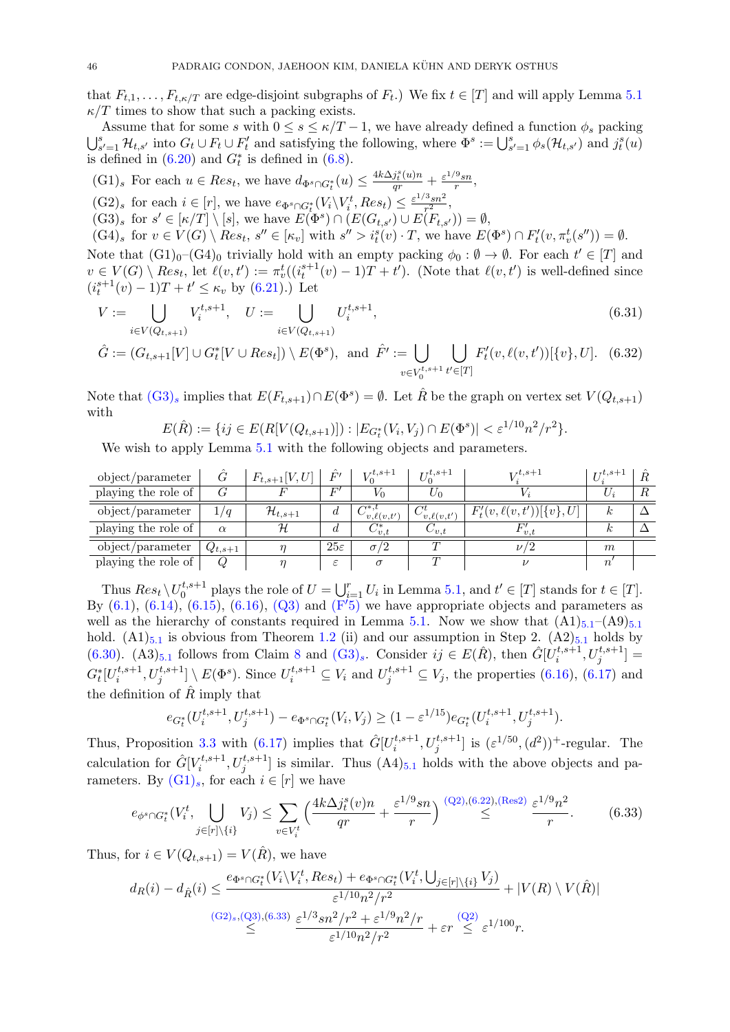that $F_{t,1}, \dots, F_{t,\kappa/T}$ are edge-disjoint subgraphs of $F_t$.) We fix $t \in [T]$ and will apply Lemma 5.1 $\kappa/T$ times to show that such a packing exists.

Assume that for some $s$ with $0 \le s \le \kappa/T - 1$, we have already defined a function $\phi_s$ packing $\bigcup_{s'=1}^{s} \mathcal{H}_{t,s'}$ into $G_t \cup F_t \cup F'_t$ and satisfying the following, where $\Phi^s := \bigcup_{s'=1}^{s} \phi_s(\mathcal{H}_{t,s'})$ and $j_t^s(u)$ is defined in (6.20) and $G_t^*$ is defined in (6.8).

(G1)$_s$ For each $u \in Res_t$, we have $d_{\Phi^s \cap G_t^*}(u) \le \frac{4k\Delta j_t^s(u) n}{qr} + \frac{\varepsilon^{1/9} sn}{r}$,

(G2)$_s$ for each $i \in [r]$, we have $e_{\Phi^s \cap G_t^*}(V_i \setminus V_i^t, Res_t) \le \frac{\varepsilon^{1/3} sn^2}{r^2}$,

(G3)$_s$ for $s' \in [\kappa/T] \setminus [s]$, we have $E(\Phi^s) \cap (E(G_{t,s'}) \cup E(F_{t,s'})) = \emptyset$,

(G4)$_s$ for $v \in V(G) \setminus Res_t$, $s'' \in [\kappa_v]$ with $s'' > i_t^s(v) \cdot T$, we have $E(\Phi^s) \cap F'_t(v, \pi_v^t(s'')) = \emptyset$.

Note that (G1)$_0$–(G4)$_0$ trivially hold with an empty packing $\phi_0 : \emptyset \to \emptyset$. For each $t' \in [T]$ and $v \in V(G) \setminus Res_t$, let $\ell(v,t') := \pi_v^t((i_t^{s+1}(v) - 1)T + t')$. (Note that $\ell(v,t')$ is well-defined since $(i_t^{s+1}(v) - 1)T + t' \le \kappa_v$ by (6.21).) Let

$$V := \bigcup_{i \in V(Q_{t,s+1})} V_i^{t,s+1}, \quad U := \bigcup_{i \in V(Q_{t,s+1})} U_i^{t,s+1}, \tag{6.31}$$

$$\hat{G} := (G_{t,s+1}[V] \cup G_t^*[V \cup Res_t]) \setminus E(\Phi^s), \text{ and } \hat{F}' := \bigcup_{v \in V_0^{t,s+1}} \bigcup_{t' \in [T]} F'_t(v, \ell(v,t'))[\{v\}, U]. \tag{6.32}$$

Note that (G3)$_s$ implies that $E(F_{t,s+1}) \cap E(\Phi^s) = \emptyset$. Let $\hat{R}$ be the graph on vertex set $V(Q_{t,s+1})$ with

$$E(\hat{R}) := \{ij \in E(R[V(Q_{t,s+1})]) : |E_{G_t^*}(V_i, V_j) \cap E(\Phi^s)| < \varepsilon^{1/10} n^2/r^2\}.$$

We wish to apply Lemma 5.1 with the following objects and parameters.

| object/parameter | $\hat{G}$ | $F_{t,s+1}[V,U]$ | $\hat{F}'$ | $V_0^{t,s+1}$ | $U_0^{t,s+1}$ | $V_i^{t,s+1}$ | $U_i^{t,s+1}$ | $\hat{R}$ |
|---|---|---|---|---|---|---|---|---|
| playing the role of | $G$ | $F$ | $F'$ | $V_0$ | $U_0$ | $V_i$ | $U_i$ | $R$ |
| object/parameter | $1/q$ | $\mathcal{H}_{t,s+1}$ | $d$ | $C^{*,t}_{v,\ell(v,t')}$ | $C^t_{v,\ell(v,t')}$ | $F'_t(v,\ell(v,t'))[\{v\},U]$ | $k$ | $\Delta$ |
| playing the role of | $\alpha$ | $\mathcal{H}$ | $d$ | $C^*_{v,t}$ | $C_{v,t}$ | $F'_{v,t}$ | $k$ | $\Delta$ |
| object/parameter | $Q_{t,s+1}$ | $\eta$ | $25\varepsilon$ | $\sigma/2$ | $T$ | $\nu/2$ | $m$ | |
| playing the role of | $Q$ | $\eta$ | $\varepsilon$ | $\sigma$ | $T$ | $\nu$ | $n'$ | |

Thus $Res_t \setminus U_0^{t,s+1}$ plays the role of $U = \bigcup_{i=1}^r U_i$ in Lemma 5.1, and $t' \in [T]$ stands for $t \in [T]$. By (6.1), (6.14), (6.15), (6.16), (Q3) and (F′5) we have appropriate objects and parameters as well as the hierarchy of constants required in Lemma 5.1. Now we show that (A1)$_{5.1}$–(A9)$_{5.1}$ hold. (A1)$_{5.1}$ is obvious from Theorem 1.2 (ii) and our assumption in Step 2. (A2)$_{5.1}$ holds by (6.30). (A3)$_{5.1}$ follows from Claim 8 and (G3)$_s$. Consider $ij \in E(\hat{R})$, then $\hat{G}[U_i^{t,s+1}, U_j^{t,s+1}] = G_t^*[U_i^{t,s+1}, U_j^{t,s+1}] \setminus E(\Phi^s)$. Since $U_i^{t,s+1} \subseteq V_i$ and $U_j^{t,s+1} \subseteq V_j$, the properties (6.16), (6.17) and the definition of $\hat{R}$ imply that

$$e_{G_t^*}(U_i^{t,s+1}, U_j^{t,s+1}) - e_{\Phi^s \cap G_t^*}(V_i, V_j) \ge (1 - \varepsilon^{1/15}) e_{G_t^*}(U_i^{t,s+1}, U_j^{t,s+1}).$$

Thus, Proposition 3.3 with (6.17) implies that $\hat{G}[U_i^{t,s+1}, U_j^{t,s+1}]$ is $(\varepsilon^{1/50}, (d^2))^+$-regular. The calculation for $\hat{G}[V_i^{t,s+1}, U_j^{t,s+1}]$ is similar. Thus (A4)$_{5.1}$ holds with the above objects and parameters. By (G1)$_s$, for each $i \in [r]$ we have

$$e_{\phi^s \cap G_t^*}(V_i^t, \bigcup_{j \in [r] \setminus \{i\}} V_j) \le \sum_{v \in V_i^t} \Big( \frac{4k\Delta j_t^s(v) n}{qr} + \frac{\varepsilon^{1/9} sn}{r} \Big) \overset{(Q2),(6.22),(Res2)}{\le} \frac{\varepsilon^{1/9} n^2}{r}. \tag{6.33}$$

Thus, for $i \in V(Q_{t,s+1}) = V(\hat{R})$, we have

$$d_R(i) - d_{\hat{R}}(i) \le \frac{e_{\Phi^s \cap G_t^*}(V_i \setminus V_i^t, Res_t) + e_{\Phi^s \cap G_t^*}(V_i^t, \bigcup_{j \in [r] \setminus \{i\}} V_j)}{\varepsilon^{1/10} n^2/r^2} + |V(R) \setminus V(\hat{R})|$$

$$\overset{(G2)_s,(Q3),(6.33)}{\le} \frac{\varepsilon^{1/3} sn^2/r^2 + \varepsilon^{1/9} n^2/r}{\varepsilon^{1/10} n^2/r^2} + \varepsilon r \overset{(Q2)}{\le} \varepsilon^{1/100} r.$$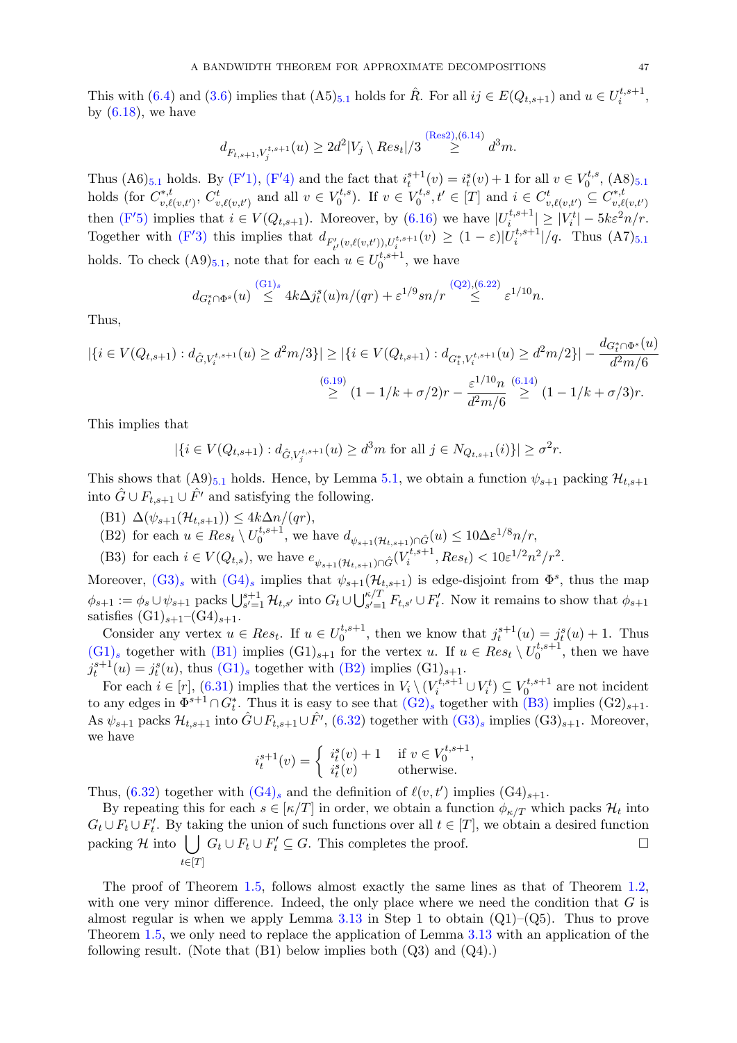This with (6.4) and (3.6) implies that $(A5)_{5.1}$ holds for $\hat{R}$. For all $ij \in E(Q_{t,s+1})$ and $u \in U_i^{t,s+1}$, by (6.18), we have

$$d_{F_{t,s+1},V_j^{t,s+1}}(u) \geq 2d^2|V_j \setminus Res_t|/3 \overset{\text{(Res2)},(6.14)}{\geq} d^3 m.$$

Thus $(A6)_{5.1}$ holds. By (F′1), (F′4) and the fact that $i_t^{s+1}(v) = i_t^s(v)+1$ for all $v \in V_0^{t,s}$, $(A8)_{5.1}$ holds (for $C^{*,t}_{v,\ell(v,t')}$, $C^t_{v,\ell(v,t')}$ and all $v \in V_0^{t,s}$). If $v \in V_0^{t,s}, t' \in [T]$ and $i \in C^t_{v,\ell(v,t')} \subseteq C^{*,t}_{v,\ell(v,t')}$ then (F′5) implies that $i \in V(Q_{t,s+1})$. Moreover, by (6.16) we have $|U_i^{t,s+1}| \geq |V_i^t| - 5k\varepsilon^2 n/r$. Together with (F′3) this implies that $d_{F'_{t'}(v,\ell(v,t')),U_i^{t,s+1}}(v) \geq (1-\varepsilon)|U_i^{t,s+1}|/q$. Thus $(A7)_{5.1}$ holds. To check $(A9)_{5.1}$, note that for each $u \in U_0^{t,s+1}$, we have

$$d_{G_t^* \cap \Phi^s}(u) \overset{(G1)_s}{\leq} 4k\Delta j_t^s(u)n/(qr) + \varepsilon^{1/9} sn/r \overset{(Q2),(6.22)}{\leq} \varepsilon^{1/10} n.$$

Thus,

$$\begin{aligned}|\{i \in V(Q_{t,s+1}) : d_{\hat{G},V_i^{t,s+1}}(u) \geq d^2 m/3\}| &\geq |\{i \in V(Q_{t,s+1}) : d_{G_t^*,V_i^{t,s+1}}(u) \geq d^2 m/2\}| - \frac{d_{G_t^* \cap \Phi^s}(u)}{d^2 m/6} \\ &\overset{(6.19)}{\geq} (1 - 1/k + \sigma/2)r - \frac{\varepsilon^{1/10} n}{d^2 m/6} \overset{(6.14)}{\geq} (1-1/k+\sigma/3)r.\end{aligned}$$

This implies that

$$|\{i \in V(Q_{t,s+1}) : d_{\hat{G},V_j^{t,s+1}}(u) \geq d^3 m \text{ for all } j \in N_{Q_{t,s+1}}(i)\}| \geq \sigma^2 r.$$

This shows that $(A9)_{5.1}$ holds. Hence, by Lemma 5.1, we obtain a function $\psi_{s+1}$ packing $\mathcal{H}_{t,s+1}$ into $\hat{G} \cup F_{t,s+1} \cup \hat{F}'$ and satisfying the following.

- (B1) $\Delta(\psi_{s+1}(\mathcal{H}_{t,s+1})) \leq 4k\Delta n/(qr)$,
- (B2) for each $u \in Res_t \setminus U_0^{t,s+1}$, we have $d_{\psi_{s+1}(\mathcal{H}_{t,s+1})\cap \hat{G}}(u) \leq 10\Delta\varepsilon^{1/8} n/r$,
- (B3) for each $i \in V(Q_{t,s})$, we have $e_{\psi_{s+1}(\mathcal{H}_{t,s+1})\cap\hat{G}}(V_i^{t,s+1}, Res_t) < 10\varepsilon^{1/2} n^2/r^2$.

Moreover, $(G3)_s$ with $(G4)_s$ implies that $\psi_{s+1}(\mathcal{H}_{t,s+1})$ is edge-disjoint from $\Phi^s$, thus the map $\phi_{s+1} := \phi_s \cup \psi_{s+1}$ packs $\bigcup_{s'=1}^{s+1} \mathcal{H}_{t,s'}$ into $G_t \cup \bigcup_{s'=1}^{\kappa/T} F_{t,s'} \cup F'_t$. Now it remains to show that $\phi_{s+1}$ satisfies $(G1)_{s+1}$–$(G4)_{s+1}$.

Consider any vertex $u \in Res_t$. If $u \in U_0^{t,s+1}$, then we know that $j_t^{s+1}(u) = j_t^s(u) + 1$. Thus $(G1)_s$ together with (B1) implies $(G1)_{s+1}$ for the vertex $u$. If $u \in Res_t \setminus U_0^{t,s+1}$, then we have $j_t^{s+1}(u) = j_t^s(u)$, thus $(G1)_s$ together with (B2) implies $(G1)_{s+1}$.

For each $i \in [r]$, (6.31) implies that the vertices in $V_i \setminus (V_i^{t,s+1} \cup V_i^t) \subseteq V_0^{t,s+1}$ are not incident to any edges in $\Phi^{s+1} \cap G_t^*$. Thus it is easy to see that $(G2)_s$ together with (B3) implies $(G2)_{s+1}$. As $\psi_{s+1}$ packs $\mathcal{H}_{t,s+1}$ into $\hat{G} \cup F_{t,s+1} \cup \hat{F}'$, (6.32) together with $(G3)_s$ implies $(G3)_{s+1}$. Moreover, we have

$$i_t^{s+1}(v) = \begin{cases} i_t^s(v) + 1 & \text{if } v \in V_0^{t,s+1}, \\ i_t^s(v) & \text{otherwise.}\end{cases}$$

Thus, (6.32) together with $(G4)_s$ and the definition of $\ell(v,t')$ implies $(G4)_{s+1}$.

By repeating this for each $s \in [\kappa/T]$ in order, we obtain a function $\phi_{\kappa/T}$ which packs $\mathcal{H}_t$ into $G_t \cup F_t \cup F'_t$. By taking the union of such functions over all $t \in [T]$, we obtain a desired function packing $\mathcal{H}$ into $\bigcup_{t\in[T]} G_t \cup F_t \cup F'_t \subseteq G$. This completes the proof. □

The proof of Theorem 1.5, follows almost exactly the same lines as that of Theorem 1.2, with one very minor difference. Indeed, the only place where we need the condition that $G$ is almost regular is when we apply Lemma 3.13 in Step 1 to obtain (Q1)–(Q5). Thus to prove Theorem 1.5, we only need to replace the application of Lemma 3.13 with an application of the following result. (Note that (B1) below implies both (Q3) and (Q4).)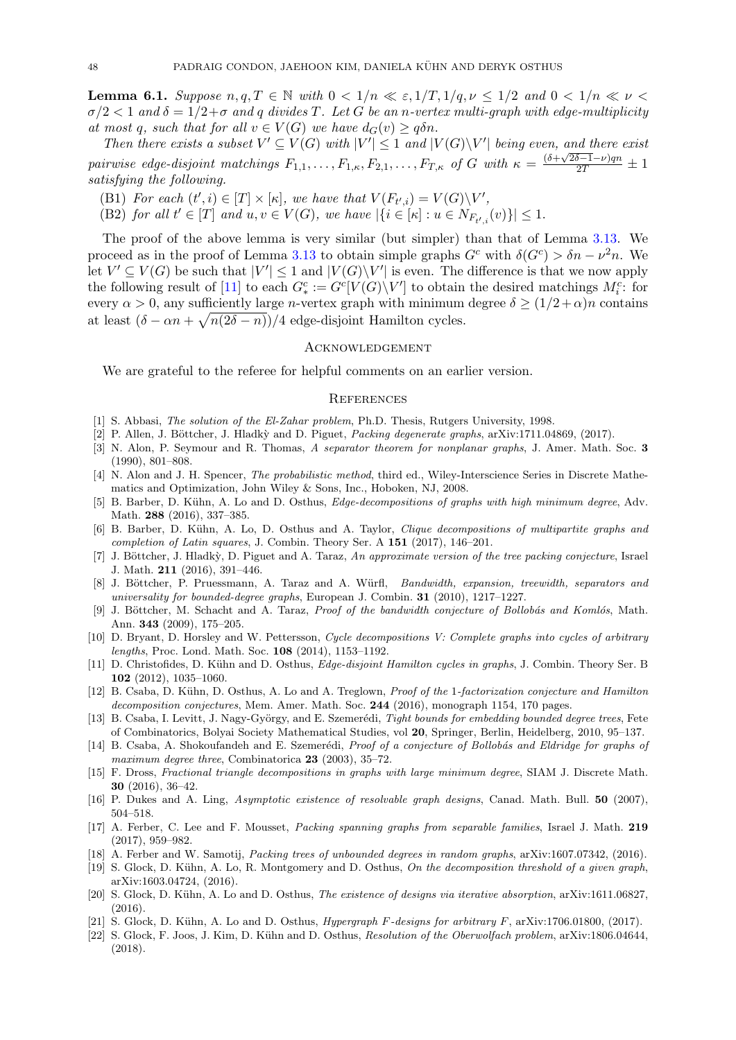**Lemma 6.1.** *Suppose $n, q, T \in \mathbb{N}$ with $0 < 1/n \ll \varepsilon, 1/T, 1/q, \nu \le 1/2$ and $0 < 1/n \ll \nu < \sigma/2 < 1$ and $\delta = 1/2 + \sigma$ and $q$ divides $T$. Let $G$ be an $n$-vertex multi-graph with edge-multiplicity at most $q$, such that for all $v \in V(G)$ we have $d_G(v) \ge q\delta n$.*

*Then there exists a subset $V' \subseteq V(G)$ with $|V'| \le 1$ and $|V(G)\setminus V'|$ being even, and there exist pairwise edge-disjoint matchings $F_{1,1}, \dots, F_{1,\kappa}, F_{2,1}, \dots, F_{T,\kappa}$ of $G$ with $\kappa = \frac{(\delta + \sqrt{2\delta - 1} - \nu)qn}{2T} \pm 1$ satisfying the following.*

(B1) *For each $(t', i) \in [T] \times [\kappa]$, we have that $V(F_{t',i}) = V(G)\setminus V'$,*

(B2) *for all $t' \in [T]$ and $u, v \in V(G)$, we have $|\{i \in [\kappa] : u \in N_{F_{t',i}}(v)\}| \le 1$.*

The proof of the above lemma is very similar (but simpler) than that of Lemma 3.13. We proceed as in the proof of Lemma 3.13 to obtain simple graphs $G^c$ with $\delta(G^c) > \delta n - \nu^2 n$. We let $V' \subseteq V(G)$ be such that $|V'| \le 1$ and $|V(G)\setminus V'|$ is even. The difference is that we now apply the following result of [11] to each $G^c_* := G^c[V(G)\setminus V']$ to obtain the desired matchings $M^c_i$: for every $\alpha > 0$, any sufficiently large $n$-vertex graph with minimum degree $\delta \ge (1/2 + \alpha)n$ contains at least $(\delta - \alpha n + \sqrt{n(2\delta - n)})/4$ edge-disjoint Hamilton cycles.

## Acknowledgement

We are grateful to the referee for helpful comments on an earlier version.

## References

[1] S. Abbasi, *The solution of the El-Zahar problem*, Ph.D. Thesis, Rutgers University, 1998.

[2] P. Allen, J. Böttcher, J. Hladkỳ and D. Piguet, *Packing degenerate graphs*, arXiv:1711.04869, (2017).

[3] N. Alon, P. Seymour and R. Thomas, *A separator theorem for nonplanar graphs*, J. Amer. Math. Soc. **3** (1990), 801–808.

[4] N. Alon and J. H. Spencer, *The probabilistic method*, third ed., Wiley-Interscience Series in Discrete Mathematics and Optimization, John Wiley & Sons, Inc., Hoboken, NJ, 2008.

[5] B. Barber, D. Kühn, A. Lo and D. Osthus, *Edge-decompositions of graphs with high minimum degree*, Adv. Math. **288** (2016), 337–385.

[6] B. Barber, D. Kühn, A. Lo, D. Osthus and A. Taylor, *Clique decompositions of multipartite graphs and completion of Latin squares*, J. Combin. Theory Ser. A **151** (2017), 146–201.

[7] J. Böttcher, J. Hladkỳ, D. Piguet and A. Taraz, *An approximate version of the tree packing conjecture*, Israel J. Math. **211** (2016), 391–446.

[8] J. Böttcher, P. Pruessmann, A. Taraz and A. Würfl, *Bandwidth, expansion, treewidth, separators and universality for bounded-degree graphs*, European J. Combin. **31** (2010), 1217–1227.

[9] J. Böttcher, M. Schacht and A. Taraz, *Proof of the bandwidth conjecture of Bollobás and Komlós*, Math. Ann. **343** (2009), 175–205.

[10] D. Bryant, D. Horsley and W. Pettersson, *Cycle decompositions V: Complete graphs into cycles of arbitrary lengths*, Proc. Lond. Math. Soc. **108** (2014), 1153–1192.

[11] D. Christofides, D. Kühn and D. Osthus, *Edge-disjoint Hamilton cycles in graphs*, J. Combin. Theory Ser. B **102** (2012), 1035–1060.

[12] B. Csaba, D. Kühn, D. Osthus, A. Lo and A. Treglown, *Proof of the 1-factorization conjecture and Hamilton decomposition conjectures*, Mem. Amer. Math. Soc. **244** (2016), monograph 1154, 170 pages.

[13] B. Csaba, I. Levitt, J. Nagy-György, and E. Szemerédi, *Tight bounds for embedding bounded degree trees*, Fete of Combinatorics, Bolyai Society Mathematical Studies, vol **20**, Springer, Berlin, Heidelberg, 2010, 95–137.

[14] B. Csaba, A. Shokoufandeh and E. Szemerédi, *Proof of a conjecture of Bollobás and Eldridge for graphs of maximum degree three*, Combinatorica **23** (2003), 35–72.

[15] F. Dross, *Fractional triangle decompositions in graphs with large minimum degree*, SIAM J. Discrete Math. **30** (2016), 36–42.

[16] P. Dukes and A. Ling, *Asymptotic existence of resolvable graph designs*, Canad. Math. Bull. **50** (2007), 504–518.

[17] A. Ferber, C. Lee and F. Mousset, *Packing spanning graphs from separable families*, Israel J. Math. **219** (2017), 959–982.

[18] A. Ferber and W. Samotij, *Packing trees of unbounded degrees in random graphs*, arXiv:1607.07342, (2016).

[19] S. Glock, D. Kühn, A. Lo, R. Montgomery and D. Osthus, *On the decomposition threshold of a given graph*, arXiv:1603.04724, (2016).

[20] S. Glock, D. Kühn, A. Lo and D. Osthus, *The existence of designs via iterative absorption*, arXiv:1611.06827, (2016).

[21] S. Glock, D. Kühn, A. Lo and D. Osthus, *Hypergraph F-designs for arbitrary F*, arXiv:1706.01800, (2017).

[22] S. Glock, F. Joos, J. Kim, D. Kühn and D. Osthus, *Resolution of the Oberwolfach problem*, arXiv:1806.04644, (2018).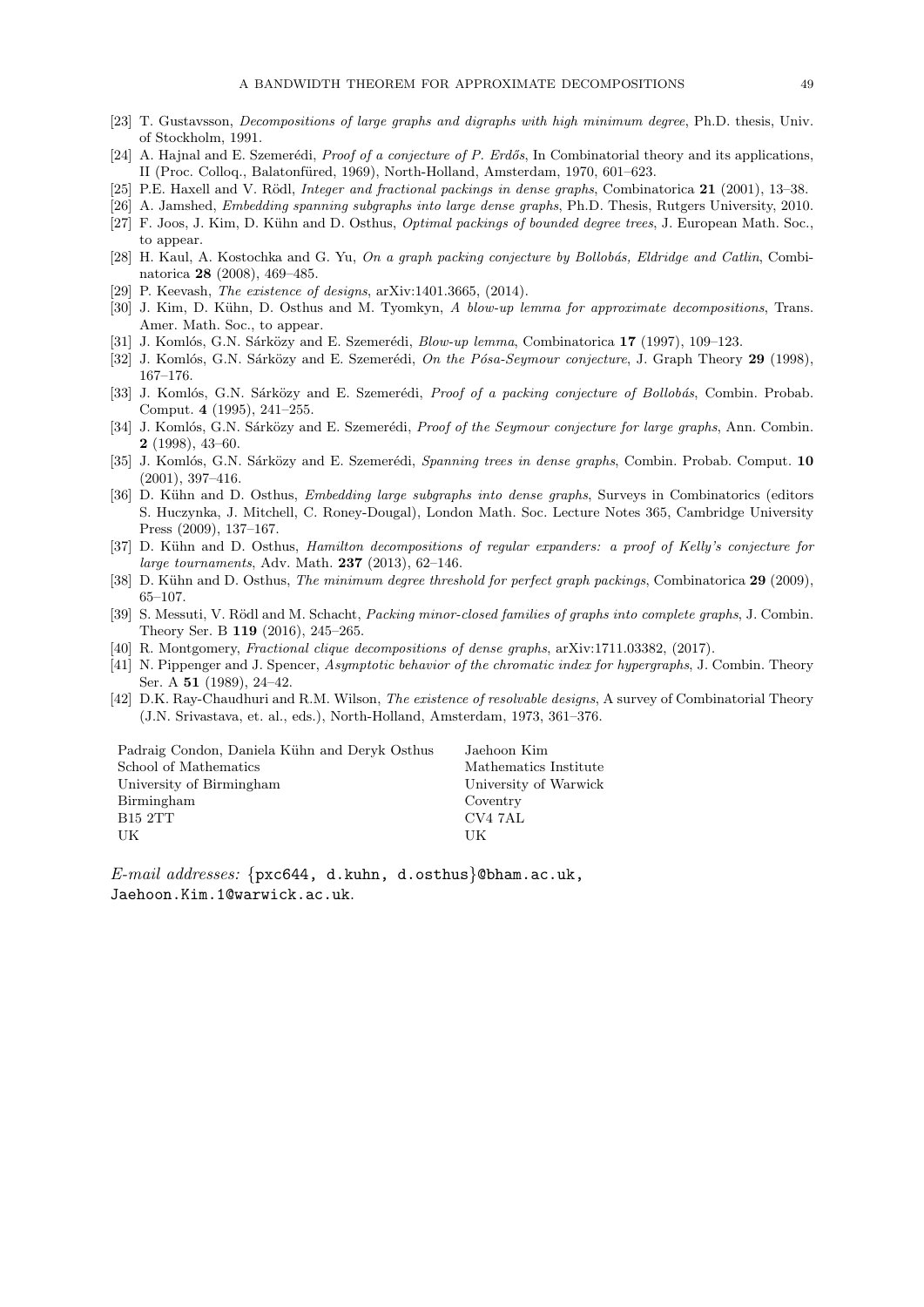[23] T. Gustavsson, *Decompositions of large graphs and digraphs with high minimum degree*, Ph.D. thesis, Univ. of Stockholm, 1991.

[24] A. Hajnal and E. Szemerédi, *Proof of a conjecture of P. Erdős*, In Combinatorial theory and its applications, II (Proc. Colloq., Balatonfüred, 1969), North-Holland, Amsterdam, 1970, 601–623.

[25] P.E. Haxell and V. Rödl, *Integer and fractional packings in dense graphs*, Combinatorica **21** (2001), 13–38.

[26] A. Jamshed, *Embedding spanning subgraphs into large dense graphs*, Ph.D. Thesis, Rutgers University, 2010.

[27] F. Joos, J. Kim, D. Kühn and D. Osthus, *Optimal packings of bounded degree trees*, J. European Math. Soc., to appear.

[28] H. Kaul, A. Kostochka and G. Yu, *On a graph packing conjecture by Bollobás, Eldridge and Catlin*, Combinatorica **28** (2008), 469–485.

[29] P. Keevash, *The existence of designs*, arXiv:1401.3665, (2014).

[30] J. Kim, D. Kühn, D. Osthus and M. Tyomkyn, *A blow-up lemma for approximate decompositions*, Trans. Amer. Math. Soc., to appear.

[31] J. Komlós, G.N. Sárközy and E. Szemerédi, *Blow-up lemma*, Combinatorica **17** (1997), 109–123.

[32] J. Komlós, G.N. Sárközy and E. Szemerédi, *On the Pósa-Seymour conjecture*, J. Graph Theory **29** (1998), 167–176.

[33] J. Komlós, G.N. Sárközy and E. Szemerédi, *Proof of a packing conjecture of Bollobás*, Combin. Probab. Comput. **4** (1995), 241–255.

[34] J. Komlós, G.N. Sárközy and E. Szemerédi, *Proof of the Seymour conjecture for large graphs*, Ann. Combin. **2** (1998), 43–60.

[35] J. Komlós, G.N. Sárközy and E. Szemerédi, *Spanning trees in dense graphs*, Combin. Probab. Comput. **10** (2001), 397–416.

[36] D. Kühn and D. Osthus, *Embedding large subgraphs into dense graphs*, Surveys in Combinatorics (editors S. Huczynka, J. Mitchell, C. Roney-Dougal), London Math. Soc. Lecture Notes 365, Cambridge University Press (2009), 137–167.

[37] D. Kühn and D. Osthus, *Hamilton decompositions of regular expanders: a proof of Kelly's conjecture for large tournaments*, Adv. Math. **237** (2013), 62–146.

[38] D. Kühn and D. Osthus, *The minimum degree threshold for perfect graph packings*, Combinatorica **29** (2009), 65–107.

[39] S. Messuti, V. Rödl and M. Schacht, *Packing minor-closed families of graphs into complete graphs*, J. Combin. Theory Ser. B **119** (2016), 245–265.

[40] R. Montgomery, *Fractional clique decompositions of dense graphs*, arXiv:1711.03382, (2017).

[41] N. Pippenger and J. Spencer, *Asymptotic behavior of the chromatic index for hypergraphs*, J. Combin. Theory Ser. A **51** (1989), 24–42.

[42] D.K. Ray-Chaudhuri and R.M. Wilson, *The existence of resolvable designs*, A survey of Combinatorial Theory (J.N. Srivastava, et. al., eds.), North-Holland, Amsterdam, 1973, 361–376.

Padraig Condon, Daniela Kühn and Deryk Osthus
School of Mathematics
University of Birmingham
Birmingham
B15 2TT
UK

Jaehoon Kim
Mathematics Institute
University of Warwick
Coventry
CV4 7AL
UK

*E-mail addresses:* {`pxc644, d.kuhn, d.osthus`}`@bham.ac.uk`,
`Jaehoon.Kim.1@warwick.ac.uk`.